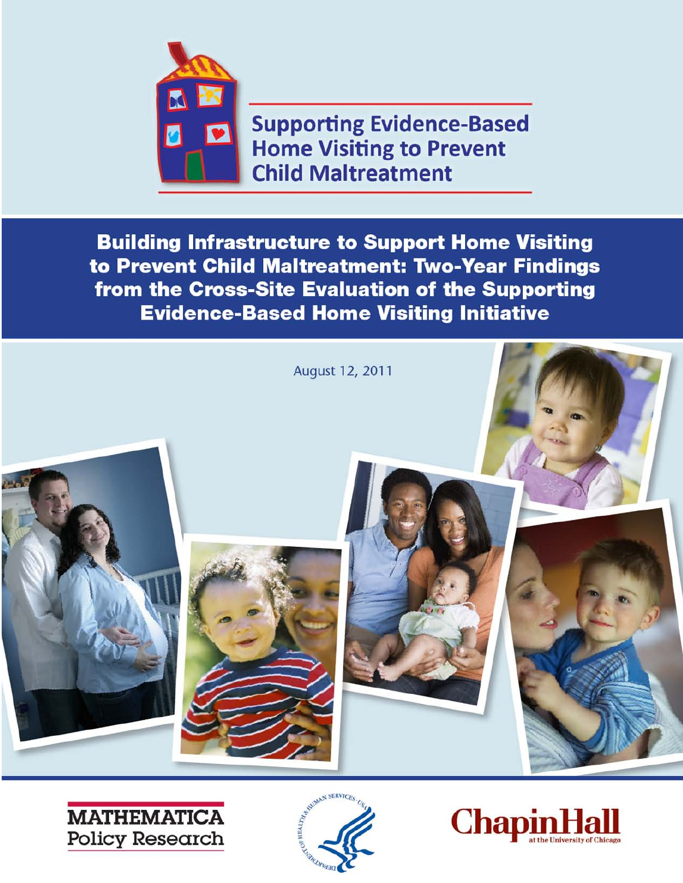# Supporting Evidence-Based Home Visiting to Prevent Child Maltreatment

## Building Infrastructure to Support Home Visiting to Prevent Child Maltreatment: Two-Year Findings from the Cross-Site Evaluation of the Supporting Evidence-Based Home Visiting Initiative

August 12, 2011

MATHEMATICA Policy Research

ChapinHall at the University of Chicago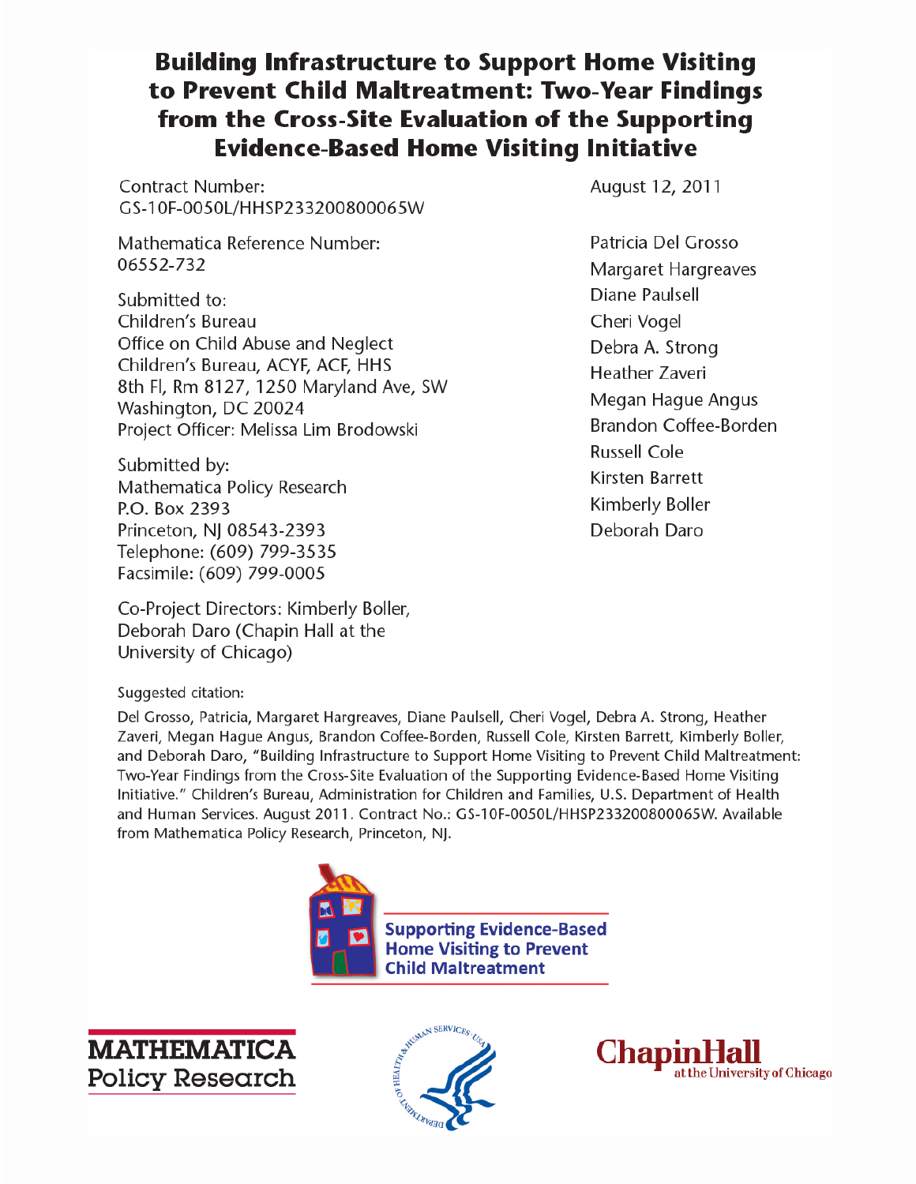# Building Infrastructure to Support Home Visiting to Prevent Child Maltreatment: Two-Year Findings from the Cross-Site Evaluation of the Supporting Evidence-Based Home Visiting Initiative

Contract Number:
GS-10F-0050L/HHSP233200800065W

Mathematica Reference Number:
06552-732

Submitted to:
Children's Bureau
Office on Child Abuse and Neglect
Children's Bureau, ACYF, ACF, HHS
8th Fl, Rm 8127, 1250 Maryland Ave, SW
Washington, DC 20024
Project Officer: Melissa Lim Brodowski

Submitted by:
Mathematica Policy Research
P.O. Box 2393
Princeton, NJ 08543-2393
Telephone: (609) 799-3535
Facsimile: (609) 799-0005

Co-Project Directors: Kimberly Boller, Deborah Daro (Chapin Hall at the University of Chicago)

August 12, 2011

Patricia Del Grosso
Margaret Hargreaves
Diane Paulsell
Cheri Vogel
Debra A. Strong
Heather Zaveri
Megan Hague Angus
Brandon Coffee-Borden
Russell Cole
Kirsten Barrett
Kimberly Boller
Deborah Daro

Suggested citation:

Del Grosso, Patricia, Margaret Hargreaves, Diane Paulsell, Cheri Vogel, Debra A. Strong, Heather Zaveri, Megan Hague Angus, Brandon Coffee-Borden, Russell Cole, Kirsten Barrett, Kimberly Boller, and Deborah Daro, "Building Infrastructure to Support Home Visiting to Prevent Child Maltreatment: Two-Year Findings from the Cross-Site Evaluation of the Supporting Evidence-Based Home Visiting Initiative." Children's Bureau, Administration for Children and Families, U.S. Department of Health and Human Services. August 2011. Contract No.: GS-10F-0050L/HHSP233200800065W. Available from Mathematica Policy Research, Princeton, NJ.

Supporting Evidence-Based Home Visiting to Prevent Child Maltreatment

MATHEMATICA Policy Research

ChapinHall at the University of Chicago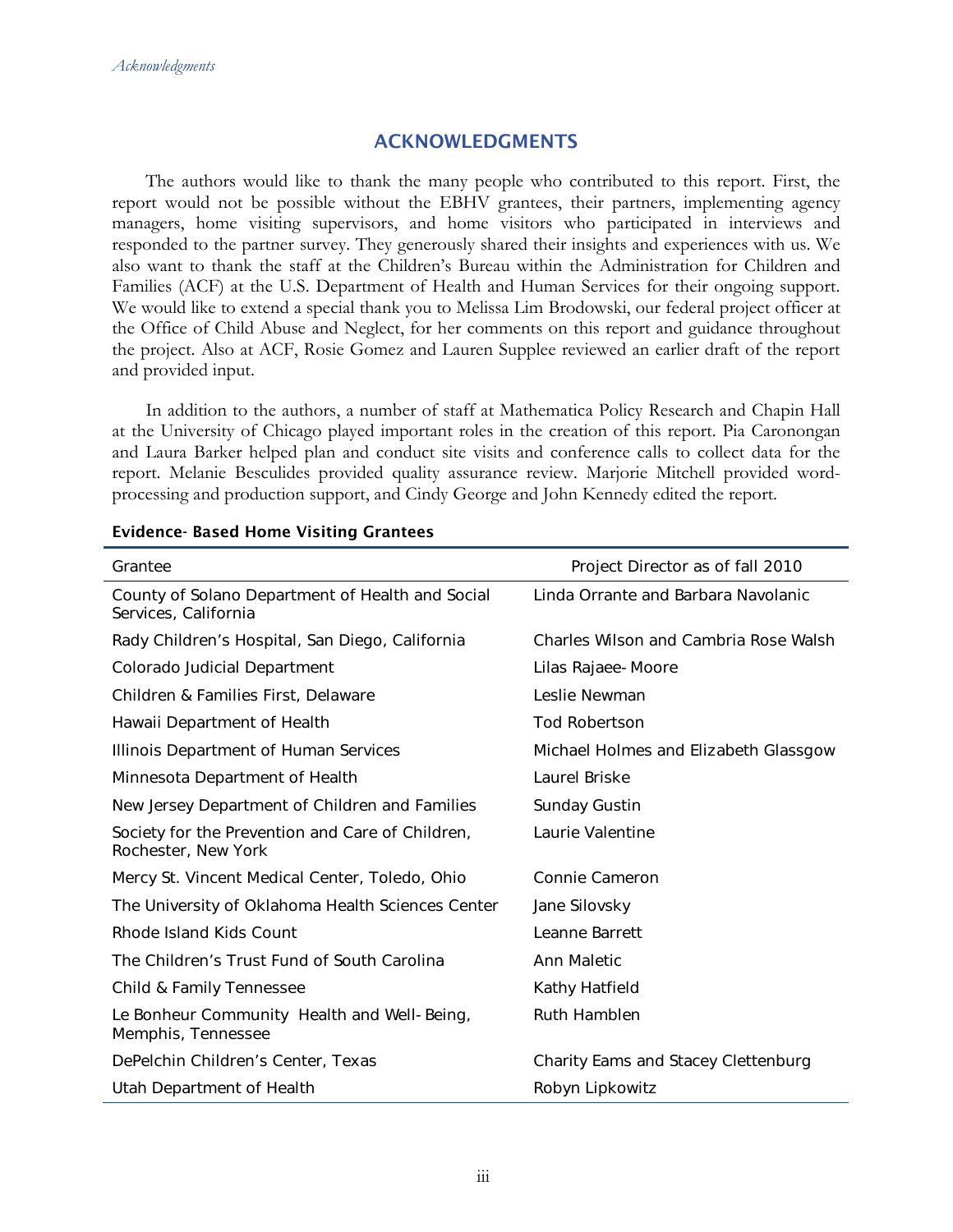# ACKNOWLEDGMENTS

The authors would like to thank the many people who contributed to this report. First, the report would not be possible without the EBHV grantees, their partners, implementing agency managers, home visiting supervisors, and home visitors who participated in interviews and responded to the partner survey. They generously shared their insights and experiences with us. We also want to thank the staff at the Children's Bureau within the Administration for Children and Families (ACF) at the U.S. Department of Health and Human Services for their ongoing support. We would like to extend a special thank you to Melissa Lim Brodowski, our federal project officer at the Office of Child Abuse and Neglect, for her comments on this report and guidance throughout the project. Also at ACF, Rosie Gomez and Lauren Supplee reviewed an earlier draft of the report and provided input.

In addition to the authors, a number of staff at Mathematica Policy Research and Chapin Hall at the University of Chicago played important roles in the creation of this report. Pia Caronongan and Laura Barker helped plan and conduct site visits and conference calls to collect data for the report. Melanie Besculides provided quality assurance review. Marjorie Mitchell provided word-processing and production support, and Cindy George and John Kennedy edited the report.

**Evidence-Based Home Visiting Grantees**

| Grantee | Project Director as of fall 2010 |
|---|---|
| County of Solano Department of Health and Social Services, California | Linda Orrante and Barbara Navolanic |
| Rady Children's Hospital, San Diego, California | Charles Wilson and Cambria Rose Walsh |
| Colorado Judicial Department | Lilas Rajaee-Moore |
| Children & Families First, Delaware | Leslie Newman |
| Hawaii Department of Health | Tod Robertson |
| Illinois Department of Human Services | Michael Holmes and Elizabeth Glassgow |
| Minnesota Department of Health | Laurel Briske |
| New Jersey Department of Children and Families | Sunday Gustin |
| Society for the Prevention and Care of Children, Rochester, New York | Laurie Valentine |
| Mercy St. Vincent Medical Center, Toledo, Ohio | Connie Cameron |
| The University of Oklahoma Health Sciences Center | Jane Silovsky |
| Rhode Island Kids Count | Leanne Barrett |
| The Children's Trust Fund of South Carolina | Ann Maletic |
| Child & Family Tennessee | Kathy Hatfield |
| Le Bonheur Community Health and Well-Being, Memphis, Tennessee | Ruth Hamblen |
| DePelchin Children's Center, Texas | Charity Eams and Stacey Clettenburg |
| Utah Department of Health | Robyn Lipkowitz |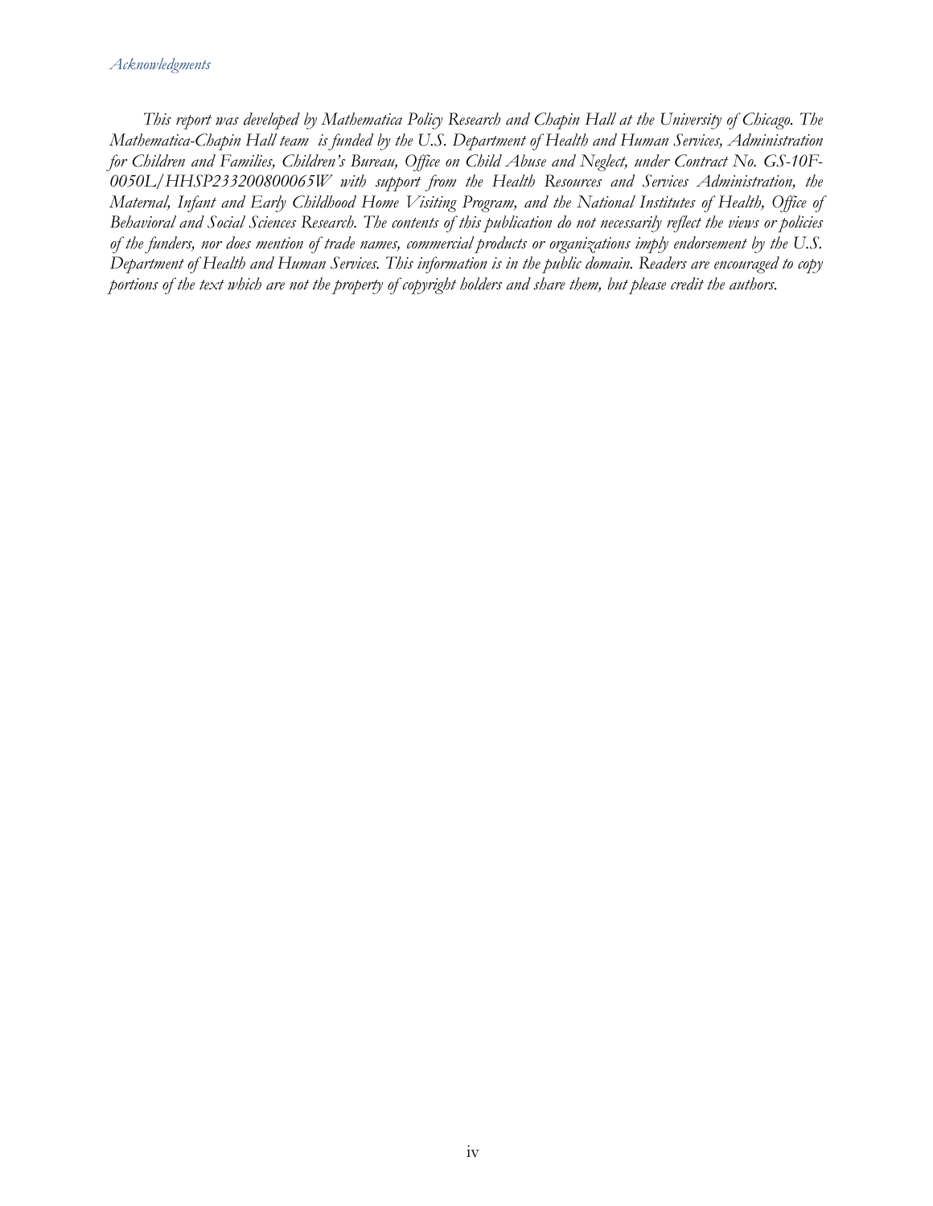*Acknowledgments*

*This report was developed by Mathematica Policy Research and Chapin Hall at the University of Chicago. The Mathematica-Chapin Hall team is funded by the U.S. Department of Health and Human Services, Administration for Children and Families, Children's Bureau, Office on Child Abuse and Neglect, under Contract No. GS-10F-0050L/HHSP233200800065W with support from the Health Resources and Services Administration, the Maternal, Infant and Early Childhood Home Visiting Program, and the National Institutes of Health, Office of Behavioral and Social Sciences Research. The contents of this publication do not necessarily reflect the views or policies of the funders, nor does mention of trade names, commercial products or organizations imply endorsement by the U.S. Department of Health and Human Services. This information is in the public domain. Readers are encouraged to copy portions of the text which are not the property of copyright holders and share them, but please credit the authors.*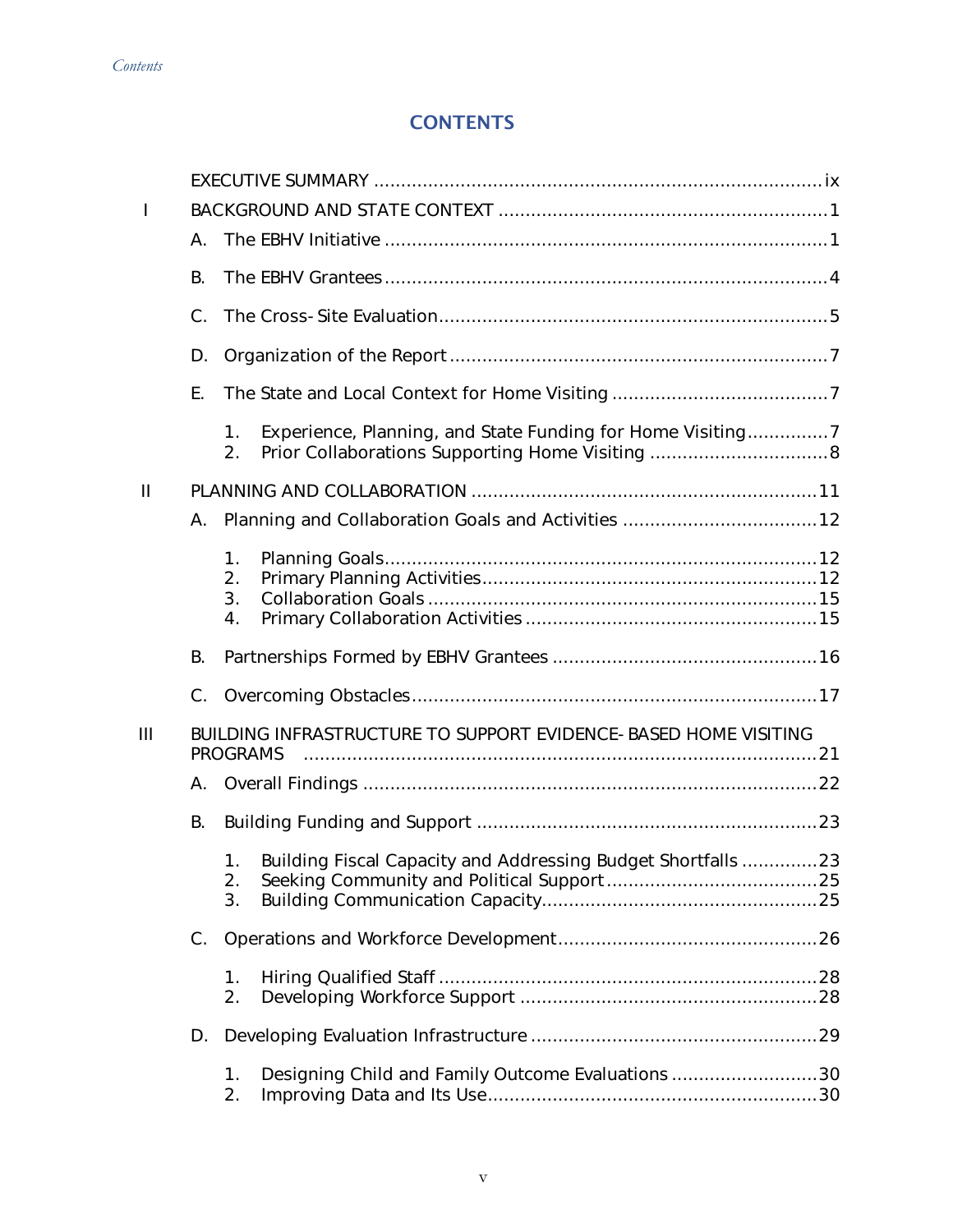# CONTENTS

EXECUTIVE SUMMARY ..... ix

I BACKGROUND AND STATE CONTEXT ..... 1

- A. The EBHV Initiative ..... 1
- B. The EBHV Grantees ..... 4
- C. The Cross-Site Evaluation ..... 5
- D. Organization of the Report ..... 7
- E. The State and Local Context for Home Visiting ..... 7
  1. Experience, Planning, and State Funding for Home Visiting ..... 7
  2. Prior Collaborations Supporting Home Visiting ..... 8

II PLANNING AND COLLABORATION ..... 11

- A. Planning and Collaboration Goals and Activities ..... 12
  1. Planning Goals ..... 12
  2. Primary Planning Activities ..... 12
  3. Collaboration Goals ..... 15
  4. Primary Collaboration Activities ..... 15
- B. Partnerships Formed by EBHV Grantees ..... 16
- C. Overcoming Obstacles ..... 17

III BUILDING INFRASTRUCTURE TO SUPPORT EVIDENCE-BASED HOME VISITING PROGRAMS ..... 21

- A. Overall Findings ..... 22
- B. Building Funding and Support ..... 23
  1. Building Fiscal Capacity and Addressing Budget Shortfalls ..... 23
  2. Seeking Community and Political Support ..... 25
  3. Building Communication Capacity ..... 25
- C. Operations and Workforce Development ..... 26
  1. Hiring Qualified Staff ..... 28
  2. Developing Workforce Support ..... 28
- D. Developing Evaluation Infrastructure ..... 29
  1. Designing Child and Family Outcome Evaluations ..... 30
  2. Improving Data and Its Use ..... 30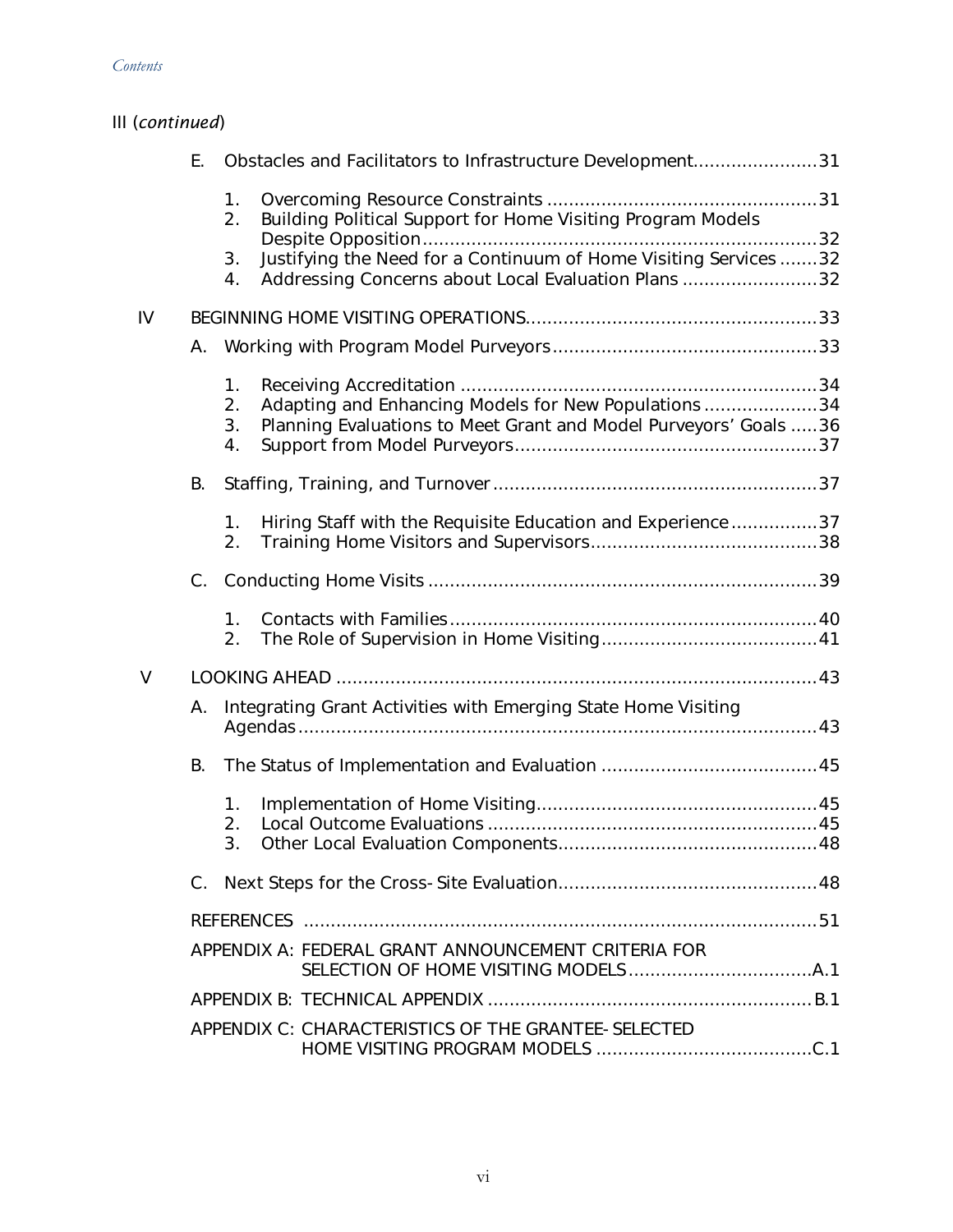III (*continued*)

E. Obstacles and Facilitators to Infrastructure Development....................... 31

1. Overcoming Resource Constraints ................................................. 31
2. Building Political Support for Home Visiting Program Models Despite Opposition......................................................................... 32
3. Justifying the Need for a Continuum of Home Visiting Services ....... 32
4. Addressing Concerns about Local Evaluation Plans ......................... 32

IV BEGINNING HOME VISITING OPERATIONS..................................................... 33

A. Working with Program Model Purveyors................................................ 33

1. Receiving Accreditation ................................................................. 34
2. Adapting and Enhancing Models for New Populations ..................... 34
3. Planning Evaluations to Meet Grant and Model Purveyors' Goals ..... 36
4. Support from Model Purveyors....................................................... 37

B. Staffing, Training, and Turnover............................................................ 37

1. Hiring Staff with the Requisite Education and Experience ................ 37
2. Training Home Visitors and Supervisors.......................................... 38

C. Conducting Home Visits ....................................................................... 39

1. Contacts with Families................................................................... 40
2. The Role of Supervision in Home Visiting........................................ 41

V LOOKING AHEAD ........................................................................................ 43

A. Integrating Grant Activities with Emerging State Home Visiting Agendas................................................................................................ 43

B. The Status of Implementation and Evaluation ........................................ 45

1. Implementation of Home Visiting.................................................... 45
2. Local Outcome Evaluations ............................................................ 45
3. Other Local Evaluation Components............................................... 48

C. Next Steps for the Cross-Site Evaluation................................................ 48

REFERENCES .............................................................................................. 51

APPENDIX A: FEDERAL GRANT ANNOUNCEMENT CRITERIA FOR SELECTION OF HOME VISITING MODELS.................................. A.1

APPENDIX B: TECHNICAL APPENDIX ............................................................ B.1

APPENDIX C: CHARACTERISTICS OF THE GRANTEE-SELECTED HOME VISITING PROGRAM MODELS ........................................ C.1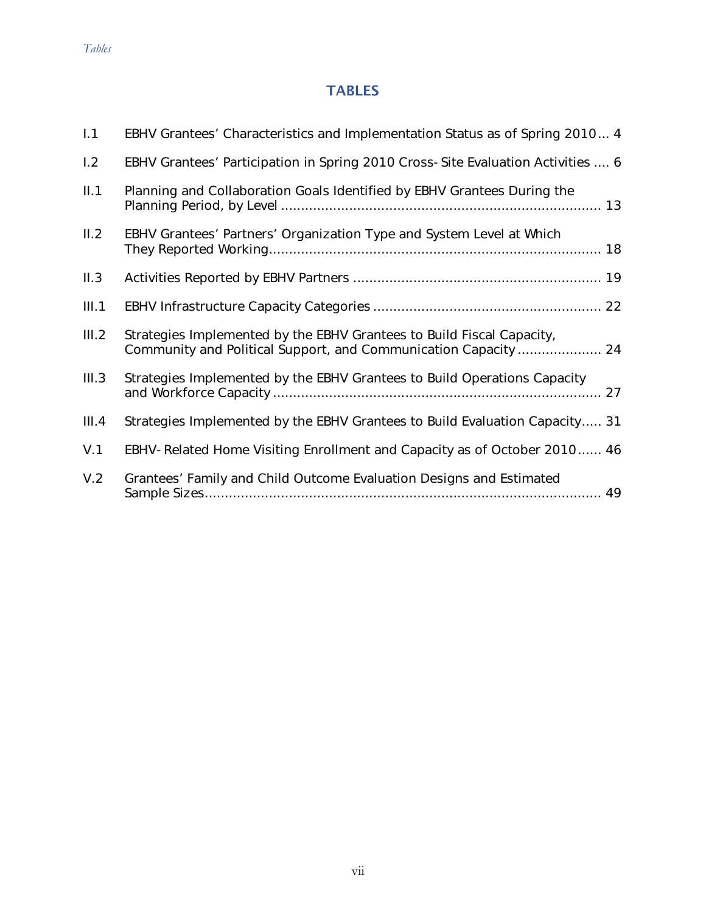# TABLES

| | | |
|---|---|---|
| I.1 | EBHV Grantees' Characteristics and Implementation Status as of Spring 2010 | 4 |
| I.2 | EBHV Grantees' Participation in Spring 2010 Cross-Site Evaluation Activities | 6 |
| II.1 | Planning and Collaboration Goals Identified by EBHV Grantees During the Planning Period, by Level | 13 |
| II.2 | EBHV Grantees' Partners' Organization Type and System Level at Which They Reported Working | 18 |
| II.3 | Activities Reported by EBHV Partners | 19 |
| III.1 | EBHV Infrastructure Capacity Categories | 22 |
| III.2 | Strategies Implemented by the EBHV Grantees to Build Fiscal Capacity, Community and Political Support, and Communication Capacity | 24 |
| III.3 | Strategies Implemented by the EBHV Grantees to Build Operations Capacity and Workforce Capacity | 27 |
| III.4 | Strategies Implemented by the EBHV Grantees to Build Evaluation Capacity | 31 |
| V.1 | EBHV-Related Home Visiting Enrollment and Capacity as of October 2010 | 46 |
| V.2 | Grantees' Family and Child Outcome Evaluation Designs and Estimated Sample Sizes | 49 |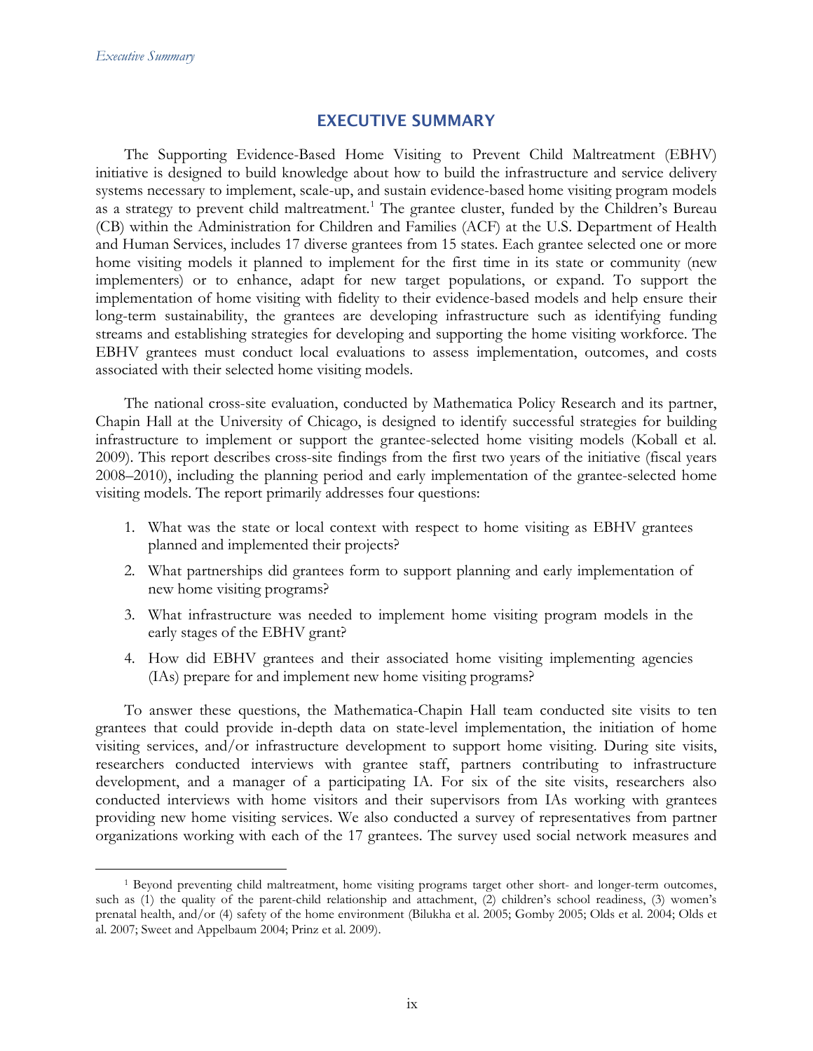# EXECUTIVE SUMMARY

The Supporting Evidence-Based Home Visiting to Prevent Child Maltreatment (EBHV) initiative is designed to build knowledge about how to build the infrastructure and service delivery systems necessary to implement, scale-up, and sustain evidence-based home visiting program models as a strategy to prevent child maltreatment.[1] The grantee cluster, funded by the Children's Bureau (CB) within the Administration for Children and Families (ACF) at the U.S. Department of Health and Human Services, includes 17 diverse grantees from 15 states. Each grantee selected one or more home visiting models it planned to implement for the first time in its state or community (new implementers) or to enhance, adapt for new target populations, or expand. To support the implementation of home visiting with fidelity to their evidence-based models and help ensure their long-term sustainability, the grantees are developing infrastructure such as identifying funding streams and establishing strategies for developing and supporting the home visiting workforce. The EBHV grantees must conduct local evaluations to assess implementation, outcomes, and costs associated with their selected home visiting models.

The national cross-site evaluation, conducted by Mathematica Policy Research and its partner, Chapin Hall at the University of Chicago, is designed to identify successful strategies for building infrastructure to implement or support the grantee-selected home visiting models (Koball et al. 2009). This report describes cross-site findings from the first two years of the initiative (fiscal years 2008–2010), including the planning period and early implementation of the grantee-selected home visiting models. The report primarily addresses four questions:

1. What was the state or local context with respect to home visiting as EBHV grantees planned and implemented their projects?
2. What partnerships did grantees form to support planning and early implementation of new home visiting programs?
3. What infrastructure was needed to implement home visiting program models in the early stages of the EBHV grant?
4. How did EBHV grantees and their associated home visiting implementing agencies (IAs) prepare for and implement new home visiting programs?

To answer these questions, the Mathematica-Chapin Hall team conducted site visits to ten grantees that could provide in-depth data on state-level implementation, the initiation of home visiting services, and/or infrastructure development to support home visiting. During site visits, researchers conducted interviews with grantee staff, partners contributing to infrastructure development, and a manager of a participating IA. For six of the site visits, researchers also conducted interviews with home visitors and their supervisors from IAs working with grantees providing new home visiting services. We also conducted a survey of representatives from partner organizations working with each of the 17 grantees. The survey used social network measures and

[1] Beyond preventing child maltreatment, home visiting programs target other short- and longer-term outcomes, such as (1) the quality of the parent-child relationship and attachment, (2) children's school readiness, (3) women's prenatal health, and/or (4) safety of the home environment (Bilukha et al. 2005; Gomby 2005; Olds et al. 2004; Olds et al. 2007; Sweet and Appelbaum 2004; Prinz et al. 2009).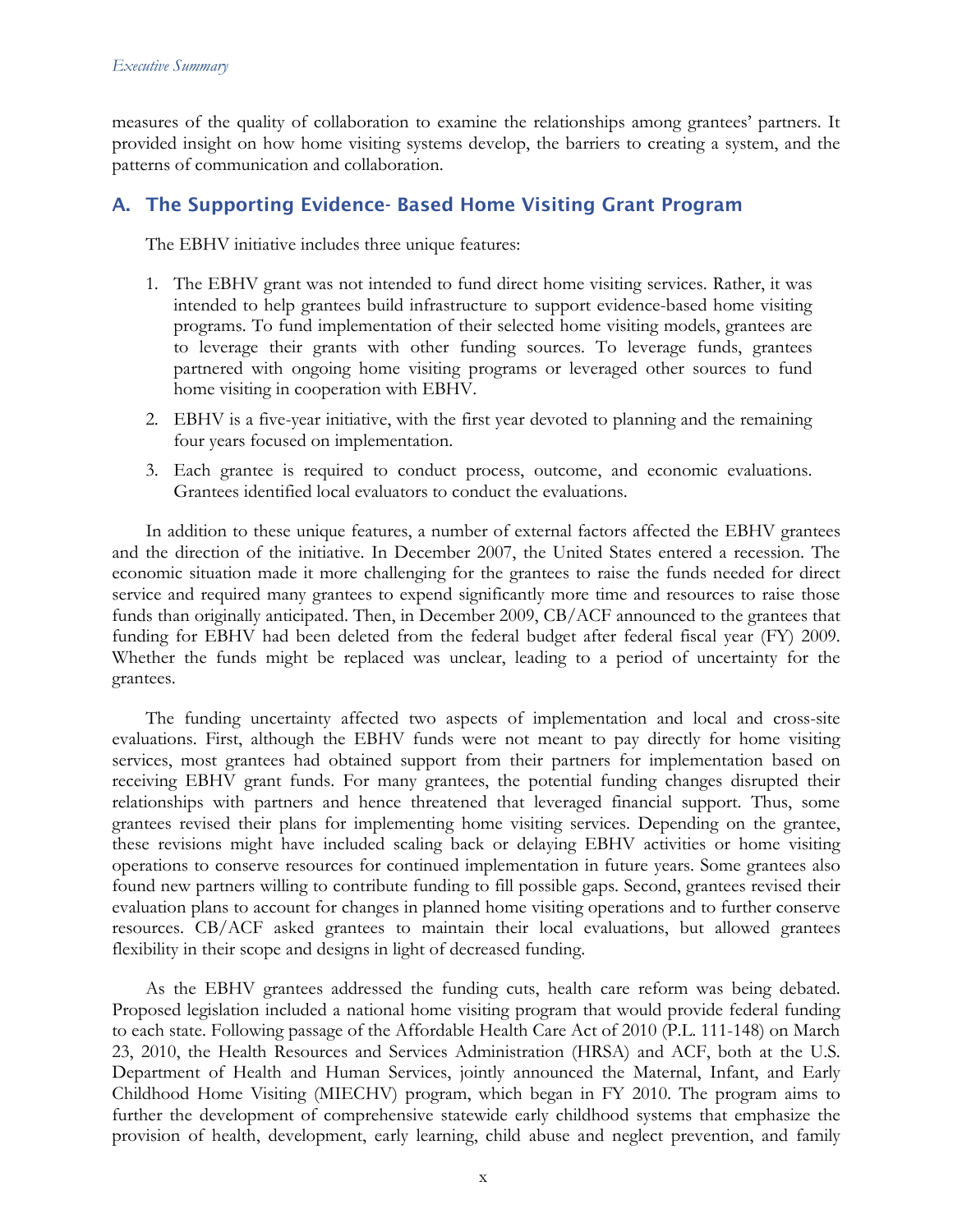measures of the quality of collaboration to examine the relationships among grantees' partners. It provided insight on how home visiting systems develop, the barriers to creating a system, and the patterns of communication and collaboration.

## A. The Supporting Evidence- Based Home Visiting Grant Program

The EBHV initiative includes three unique features:

1. The EBHV grant was not intended to fund direct home visiting services. Rather, it was intended to help grantees build infrastructure to support evidence-based home visiting programs. To fund implementation of their selected home visiting models, grantees are to leverage their grants with other funding sources. To leverage funds, grantees partnered with ongoing home visiting programs or leveraged other sources to fund home visiting in cooperation with EBHV.
2. EBHV is a five-year initiative, with the first year devoted to planning and the remaining four years focused on implementation.
3. Each grantee is required to conduct process, outcome, and economic evaluations. Grantees identified local evaluators to conduct the evaluations.

In addition to these unique features, a number of external factors affected the EBHV grantees and the direction of the initiative. In December 2007, the United States entered a recession. The economic situation made it more challenging for the grantees to raise the funds needed for direct service and required many grantees to expend significantly more time and resources to raise those funds than originally anticipated. Then, in December 2009, CB/ACF announced to the grantees that funding for EBHV had been deleted from the federal budget after federal fiscal year (FY) 2009. Whether the funds might be replaced was unclear, leading to a period of uncertainty for the grantees.

The funding uncertainty affected two aspects of implementation and local and cross-site evaluations. First, although the EBHV funds were not meant to pay directly for home visiting services, most grantees had obtained support from their partners for implementation based on receiving EBHV grant funds. For many grantees, the potential funding changes disrupted their relationships with partners and hence threatened that leveraged financial support. Thus, some grantees revised their plans for implementing home visiting services. Depending on the grantee, these revisions might have included scaling back or delaying EBHV activities or home visiting operations to conserve resources for continued implementation in future years. Some grantees also found new partners willing to contribute funding to fill possible gaps. Second, grantees revised their evaluation plans to account for changes in planned home visiting operations and to further conserve resources. CB/ACF asked grantees to maintain their local evaluations, but allowed grantees flexibility in their scope and designs in light of decreased funding.

As the EBHV grantees addressed the funding cuts, health care reform was being debated. Proposed legislation included a national home visiting program that would provide federal funding to each state. Following passage of the Affordable Health Care Act of 2010 (P.L. 111-148) on March 23, 2010, the Health Resources and Services Administration (HRSA) and ACF, both at the U.S. Department of Health and Human Services, jointly announced the Maternal, Infant, and Early Childhood Home Visiting (MIECHV) program, which began in FY 2010. The program aims to further the development of comprehensive statewide early childhood systems that emphasize the provision of health, development, early learning, child abuse and neglect prevention, and family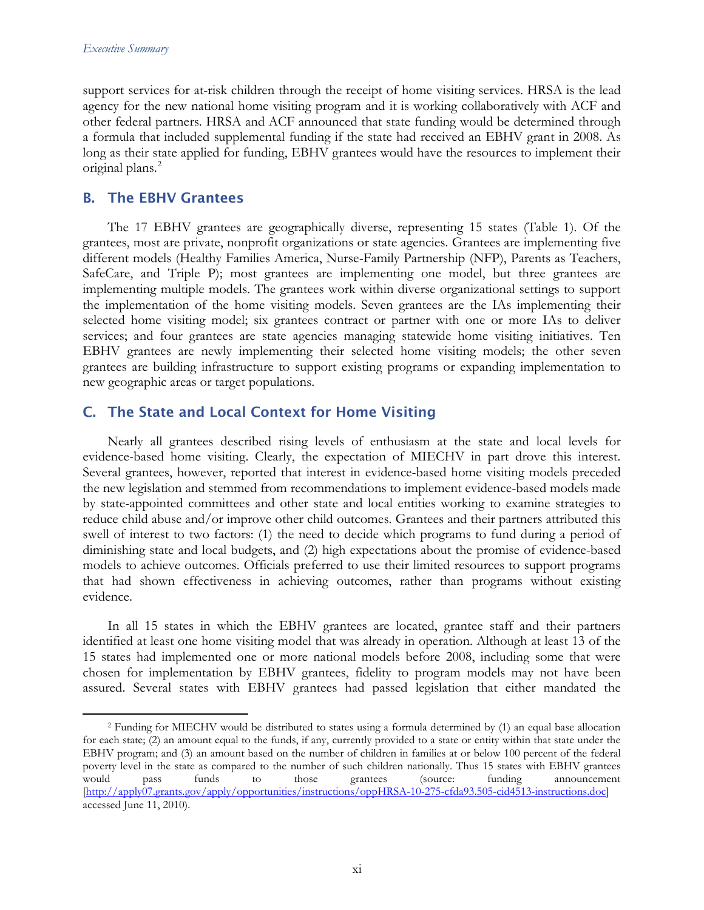support services for at-risk children through the receipt of home visiting services. HRSA is the lead agency for the new national home visiting program and it is working collaboratively with ACF and other federal partners. HRSA and ACF announced that state funding would be determined through a formula that included supplemental funding if the state had received an EBHV grant in 2008. As long as their state applied for funding, EBHV grantees would have the resources to implement their original plans.[2]

## B. The EBHV Grantees

The 17 EBHV grantees are geographically diverse, representing 15 states (Table 1). Of the grantees, most are private, nonprofit organizations or state agencies. Grantees are implementing five different models (Healthy Families America, Nurse-Family Partnership (NFP), Parents as Teachers, SafeCare, and Triple P); most grantees are implementing one model, but three grantees are implementing multiple models. The grantees work within diverse organizational settings to support the implementation of the home visiting models. Seven grantees are the IAs implementing their selected home visiting model; six grantees contract or partner with one or more IAs to deliver services; and four grantees are state agencies managing statewide home visiting initiatives. Ten EBHV grantees are newly implementing their selected home visiting models; the other seven grantees are building infrastructure to support existing programs or expanding implementation to new geographic areas or target populations.

## C. The State and Local Context for Home Visiting

Nearly all grantees described rising levels of enthusiasm at the state and local levels for evidence-based home visiting. Clearly, the expectation of MIECHV in part drove this interest. Several grantees, however, reported that interest in evidence-based home visiting models preceded the new legislation and stemmed from recommendations to implement evidence-based models made by state-appointed committees and other state and local entities working to examine strategies to reduce child abuse and/or improve other child outcomes. Grantees and their partners attributed this swell of interest to two factors: (1) the need to decide which programs to fund during a period of diminishing state and local budgets, and (2) high expectations about the promise of evidence-based models to achieve outcomes. Officials preferred to use their limited resources to support programs that had shown effectiveness in achieving outcomes, rather than programs without existing evidence.

In all 15 states in which the EBHV grantees are located, grantee staff and their partners identified at least one home visiting model that was already in operation. Although at least 13 of the 15 states had implemented one or more national models before 2008, including some that were chosen for implementation by EBHV grantees, fidelity to program models may not have been assured. Several states with EBHV grantees had passed legislation that either mandated the

---

[2] Funding for MIECHV would be distributed to states using a formula determined by (1) an equal base allocation for each state; (2) an amount equal to the funds, if any, currently provided to a state or entity within that state under the EBHV program; and (3) an amount based on the number of children in families at or below 100 percent of the federal poverty level in the state as compared to the number of such children nationally. Thus 15 states with EBHV grantees would pass funds to those grantees (source: funding announcement [http://apply07.grants.gov/apply/opportunities/instructions/oppHRSA-10-275-cfda93.505-cid4513-instructions.doc] accessed June 11, 2010).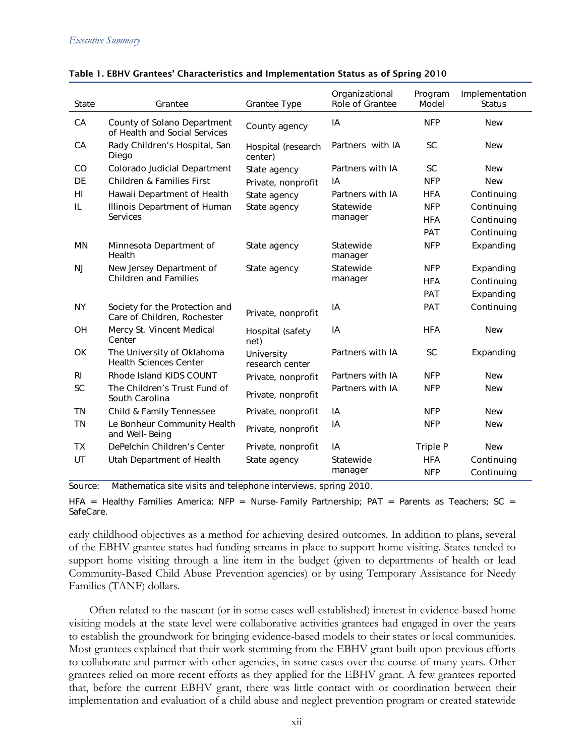**Table 1. EBHV Grantees' Characteristics and Implementation Status as of Spring 2010**

| State | Grantee | Grantee Type | Organizational Role of Grantee | Program Model | Implementation Status |
|---|---|---|---|---|---|
| CA | County of Solano Department of Health and Social Services | County agency | IA | NFP | New |
| CA | Rady Children's Hospital, San Diego | Hospital (research center) | Partners with IA | SC | New |
| CO | Colorado Judicial Department | State agency | Partners with IA | SC | New |
| DE | Children & Families First | Private, nonprofit | IA | NFP | New |
| HI | Hawaii Department of Health | State agency | Partners with IA | HFA | Continuing |
| IL | Illinois Department of Human Services | State agency | Statewide manager | NFP | Continuing |
| | | | | HFA | Continuing |
| | | | | PAT | Continuing |
| MN | Minnesota Department of Health | State agency | Statewide manager | NFP | Expanding |
| NJ | New Jersey Department of Children and Families | State agency | Statewide manager | NFP | Expanding |
| | | | | HFA | Continuing |
| | | | | PAT | Expanding |
| NY | Society for the Protection and Care of Children, Rochester | Private, nonprofit | IA | PAT | Continuing |
| OH | Mercy St. Vincent Medical Center | Hospital (safety net) | IA | HFA | New |
| OK | The University of Oklahoma Health Sciences Center | University research center | Partners with IA | SC | Expanding |
| RI | Rhode Island KIDS COUNT | Private, nonprofit | Partners with IA | NFP | New |
| SC | The Children's Trust Fund of South Carolina | Private, nonprofit | Partners with IA | NFP | New |
| TN | Child & Family Tennessee | Private, nonprofit | IA | NFP | New |
| TN | Le Bonheur Community Health and Well-Being | Private, nonprofit | IA | NFP | New |
| TX | DePelchin Children's Center | Private, nonprofit | IA | Triple P | New |
| UT | Utah Department of Health | State agency | Statewide manager | HFA | Continuing |
| | | | | NFP | Continuing |

Source: Mathematica site visits and telephone interviews, spring 2010.

HFA = Healthy Families America; NFP = Nurse-Family Partnership; PAT = Parents as Teachers; SC = SafeCare.

early childhood objectives as a method for achieving desired outcomes. In addition to plans, several of the EBHV grantee states had funding streams in place to support home visiting. States tended to support home visiting through a line item in the budget (given to departments of health or lead Community-Based Child Abuse Prevention agencies) or by using Temporary Assistance for Needy Families (TANF) dollars.

Often related to the nascent (or in some cases well-established) interest in evidence-based home visiting models at the state level were collaborative activities grantees had engaged in over the years to establish the groundwork for bringing evidence-based models to their states or local communities. Most grantees explained that their work stemming from the EBHV grant built upon previous efforts to collaborate and partner with other agencies, in some cases over the course of many years. Other grantees relied on more recent efforts as they applied for the EBHV grant. A few grantees reported that, before the current EBHV grant, there was little contact with or coordination between their implementation and evaluation of a child abuse and neglect prevention program or created statewide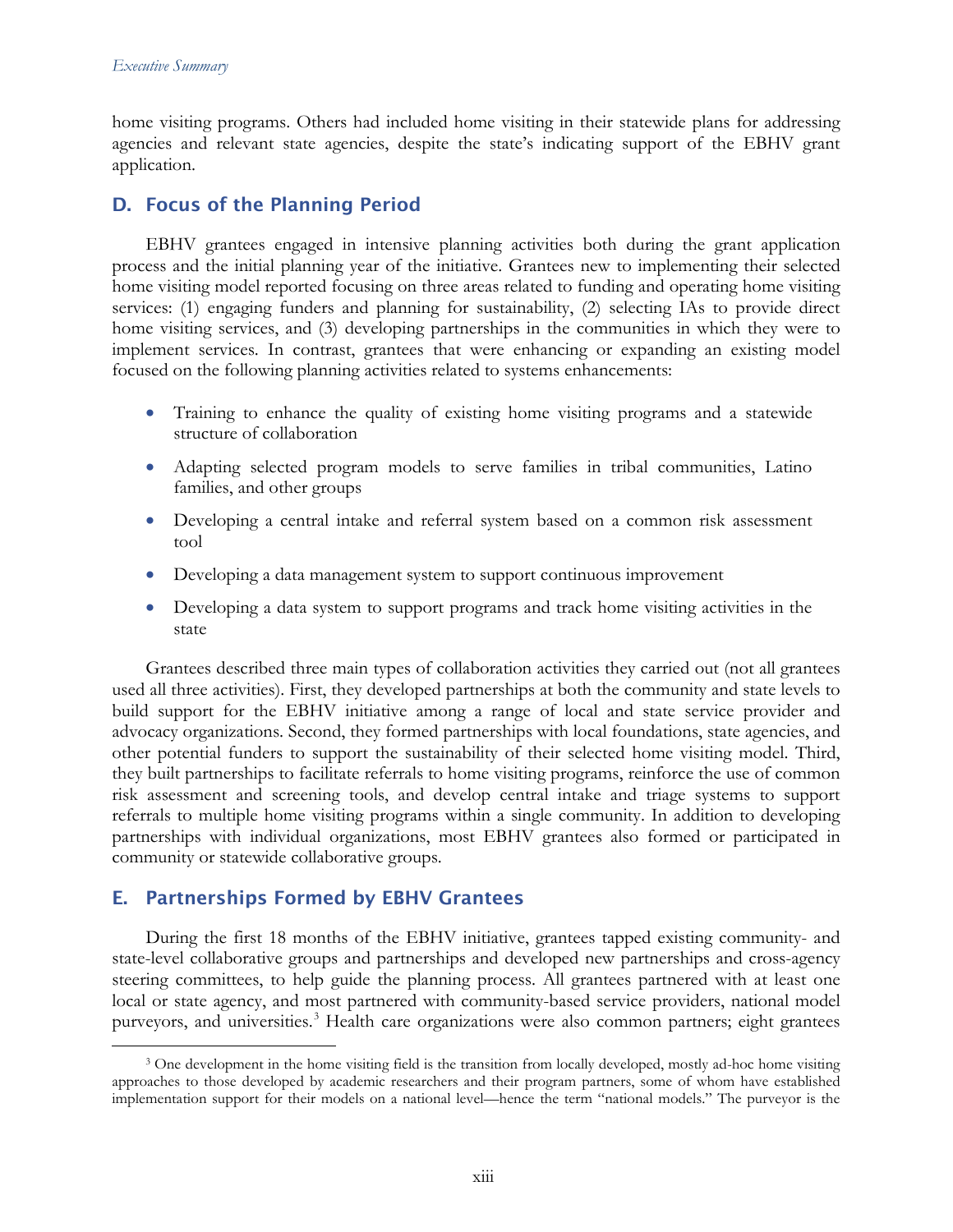home visiting programs. Others had included home visiting in their statewide plans for addressing agencies and relevant state agencies, despite the state's indicating support of the EBHV grant application.

## D. Focus of the Planning Period

EBHV grantees engaged in intensive planning activities both during the grant application process and the initial planning year of the initiative. Grantees new to implementing their selected home visiting model reported focusing on three areas related to funding and operating home visiting services: (1) engaging funders and planning for sustainability, (2) selecting IAs to provide direct home visiting services, and (3) developing partnerships in the communities in which they were to implement services. In contrast, grantees that were enhancing or expanding an existing model focused on the following planning activities related to systems enhancements:

- Training to enhance the quality of existing home visiting programs and a statewide structure of collaboration
- Adapting selected program models to serve families in tribal communities, Latino families, and other groups
- Developing a central intake and referral system based on a common risk assessment tool
- Developing a data management system to support continuous improvement
- Developing a data system to support programs and track home visiting activities in the state

Grantees described three main types of collaboration activities they carried out (not all grantees used all three activities). First, they developed partnerships at both the community and state levels to build support for the EBHV initiative among a range of local and state service provider and advocacy organizations. Second, they formed partnerships with local foundations, state agencies, and other potential funders to support the sustainability of their selected home visiting model. Third, they built partnerships to facilitate referrals to home visiting programs, reinforce the use of common risk assessment and screening tools, and develop central intake and triage systems to support referrals to multiple home visiting programs within a single community. In addition to developing partnerships with individual organizations, most EBHV grantees also formed or participated in community or statewide collaborative groups.

## E. Partnerships Formed by EBHV Grantees

During the first 18 months of the EBHV initiative, grantees tapped existing community- and state-level collaborative groups and partnerships and developed new partnerships and cross-agency steering committees, to help guide the planning process. All grantees partnered with at least one local or state agency, and most partnered with community-based service providers, national model purveyors, and universities.[3] Health care organizations were also common partners; eight grantees

[3] One development in the home visiting field is the transition from locally developed, mostly ad-hoc home visiting approaches to those developed by academic researchers and their program partners, some of whom have established implementation support for their models on a national level—hence the term "national models." The purveyor is the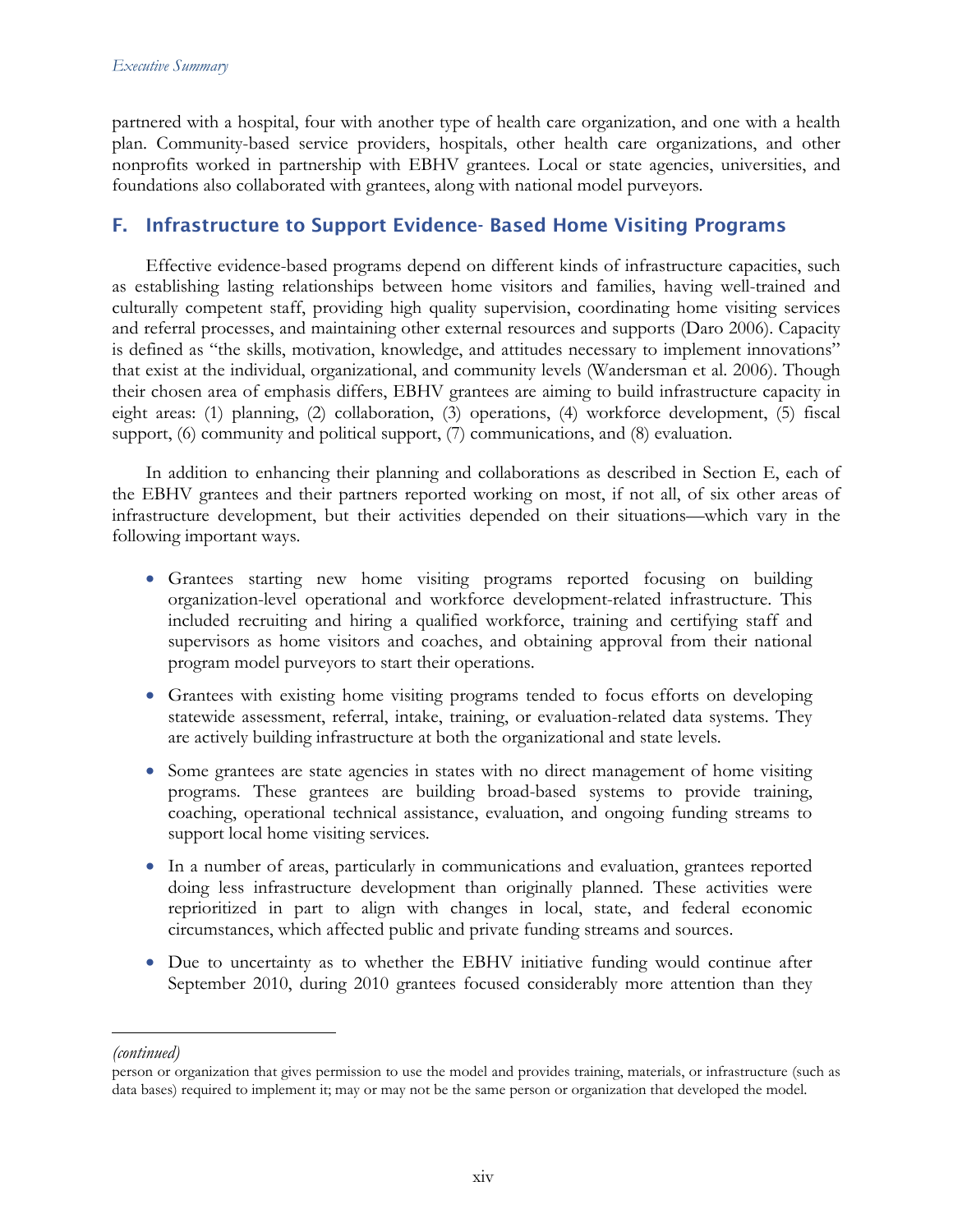partnered with a hospital, four with another type of health care organization, and one with a health plan. Community-based service providers, hospitals, other health care organizations, and other nonprofits worked in partnership with EBHV grantees. Local or state agencies, universities, and foundations also collaborated with grantees, along with national model purveyors.

## F. Infrastructure to Support Evidence- Based Home Visiting Programs

Effective evidence-based programs depend on different kinds of infrastructure capacities, such as establishing lasting relationships between home visitors and families, having well-trained and culturally competent staff, providing high quality supervision, coordinating home visiting services and referral processes, and maintaining other external resources and supports (Daro 2006). Capacity is defined as "the skills, motivation, knowledge, and attitudes necessary to implement innovations" that exist at the individual, organizational, and community levels (Wandersman et al. 2006). Though their chosen area of emphasis differs, EBHV grantees are aiming to build infrastructure capacity in eight areas: (1) planning, (2) collaboration, (3) operations, (4) workforce development, (5) fiscal support, (6) community and political support, (7) communications, and (8) evaluation.

In addition to enhancing their planning and collaborations as described in Section E, each of the EBHV grantees and their partners reported working on most, if not all, of six other areas of infrastructure development, but their activities depended on their situations—which vary in the following important ways.

- Grantees starting new home visiting programs reported focusing on building organization-level operational and workforce development-related infrastructure. This included recruiting and hiring a qualified workforce, training and certifying staff and supervisors as home visitors and coaches, and obtaining approval from their national program model purveyors to start their operations.
- Grantees with existing home visiting programs tended to focus efforts on developing statewide assessment, referral, intake, training, or evaluation-related data systems. They are actively building infrastructure at both the organizational and state levels.
- Some grantees are state agencies in states with no direct management of home visiting programs. These grantees are building broad-based systems to provide training, coaching, operational technical assistance, evaluation, and ongoing funding streams to support local home visiting services.
- In a number of areas, particularly in communications and evaluation, grantees reported doing less infrastructure development than originally planned. These activities were reprioritized in part to align with changes in local, state, and federal economic circumstances, which affected public and private funding streams and sources.
- Due to uncertainty as to whether the EBHV initiative funding would continue after September 2010, during 2010 grantees focused considerably more attention than they

---

*(continued)*

person or organization that gives permission to use the model and provides training, materials, or infrastructure (such as data bases) required to implement it; may or may not be the same person or organization that developed the model.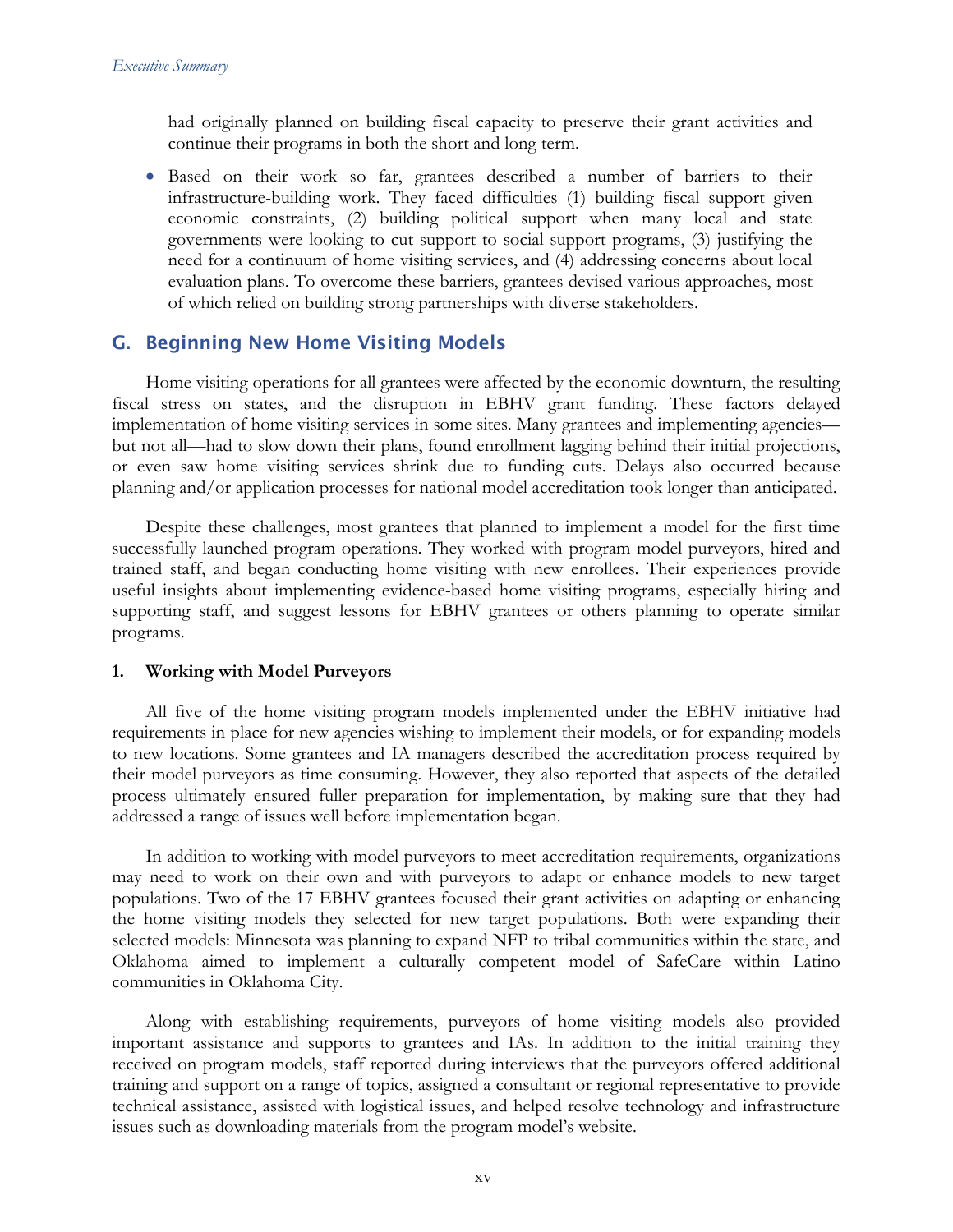had originally planned on building fiscal capacity to preserve their grant activities and continue their programs in both the short and long term.

- Based on their work so far, grantees described a number of barriers to their infrastructure-building work. They faced difficulties (1) building fiscal support given economic constraints, (2) building political support when many local and state governments were looking to cut support to social support programs, (3) justifying the need for a continuum of home visiting services, and (4) addressing concerns about local evaluation plans. To overcome these barriers, grantees devised various approaches, most of which relied on building strong partnerships with diverse stakeholders.

## G. Beginning New Home Visiting Models

Home visiting operations for all grantees were affected by the economic downturn, the resulting fiscal stress on states, and the disruption in EBHV grant funding. These factors delayed implementation of home visiting services in some sites. Many grantees and implementing agencies—but not all—had to slow down their plans, found enrollment lagging behind their initial projections, or even saw home visiting services shrink due to funding cuts. Delays also occurred because planning and/or application processes for national model accreditation took longer than anticipated.

Despite these challenges, most grantees that planned to implement a model for the first time successfully launched program operations. They worked with program model purveyors, hired and trained staff, and began conducting home visiting with new enrollees. Their experiences provide useful insights about implementing evidence-based home visiting programs, especially hiring and supporting staff, and suggest lessons for EBHV grantees or others planning to operate similar programs.

### 1. Working with Model Purveyors

All five of the home visiting program models implemented under the EBHV initiative had requirements in place for new agencies wishing to implement their models, or for expanding models to new locations. Some grantees and IA managers described the accreditation process required by their model purveyors as time consuming. However, they also reported that aspects of the detailed process ultimately ensured fuller preparation for implementation, by making sure that they had addressed a range of issues well before implementation began.

In addition to working with model purveyors to meet accreditation requirements, organizations may need to work on their own and with purveyors to adapt or enhance models to new target populations. Two of the 17 EBHV grantees focused their grant activities on adapting or enhancing the home visiting models they selected for new target populations. Both were expanding their selected models: Minnesota was planning to expand NFP to tribal communities within the state, and Oklahoma aimed to implement a culturally competent model of SafeCare within Latino communities in Oklahoma City.

Along with establishing requirements, purveyors of home visiting models also provided important assistance and supports to grantees and IAs. In addition to the initial training they received on program models, staff reported during interviews that the purveyors offered additional training and support on a range of topics, assigned a consultant or regional representative to provide technical assistance, assisted with logistical issues, and helped resolve technology and infrastructure issues such as downloading materials from the program model's website.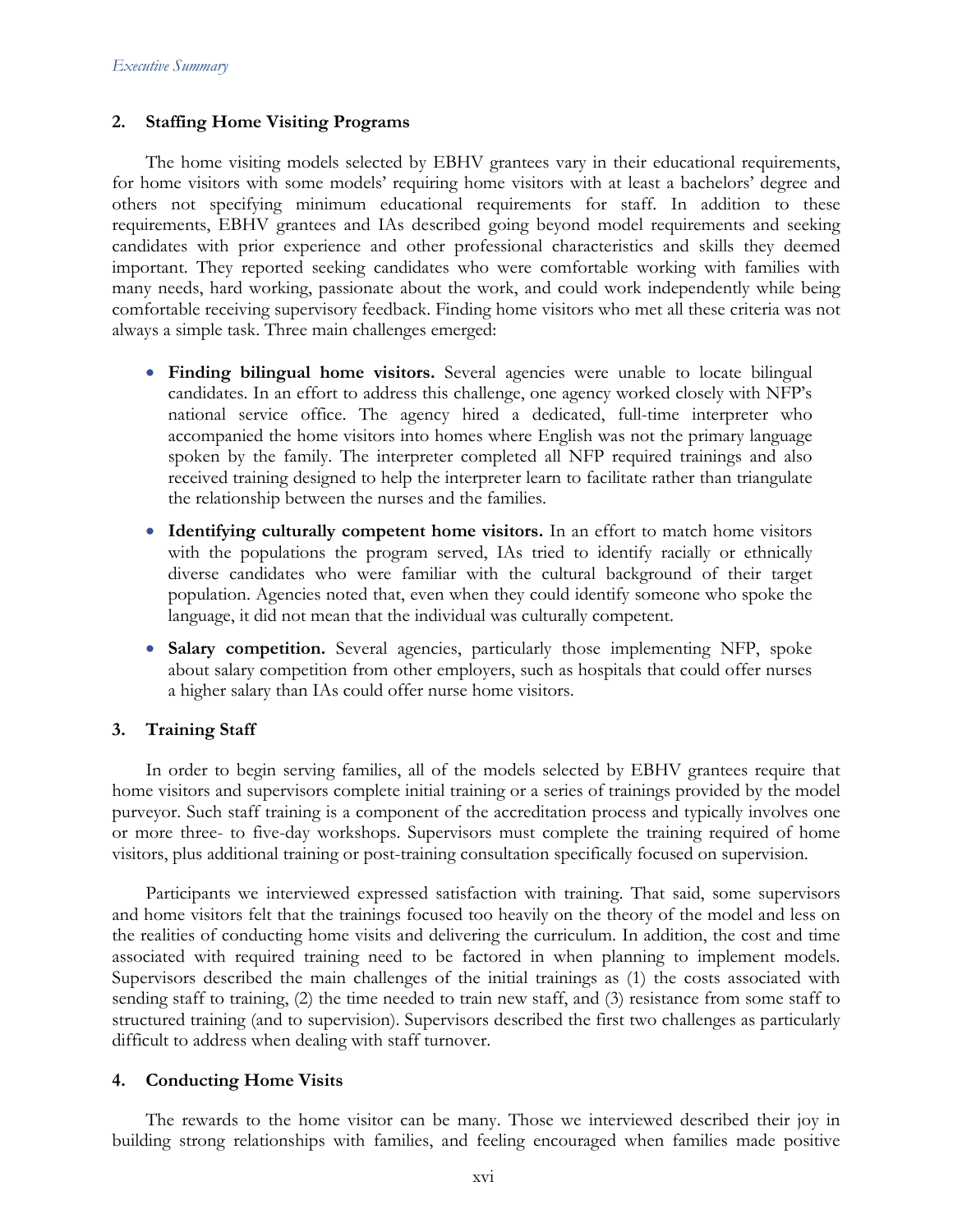## 2. Staffing Home Visiting Programs

The home visiting models selected by EBHV grantees vary in their educational requirements, for home visitors with some models' requiring home visitors with at least a bachelors' degree and others not specifying minimum educational requirements for staff. In addition to these requirements, EBHV grantees and IAs described going beyond model requirements and seeking candidates with prior experience and other professional characteristics and skills they deemed important. They reported seeking candidates who were comfortable working with families with many needs, hard working, passionate about the work, and could work independently while being comfortable receiving supervisory feedback. Finding home visitors who met all these criteria was not always a simple task. Three main challenges emerged:

- **Finding bilingual home visitors.** Several agencies were unable to locate bilingual candidates. In an effort to address this challenge, one agency worked closely with NFP's national service office. The agency hired a dedicated, full-time interpreter who accompanied the home visitors into homes where English was not the primary language spoken by the family. The interpreter completed all NFP required trainings and also received training designed to help the interpreter learn to facilitate rather than triangulate the relationship between the nurses and the families.
- **Identifying culturally competent home visitors.** In an effort to match home visitors with the populations the program served, IAs tried to identify racially or ethnically diverse candidates who were familiar with the cultural background of their target population. Agencies noted that, even when they could identify someone who spoke the language, it did not mean that the individual was culturally competent.
- **Salary competition.** Several agencies, particularly those implementing NFP, spoke about salary competition from other employers, such as hospitals that could offer nurses a higher salary than IAs could offer nurse home visitors.

## 3. Training Staff

In order to begin serving families, all of the models selected by EBHV grantees require that home visitors and supervisors complete initial training or a series of trainings provided by the model purveyor. Such staff training is a component of the accreditation process and typically involves one or more three- to five-day workshops. Supervisors must complete the training required of home visitors, plus additional training or post-training consultation specifically focused on supervision.

Participants we interviewed expressed satisfaction with training. That said, some supervisors and home visitors felt that the trainings focused too heavily on the theory of the model and less on the realities of conducting home visits and delivering the curriculum. In addition, the cost and time associated with required training need to be factored in when planning to implement models. Supervisors described the main challenges of the initial trainings as (1) the costs associated with sending staff to training, (2) the time needed to train new staff, and (3) resistance from some staff to structured training (and to supervision). Supervisors described the first two challenges as particularly difficult to address when dealing with staff turnover.

## 4. Conducting Home Visits

The rewards to the home visitor can be many. Those we interviewed described their joy in building strong relationships with families, and feeling encouraged when families made positive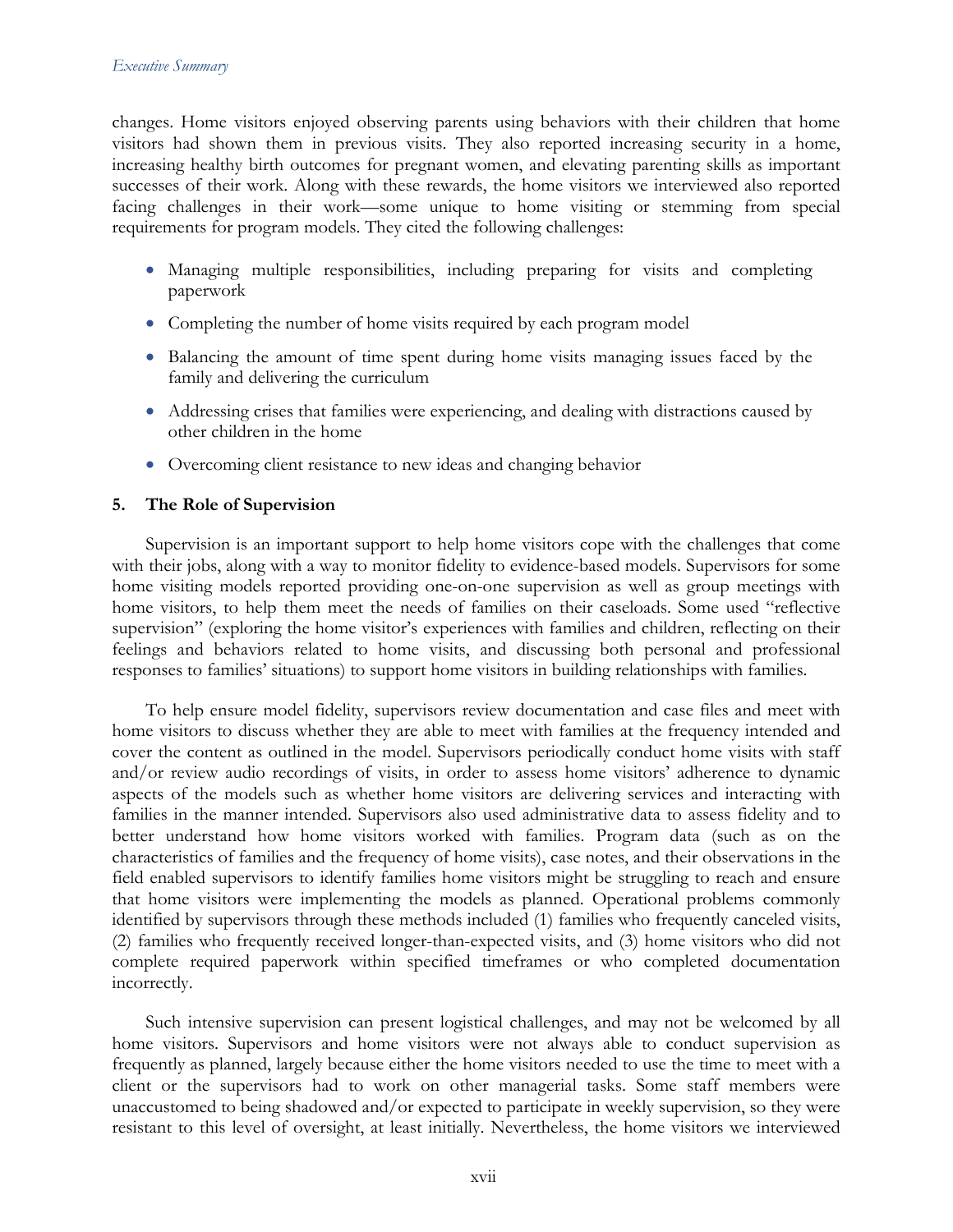changes. Home visitors enjoyed observing parents using behaviors with their children that home visitors had shown them in previous visits. They also reported increasing security in a home, increasing healthy birth outcomes for pregnant women, and elevating parenting skills as important successes of their work. Along with these rewards, the home visitors we interviewed also reported facing challenges in their work—some unique to home visiting or stemming from special requirements for program models. They cited the following challenges:

- Managing multiple responsibilities, including preparing for visits and completing paperwork
- Completing the number of home visits required by each program model
- Balancing the amount of time spent during home visits managing issues faced by the family and delivering the curriculum
- Addressing crises that families were experiencing, and dealing with distractions caused by other children in the home
- Overcoming client resistance to new ideas and changing behavior

### 5. The Role of Supervision

Supervision is an important support to help home visitors cope with the challenges that come with their jobs, along with a way to monitor fidelity to evidence-based models. Supervisors for some home visiting models reported providing one-on-one supervision as well as group meetings with home visitors, to help them meet the needs of families on their caseloads. Some used "reflective supervision" (exploring the home visitor's experiences with families and children, reflecting on their feelings and behaviors related to home visits, and discussing both personal and professional responses to families' situations) to support home visitors in building relationships with families.

To help ensure model fidelity, supervisors review documentation and case files and meet with home visitors to discuss whether they are able to meet with families at the frequency intended and cover the content as outlined in the model. Supervisors periodically conduct home visits with staff and/or review audio recordings of visits, in order to assess home visitors' adherence to dynamic aspects of the models such as whether home visitors are delivering services and interacting with families in the manner intended. Supervisors also used administrative data to assess fidelity and to better understand how home visitors worked with families. Program data (such as on the characteristics of families and the frequency of home visits), case notes, and their observations in the field enabled supervisors to identify families home visitors might be struggling to reach and ensure that home visitors were implementing the models as planned. Operational problems commonly identified by supervisors through these methods included (1) families who frequently canceled visits, (2) families who frequently received longer-than-expected visits, and (3) home visitors who did not complete required paperwork within specified timeframes or who completed documentation incorrectly.

Such intensive supervision can present logistical challenges, and may not be welcomed by all home visitors. Supervisors and home visitors were not always able to conduct supervision as frequently as planned, largely because either the home visitors needed to use the time to meet with a client or the supervisors had to work on other managerial tasks. Some staff members were unaccustomed to being shadowed and/or expected to participate in weekly supervision, so they were resistant to this level of oversight, at least initially. Nevertheless, the home visitors we interviewed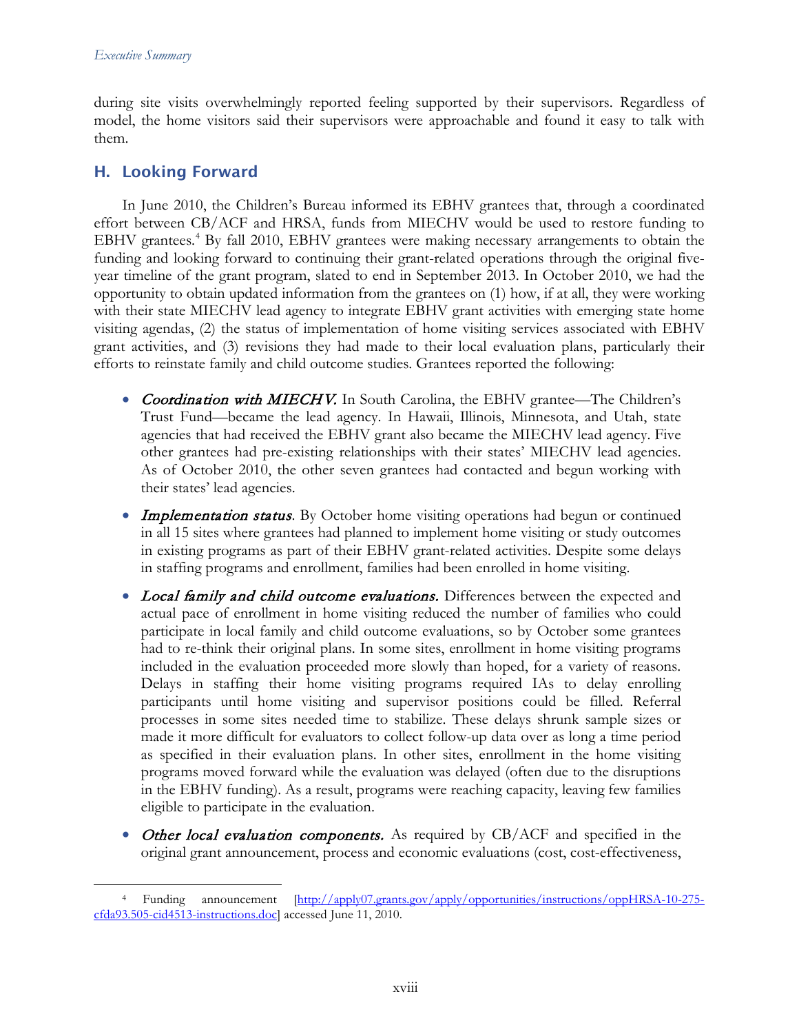during site visits overwhelmingly reported feeling supported by their supervisors. Regardless of model, the home visitors said their supervisors were approachable and found it easy to talk with them.

## H. Looking Forward

In June 2010, the Children's Bureau informed its EBHV grantees that, through a coordinated effort between CB/ACF and HRSA, funds from MIECHV would be used to restore funding to EBHV grantees.[4] By fall 2010, EBHV grantees were making necessary arrangements to obtain the funding and looking forward to continuing their grant-related operations through the original five-year timeline of the grant program, slated to end in September 2013. In October 2010, we had the opportunity to obtain updated information from the grantees on (1) how, if at all, they were working with their state MIECHV lead agency to integrate EBHV grant activities with emerging state home visiting agendas, (2) the status of implementation of home visiting services associated with EBHV grant activities, and (3) revisions they had made to their local evaluation plans, particularly their efforts to reinstate family and child outcome studies. Grantees reported the following:

- ***Coordination with MIECHV.*** In South Carolina, the EBHV grantee—The Children's Trust Fund—became the lead agency. In Hawaii, Illinois, Minnesota, and Utah, state agencies that had received the EBHV grant also became the MIECHV lead agency. Five other grantees had pre-existing relationships with their states' MIECHV lead agencies. As of October 2010, the other seven grantees had contacted and begun working with their states' lead agencies.

- ***Implementation status*.** By October home visiting operations had begun or continued in all 15 sites where grantees had planned to implement home visiting or study outcomes in existing programs as part of their EBHV grant-related activities. Despite some delays in staffing programs and enrollment, families had been enrolled in home visiting.

- ***Local family and child outcome evaluations.*** Differences between the expected and actual pace of enrollment in home visiting reduced the number of families who could participate in local family and child outcome evaluations, so by October some grantees had to re-think their original plans. In some sites, enrollment in home visiting programs included in the evaluation proceeded more slowly than hoped, for a variety of reasons. Delays in staffing their home visiting programs required IAs to delay enrolling participants until home visiting and supervisor positions could be filled. Referral processes in some sites needed time to stabilize. These delays shrunk sample sizes or made it more difficult for evaluators to collect follow-up data over as long a time period as specified in their evaluation plans. In other sites, enrollment in the home visiting programs moved forward while the evaluation was delayed (often due to the disruptions in the EBHV funding). As a result, programs were reaching capacity, leaving few families eligible to participate in the evaluation.

- ***Other local evaluation components.*** As required by CB/ACF and specified in the original grant announcement, process and economic evaluations (cost, cost-effectiveness,

---

[4] Funding announcement [http://apply07.grants.gov/apply/opportunities/instructions/oppHRSA-10-275-cfda93.505-cid4513-instructions.doc] accessed June 11, 2010.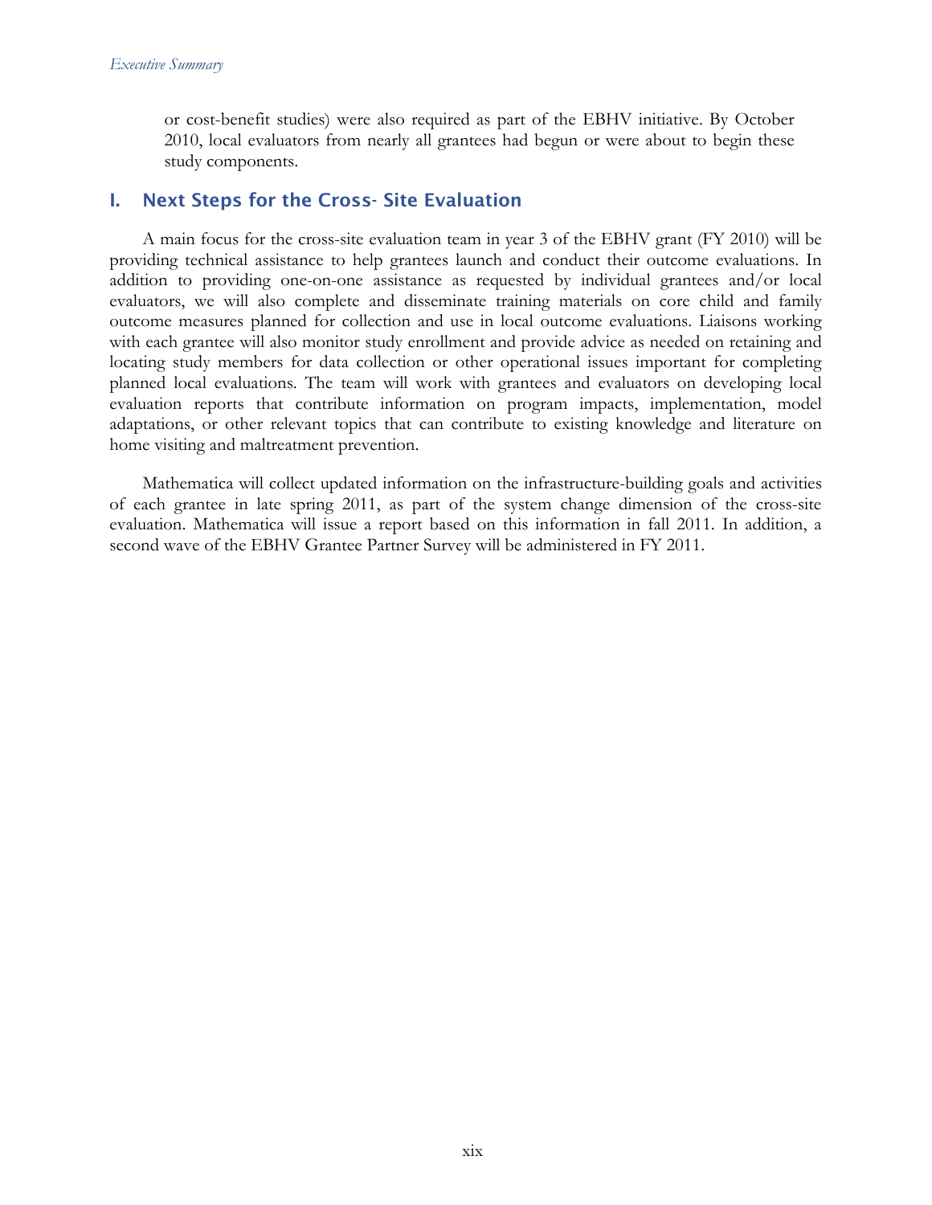or cost-benefit studies) were also required as part of the EBHV initiative. By October 2010, local evaluators from nearly all grantees had begun or were about to begin these study components.

## I. Next Steps for the Cross- Site Evaluation

A main focus for the cross-site evaluation team in year 3 of the EBHV grant (FY 2010) will be providing technical assistance to help grantees launch and conduct their outcome evaluations. In addition to providing one-on-one assistance as requested by individual grantees and/or local evaluators, we will also complete and disseminate training materials on core child and family outcome measures planned for collection and use in local outcome evaluations. Liaisons working with each grantee will also monitor study enrollment and provide advice as needed on retaining and locating study members for data collection or other operational issues important for completing planned local evaluations. The team will work with grantees and evaluators on developing local evaluation reports that contribute information on program impacts, implementation, model adaptations, or other relevant topics that can contribute to existing knowledge and literature on home visiting and maltreatment prevention.

Mathematica will collect updated information on the infrastructure-building goals and activities of each grantee in late spring 2011, as part of the system change dimension of the cross-site evaluation. Mathematica will issue a report based on this information in fall 2011. In addition, a second wave of the EBHV Grantee Partner Survey will be administered in FY 2011.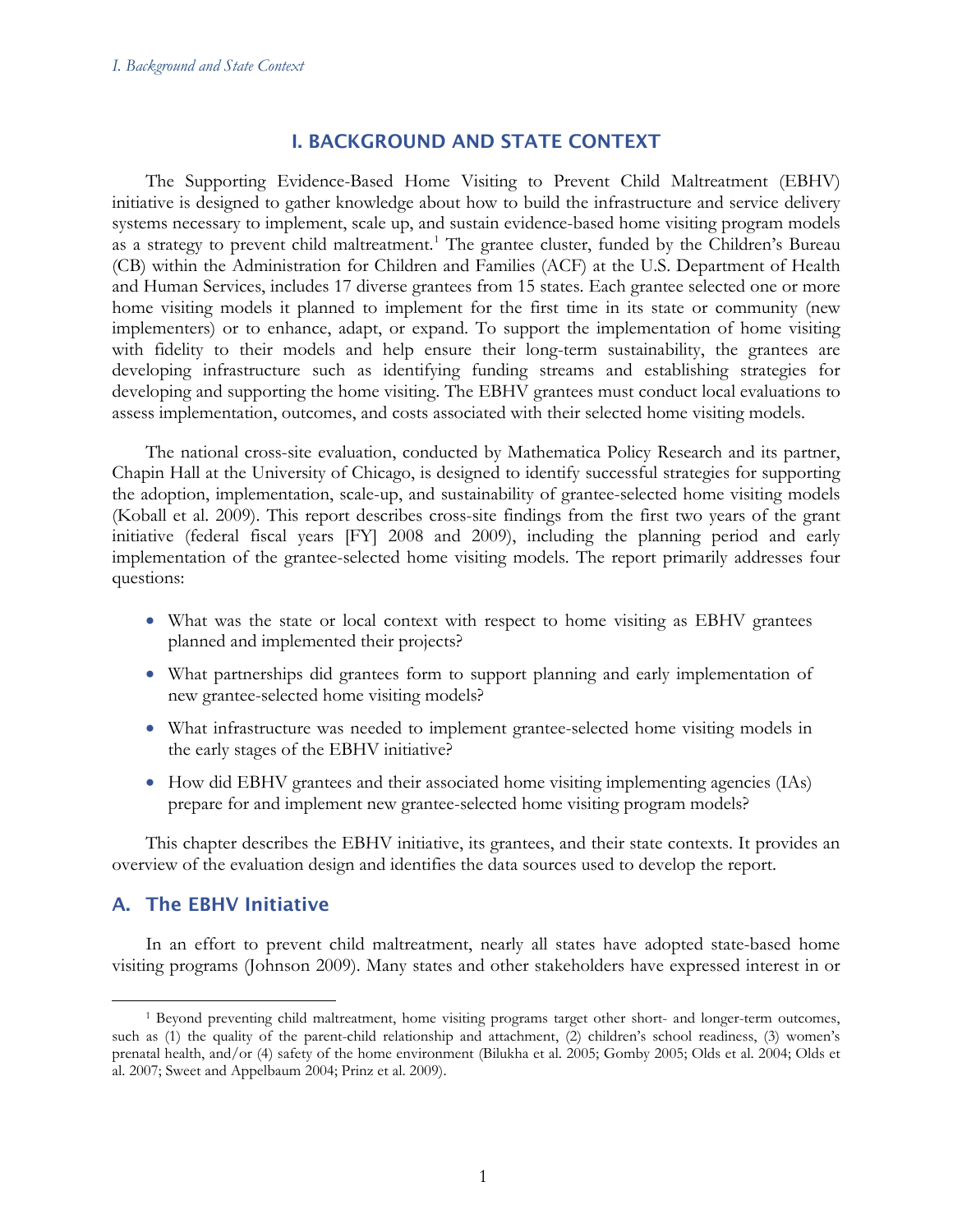# I. BACKGROUND AND STATE CONTEXT

The Supporting Evidence-Based Home Visiting to Prevent Child Maltreatment (EBHV) initiative is designed to gather knowledge about how to build the infrastructure and service delivery systems necessary to implement, scale up, and sustain evidence-based home visiting program models as a strategy to prevent child maltreatment.[1] The grantee cluster, funded by the Children's Bureau (CB) within the Administration for Children and Families (ACF) at the U.S. Department of Health and Human Services, includes 17 diverse grantees from 15 states. Each grantee selected one or more home visiting models it planned to implement for the first time in its state or community (new implementers) or to enhance, adapt, or expand. To support the implementation of home visiting with fidelity to their models and help ensure their long-term sustainability, the grantees are developing infrastructure such as identifying funding streams and establishing strategies for developing and supporting the home visiting. The EBHV grantees must conduct local evaluations to assess implementation, outcomes, and costs associated with their selected home visiting models.

The national cross-site evaluation, conducted by Mathematica Policy Research and its partner, Chapin Hall at the University of Chicago, is designed to identify successful strategies for supporting the adoption, implementation, scale-up, and sustainability of grantee-selected home visiting models (Koball et al. 2009). This report describes cross-site findings from the first two years of the grant initiative (federal fiscal years [FY] 2008 and 2009), including the planning period and early implementation of the grantee-selected home visiting models. The report primarily addresses four questions:

- What was the state or local context with respect to home visiting as EBHV grantees planned and implemented their projects?
- What partnerships did grantees form to support planning and early implementation of new grantee-selected home visiting models?
- What infrastructure was needed to implement grantee-selected home visiting models in the early stages of the EBHV initiative?
- How did EBHV grantees and their associated home visiting implementing agencies (IAs) prepare for and implement new grantee-selected home visiting program models?

This chapter describes the EBHV initiative, its grantees, and their state contexts. It provides an overview of the evaluation design and identifies the data sources used to develop the report.

## A. The EBHV Initiative

In an effort to prevent child maltreatment, nearly all states have adopted state-based home visiting programs (Johnson 2009). Many states and other stakeholders have expressed interest in or

[1] Beyond preventing child maltreatment, home visiting programs target other short- and longer-term outcomes, such as (1) the quality of the parent-child relationship and attachment, (2) children's school readiness, (3) women's prenatal health, and/or (4) safety of the home environment (Bilukha et al. 2005; Gomby 2005; Olds et al. 2004; Olds et al. 2007; Sweet and Appelbaum 2004; Prinz et al. 2009).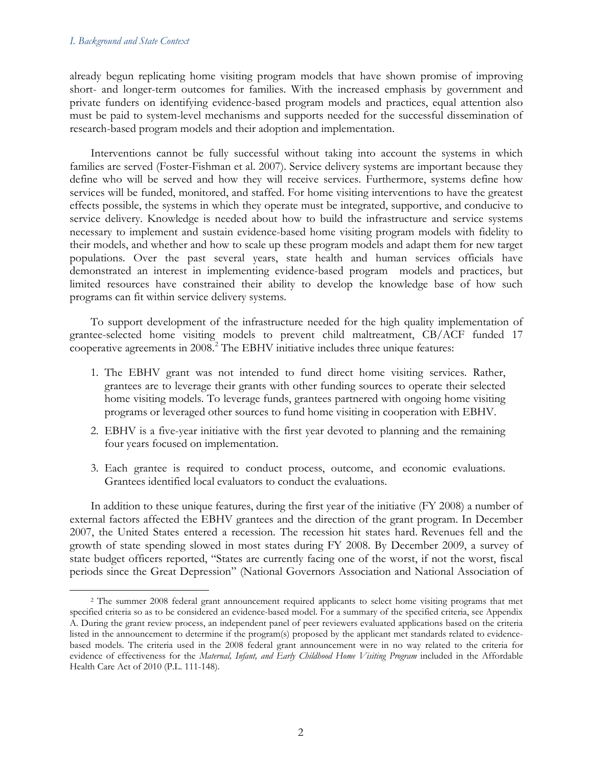already begun replicating home visiting program models that have shown promise of improving short- and longer-term outcomes for families. With the increased emphasis by government and private funders on identifying evidence-based program models and practices, equal attention also must be paid to system-level mechanisms and supports needed for the successful dissemination of research-based program models and their adoption and implementation.

Interventions cannot be fully successful without taking into account the systems in which families are served (Foster-Fishman et al. 2007). Service delivery systems are important because they define who will be served and how they will receive services. Furthermore, systems define how services will be funded, monitored, and staffed. For home visiting interventions to have the greatest effects possible, the systems in which they operate must be integrated, supportive, and conducive to service delivery. Knowledge is needed about how to build the infrastructure and service systems necessary to implement and sustain evidence-based home visiting program models with fidelity to their models, and whether and how to scale up these program models and adapt them for new target populations. Over the past several years, state health and human services officials have demonstrated an interest in implementing evidence-based program models and practices, but limited resources have constrained their ability to develop the knowledge base of how such programs can fit within service delivery systems.

To support development of the infrastructure needed for the high quality implementation of grantee-selected home visiting models to prevent child maltreatment, CB/ACF funded 17 cooperative agreements in 2008.[2] The EBHV initiative includes three unique features:

1. The EBHV grant was not intended to fund direct home visiting services. Rather, grantees are to leverage their grants with other funding sources to operate their selected home visiting models. To leverage funds, grantees partnered with ongoing home visiting programs or leveraged other sources to fund home visiting in cooperation with EBHV.
2. EBHV is a five-year initiative with the first year devoted to planning and the remaining four years focused on implementation.
3. Each grantee is required to conduct process, outcome, and economic evaluations. Grantees identified local evaluators to conduct the evaluations.

In addition to these unique features, during the first year of the initiative (FY 2008) a number of external factors affected the EBHV grantees and the direction of the grant program. In December 2007, the United States entered a recession. The recession hit states hard. Revenues fell and the growth of state spending slowed in most states during FY 2008. By December 2009, a survey of state budget officers reported, "States are currently facing one of the worst, if not the worst, fiscal periods since the Great Depression" (National Governors Association and National Association of

[2] The summer 2008 federal grant announcement required applicants to select home visiting programs that met specified criteria so as to be considered an evidence-based model. For a summary of the specified criteria, see Appendix A. During the grant review process, an independent panel of peer reviewers evaluated applications based on the criteria listed in the announcement to determine if the program(s) proposed by the applicant met standards related to evidence-based models. The criteria used in the 2008 federal grant announcement were in no way related to the criteria for evidence of effectiveness for the *Maternal, Infant, and Early Childhood Home Visiting Program* included in the Affordable Health Care Act of 2010 (P.L. 111-148).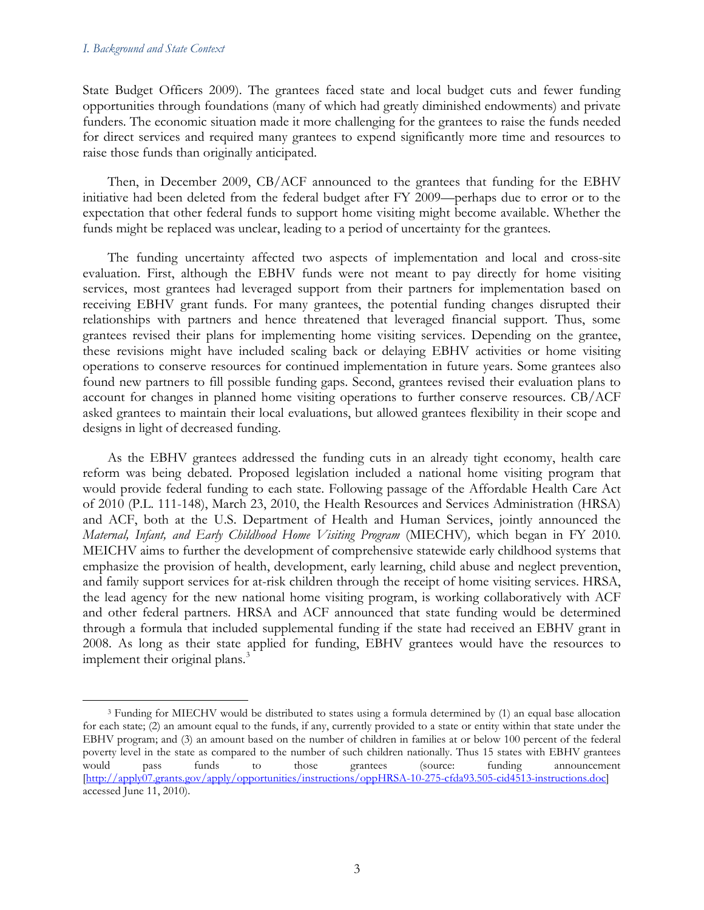State Budget Officers 2009). The grantees faced state and local budget cuts and fewer funding opportunities through foundations (many of which had greatly diminished endowments) and private funders. The economic situation made it more challenging for the grantees to raise the funds needed for direct services and required many grantees to expend significantly more time and resources to raise those funds than originally anticipated.

Then, in December 2009, CB/ACF announced to the grantees that funding for the EBHV initiative had been deleted from the federal budget after FY 2009—perhaps due to error or to the expectation that other federal funds to support home visiting might become available. Whether the funds might be replaced was unclear, leading to a period of uncertainty for the grantees.

The funding uncertainty affected two aspects of implementation and local and cross-site evaluation. First, although the EBHV funds were not meant to pay directly for home visiting services, most grantees had leveraged support from their partners for implementation based on receiving EBHV grant funds. For many grantees, the potential funding changes disrupted their relationships with partners and hence threatened that leveraged financial support. Thus, some grantees revised their plans for implementing home visiting services. Depending on the grantee, these revisions might have included scaling back or delaying EBHV activities or home visiting operations to conserve resources for continued implementation in future years. Some grantees also found new partners to fill possible funding gaps. Second, grantees revised their evaluation plans to account for changes in planned home visiting operations to further conserve resources. CB/ACF asked grantees to maintain their local evaluations, but allowed grantees flexibility in their scope and designs in light of decreased funding.

As the EBHV grantees addressed the funding cuts in an already tight economy, health care reform was being debated. Proposed legislation included a national home visiting program that would provide federal funding to each state. Following passage of the Affordable Health Care Act of 2010 (P.L. 111-148), March 23, 2010, the Health Resources and Services Administration (HRSA) and ACF, both at the U.S. Department of Health and Human Services, jointly announced the *Maternal, Infant, and Early Childhood Home Visiting Program* (MIECHV)*,* which began in FY 2010. MEICHV aims to further the development of comprehensive statewide early childhood systems that emphasize the provision of health, development, early learning, child abuse and neglect prevention, and family support services for at-risk children through the receipt of home visiting services. HRSA, the lead agency for the new national home visiting program, is working collaboratively with ACF and other federal partners. HRSA and ACF announced that state funding would be determined through a formula that included supplemental funding if the state had received an EBHV grant in 2008. As long as their state applied for funding, EBHV grantees would have the resources to implement their original plans.[3]

[3] Funding for MIECHV would be distributed to states using a formula determined by (1) an equal base allocation for each state; (2) an amount equal to the funds, if any, currently provided to a state or entity within that state under the EBHV program; and (3) an amount based on the number of children in families at or below 100 percent of the federal poverty level in the state as compared to the number of such children nationally. Thus 15 states with EBHV grantees would pass funds to those grantees (source: funding announcement [http://apply07.grants.gov/apply/opportunities/instructions/oppHRSA-10-275-cfda93.505-cid4513-instructions.doc] accessed June 11, 2010).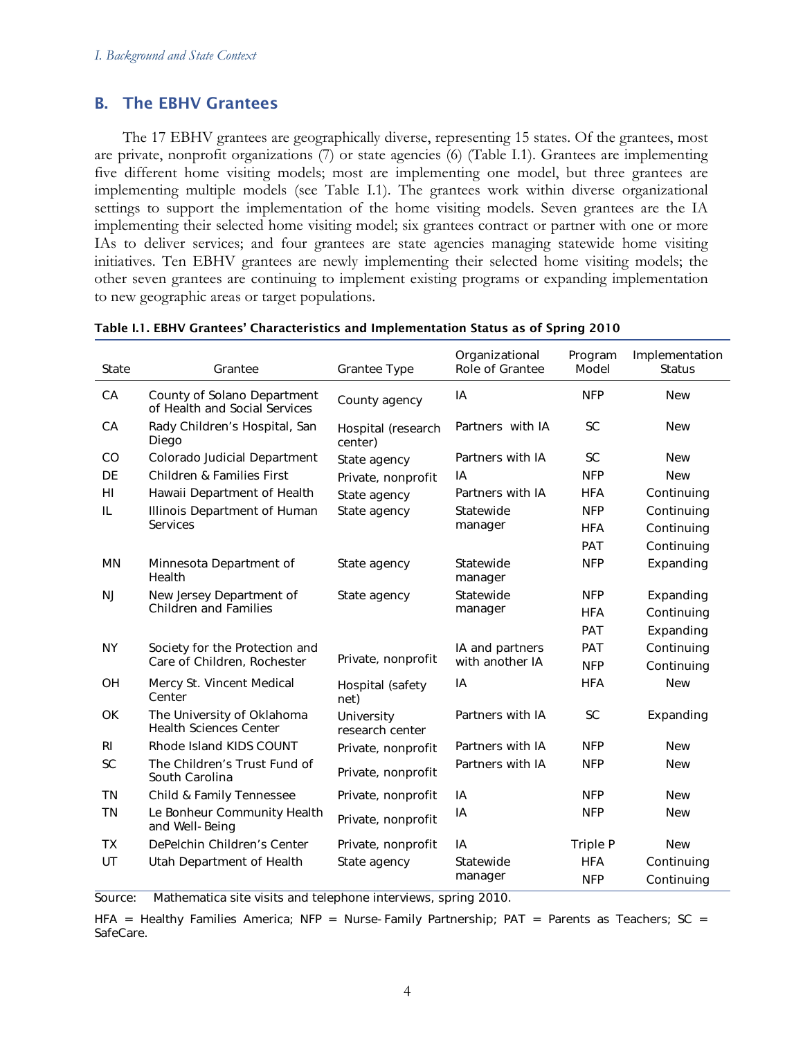## B. The EBHV Grantees

The 17 EBHV grantees are geographically diverse, representing 15 states. Of the grantees, most are private, nonprofit organizations (7) or state agencies (6) (Table I.1). Grantees are implementing five different home visiting models; most are implementing one model, but three grantees are implementing multiple models (see Table I.1). The grantees work within diverse organizational settings to support the implementation of the home visiting models. Seven grantees are the IA implementing their selected home visiting model; six grantees contract or partner with one or more IAs to deliver services; and four grantees are state agencies managing statewide home visiting initiatives. Ten EBHV grantees are newly implementing their selected home visiting models; the other seven grantees are continuing to implement existing programs or expanding implementation to new geographic areas or target populations.

**Table I.1. EBHV Grantees' Characteristics and Implementation Status as of Spring 2010**

| State | Grantee | Grantee Type | Organizational Role of Grantee | Program Model | Implementation Status |
|---|---|---|---|---|---|
| CA | County of Solano Department of Health and Social Services | County agency | IA | NFP | New |
| CA | Rady Children's Hospital, San Diego | Hospital (research center) | Partners with IA | SC | New |
| CO | Colorado Judicial Department | State agency | Partners with IA | SC | New |
| DE | Children & Families First | Private, nonprofit | IA | NFP | New |
| HI | Hawaii Department of Health | State agency | Partners with IA | HFA | Continuing |
| IL | Illinois Department of Human Services | State agency | Statewide manager | NFP | Continuing |
| | | | | HFA | Continuing |
| | | | | PAT | Continuing |
| MN | Minnesota Department of Health | State agency | Statewide manager | NFP | Expanding |
| NJ | New Jersey Department of Children and Families | State agency | Statewide manager | NFP | Expanding |
| | | | | HFA | Continuing |
| | | | | PAT | Expanding |
| NY | Society for the Protection and Care of Children, Rochester | Private, nonprofit | IA and partners with another IA | PAT | Continuing |
| | | | | NFP | Continuing |
| OH | Mercy St. Vincent Medical Center | Hospital (safety net) | IA | HFA | New |
| OK | The University of Oklahoma Health Sciences Center | University research center | Partners with IA | SC | Expanding |
| RI | Rhode Island KIDS COUNT | Private, nonprofit | Partners with IA | NFP | New |
| SC | The Children's Trust Fund of South Carolina | Private, nonprofit | Partners with IA | NFP | New |
| TN | Child & Family Tennessee | Private, nonprofit | IA | NFP | New |
| TN | Le Bonheur Community Health and Well-Being | Private, nonprofit | IA | NFP | New |
| TX | DePelchin Children's Center | Private, nonprofit | IA | Triple P | New |
| UT | Utah Department of Health | State agency | Statewide manager | HFA | Continuing |
| | | | | NFP | Continuing |

Source: Mathematica site visits and telephone interviews, spring 2010.

HFA = Healthy Families America; NFP = Nurse-Family Partnership; PAT = Parents as Teachers; SC = SafeCare.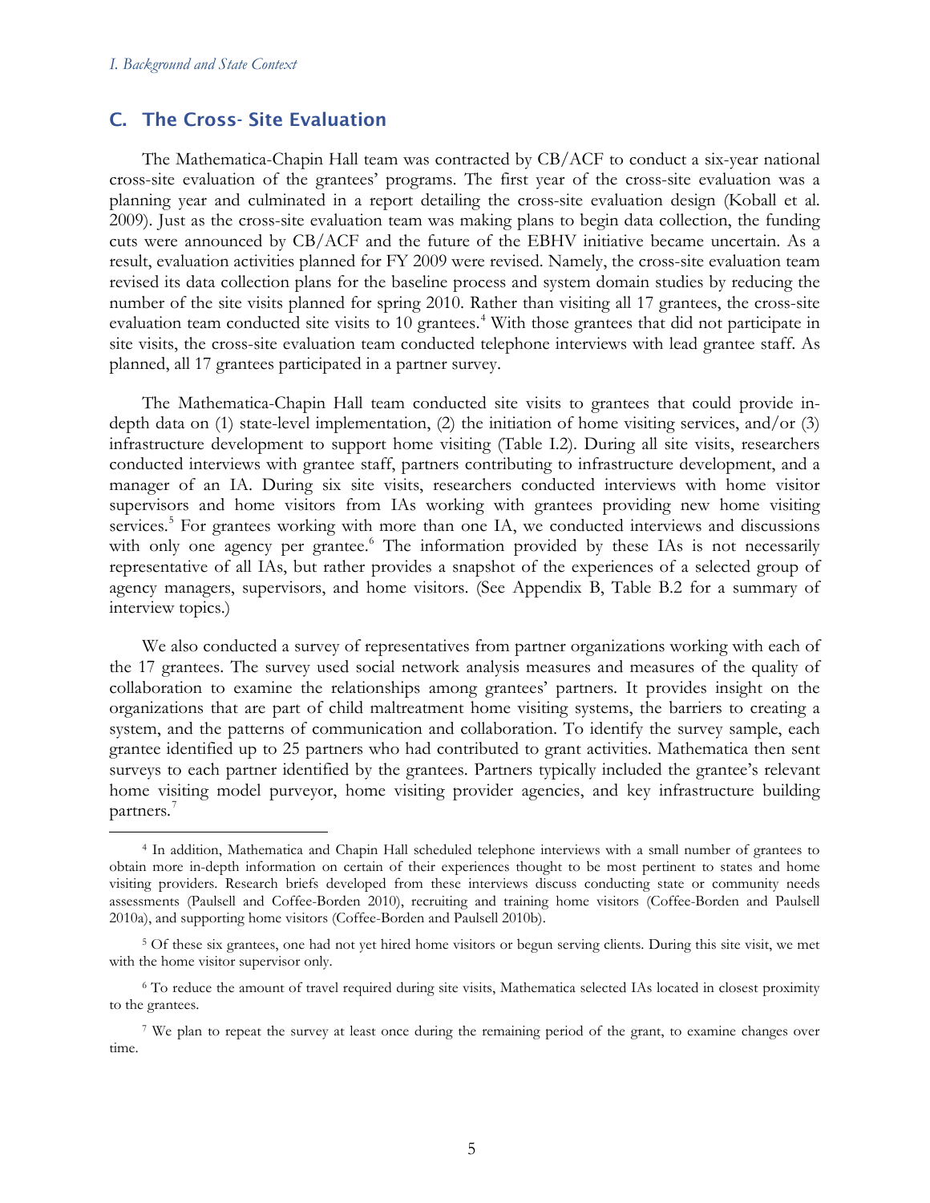## C. The Cross- Site Evaluation

The Mathematica-Chapin Hall team was contracted by CB/ACF to conduct a six-year national cross-site evaluation of the grantees' programs. The first year of the cross-site evaluation was a planning year and culminated in a report detailing the cross-site evaluation design (Koball et al. 2009). Just as the cross-site evaluation team was making plans to begin data collection, the funding cuts were announced by CB/ACF and the future of the EBHV initiative became uncertain. As a result, evaluation activities planned for FY 2009 were revised. Namely, the cross-site evaluation team revised its data collection plans for the baseline process and system domain studies by reducing the number of the site visits planned for spring 2010. Rather than visiting all 17 grantees, the cross-site evaluation team conducted site visits to 10 grantees.[4] With those grantees that did not participate in site visits, the cross-site evaluation team conducted telephone interviews with lead grantee staff. As planned, all 17 grantees participated in a partner survey.

The Mathematica-Chapin Hall team conducted site visits to grantees that could provide in-depth data on (1) state-level implementation, (2) the initiation of home visiting services, and/or (3) infrastructure development to support home visiting (Table I.2). During all site visits, researchers conducted interviews with grantee staff, partners contributing to infrastructure development, and a manager of an IA. During six site visits, researchers conducted interviews with home visitor supervisors and home visitors from IAs working with grantees providing new home visiting services.[5] For grantees working with more than one IA, we conducted interviews and discussions with only one agency per grantee.[6] The information provided by these IAs is not necessarily representative of all IAs, but rather provides a snapshot of the experiences of a selected group of agency managers, supervisors, and home visitors. (See Appendix B, Table B.2 for a summary of interview topics.)

We also conducted a survey of representatives from partner organizations working with each of the 17 grantees. The survey used social network analysis measures and measures of the quality of collaboration to examine the relationships among grantees' partners. It provides insight on the organizations that are part of child maltreatment home visiting systems, the barriers to creating a system, and the patterns of communication and collaboration. To identify the survey sample, each grantee identified up to 25 partners who had contributed to grant activities. Mathematica then sent surveys to each partner identified by the grantees. Partners typically included the grantee's relevant home visiting model purveyor, home visiting provider agencies, and key infrastructure building partners.[7]

---

[4] In addition, Mathematica and Chapin Hall scheduled telephone interviews with a small number of grantees to obtain more in-depth information on certain of their experiences thought to be most pertinent to states and home visiting providers. Research briefs developed from these interviews discuss conducting state or community needs assessments (Paulsell and Coffee-Borden 2010), recruiting and training home visitors (Coffee-Borden and Paulsell 2010a), and supporting home visitors (Coffee-Borden and Paulsell 2010b).

[5] Of these six grantees, one had not yet hired home visitors or begun serving clients. During this site visit, we met with the home visitor supervisor only.

[6] To reduce the amount of travel required during site visits, Mathematica selected IAs located in closest proximity to the grantees.

[7] We plan to repeat the survey at least once during the remaining period of the grant, to examine changes over time.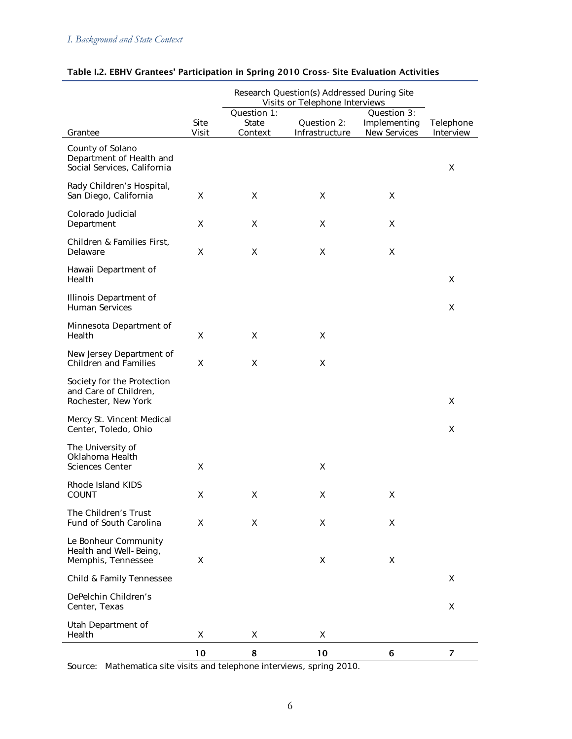**Table I.2. EBHV Grantees' Participation in Spring 2010 Cross-Site Evaluation Activities**

| Grantee | Site Visit | Research Question(s) Addressed During Site Visits or Telephone Interviews | | | Telephone Interview |
|---|---|---|---|---|---|
| | | Question 1: State Context | Question 2: Infrastructure | Question 3: Implementing New Services | |
| County of Solano Department of Health and Social Services, California | | | | | X |
| Rady Children's Hospital, San Diego, California | X | X | X | X | |
| Colorado Judicial Department | X | X | X | X | |
| Children & Families First, Delaware | X | X | X | X | |
| Hawaii Department of Health | | | | | X |
| Illinois Department of Human Services | | | | | X |
| Minnesota Department of Health | X | X | X | | |
| New Jersey Department of Children and Families | X | X | X | | |
| Society for the Protection and Care of Children, Rochester, New York | | | | | X |
| Mercy St. Vincent Medical Center, Toledo, Ohio | | | | | X |
| The University of Oklahoma Health Sciences Center | X | | X | | |
| Rhode Island KIDS COUNT | X | X | X | X | |
| The Children's Trust Fund of South Carolina | X | X | X | X | |
| Le Bonheur Community Health and Well-Being, Memphis, Tennessee | X | | X | X | |
| Child & Family Tennessee | | | | | X |
| DePelchin Children's Center, Texas | | | | | X |
| Utah Department of Health | X | X | X | | |
| | **10** | **8** | **10** | **6** | **7** |

Source: Mathematica site visits and telephone interviews, spring 2010.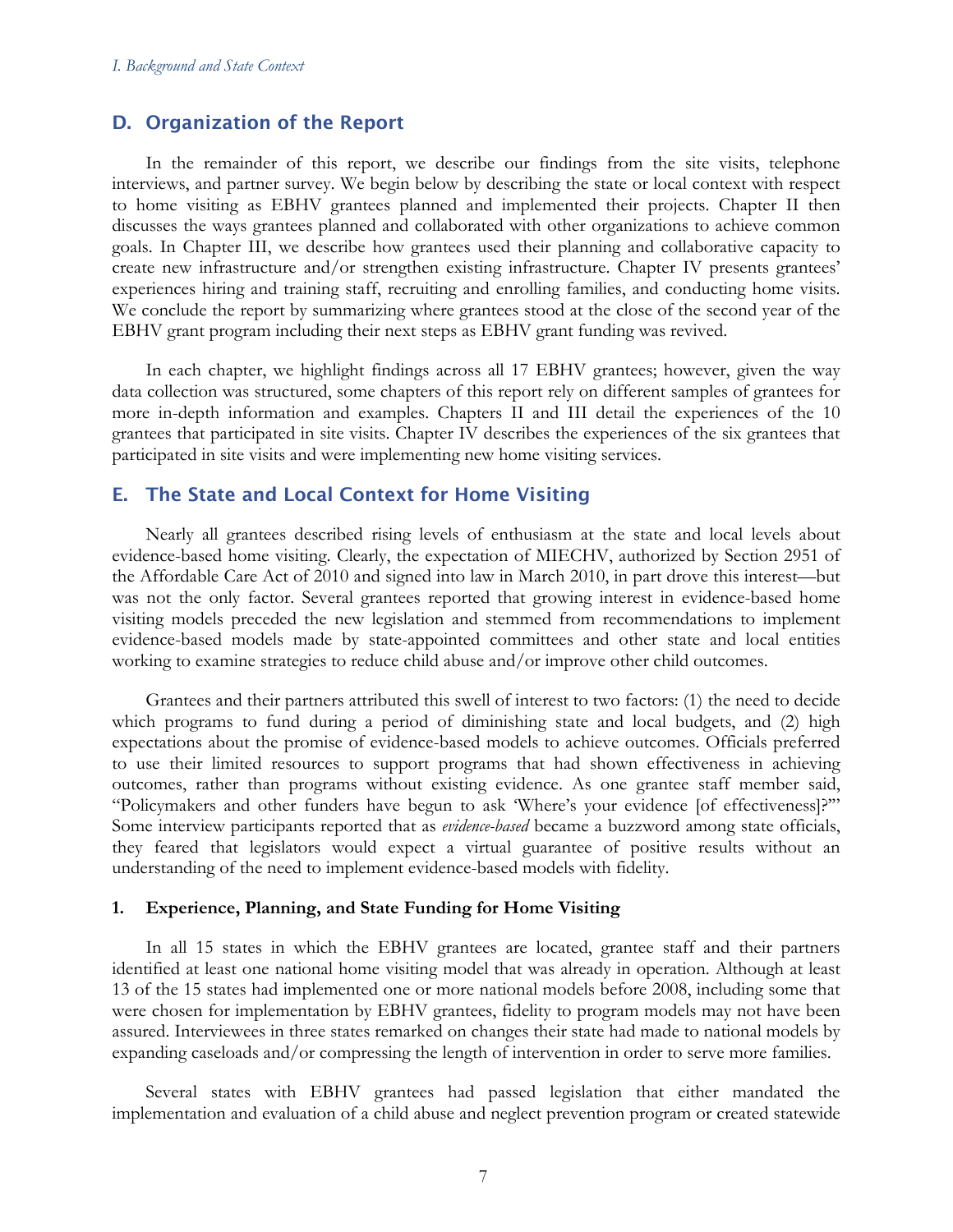## D. Organization of the Report

In the remainder of this report, we describe our findings from the site visits, telephone interviews, and partner survey. We begin below by describing the state or local context with respect to home visiting as EBHV grantees planned and implemented their projects. Chapter II then discusses the ways grantees planned and collaborated with other organizations to achieve common goals. In Chapter III, we describe how grantees used their planning and collaborative capacity to create new infrastructure and/or strengthen existing infrastructure. Chapter IV presents grantees' experiences hiring and training staff, recruiting and enrolling families, and conducting home visits. We conclude the report by summarizing where grantees stood at the close of the second year of the EBHV grant program including their next steps as EBHV grant funding was revived.

In each chapter, we highlight findings across all 17 EBHV grantees; however, given the way data collection was structured, some chapters of this report rely on different samples of grantees for more in-depth information and examples. Chapters II and III detail the experiences of the 10 grantees that participated in site visits. Chapter IV describes the experiences of the six grantees that participated in site visits and were implementing new home visiting services.

## E. The State and Local Context for Home Visiting

Nearly all grantees described rising levels of enthusiasm at the state and local levels about evidence-based home visiting. Clearly, the expectation of MIECHV, authorized by Section 2951 of the Affordable Care Act of 2010 and signed into law in March 2010, in part drove this interest—but was not the only factor. Several grantees reported that growing interest in evidence-based home visiting models preceded the new legislation and stemmed from recommendations to implement evidence-based models made by state-appointed committees and other state and local entities working to examine strategies to reduce child abuse and/or improve other child outcomes.

Grantees and their partners attributed this swell of interest to two factors: (1) the need to decide which programs to fund during a period of diminishing state and local budgets, and (2) high expectations about the promise of evidence-based models to achieve outcomes. Officials preferred to use their limited resources to support programs that had shown effectiveness in achieving outcomes, rather than programs without existing evidence. As one grantee staff member said, "Policymakers and other funders have begun to ask 'Where's your evidence [of effectiveness]?'" Some interview participants reported that as *evidence-based* became a buzzword among state officials, they feared that legislators would expect a virtual guarantee of positive results without an understanding of the need to implement evidence-based models with fidelity.

### 1. Experience, Planning, and State Funding for Home Visiting

In all 15 states in which the EBHV grantees are located, grantee staff and their partners identified at least one national home visiting model that was already in operation. Although at least 13 of the 15 states had implemented one or more national models before 2008, including some that were chosen for implementation by EBHV grantees, fidelity to program models may not have been assured. Interviewees in three states remarked on changes their state had made to national models by expanding caseloads and/or compressing the length of intervention in order to serve more families.

Several states with EBHV grantees had passed legislation that either mandated the implementation and evaluation of a child abuse and neglect prevention program or created statewide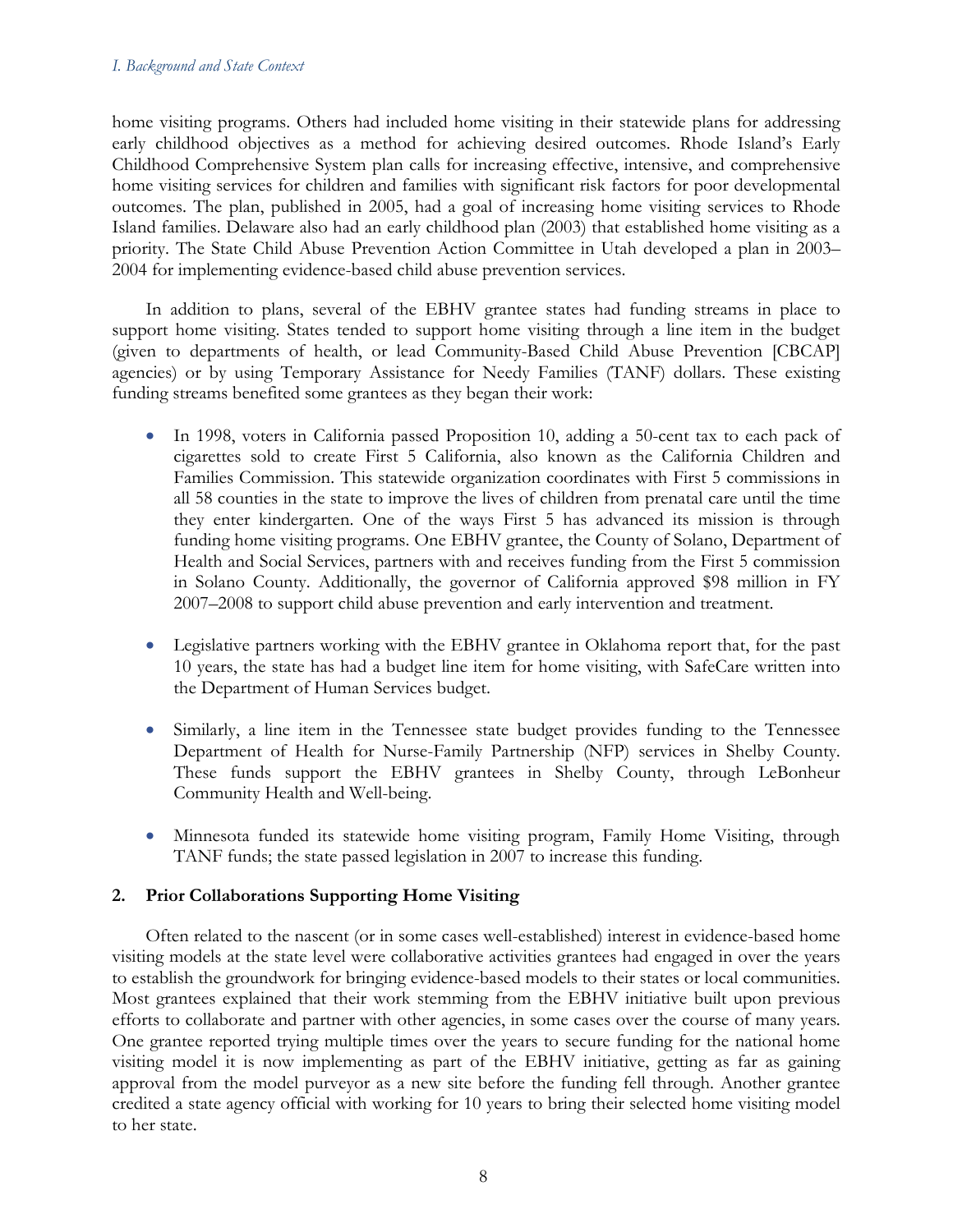home visiting programs. Others had included home visiting in their statewide plans for addressing early childhood objectives as a method for achieving desired outcomes. Rhode Island's Early Childhood Comprehensive System plan calls for increasing effective, intensive, and comprehensive home visiting services for children and families with significant risk factors for poor developmental outcomes. The plan, published in 2005, had a goal of increasing home visiting services to Rhode Island families. Delaware also had an early childhood plan (2003) that established home visiting as a priority. The State Child Abuse Prevention Action Committee in Utah developed a plan in 2003–2004 for implementing evidence-based child abuse prevention services.

In addition to plans, several of the EBHV grantee states had funding streams in place to support home visiting. States tended to support home visiting through a line item in the budget (given to departments of health, or lead Community-Based Child Abuse Prevention [CBCAP] agencies) or by using Temporary Assistance for Needy Families (TANF) dollars. These existing funding streams benefited some grantees as they began their work:

- In 1998, voters in California passed Proposition 10, adding a 50-cent tax to each pack of cigarettes sold to create First 5 California, also known as the California Children and Families Commission. This statewide organization coordinates with First 5 commissions in all 58 counties in the state to improve the lives of children from prenatal care until the time they enter kindergarten. One of the ways First 5 has advanced its mission is through funding home visiting programs. One EBHV grantee, the County of Solano, Department of Health and Social Services, partners with and receives funding from the First 5 commission in Solano County. Additionally, the governor of California approved $98 million in FY 2007–2008 to support child abuse prevention and early intervention and treatment.

- Legislative partners working with the EBHV grantee in Oklahoma report that, for the past 10 years, the state has had a budget line item for home visiting, with SafeCare written into the Department of Human Services budget.

- Similarly, a line item in the Tennessee state budget provides funding to the Tennessee Department of Health for Nurse-Family Partnership (NFP) services in Shelby County. These funds support the EBHV grantees in Shelby County, through LeBonheur Community Health and Well-being.

- Minnesota funded its statewide home visiting program, Family Home Visiting, through TANF funds; the state passed legislation in 2007 to increase this funding.

### 2. Prior Collaborations Supporting Home Visiting

Often related to the nascent (or in some cases well-established) interest in evidence-based home visiting models at the state level were collaborative activities grantees had engaged in over the years to establish the groundwork for bringing evidence-based models to their states or local communities. Most grantees explained that their work stemming from the EBHV initiative built upon previous efforts to collaborate and partner with other agencies, in some cases over the course of many years. One grantee reported trying multiple times over the years to secure funding for the national home visiting model it is now implementing as part of the EBHV initiative, getting as far as gaining approval from the model purveyor as a new site before the funding fell through. Another grantee credited a state agency official with working for 10 years to bring their selected home visiting model to her state.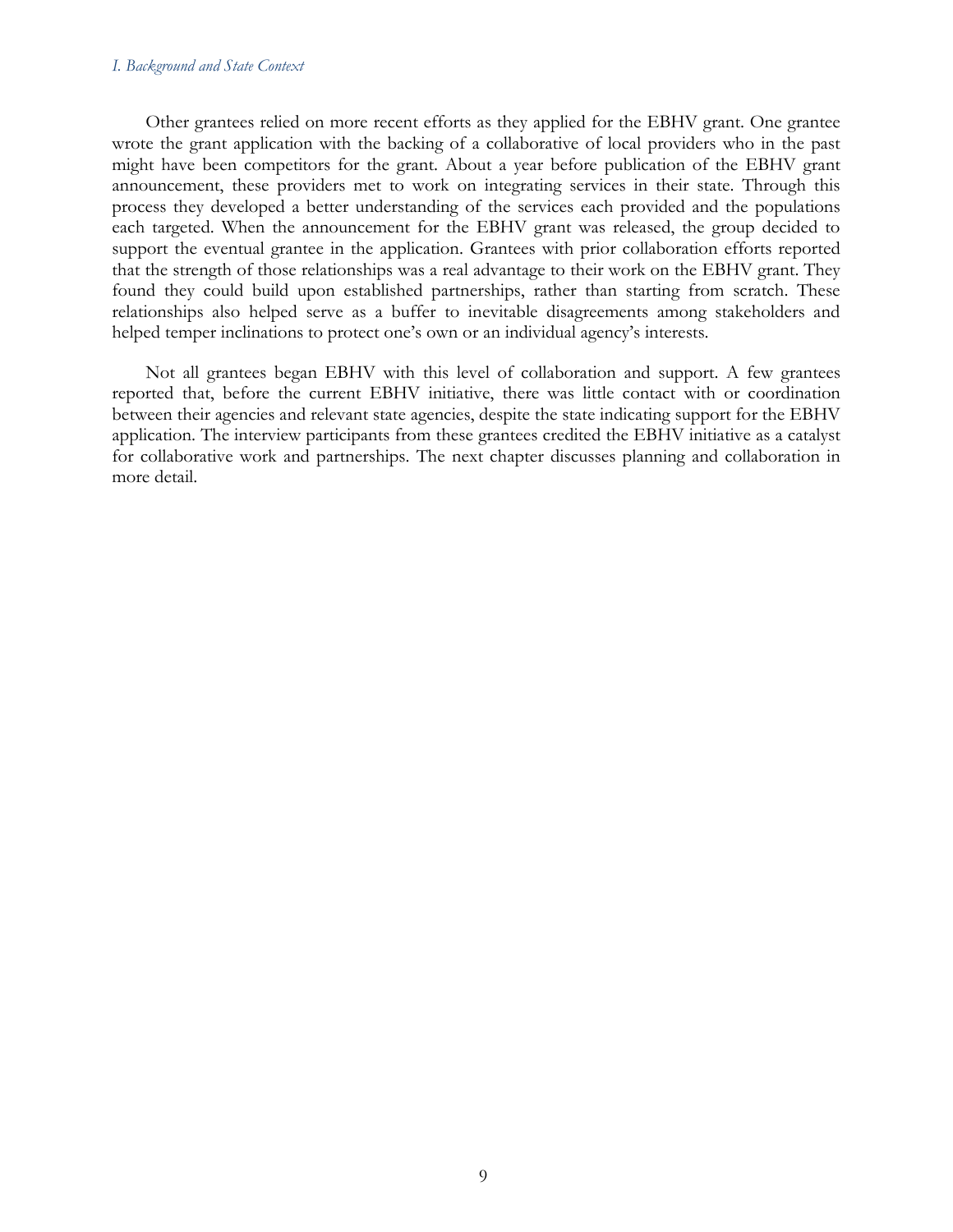Other grantees relied on more recent efforts as they applied for the EBHV grant. One grantee wrote the grant application with the backing of a collaborative of local providers who in the past might have been competitors for the grant. About a year before publication of the EBHV grant announcement, these providers met to work on integrating services in their state. Through this process they developed a better understanding of the services each provided and the populations each targeted. When the announcement for the EBHV grant was released, the group decided to support the eventual grantee in the application. Grantees with prior collaboration efforts reported that the strength of those relationships was a real advantage to their work on the EBHV grant. They found they could build upon established partnerships, rather than starting from scratch. These relationships also helped serve as a buffer to inevitable disagreements among stakeholders and helped temper inclinations to protect one's own or an individual agency's interests.

Not all grantees began EBHV with this level of collaboration and support. A few grantees reported that, before the current EBHV initiative, there was little contact with or coordination between their agencies and relevant state agencies, despite the state indicating support for the EBHV application. The interview participants from these grantees credited the EBHV initiative as a catalyst for collaborative work and partnerships. The next chapter discusses planning and collaboration in more detail.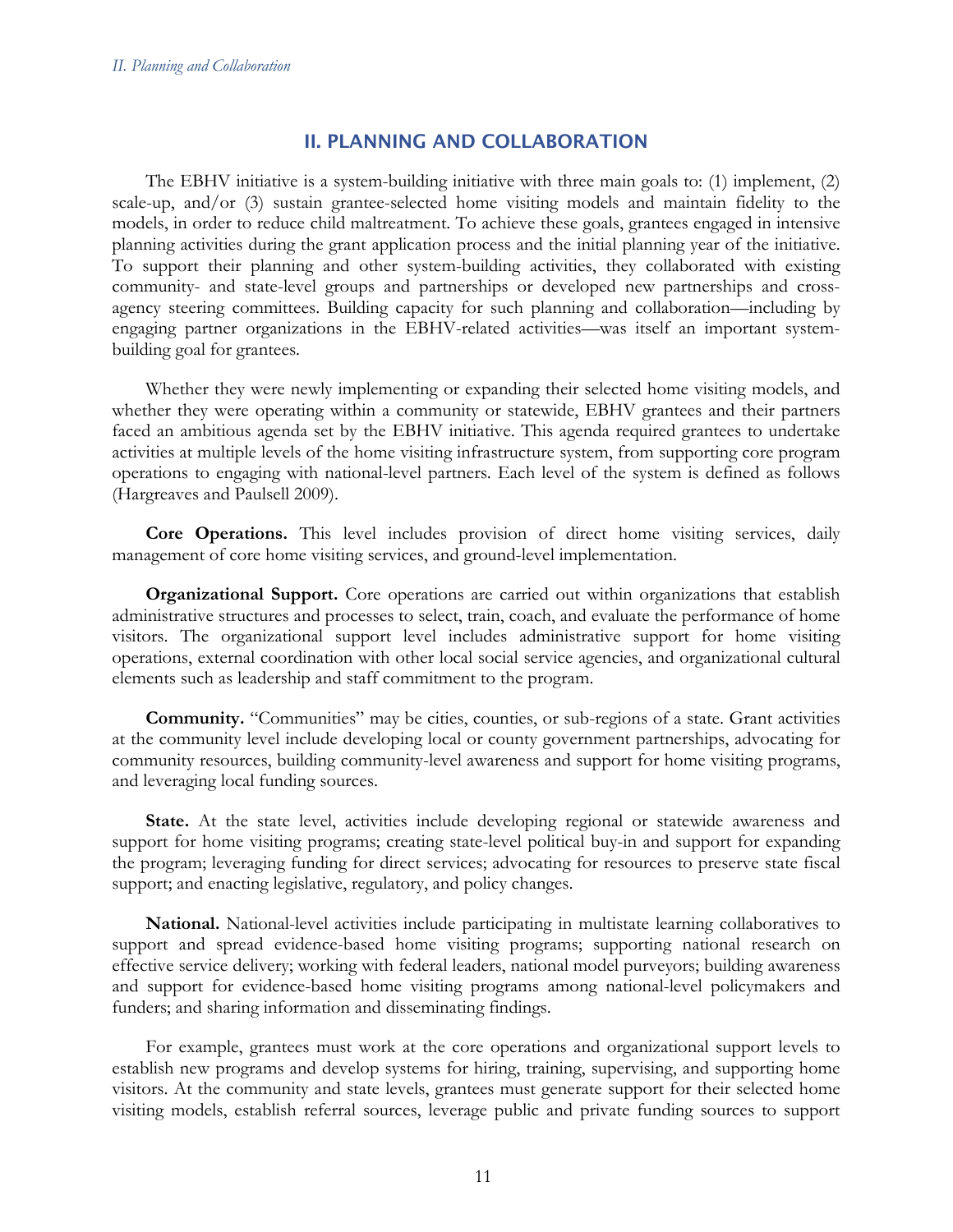## II. PLANNING AND COLLABORATION

The EBHV initiative is a system-building initiative with three main goals to: (1) implement, (2) scale-up, and/or (3) sustain grantee-selected home visiting models and maintain fidelity to the models, in order to reduce child maltreatment. To achieve these goals, grantees engaged in intensive planning activities during the grant application process and the initial planning year of the initiative. To support their planning and other system-building activities, they collaborated with existing community- and state-level groups and partnerships or developed new partnerships and cross-agency steering committees. Building capacity for such planning and collaboration—including by engaging partner organizations in the EBHV-related activities—was itself an important system-building goal for grantees.

Whether they were newly implementing or expanding their selected home visiting models, and whether they were operating within a community or statewide, EBHV grantees and their partners faced an ambitious agenda set by the EBHV initiative. This agenda required grantees to undertake activities at multiple levels of the home visiting infrastructure system, from supporting core program operations to engaging with national-level partners. Each level of the system is defined as follows (Hargreaves and Paulsell 2009).

**Core Operations.** This level includes provision of direct home visiting services, daily management of core home visiting services, and ground-level implementation.

**Organizational Support.** Core operations are carried out within organizations that establish administrative structures and processes to select, train, coach, and evaluate the performance of home visitors. The organizational support level includes administrative support for home visiting operations, external coordination with other local social service agencies, and organizational cultural elements such as leadership and staff commitment to the program.

**Community.** "Communities" may be cities, counties, or sub-regions of a state. Grant activities at the community level include developing local or county government partnerships, advocating for community resources, building community-level awareness and support for home visiting programs, and leveraging local funding sources.

**State.** At the state level, activities include developing regional or statewide awareness and support for home visiting programs; creating state-level political buy-in and support for expanding the program; leveraging funding for direct services; advocating for resources to preserve state fiscal support; and enacting legislative, regulatory, and policy changes.

**National.** National-level activities include participating in multistate learning collaboratives to support and spread evidence-based home visiting programs; supporting national research on effective service delivery; working with federal leaders, national model purveyors; building awareness and support for evidence-based home visiting programs among national-level policymakers and funders; and sharing information and disseminating findings.

For example, grantees must work at the core operations and organizational support levels to establish new programs and develop systems for hiring, training, supervising, and supporting home visitors. At the community and state levels, grantees must generate support for their selected home visiting models, establish referral sources, leverage public and private funding sources to support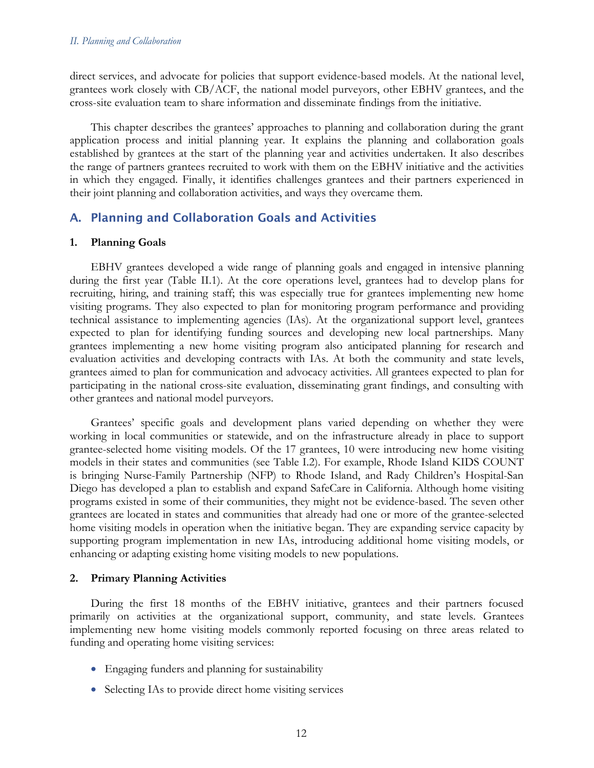direct services, and advocate for policies that support evidence-based models. At the national level, grantees work closely with CB/ACF, the national model purveyors, other EBHV grantees, and the cross-site evaluation team to share information and disseminate findings from the initiative.

This chapter describes the grantees' approaches to planning and collaboration during the grant application process and initial planning year. It explains the planning and collaboration goals established by grantees at the start of the planning year and activities undertaken. It also describes the range of partners grantees recruited to work with them on the EBHV initiative and the activities in which they engaged. Finally, it identifies challenges grantees and their partners experienced in their joint planning and collaboration activities, and ways they overcame them.

## A. Planning and Collaboration Goals and Activities

### 1. Planning Goals

EBHV grantees developed a wide range of planning goals and engaged in intensive planning during the first year (Table II.1). At the core operations level, grantees had to develop plans for recruiting, hiring, and training staff; this was especially true for grantees implementing new home visiting programs. They also expected to plan for monitoring program performance and providing technical assistance to implementing agencies (IAs). At the organizational support level, grantees expected to plan for identifying funding sources and developing new local partnerships. Many grantees implementing a new home visiting program also anticipated planning for research and evaluation activities and developing contracts with IAs. At both the community and state levels, grantees aimed to plan for communication and advocacy activities. All grantees expected to plan for participating in the national cross-site evaluation, disseminating grant findings, and consulting with other grantees and national model purveyors.

Grantees' specific goals and development plans varied depending on whether they were working in local communities or statewide, and on the infrastructure already in place to support grantee-selected home visiting models. Of the 17 grantees, 10 were introducing new home visiting models in their states and communities (see Table I.2). For example, Rhode Island KIDS COUNT is bringing Nurse-Family Partnership (NFP) to Rhode Island, and Rady Children's Hospital-San Diego has developed a plan to establish and expand SafeCare in California. Although home visiting programs existed in some of their communities, they might not be evidence-based. The seven other grantees are located in states and communities that already had one or more of the grantee-selected home visiting models in operation when the initiative began. They are expanding service capacity by supporting program implementation in new IAs, introducing additional home visiting models, or enhancing or adapting existing home visiting models to new populations.

### 2. Primary Planning Activities

During the first 18 months of the EBHV initiative, grantees and their partners focused primarily on activities at the organizational support, community, and state levels. Grantees implementing new home visiting models commonly reported focusing on three areas related to funding and operating home visiting services:

- Engaging funders and planning for sustainability
- Selecting IAs to provide direct home visiting services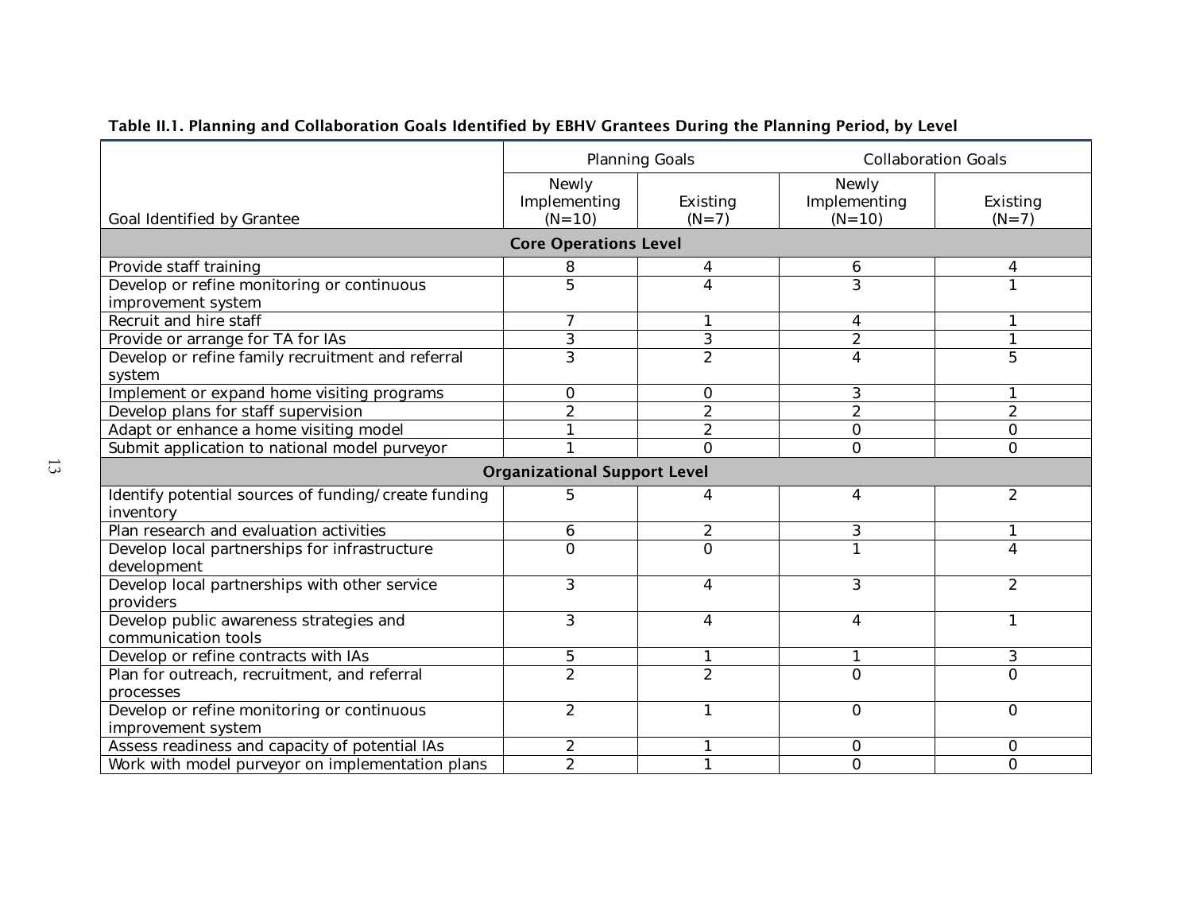**Table II.1. Planning and Collaboration Goals Identified by EBHV Grantees During the Planning Period, by Level**

| Goal Identified by Grantee | Planning Goals | | Collaboration Goals | |
|---|---|---|---|---|
| | Newly Implementing (N=10) | Existing (N=7) | Newly Implementing (N=10) | Existing (N=7) |
| **Core Operations Level** | | | | |
| Provide staff training | 8 | 4 | 6 | 4 |
| Develop or refine monitoring or continuous improvement system | 5 | 4 | 3 | 1 |
| Recruit and hire staff | 7 | 1 | 4 | 1 |
| Provide or arrange for TA for IAs | 3 | 3 | 2 | 1 |
| Develop or refine family recruitment and referral system | 3 | 2 | 4 | 5 |
| Implement or expand home visiting programs | 0 | 0 | 3 | 1 |
| Develop plans for staff supervision | 2 | 2 | 2 | 2 |
| Adapt or enhance a home visiting model | 1 | 2 | 0 | 0 |
| Submit application to national model purveyor | 1 | 0 | 0 | 0 |
| **Organizational Support Level** | | | | |
| Identify potential sources of funding/create funding inventory | 5 | 4 | 4 | 2 |
| Plan research and evaluation activities | 6 | 2 | 3 | 1 |
| Develop local partnerships for infrastructure development | 0 | 0 | 1 | 4 |
| Develop local partnerships with other service providers | 3 | 4 | 3 | 2 |
| Develop public awareness strategies and communication tools | 3 | 4 | 4 | 1 |
| Develop or refine contracts with IAs | 5 | 1 | 1 | 3 |
| Plan for outreach, recruitment, and referral processes | 2 | 2 | 0 | 0 |
| Develop or refine monitoring or continuous improvement system | 2 | 1 | 0 | 0 |
| Assess readiness and capacity of potential IAs | 2 | 1 | 0 | 0 |
| Work with model purveyor on implementation plans | 2 | 1 | 0 | 0 |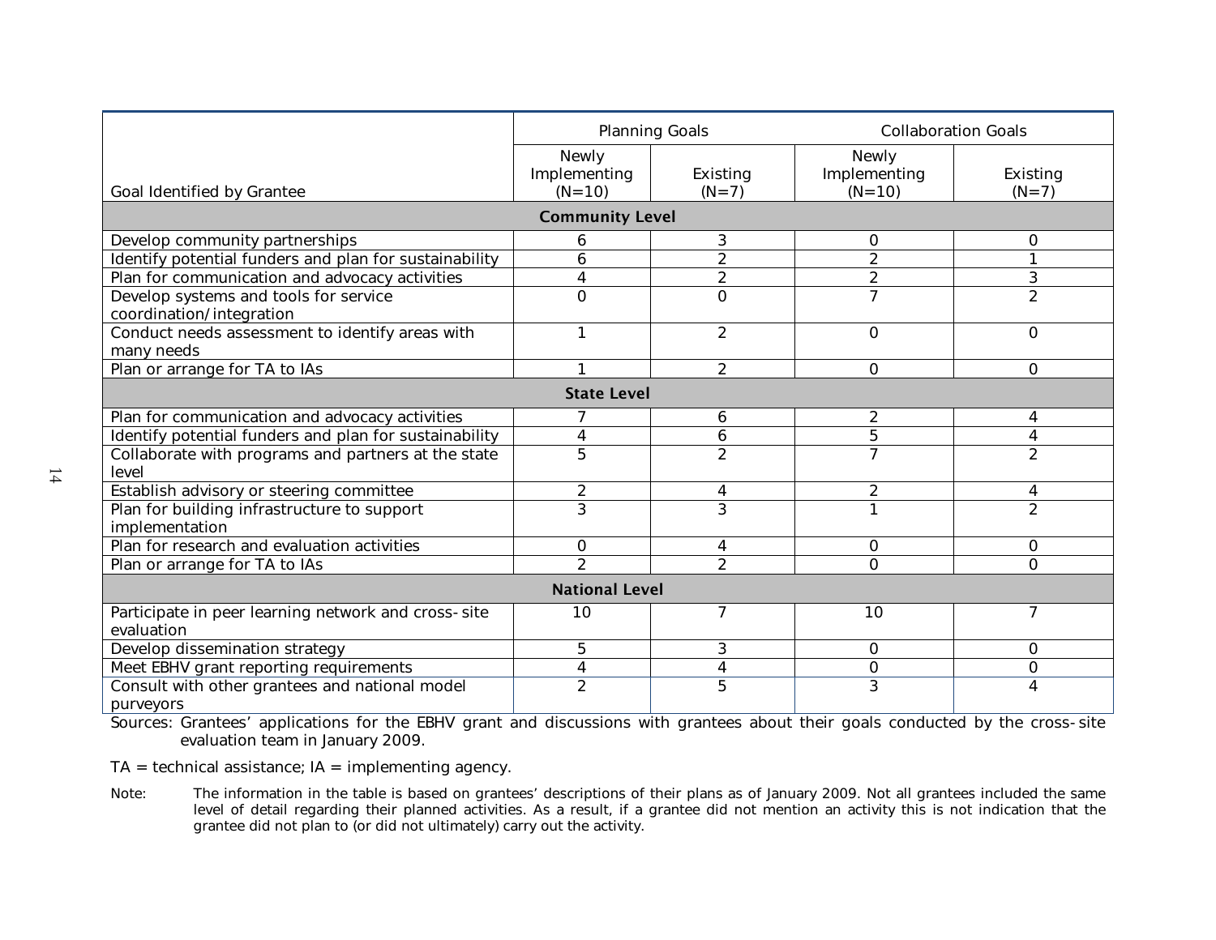| Goal Identified by Grantee | Planning Goals | | Collaboration Goals | |
|---|---|---|---|---|
| | Newly Implementing (N=10) | Existing (N=7) | Newly Implementing (N=10) | Existing (N=7) |
| **Community Level** | | | | |
| Develop community partnerships | 6 | 3 | 0 | 0 |
| Identify potential funders and plan for sustainability | 6 | 2 | 2 | 1 |
| Plan for communication and advocacy activities | 4 | 2 | 2 | 3 |
| Develop systems and tools for service coordination/integration | 0 | 0 | 7 | 2 |
| Conduct needs assessment to identify areas with many needs | 1 | 2 | 0 | 0 |
| Plan or arrange for TA to IAs | 1 | 2 | 0 | 0 |
| **State Level** | | | | |
| Plan for communication and advocacy activities | 7 | 6 | 2 | 4 |
| Identify potential funders and plan for sustainability | 4 | 6 | 5 | 4 |
| Collaborate with programs and partners at the state level | 5 | 2 | 7 | 2 |
| Establish advisory or steering committee | 2 | 4 | 2 | 4 |
| Plan for building infrastructure to support implementation | 3 | 3 | 1 | 2 |
| Plan for research and evaluation activities | 0 | 4 | 0 | 0 |
| Plan or arrange for TA to IAs | 2 | 2 | 0 | 0 |
| **National Level** | | | | |
| Participate in peer learning network and cross-site evaluation | 10 | 7 | 10 | 7 |
| Develop dissemination strategy | 5 | 3 | 0 | 0 |
| Meet EBHV grant reporting requirements | 4 | 4 | 0 | 0 |
| Consult with other grantees and national model purveyors | 2 | 5 | 3 | 4 |

Sources: Grantees' applications for the EBHV grant and discussions with grantees about their goals conducted by the cross-site evaluation team in January 2009.

TA = technical assistance; IA = implementing agency.

Note: The information in the table is based on grantees' descriptions of their plans as of January 2009. Not all grantees included the same level of detail regarding their planned activities. As a result, if a grantee did not mention an activity this is not indication that the grantee did not plan to (or did not ultimately) carry out the activity.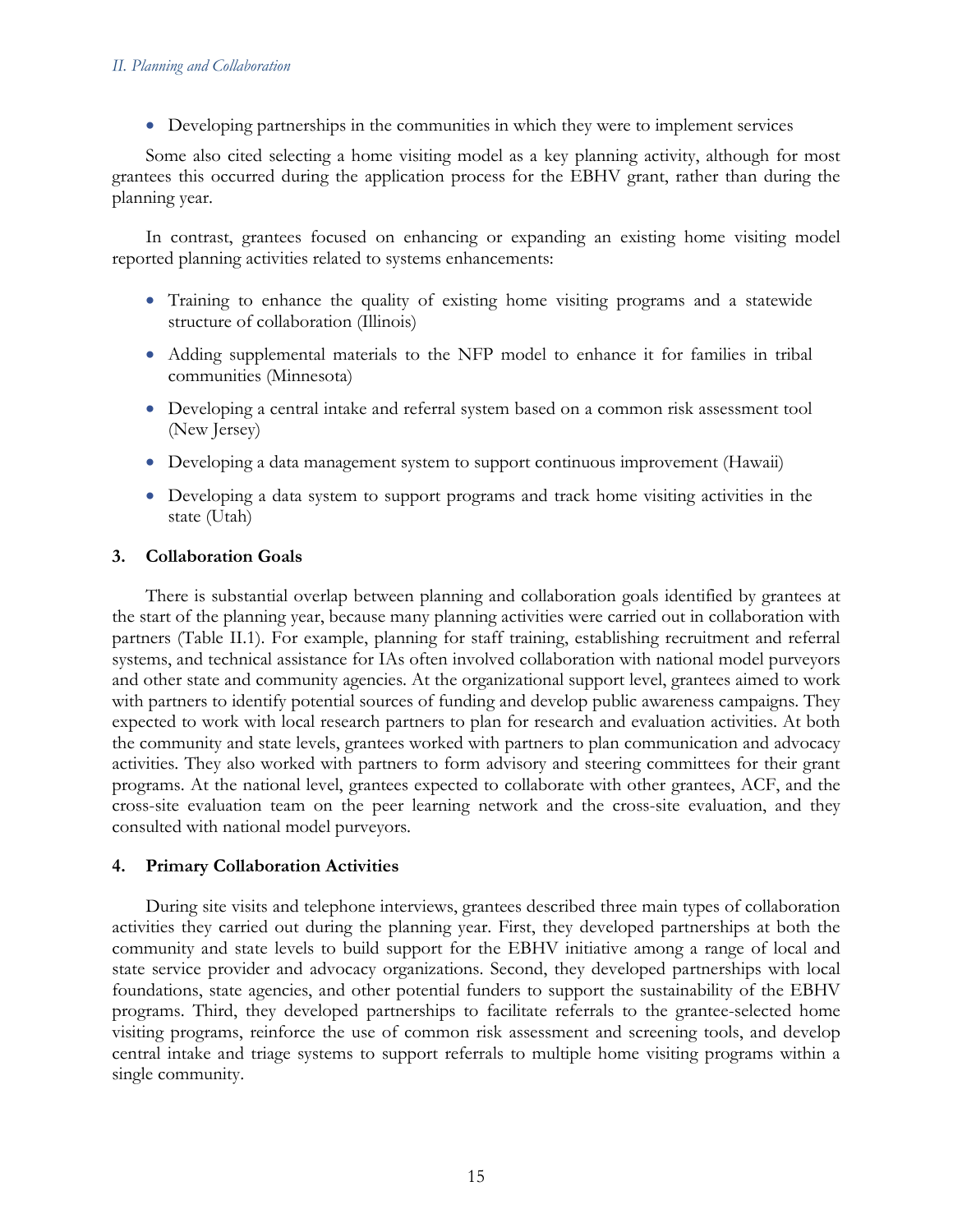- Developing partnerships in the communities in which they were to implement services

Some also cited selecting a home visiting model as a key planning activity, although for most grantees this occurred during the application process for the EBHV grant, rather than during the planning year.

In contrast, grantees focused on enhancing or expanding an existing home visiting model reported planning activities related to systems enhancements:

- Training to enhance the quality of existing home visiting programs and a statewide structure of collaboration (Illinois)
- Adding supplemental materials to the NFP model to enhance it for families in tribal communities (Minnesota)
- Developing a central intake and referral system based on a common risk assessment tool (New Jersey)
- Developing a data management system to support continuous improvement (Hawaii)
- Developing a data system to support programs and track home visiting activities in the state (Utah)

### 3. Collaboration Goals

There is substantial overlap between planning and collaboration goals identified by grantees at the start of the planning year, because many planning activities were carried out in collaboration with partners (Table II.1). For example, planning for staff training, establishing recruitment and referral systems, and technical assistance for IAs often involved collaboration with national model purveyors and other state and community agencies. At the organizational support level, grantees aimed to work with partners to identify potential sources of funding and develop public awareness campaigns. They expected to work with local research partners to plan for research and evaluation activities. At both the community and state levels, grantees worked with partners to plan communication and advocacy activities. They also worked with partners to form advisory and steering committees for their grant programs. At the national level, grantees expected to collaborate with other grantees, ACF, and the cross-site evaluation team on the peer learning network and the cross-site evaluation, and they consulted with national model purveyors.

### 4. Primary Collaboration Activities

During site visits and telephone interviews, grantees described three main types of collaboration activities they carried out during the planning year. First, they developed partnerships at both the community and state levels to build support for the EBHV initiative among a range of local and state service provider and advocacy organizations. Second, they developed partnerships with local foundations, state agencies, and other potential funders to support the sustainability of the EBHV programs. Third, they developed partnerships to facilitate referrals to the grantee-selected home visiting programs, reinforce the use of common risk assessment and screening tools, and develop central intake and triage systems to support referrals to multiple home visiting programs within a single community.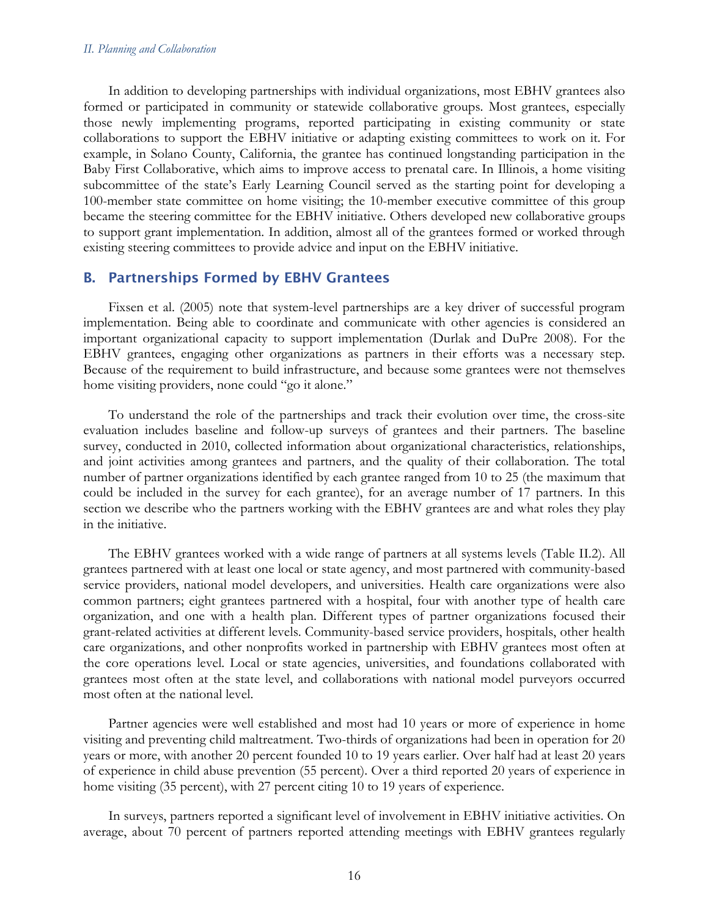In addition to developing partnerships with individual organizations, most EBHV grantees also formed or participated in community or statewide collaborative groups. Most grantees, especially those newly implementing programs, reported participating in existing community or state collaborations to support the EBHV initiative or adapting existing committees to work on it. For example, in Solano County, California, the grantee has continued longstanding participation in the Baby First Collaborative, which aims to improve access to prenatal care. In Illinois, a home visiting subcommittee of the state's Early Learning Council served as the starting point for developing a 100-member state committee on home visiting; the 10-member executive committee of this group became the steering committee for the EBHV initiative. Others developed new collaborative groups to support grant implementation. In addition, almost all of the grantees formed or worked through existing steering committees to provide advice and input on the EBHV initiative.

## B. Partnerships Formed by EBHV Grantees

Fixsen et al. (2005) note that system-level partnerships are a key driver of successful program implementation. Being able to coordinate and communicate with other agencies is considered an important organizational capacity to support implementation (Durlak and DuPre 2008). For the EBHV grantees, engaging other organizations as partners in their efforts was a necessary step. Because of the requirement to build infrastructure, and because some grantees were not themselves home visiting providers, none could "go it alone."

To understand the role of the partnerships and track their evolution over time, the cross-site evaluation includes baseline and follow-up surveys of grantees and their partners. The baseline survey, conducted in 2010, collected information about organizational characteristics, relationships, and joint activities among grantees and partners, and the quality of their collaboration. The total number of partner organizations identified by each grantee ranged from 10 to 25 (the maximum that could be included in the survey for each grantee), for an average number of 17 partners. In this section we describe who the partners working with the EBHV grantees are and what roles they play in the initiative.

The EBHV grantees worked with a wide range of partners at all systems levels (Table II.2). All grantees partnered with at least one local or state agency, and most partnered with community-based service providers, national model developers, and universities. Health care organizations were also common partners; eight grantees partnered with a hospital, four with another type of health care organization, and one with a health plan. Different types of partner organizations focused their grant-related activities at different levels. Community-based service providers, hospitals, other health care organizations, and other nonprofits worked in partnership with EBHV grantees most often at the core operations level. Local or state agencies, universities, and foundations collaborated with grantees most often at the state level, and collaborations with national model purveyors occurred most often at the national level.

Partner agencies were well established and most had 10 years or more of experience in home visiting and preventing child maltreatment. Two-thirds of organizations had been in operation for 20 years or more, with another 20 percent founded 10 to 19 years earlier. Over half had at least 20 years of experience in child abuse prevention (55 percent). Over a third reported 20 years of experience in home visiting (35 percent), with 27 percent citing 10 to 19 years of experience.

In surveys, partners reported a significant level of involvement in EBHV initiative activities. On average, about 70 percent of partners reported attending meetings with EBHV grantees regularly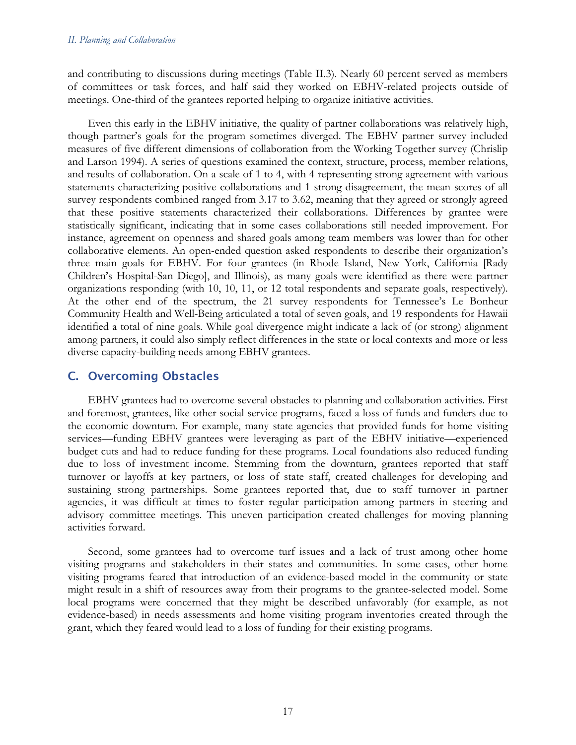and contributing to discussions during meetings (Table II.3). Nearly 60 percent served as members of committees or task forces, and half said they worked on EBHV-related projects outside of meetings. One-third of the grantees reported helping to organize initiative activities.

Even this early in the EBHV initiative, the quality of partner collaborations was relatively high, though partner's goals for the program sometimes diverged. The EBHV partner survey included measures of five different dimensions of collaboration from the Working Together survey (Chrislip and Larson 1994). A series of questions examined the context, structure, process, member relations, and results of collaboration. On a scale of 1 to 4, with 4 representing strong agreement with various statements characterizing positive collaborations and 1 strong disagreement, the mean scores of all survey respondents combined ranged from 3.17 to 3.62, meaning that they agreed or strongly agreed that these positive statements characterized their collaborations. Differences by grantee were statistically significant, indicating that in some cases collaborations still needed improvement. For instance, agreement on openness and shared goals among team members was lower than for other collaborative elements. An open-ended question asked respondents to describe their organization's three main goals for EBHV. For four grantees (in Rhode Island, New York, California [Rady Children's Hospital-San Diego], and Illinois), as many goals were identified as there were partner organizations responding (with 10, 10, 11, or 12 total respondents and separate goals, respectively). At the other end of the spectrum, the 21 survey respondents for Tennessee's Le Bonheur Community Health and Well-Being articulated a total of seven goals, and 19 respondents for Hawaii identified a total of nine goals. While goal divergence might indicate a lack of (or strong) alignment among partners, it could also simply reflect differences in the state or local contexts and more or less diverse capacity-building needs among EBHV grantees.

## C. Overcoming Obstacles

EBHV grantees had to overcome several obstacles to planning and collaboration activities. First and foremost, grantees, like other social service programs, faced a loss of funds and funders due to the economic downturn. For example, many state agencies that provided funds for home visiting services—funding EBHV grantees were leveraging as part of the EBHV initiative—experienced budget cuts and had to reduce funding for these programs. Local foundations also reduced funding due to loss of investment income. Stemming from the downturn, grantees reported that staff turnover or layoffs at key partners, or loss of state staff, created challenges for developing and sustaining strong partnerships. Some grantees reported that, due to staff turnover in partner agencies, it was difficult at times to foster regular participation among partners in steering and advisory committee meetings. This uneven participation created challenges for moving planning activities forward.

Second, some grantees had to overcome turf issues and a lack of trust among other home visiting programs and stakeholders in their states and communities. In some cases, other home visiting programs feared that introduction of an evidence-based model in the community or state might result in a shift of resources away from their programs to the grantee-selected model. Some local programs were concerned that they might be described unfavorably (for example, as not evidence-based) in needs assessments and home visiting program inventories created through the grant, which they feared would lead to a loss of funding for their existing programs.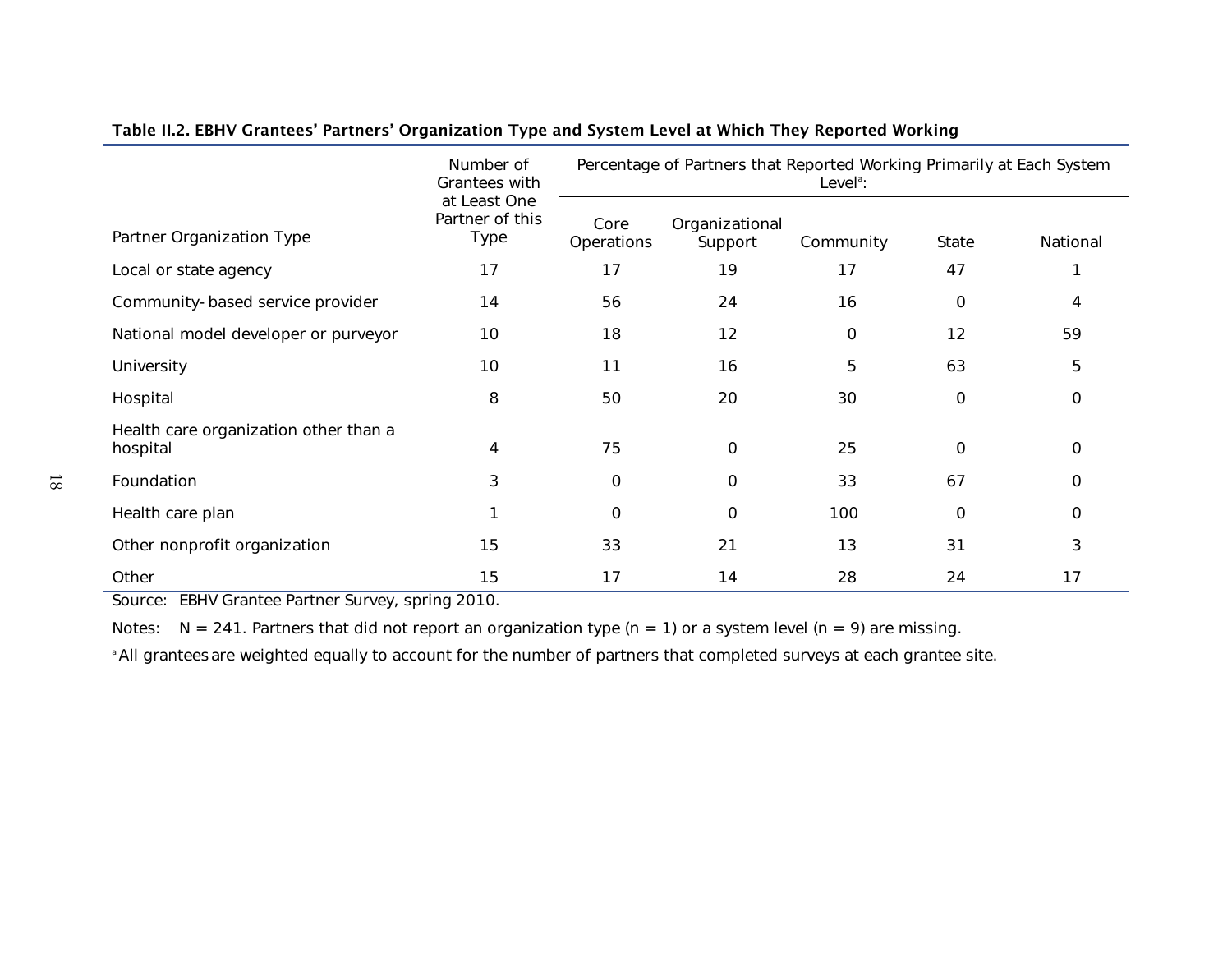**Table II.2. EBHV Grantees' Partners' Organization Type and System Level at Which They Reported Working**

| Partner Organization Type | Number of Grantees with at Least One Partner of this Type | Percentage of Partners that Reported Working Primarily at Each System Level[a]: | | | | |
|---|---|---|---|---|---|---|
| | | Core Operations | Organizational Support | Community | State | National |
| Local or state agency | 17 | 17 | 19 | 17 | 47 | 1 |
| Community- based service provider | 14 | 56 | 24 | 16 | 0 | 4 |
| National model developer or purveyor | 10 | 18 | 12 | 0 | 12 | 59 |
| University | 10 | 11 | 16 | 5 | 63 | 5 |
| Hospital | 8 | 50 | 20 | 30 | 0 | 0 |
| Health care organization other than a hospital | 4 | 75 | 0 | 25 | 0 | 0 |
| Foundation | 3 | 0 | 0 | 33 | 67 | 0 |
| Health care plan | 1 | 0 | 0 | 100 | 0 | 0 |
| Other nonprofit organization | 15 | 33 | 21 | 13 | 31 | 3 |
| Other | 15 | 17 | 14 | 28 | 24 | 17 |

Source: EBHV Grantee Partner Survey, spring 2010.

Notes: N = 241. Partners that did not report an organization type (n = 1) or a system level (n = 9) are missing.

[a] All grantees are weighted equally to account for the number of partners that completed surveys at each grantee site.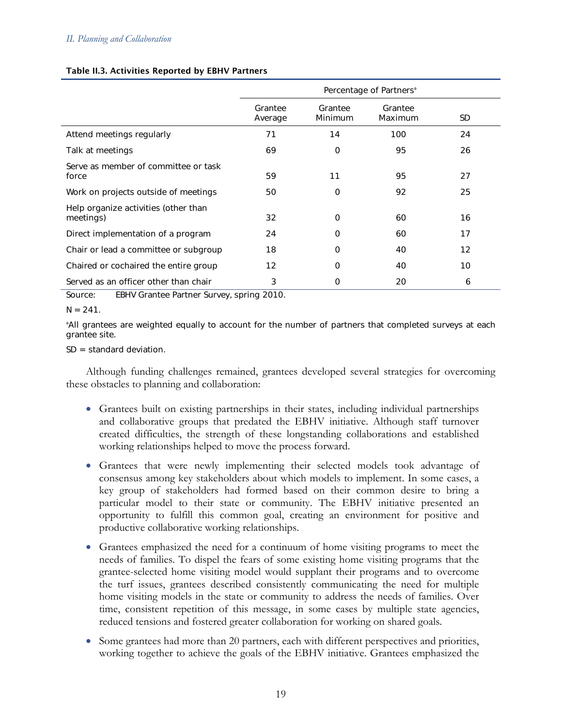**Table II.3. Activities Reported by EBHV Partners**

| | Percentage of Partners[a] | | | |
|---|---|---|---|---|
| | Grantee Average | Grantee Minimum | Grantee Maximum | SD |
| Attend meetings regularly | 71 | 14 | 100 | 24 |
| Talk at meetings | 69 | 0 | 95 | 26 |
| Serve as member of committee or task force | 59 | 11 | 95 | 27 |
| Work on projects outside of meetings | 50 | 0 | 92 | 25 |
| Help organize activities (other than meetings) | 32 | 0 | 60 | 16 |
| Direct implementation of a program | 24 | 0 | 60 | 17 |
| Chair or lead a committee or subgroup | 18 | 0 | 40 | 12 |
| Chaired or cochaired the entire group | 12 | 0 | 40 | 10 |
| Served as an officer other than chair | 3 | 0 | 20 | 6 |

Source: EBHV Grantee Partner Survey, spring 2010.

N = 241.

[a]All grantees are weighted equally to account for the number of partners that completed surveys at each grantee site.

SD = standard deviation.

Although funding challenges remained, grantees developed several strategies for overcoming these obstacles to planning and collaboration:

- Grantees built on existing partnerships in their states, including individual partnerships and collaborative groups that predated the EBHV initiative. Although staff turnover created difficulties, the strength of these longstanding collaborations and established working relationships helped to move the process forward.
- Grantees that were newly implementing their selected models took advantage of consensus among key stakeholders about which models to implement. In some cases, a key group of stakeholders had formed based on their common desire to bring a particular model to their state or community. The EBHV initiative presented an opportunity to fulfill this common goal, creating an environment for positive and productive collaborative working relationships.
- Grantees emphasized the need for a continuum of home visiting programs to meet the needs of families. To dispel the fears of some existing home visiting programs that the grantee-selected home visiting model would supplant their programs and to overcome the turf issues, grantees described consistently communicating the need for multiple home visiting models in the state or community to address the needs of families. Over time, consistent repetition of this message, in some cases by multiple state agencies, reduced tensions and fostered greater collaboration for working on shared goals.
- Some grantees had more than 20 partners, each with different perspectives and priorities, working together to achieve the goals of the EBHV initiative. Grantees emphasized the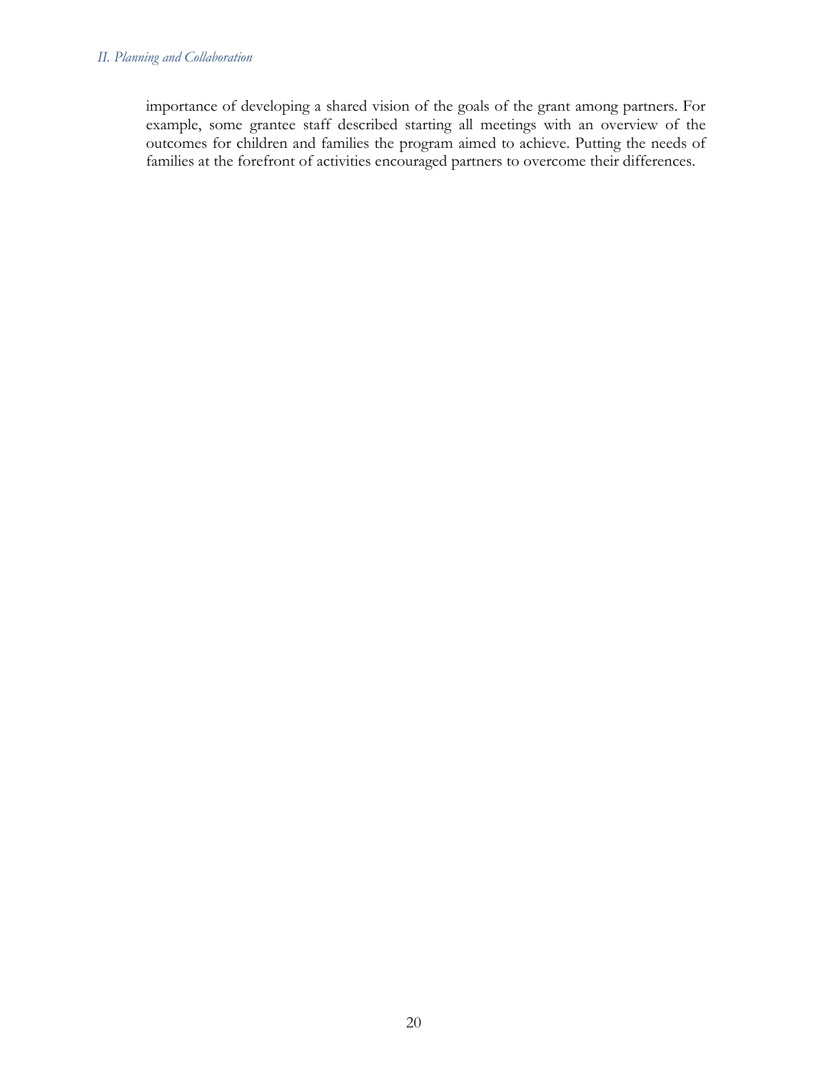importance of developing a shared vision of the goals of the grant among partners. For example, some grantee staff described starting all meetings with an overview of the outcomes for children and families the program aimed to achieve. Putting the needs of families at the forefront of activities encouraged partners to overcome their differences.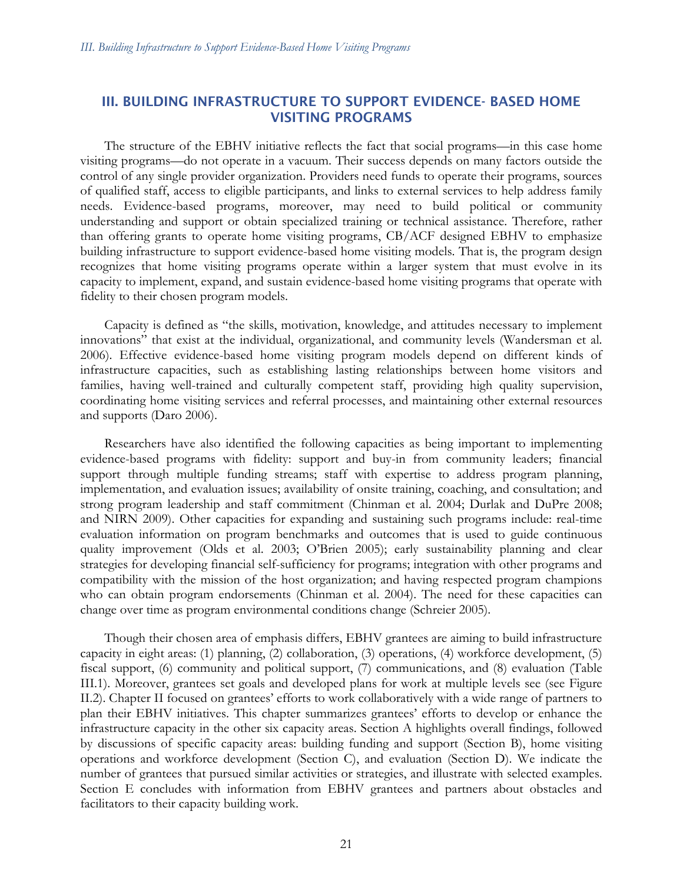# III. BUILDING INFRASTRUCTURE TO SUPPORT EVIDENCE- BASED HOME VISITING PROGRAMS

The structure of the EBHV initiative reflects the fact that social programs—in this case home visiting programs—do not operate in a vacuum. Their success depends on many factors outside the control of any single provider organization. Providers need funds to operate their programs, sources of qualified staff, access to eligible participants, and links to external services to help address family needs. Evidence-based programs, moreover, may need to build political or community understanding and support or obtain specialized training or technical assistance. Therefore, rather than offering grants to operate home visiting programs, CB/ACF designed EBHV to emphasize building infrastructure to support evidence-based home visiting models. That is, the program design recognizes that home visiting programs operate within a larger system that must evolve in its capacity to implement, expand, and sustain evidence-based home visiting programs that operate with fidelity to their chosen program models.

Capacity is defined as "the skills, motivation, knowledge, and attitudes necessary to implement innovations" that exist at the individual, organizational, and community levels (Wandersman et al. 2006). Effective evidence-based home visiting program models depend on different kinds of infrastructure capacities, such as establishing lasting relationships between home visitors and families, having well-trained and culturally competent staff, providing high quality supervision, coordinating home visiting services and referral processes, and maintaining other external resources and supports (Daro 2006).

Researchers have also identified the following capacities as being important to implementing evidence-based programs with fidelity: support and buy-in from community leaders; financial support through multiple funding streams; staff with expertise to address program planning, implementation, and evaluation issues; availability of onsite training, coaching, and consultation; and strong program leadership and staff commitment (Chinman et al. 2004; Durlak and DuPre 2008; and NIRN 2009). Other capacities for expanding and sustaining such programs include: real-time evaluation information on program benchmarks and outcomes that is used to guide continuous quality improvement (Olds et al. 2003; O'Brien 2005); early sustainability planning and clear strategies for developing financial self-sufficiency for programs; integration with other programs and compatibility with the mission of the host organization; and having respected program champions who can obtain program endorsements (Chinman et al. 2004). The need for these capacities can change over time as program environmental conditions change (Schreier 2005).

Though their chosen area of emphasis differs, EBHV grantees are aiming to build infrastructure capacity in eight areas: (1) planning, (2) collaboration, (3) operations, (4) workforce development, (5) fiscal support, (6) community and political support, (7) communications, and (8) evaluation (Table III.1). Moreover, grantees set goals and developed plans for work at multiple levels see (see Figure II.2). Chapter II focused on grantees' efforts to work collaboratively with a wide range of partners to plan their EBHV initiatives. This chapter summarizes grantees' efforts to develop or enhance the infrastructure capacity in the other six capacity areas. Section A highlights overall findings, followed by discussions of specific capacity areas: building funding and support (Section B), home visiting operations and workforce development (Section C), and evaluation (Section D). We indicate the number of grantees that pursued similar activities or strategies, and illustrate with selected examples. Section E concludes with information from EBHV grantees and partners about obstacles and facilitators to their capacity building work.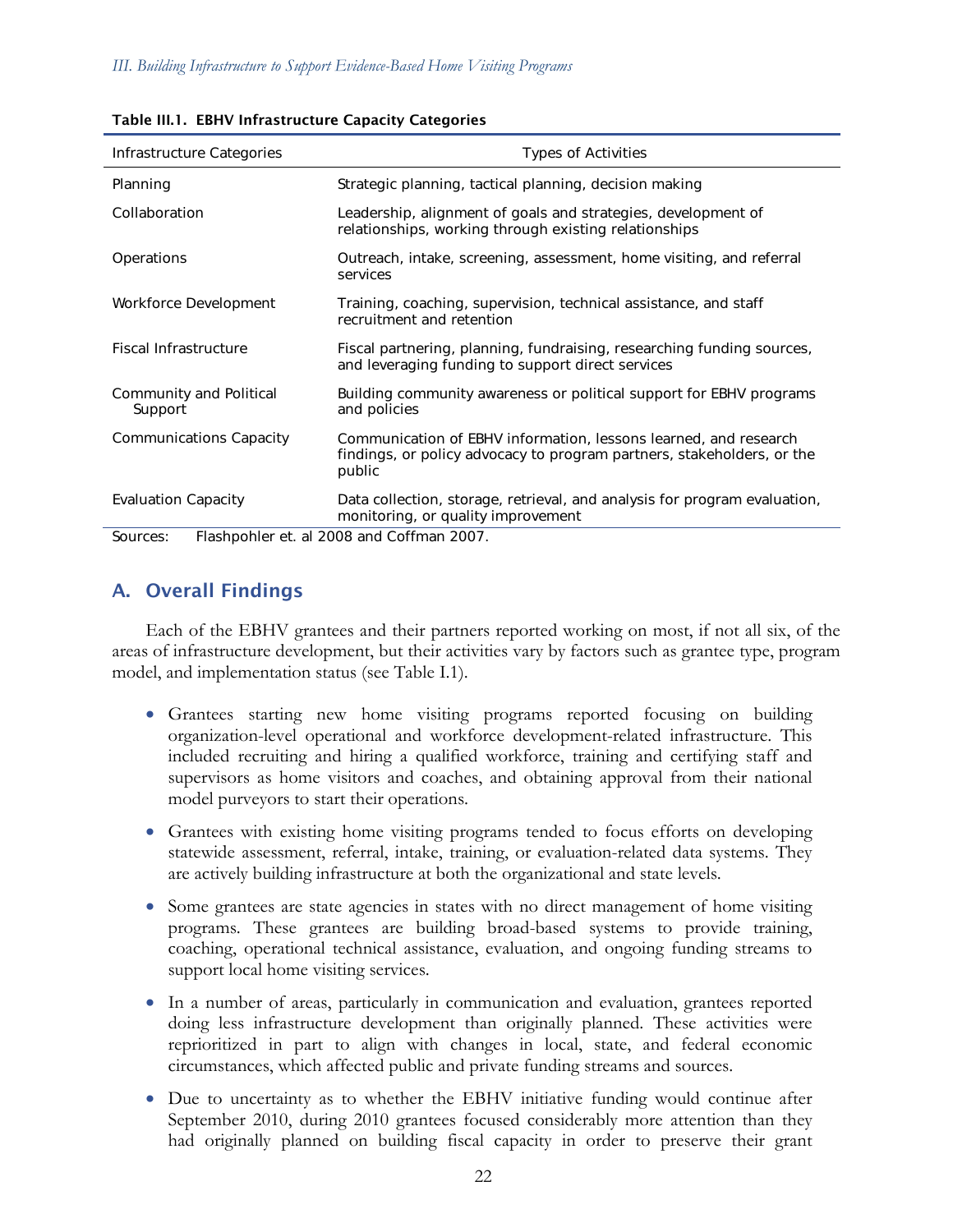**Table III.1. EBHV Infrastructure Capacity Categories**

| Infrastructure Categories | Types of Activities |
|---|---|
| Planning | Strategic planning, tactical planning, decision making |
| Collaboration | Leadership, alignment of goals and strategies, development of relationships, working through existing relationships |
| Operations | Outreach, intake, screening, assessment, home visiting, and referral services |
| Workforce Development | Training, coaching, supervision, technical assistance, and staff recruitment and retention |
| Fiscal Infrastructure | Fiscal partnering, planning, fundraising, researching funding sources, and leveraging funding to support direct services |
| Community and Political Support | Building community awareness or political support for EBHV programs and policies |
| Communications Capacity | Communication of EBHV information, lessons learned, and research findings, or policy advocacy to program partners, stakeholders, or the public |
| Evaluation Capacity | Data collection, storage, retrieval, and analysis for program evaluation, monitoring, or quality improvement |

Sources: Flashpohler et. al 2008 and Coffman 2007.

## A. Overall Findings

Each of the EBHV grantees and their partners reported working on most, if not all six, of the areas of infrastructure development, but their activities vary by factors such as grantee type, program model, and implementation status (see Table I.1).

- Grantees starting new home visiting programs reported focusing on building organization-level operational and workforce development-related infrastructure. This included recruiting and hiring a qualified workforce, training and certifying staff and supervisors as home visitors and coaches, and obtaining approval from their national model purveyors to start their operations.
- Grantees with existing home visiting programs tended to focus efforts on developing statewide assessment, referral, intake, training, or evaluation-related data systems. They are actively building infrastructure at both the organizational and state levels.
- Some grantees are state agencies in states with no direct management of home visiting programs. These grantees are building broad-based systems to provide training, coaching, operational technical assistance, evaluation, and ongoing funding streams to support local home visiting services.
- In a number of areas, particularly in communication and evaluation, grantees reported doing less infrastructure development than originally planned. These activities were reprioritized in part to align with changes in local, state, and federal economic circumstances, which affected public and private funding streams and sources.
- Due to uncertainty as to whether the EBHV initiative funding would continue after September 2010, during 2010 grantees focused considerably more attention than they had originally planned on building fiscal capacity in order to preserve their grant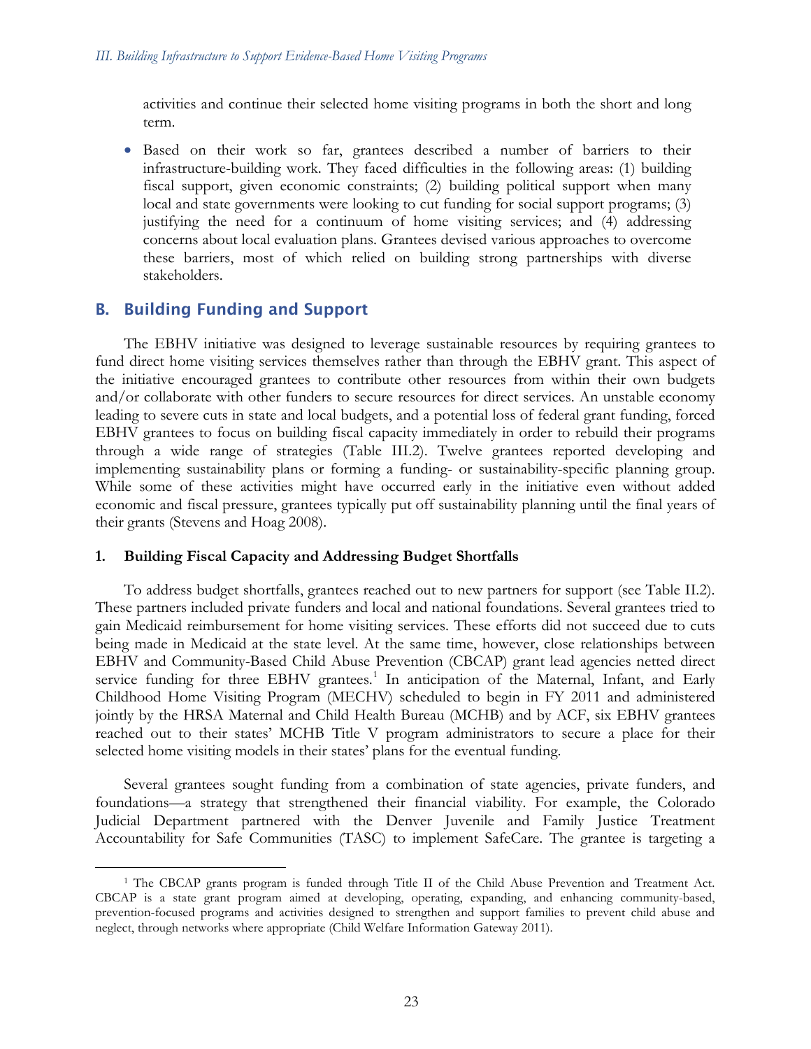activities and continue their selected home visiting programs in both the short and long term.

- Based on their work so far, grantees described a number of barriers to their infrastructure-building work. They faced difficulties in the following areas: (1) building fiscal support, given economic constraints; (2) building political support when many local and state governments were looking to cut funding for social support programs; (3) justifying the need for a continuum of home visiting services; and (4) addressing concerns about local evaluation plans. Grantees devised various approaches to overcome these barriers, most of which relied on building strong partnerships with diverse stakeholders.

## B. Building Funding and Support

The EBHV initiative was designed to leverage sustainable resources by requiring grantees to fund direct home visiting services themselves rather than through the EBHV grant. This aspect of the initiative encouraged grantees to contribute other resources from within their own budgets and/or collaborate with other funders to secure resources for direct services. An unstable economy leading to severe cuts in state and local budgets, and a potential loss of federal grant funding, forced EBHV grantees to focus on building fiscal capacity immediately in order to rebuild their programs through a wide range of strategies (Table III.2). Twelve grantees reported developing and implementing sustainability plans or forming a funding- or sustainability-specific planning group. While some of these activities might have occurred early in the initiative even without added economic and fiscal pressure, grantees typically put off sustainability planning until the final years of their grants (Stevens and Hoag 2008).

### 1. Building Fiscal Capacity and Addressing Budget Shortfalls

To address budget shortfalls, grantees reached out to new partners for support (see Table II.2). These partners included private funders and local and national foundations. Several grantees tried to gain Medicaid reimbursement for home visiting services. These efforts did not succeed due to cuts being made in Medicaid at the state level. At the same time, however, close relationships between EBHV and Community-Based Child Abuse Prevention (CBCAP) grant lead agencies netted direct service funding for three EBHV grantees.[1] In anticipation of the Maternal, Infant, and Early Childhood Home Visiting Program (MECHV) scheduled to begin in FY 2011 and administered jointly by the HRSA Maternal and Child Health Bureau (MCHB) and by ACF, six EBHV grantees reached out to their states' MCHB Title V program administrators to secure a place for their selected home visiting models in their states' plans for the eventual funding.

Several grantees sought funding from a combination of state agencies, private funders, and foundations—a strategy that strengthened their financial viability. For example, the Colorado Judicial Department partnered with the Denver Juvenile and Family Justice Treatment Accountability for Safe Communities (TASC) to implement SafeCare. The grantee is targeting a

[1] The CBCAP grants program is funded through Title II of the Child Abuse Prevention and Treatment Act. CBCAP is a state grant program aimed at developing, operating, expanding, and enhancing community-based, prevention-focused programs and activities designed to strengthen and support families to prevent child abuse and neglect, through networks where appropriate (Child Welfare Information Gateway 2011).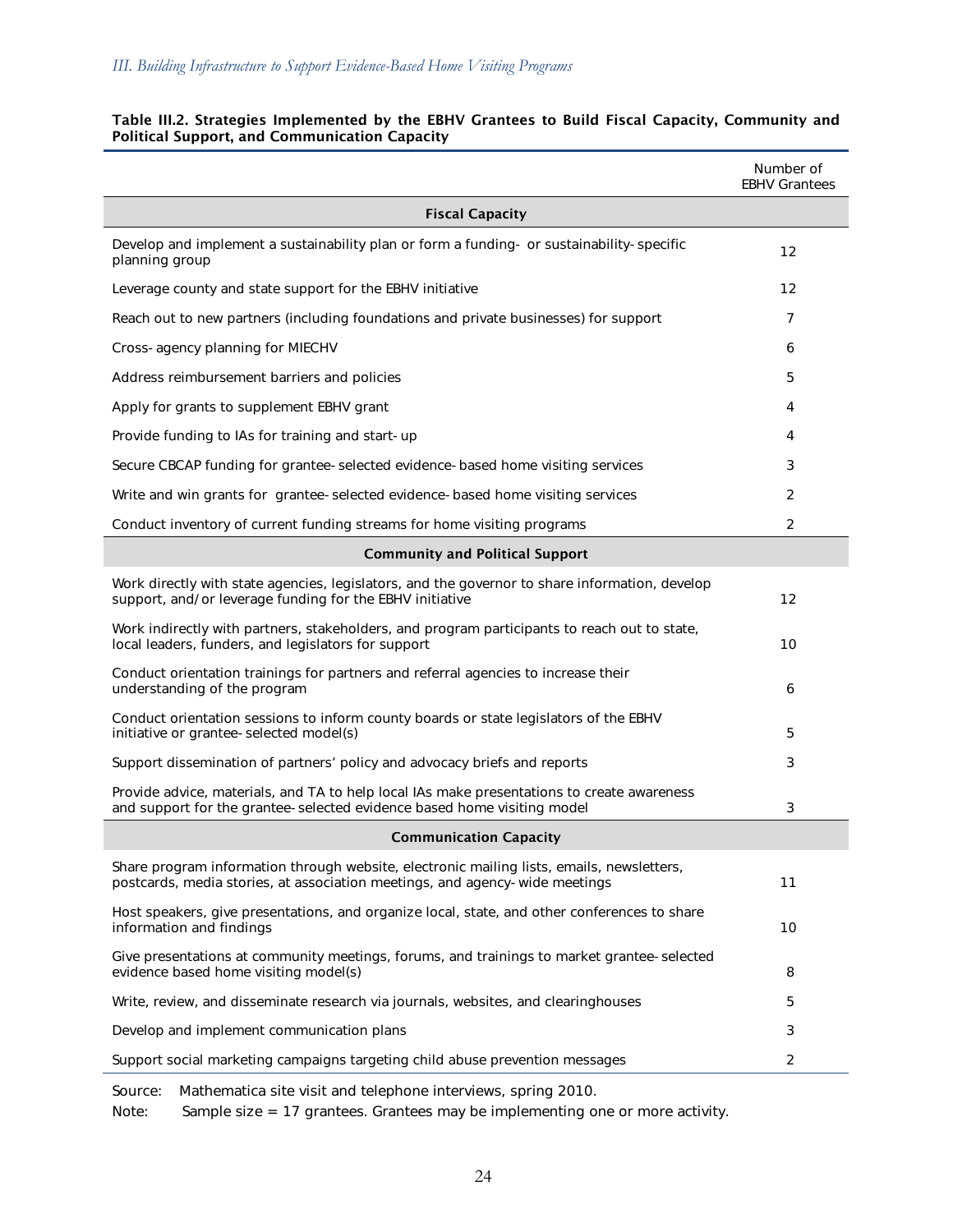**Table III.2. Strategies Implemented by the EBHV Grantees to Build Fiscal Capacity, Community and Political Support, and Communication Capacity**

| | Number of EBHV Grantees |
|---|---|
| **Fiscal Capacity** | |
| Develop and implement a sustainability plan or form a funding- or sustainability-specific planning group | 12 |
| Leverage county and state support for the EBHV initiative | 12 |
| Reach out to new partners (including foundations and private businesses) for support | 7 |
| Cross-agency planning for MIECHV | 6 |
| Address reimbursement barriers and policies | 5 |
| Apply for grants to supplement EBHV grant | 4 |
| Provide funding to IAs for training and start-up | 4 |
| Secure CBCAP funding for grantee-selected evidence-based home visiting services | 3 |
| Write and win grants for grantee-selected evidence-based home visiting services | 2 |
| Conduct inventory of current funding streams for home visiting programs | 2 |
| **Community and Political Support** | |
| Work directly with state agencies, legislators, and the governor to share information, develop support, and/or leverage funding for the EBHV initiative | 12 |
| Work indirectly with partners, stakeholders, and program participants to reach out to state, local leaders, funders, and legislators for support | 10 |
| Conduct orientation trainings for partners and referral agencies to increase their understanding of the program | 6 |
| Conduct orientation sessions to inform county boards or state legislators of the EBHV initiative or grantee-selected model(s) | 5 |
| Support dissemination of partners' policy and advocacy briefs and reports | 3 |
| Provide advice, materials, and TA to help local IAs make presentations to create awareness and support for the grantee-selected evidence based home visiting model | 3 |
| **Communication Capacity** | |
| Share program information through website, electronic mailing lists, emails, newsletters, postcards, media stories, at association meetings, and agency-wide meetings | 11 |
| Host speakers, give presentations, and organize local, state, and other conferences to share information and findings | 10 |
| Give presentations at community meetings, forums, and trainings to market grantee-selected evidence based home visiting model(s) | 8 |
| Write, review, and disseminate research via journals, websites, and clearinghouses | 5 |
| Develop and implement communication plans | 3 |
| Support social marketing campaigns targeting child abuse prevention messages | 2 |

Source: Mathematica site visit and telephone interviews, spring 2010.

Note: Sample size = 17 grantees. Grantees may be implementing one or more activity.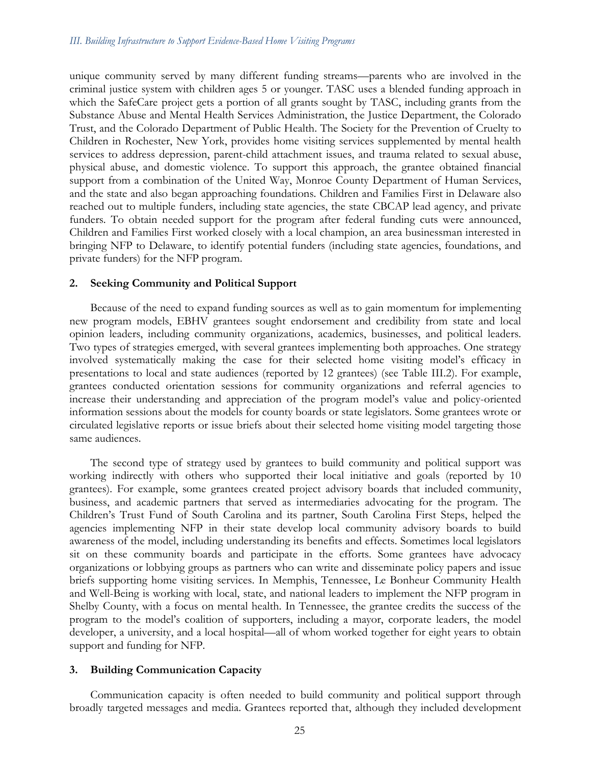unique community served by many different funding streams—parents who are involved in the criminal justice system with children ages 5 or younger. TASC uses a blended funding approach in which the SafeCare project gets a portion of all grants sought by TASC, including grants from the Substance Abuse and Mental Health Services Administration, the Justice Department, the Colorado Trust, and the Colorado Department of Public Health. The Society for the Prevention of Cruelty to Children in Rochester, New York, provides home visiting services supplemented by mental health services to address depression, parent-child attachment issues, and trauma related to sexual abuse, physical abuse, and domestic violence. To support this approach, the grantee obtained financial support from a combination of the United Way, Monroe County Department of Human Services, and the state and also began approaching foundations. Children and Families First in Delaware also reached out to multiple funders, including state agencies, the state CBCAP lead agency, and private funders. To obtain needed support for the program after federal funding cuts were announced, Children and Families First worked closely with a local champion, an area businessman interested in bringing NFP to Delaware, to identify potential funders (including state agencies, foundations, and private funders) for the NFP program.

### 2. Seeking Community and Political Support

Because of the need to expand funding sources as well as to gain momentum for implementing new program models, EBHV grantees sought endorsement and credibility from state and local opinion leaders, including community organizations, academics, businesses, and political leaders. Two types of strategies emerged, with several grantees implementing both approaches. One strategy involved systematically making the case for their selected home visiting model's efficacy in presentations to local and state audiences (reported by 12 grantees) (see Table III.2). For example, grantees conducted orientation sessions for community organizations and referral agencies to increase their understanding and appreciation of the program model's value and policy-oriented information sessions about the models for county boards or state legislators. Some grantees wrote or circulated legislative reports or issue briefs about their selected home visiting model targeting those same audiences.

The second type of strategy used by grantees to build community and political support was working indirectly with others who supported their local initiative and goals (reported by 10 grantees). For example, some grantees created project advisory boards that included community, business, and academic partners that served as intermediaries advocating for the program. The Children's Trust Fund of South Carolina and its partner, South Carolina First Steps, helped the agencies implementing NFP in their state develop local community advisory boards to build awareness of the model, including understanding its benefits and effects. Sometimes local legislators sit on these community boards and participate in the efforts. Some grantees have advocacy organizations or lobbying groups as partners who can write and disseminate policy papers and issue briefs supporting home visiting services. In Memphis, Tennessee, Le Bonheur Community Health and Well-Being is working with local, state, and national leaders to implement the NFP program in Shelby County, with a focus on mental health. In Tennessee, the grantee credits the success of the program to the model's coalition of supporters, including a mayor, corporate leaders, the model developer, a university, and a local hospital—all of whom worked together for eight years to obtain support and funding for NFP.

### 3. Building Communication Capacity

Communication capacity is often needed to build community and political support through broadly targeted messages and media. Grantees reported that, although they included development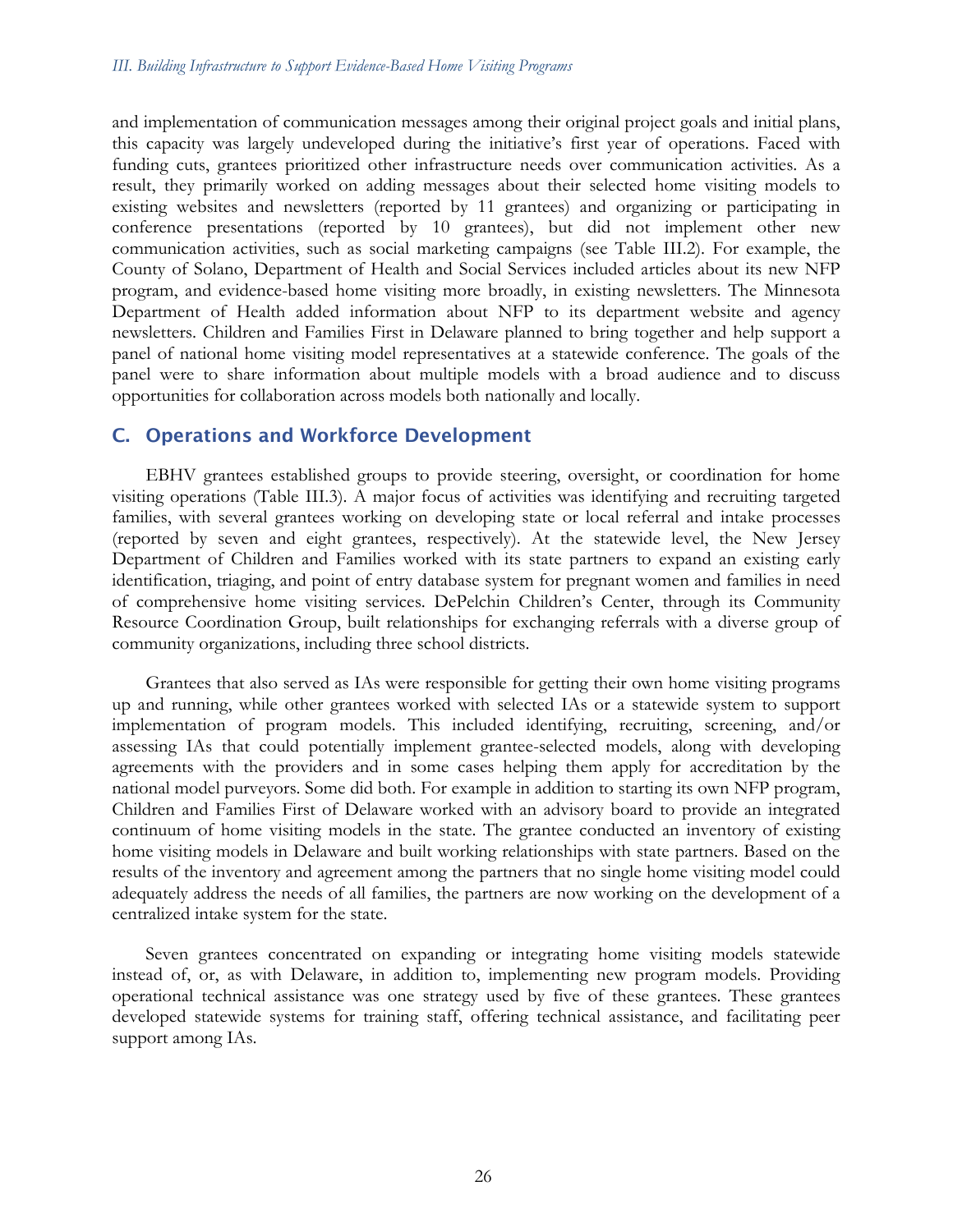and implementation of communication messages among their original project goals and initial plans, this capacity was largely undeveloped during the initiative's first year of operations. Faced with funding cuts, grantees prioritized other infrastructure needs over communication activities. As a result, they primarily worked on adding messages about their selected home visiting models to existing websites and newsletters (reported by 11 grantees) and organizing or participating in conference presentations (reported by 10 grantees), but did not implement other new communication activities, such as social marketing campaigns (see Table III.2). For example, the County of Solano, Department of Health and Social Services included articles about its new NFP program, and evidence-based home visiting more broadly, in existing newsletters. The Minnesota Department of Health added information about NFP to its department website and agency newsletters. Children and Families First in Delaware planned to bring together and help support a panel of national home visiting model representatives at a statewide conference. The goals of the panel were to share information about multiple models with a broad audience and to discuss opportunities for collaboration across models both nationally and locally.

## C. Operations and Workforce Development

EBHV grantees established groups to provide steering, oversight, or coordination for home visiting operations (Table III.3). A major focus of activities was identifying and recruiting targeted families, with several grantees working on developing state or local referral and intake processes (reported by seven and eight grantees, respectively). At the statewide level, the New Jersey Department of Children and Families worked with its state partners to expand an existing early identification, triaging, and point of entry database system for pregnant women and families in need of comprehensive home visiting services. DePelchin Children's Center, through its Community Resource Coordination Group, built relationships for exchanging referrals with a diverse group of community organizations, including three school districts.

Grantees that also served as IAs were responsible for getting their own home visiting programs up and running, while other grantees worked with selected IAs or a statewide system to support implementation of program models. This included identifying, recruiting, screening, and/or assessing IAs that could potentially implement grantee-selected models, along with developing agreements with the providers and in some cases helping them apply for accreditation by the national model purveyors. Some did both. For example in addition to starting its own NFP program, Children and Families First of Delaware worked with an advisory board to provide an integrated continuum of home visiting models in the state. The grantee conducted an inventory of existing home visiting models in Delaware and built working relationships with state partners. Based on the results of the inventory and agreement among the partners that no single home visiting model could adequately address the needs of all families, the partners are now working on the development of a centralized intake system for the state.

Seven grantees concentrated on expanding or integrating home visiting models statewide instead of, or, as with Delaware, in addition to, implementing new program models. Providing operational technical assistance was one strategy used by five of these grantees. These grantees developed statewide systems for training staff, offering technical assistance, and facilitating peer support among IAs.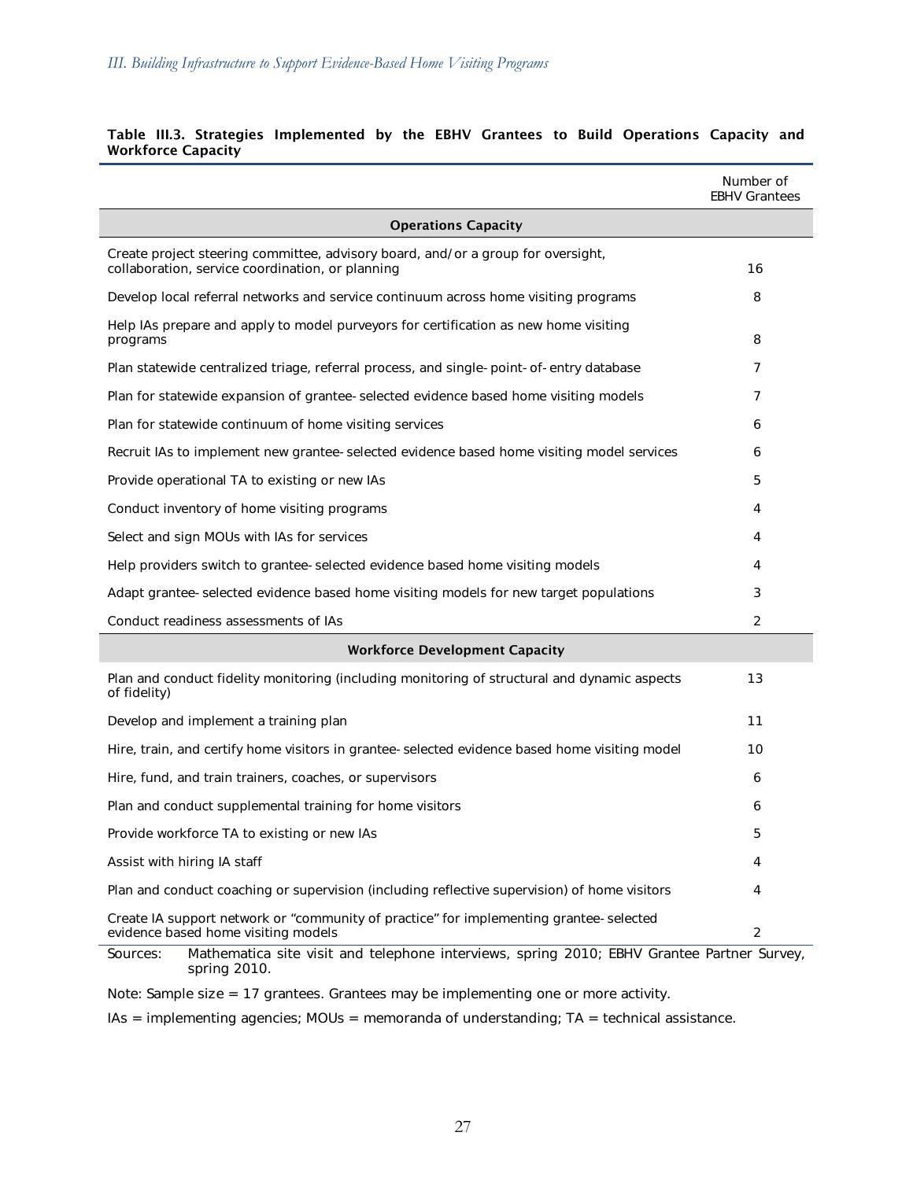**Table III.3. Strategies Implemented by the EBHV Grantees to Build Operations Capacity and Workforce Capacity**

| | Number of EBHV Grantees |
|---|---|
| **Operations Capacity** | |
| Create project steering committee, advisory board, and/or a group for oversight, collaboration, service coordination, or planning | 16 |
| Develop local referral networks and service continuum across home visiting programs | 8 |
| Help IAs prepare and apply to model purveyors for certification as new home visiting programs | 8 |
| Plan statewide centralized triage, referral process, and single-point-of-entry database | 7 |
| Plan for statewide expansion of grantee-selected evidence based home visiting models | 7 |
| Plan for statewide continuum of home visiting services | 6 |
| Recruit IAs to implement new grantee-selected evidence based home visiting model services | 6 |
| Provide operational TA to existing or new IAs | 5 |
| Conduct inventory of home visiting programs | 4 |
| Select and sign MOUs with IAs for services | 4 |
| Help providers switch to grantee-selected evidence based home visiting models | 4 |
| Adapt grantee-selected evidence based home visiting models for new target populations | 3 |
| Conduct readiness assessments of IAs | 2 |
| **Workforce Development Capacity** | |
| Plan and conduct fidelity monitoring (including monitoring of structural and dynamic aspects of fidelity) | 13 |
| Develop and implement a training plan | 11 |
| Hire, train, and certify home visitors in grantee-selected evidence based home visiting model | 10 |
| Hire, fund, and train trainers, coaches, or supervisors | 6 |
| Plan and conduct supplemental training for home visitors | 6 |
| Provide workforce TA to existing or new IAs | 5 |
| Assist with hiring IA staff | 4 |
| Plan and conduct coaching or supervision (including reflective supervision) of home visitors | 4 |
| Create IA support network or "community of practice" for implementing grantee-selected evidence based home visiting models | 2 |

Sources: Mathematica site visit and telephone interviews, spring 2010; EBHV Grantee Partner Survey, spring 2010.

Note: Sample size = 17 grantees. Grantees may be implementing one or more activity.

IAs = implementing agencies; MOUs = memoranda of understanding; TA = technical assistance.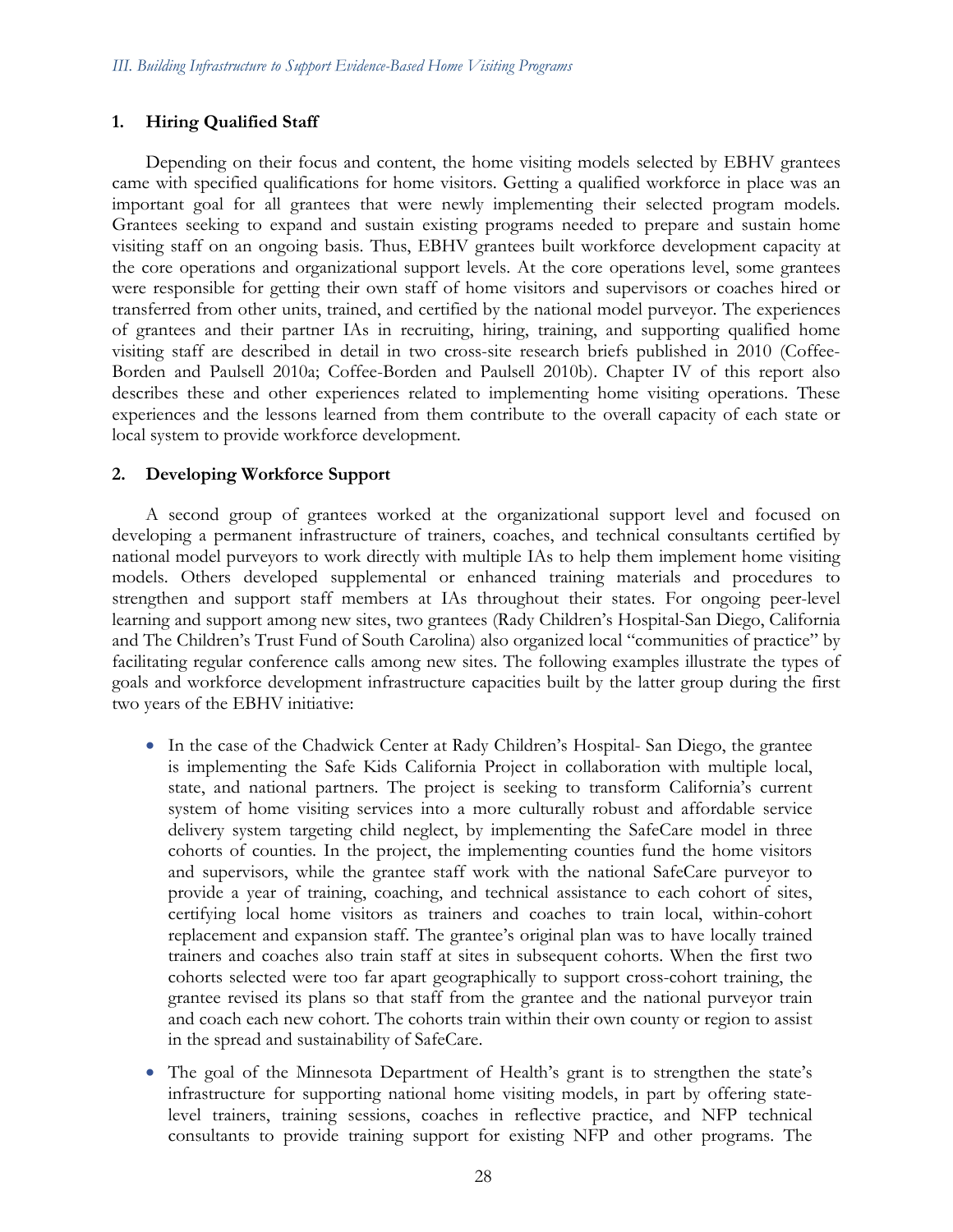### 1. Hiring Qualified Staff

Depending on their focus and content, the home visiting models selected by EBHV grantees came with specified qualifications for home visitors. Getting a qualified workforce in place was an important goal for all grantees that were newly implementing their selected program models. Grantees seeking to expand and sustain existing programs needed to prepare and sustain home visiting staff on an ongoing basis. Thus, EBHV grantees built workforce development capacity at the core operations and organizational support levels. At the core operations level, some grantees were responsible for getting their own staff of home visitors and supervisors or coaches hired or transferred from other units, trained, and certified by the national model purveyor. The experiences of grantees and their partner IAs in recruiting, hiring, training, and supporting qualified home visiting staff are described in detail in two cross-site research briefs published in 2010 (Coffee-Borden and Paulsell 2010a; Coffee-Borden and Paulsell 2010b). Chapter IV of this report also describes these and other experiences related to implementing home visiting operations. These experiences and the lessons learned from them contribute to the overall capacity of each state or local system to provide workforce development.

### 2. Developing Workforce Support

A second group of grantees worked at the organizational support level and focused on developing a permanent infrastructure of trainers, coaches, and technical consultants certified by national model purveyors to work directly with multiple IAs to help them implement home visiting models. Others developed supplemental or enhanced training materials and procedures to strengthen and support staff members at IAs throughout their states. For ongoing peer-level learning and support among new sites, two grantees (Rady Children's Hospital-San Diego, California and The Children's Trust Fund of South Carolina) also organized local "communities of practice" by facilitating regular conference calls among new sites. The following examples illustrate the types of goals and workforce development infrastructure capacities built by the latter group during the first two years of the EBHV initiative:

- In the case of the Chadwick Center at Rady Children's Hospital- San Diego, the grantee is implementing the Safe Kids California Project in collaboration with multiple local, state, and national partners. The project is seeking to transform California's current system of home visiting services into a more culturally robust and affordable service delivery system targeting child neglect, by implementing the SafeCare model in three cohorts of counties. In the project, the implementing counties fund the home visitors and supervisors, while the grantee staff work with the national SafeCare purveyor to provide a year of training, coaching, and technical assistance to each cohort of sites, certifying local home visitors as trainers and coaches to train local, within-cohort replacement and expansion staff. The grantee's original plan was to have locally trained trainers and coaches also train staff at sites in subsequent cohorts. When the first two cohorts selected were too far apart geographically to support cross-cohort training, the grantee revised its plans so that staff from the grantee and the national purveyor train and coach each new cohort. The cohorts train within their own county or region to assist in the spread and sustainability of SafeCare.

- The goal of the Minnesota Department of Health's grant is to strengthen the state's infrastructure for supporting national home visiting models, in part by offering state-level trainers, training sessions, coaches in reflective practice, and NFP technical consultants to provide training support for existing NFP and other programs. The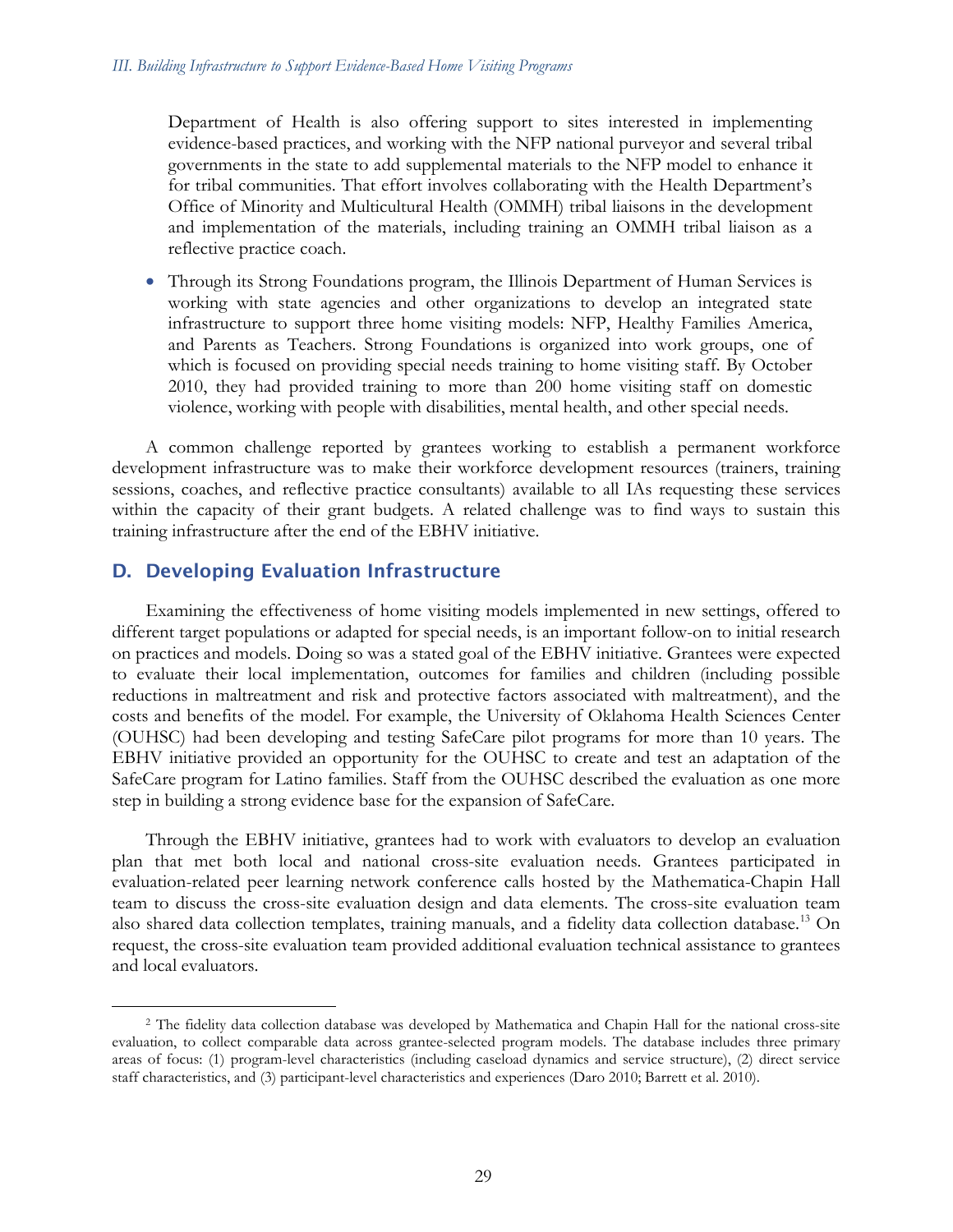Department of Health is also offering support to sites interested in implementing evidence-based practices, and working with the NFP national purveyor and several tribal governments in the state to add supplemental materials to the NFP model to enhance it for tribal communities. That effort involves collaborating with the Health Department's Office of Minority and Multicultural Health (OMMH) tribal liaisons in the development and implementation of the materials, including training an OMMH tribal liaison as a reflective practice coach.

- Through its Strong Foundations program, the Illinois Department of Human Services is working with state agencies and other organizations to develop an integrated state infrastructure to support three home visiting models: NFP, Healthy Families America, and Parents as Teachers. Strong Foundations is organized into work groups, one of which is focused on providing special needs training to home visiting staff. By October 2010, they had provided training to more than 200 home visiting staff on domestic violence, working with people with disabilities, mental health, and other special needs.

A common challenge reported by grantees working to establish a permanent workforce development infrastructure was to make their workforce development resources (trainers, training sessions, coaches, and reflective practice consultants) available to all IAs requesting these services within the capacity of their grant budgets. A related challenge was to find ways to sustain this training infrastructure after the end of the EBHV initiative.

## D. Developing Evaluation Infrastructure

Examining the effectiveness of home visiting models implemented in new settings, offered to different target populations or adapted for special needs, is an important follow-on to initial research on practices and models. Doing so was a stated goal of the EBHV initiative. Grantees were expected to evaluate their local implementation, outcomes for families and children (including possible reductions in maltreatment and risk and protective factors associated with maltreatment), and the costs and benefits of the model. For example, the University of Oklahoma Health Sciences Center (OUHSC) had been developing and testing SafeCare pilot programs for more than 10 years. The EBHV initiative provided an opportunity for the OUHSC to create and test an adaptation of the SafeCare program for Latino families. Staff from the OUHSC described the evaluation as one more step in building a strong evidence base for the expansion of SafeCare.

Through the EBHV initiative, grantees had to work with evaluators to develop an evaluation plan that met both local and national cross-site evaluation needs. Grantees participated in evaluation-related peer learning network conference calls hosted by the Mathematica-Chapin Hall team to discuss the cross-site evaluation design and data elements. The cross-site evaluation team also shared data collection templates, training manuals, and a fidelity data collection database.[13] On request, the cross-site evaluation team provided additional evaluation technical assistance to grantees and local evaluators.

---

[2] The fidelity data collection database was developed by Mathematica and Chapin Hall for the national cross-site evaluation, to collect comparable data across grantee-selected program models. The database includes three primary areas of focus: (1) program-level characteristics (including caseload dynamics and service structure), (2) direct service staff characteristics, and (3) participant-level characteristics and experiences (Daro 2010; Barrett et al. 2010).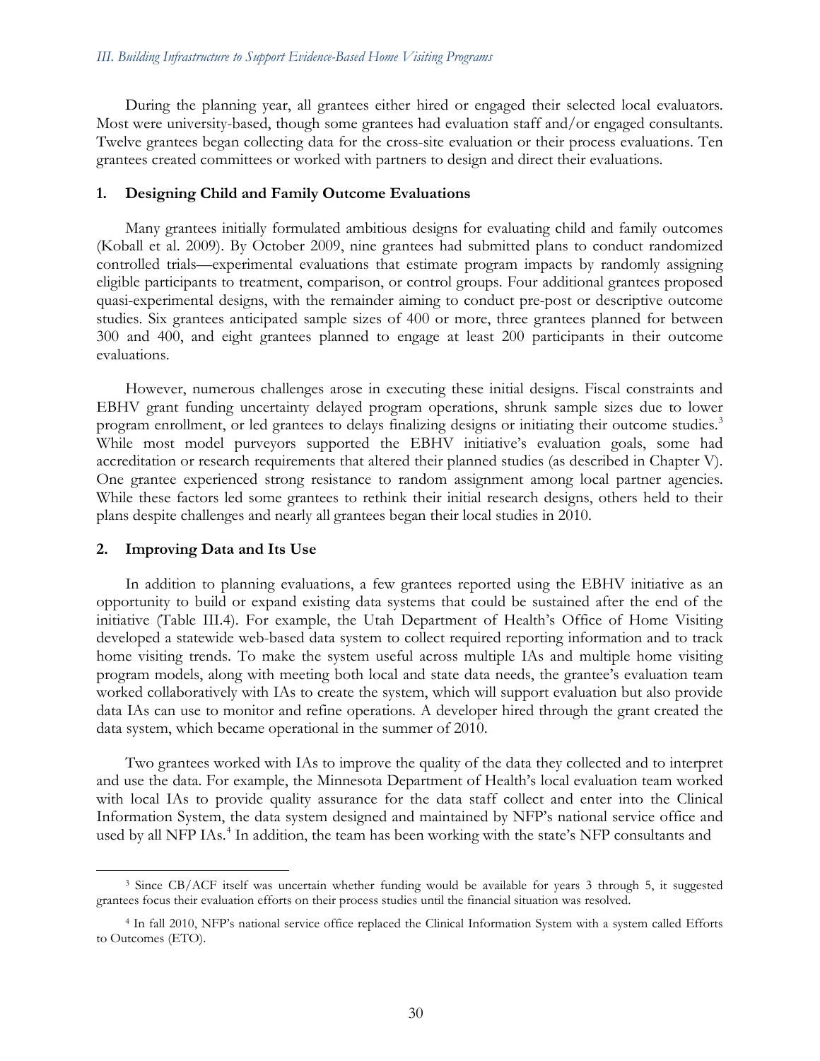During the planning year, all grantees either hired or engaged their selected local evaluators. Most were university-based, though some grantees had evaluation staff and/or engaged consultants. Twelve grantees began collecting data for the cross-site evaluation or their process evaluations. Ten grantees created committees or worked with partners to design and direct their evaluations.

### 1. Designing Child and Family Outcome Evaluations

Many grantees initially formulated ambitious designs for evaluating child and family outcomes (Koball et al. 2009). By October 2009, nine grantees had submitted plans to conduct randomized controlled trials—experimental evaluations that estimate program impacts by randomly assigning eligible participants to treatment, comparison, or control groups. Four additional grantees proposed quasi-experimental designs, with the remainder aiming to conduct pre-post or descriptive outcome studies. Six grantees anticipated sample sizes of 400 or more, three grantees planned for between 300 and 400, and eight grantees planned to engage at least 200 participants in their outcome evaluations.

However, numerous challenges arose in executing these initial designs. Fiscal constraints and EBHV grant funding uncertainty delayed program operations, shrunk sample sizes due to lower program enrollment, or led grantees to delays finalizing designs or initiating their outcome studies.[3] While most model purveyors supported the EBHV initiative's evaluation goals, some had accreditation or research requirements that altered their planned studies (as described in Chapter V). One grantee experienced strong resistance to random assignment among local partner agencies. While these factors led some grantees to rethink their initial research designs, others held to their plans despite challenges and nearly all grantees began their local studies in 2010.

### 2. Improving Data and Its Use

In addition to planning evaluations, a few grantees reported using the EBHV initiative as an opportunity to build or expand existing data systems that could be sustained after the end of the initiative (Table III.4). For example, the Utah Department of Health's Office of Home Visiting developed a statewide web-based data system to collect required reporting information and to track home visiting trends. To make the system useful across multiple IAs and multiple home visiting program models, along with meeting both local and state data needs, the grantee's evaluation team worked collaboratively with IAs to create the system, which will support evaluation but also provide data IAs can use to monitor and refine operations. A developer hired through the grant created the data system, which became operational in the summer of 2010.

Two grantees worked with IAs to improve the quality of the data they collected and to interpret and use the data. For example, the Minnesota Department of Health's local evaluation team worked with local IAs to provide quality assurance for the data staff collect and enter into the Clinical Information System, the data system designed and maintained by NFP's national service office and used by all NFP IAs.[4] In addition, the team has been working with the state's NFP consultants and

---

[3] Since CB/ACF itself was uncertain whether funding would be available for years 3 through 5, it suggested grantees focus their evaluation efforts on their process studies until the financial situation was resolved.

[4] In fall 2010, NFP's national service office replaced the Clinical Information System with a system called Efforts to Outcomes (ETO).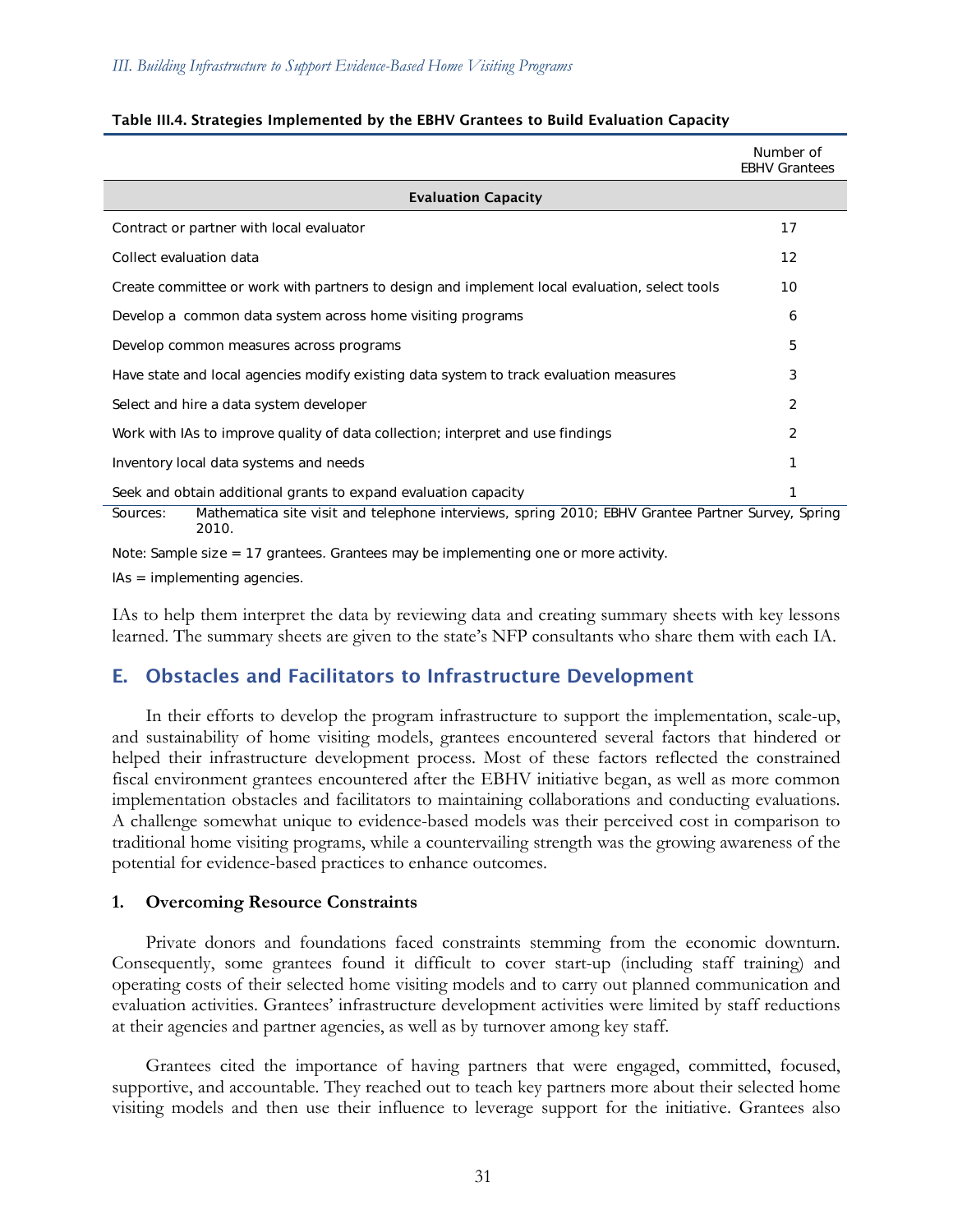**Table III.4. Strategies Implemented by the EBHV Grantees to Build Evaluation Capacity**

| | Number of EBHV Grantees |
|---|---|
| **Evaluation Capacity** | |
| Contract or partner with local evaluator | 17 |
| Collect evaluation data | 12 |
| Create committee or work with partners to design and implement local evaluation, select tools | 10 |
| Develop a common data system across home visiting programs | 6 |
| Develop common measures across programs | 5 |
| Have state and local agencies modify existing data system to track evaluation measures | 3 |
| Select and hire a data system developer | 2 |
| Work with IAs to improve quality of data collection; interpret and use findings | 2 |
| Inventory local data systems and needs | 1 |
| Seek and obtain additional grants to expand evaluation capacity | 1 |

Sources: Mathematica site visit and telephone interviews, spring 2010; EBHV Grantee Partner Survey, Spring 2010.

Note: Sample size = 17 grantees. Grantees may be implementing one or more activity.

IAs = implementing agencies.

IAs to help them interpret the data by reviewing data and creating summary sheets with key lessons learned. The summary sheets are given to the state's NFP consultants who share them with each IA.

## E. Obstacles and Facilitators to Infrastructure Development

In their efforts to develop the program infrastructure to support the implementation, scale-up, and sustainability of home visiting models, grantees encountered several factors that hindered or helped their infrastructure development process. Most of these factors reflected the constrained fiscal environment grantees encountered after the EBHV initiative began, as well as more common implementation obstacles and facilitators to maintaining collaborations and conducting evaluations. A challenge somewhat unique to evidence-based models was their perceived cost in comparison to traditional home visiting programs, while a countervailing strength was the growing awareness of the potential for evidence-based practices to enhance outcomes.

### 1. Overcoming Resource Constraints

Private donors and foundations faced constraints stemming from the economic downturn. Consequently, some grantees found it difficult to cover start-up (including staff training) and operating costs of their selected home visiting models and to carry out planned communication and evaluation activities. Grantees' infrastructure development activities were limited by staff reductions at their agencies and partner agencies, as well as by turnover among key staff.

Grantees cited the importance of having partners that were engaged, committed, focused, supportive, and accountable. They reached out to teach key partners more about their selected home visiting models and then use their influence to leverage support for the initiative. Grantees also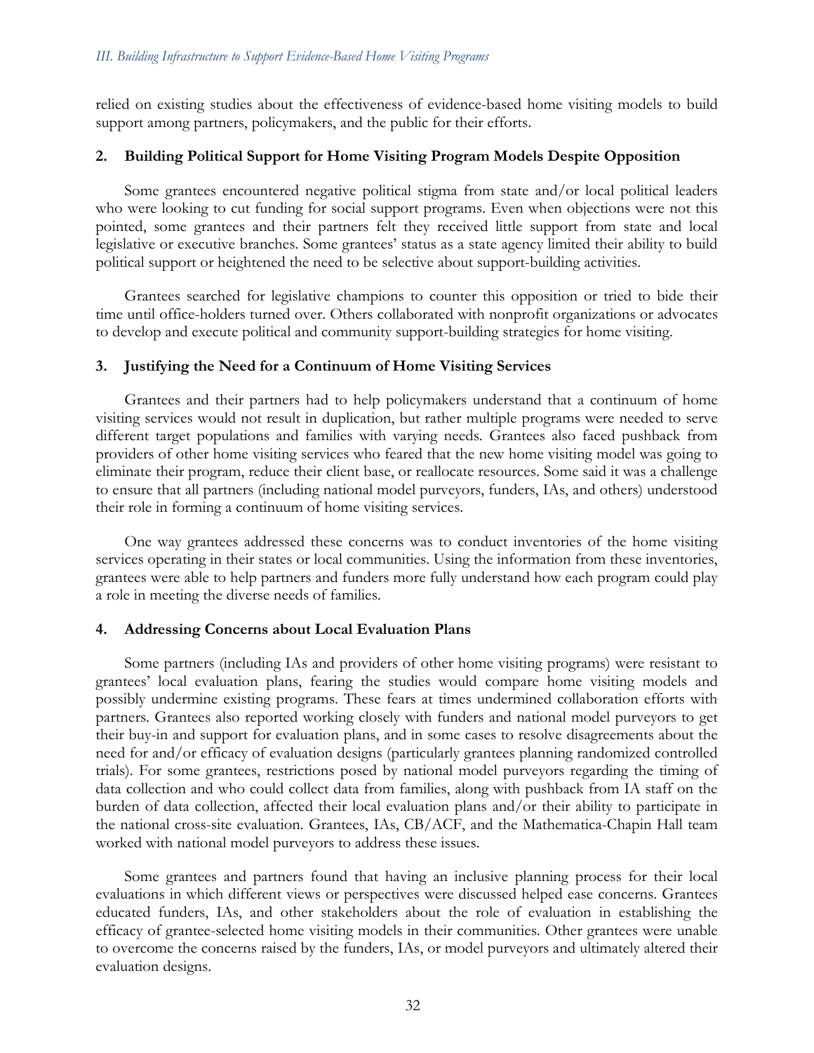relied on existing studies about the effectiveness of evidence-based home visiting models to build support among partners, policymakers, and the public for their efforts.

### 2. Building Political Support for Home Visiting Program Models Despite Opposition

Some grantees encountered negative political stigma from state and/or local political leaders who were looking to cut funding for social support programs. Even when objections were not this pointed, some grantees and their partners felt they received little support from state and local legislative or executive branches. Some grantees' status as a state agency limited their ability to build political support or heightened the need to be selective about support-building activities.

Grantees searched for legislative champions to counter this opposition or tried to bide their time until office-holders turned over. Others collaborated with nonprofit organizations or advocates to develop and execute political and community support-building strategies for home visiting.

### 3. Justifying the Need for a Continuum of Home Visiting Services

Grantees and their partners had to help policymakers understand that a continuum of home visiting services would not result in duplication, but rather multiple programs were needed to serve different target populations and families with varying needs. Grantees also faced pushback from providers of other home visiting services who feared that the new home visiting model was going to eliminate their program, reduce their client base, or reallocate resources. Some said it was a challenge to ensure that all partners (including national model purveyors, funders, IAs, and others) understood their role in forming a continuum of home visiting services.

One way grantees addressed these concerns was to conduct inventories of the home visiting services operating in their states or local communities. Using the information from these inventories, grantees were able to help partners and funders more fully understand how each program could play a role in meeting the diverse needs of families.

### 4. Addressing Concerns about Local Evaluation Plans

Some partners (including IAs and providers of other home visiting programs) were resistant to grantees' local evaluation plans, fearing the studies would compare home visiting models and possibly undermine existing programs. These fears at times undermined collaboration efforts with partners. Grantees also reported working closely with funders and national model purveyors to get their buy-in and support for evaluation plans, and in some cases to resolve disagreements about the need for and/or efficacy of evaluation designs (particularly grantees planning randomized controlled trials). For some grantees, restrictions posed by national model purveyors regarding the timing of data collection and who could collect data from families, along with pushback from IA staff on the burden of data collection, affected their local evaluation plans and/or their ability to participate in the national cross-site evaluation. Grantees, IAs, CB/ACF, and the Mathematica-Chapin Hall team worked with national model purveyors to address these issues.

Some grantees and partners found that having an inclusive planning process for their local evaluations in which different views or perspectives were discussed helped ease concerns. Grantees educated funders, IAs, and other stakeholders about the role of evaluation in establishing the efficacy of grantee-selected home visiting models in their communities. Other grantees were unable to overcome the concerns raised by the funders, IAs, or model purveyors and ultimately altered their evaluation designs.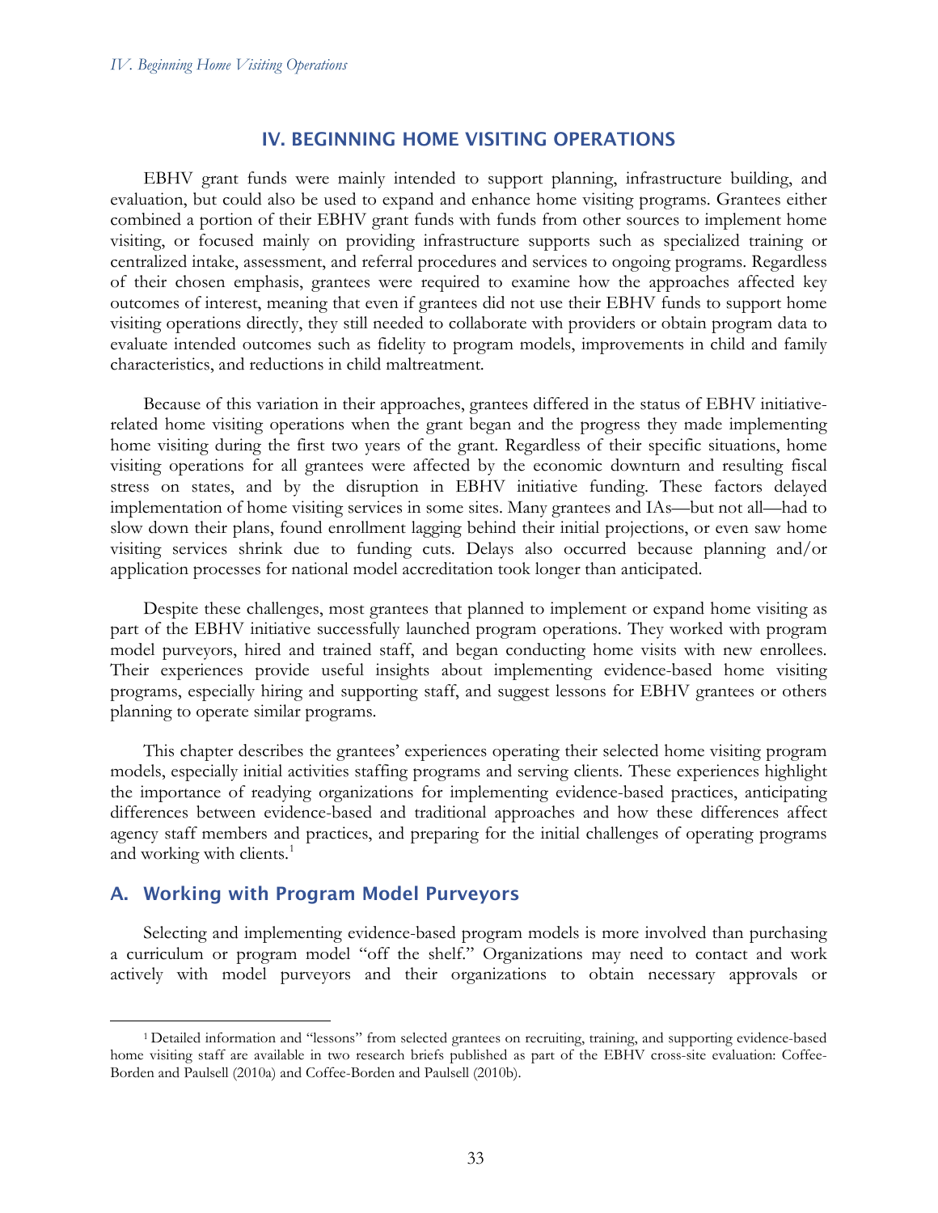# IV. BEGINNING HOME VISITING OPERATIONS

EBHV grant funds were mainly intended to support planning, infrastructure building, and evaluation, but could also be used to expand and enhance home visiting programs. Grantees either combined a portion of their EBHV grant funds with funds from other sources to implement home visiting, or focused mainly on providing infrastructure supports such as specialized training or centralized intake, assessment, and referral procedures and services to ongoing programs. Regardless of their chosen emphasis, grantees were required to examine how the approaches affected key outcomes of interest, meaning that even if grantees did not use their EBHV funds to support home visiting operations directly, they still needed to collaborate with providers or obtain program data to evaluate intended outcomes such as fidelity to program models, improvements in child and family characteristics, and reductions in child maltreatment.

Because of this variation in their approaches, grantees differed in the status of EBHV initiative-related home visiting operations when the grant began and the progress they made implementing home visiting during the first two years of the grant. Regardless of their specific situations, home visiting operations for all grantees were affected by the economic downturn and resulting fiscal stress on states, and by the disruption in EBHV initiative funding. These factors delayed implementation of home visiting services in some sites. Many grantees and IAs—but not all—had to slow down their plans, found enrollment lagging behind their initial projections, or even saw home visiting services shrink due to funding cuts. Delays also occurred because planning and/or application processes for national model accreditation took longer than anticipated.

Despite these challenges, most grantees that planned to implement or expand home visiting as part of the EBHV initiative successfully launched program operations. They worked with program model purveyors, hired and trained staff, and began conducting home visits with new enrollees. Their experiences provide useful insights about implementing evidence-based home visiting programs, especially hiring and supporting staff, and suggest lessons for EBHV grantees or others planning to operate similar programs.

This chapter describes the grantees' experiences operating their selected home visiting program models, especially initial activities staffing programs and serving clients. These experiences highlight the importance of readying organizations for implementing evidence-based practices, anticipating differences between evidence-based and traditional approaches and how these differences affect agency staff members and practices, and preparing for the initial challenges of operating programs and working with clients.[1]

## A. Working with Program Model Purveyors

Selecting and implementing evidence-based program models is more involved than purchasing a curriculum or program model "off the shelf." Organizations may need to contact and work actively with model purveyors and their organizations to obtain necessary approvals or

---

[1] Detailed information and "lessons" from selected grantees on recruiting, training, and supporting evidence-based home visiting staff are available in two research briefs published as part of the EBHV cross-site evaluation: Coffee-Borden and Paulsell (2010a) and Coffee-Borden and Paulsell (2010b).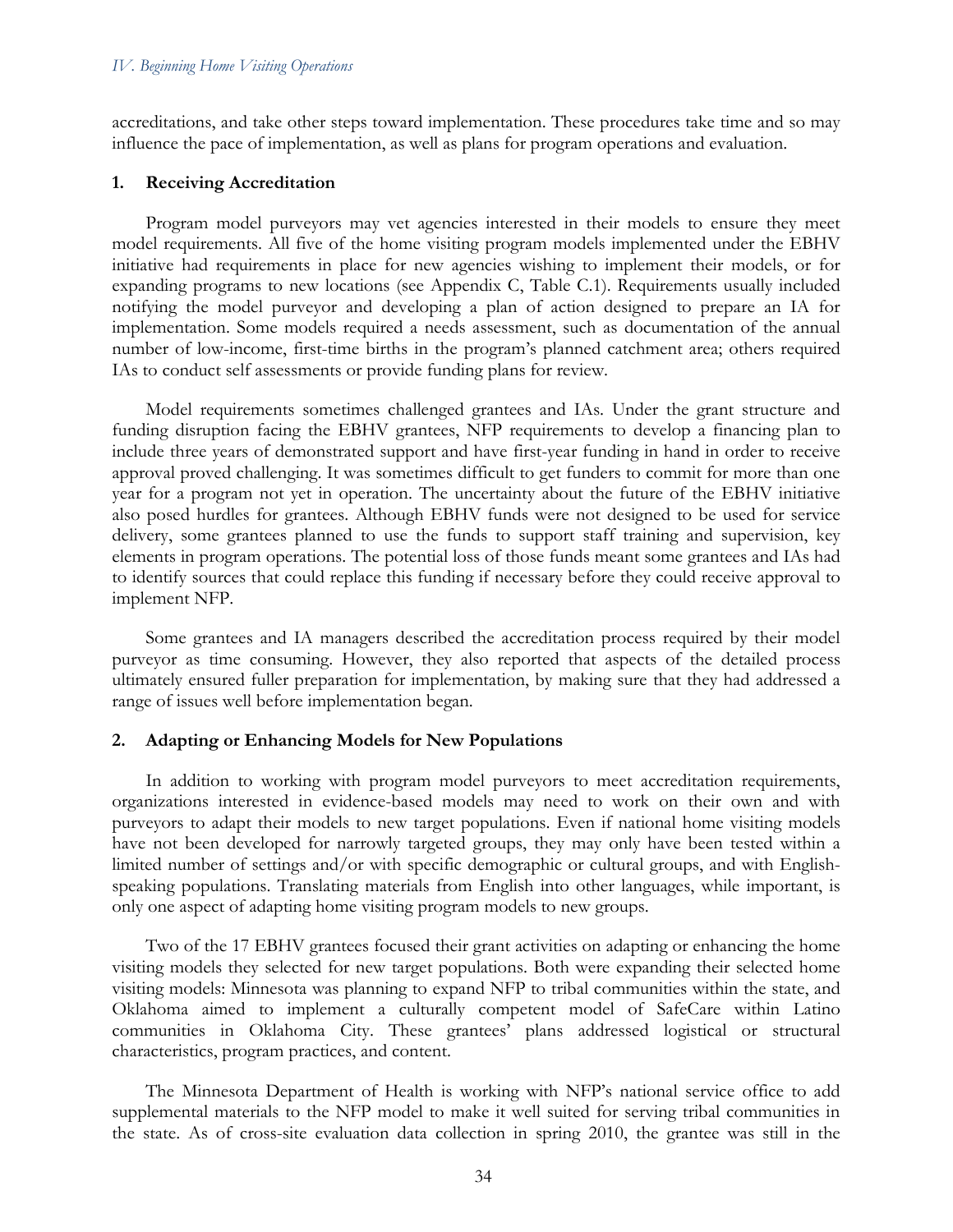accreditations, and take other steps toward implementation. These procedures take time and so may influence the pace of implementation, as well as plans for program operations and evaluation.

### 1. Receiving Accreditation

Program model purveyors may vet agencies interested in their models to ensure they meet model requirements. All five of the home visiting program models implemented under the EBHV initiative had requirements in place for new agencies wishing to implement their models, or for expanding programs to new locations (see Appendix C, Table C.1). Requirements usually included notifying the model purveyor and developing a plan of action designed to prepare an IA for implementation. Some models required a needs assessment, such as documentation of the annual number of low-income, first-time births in the program's planned catchment area; others required IAs to conduct self assessments or provide funding plans for review.

Model requirements sometimes challenged grantees and IAs. Under the grant structure and funding disruption facing the EBHV grantees, NFP requirements to develop a financing plan to include three years of demonstrated support and have first-year funding in hand in order to receive approval proved challenging. It was sometimes difficult to get funders to commit for more than one year for a program not yet in operation. The uncertainty about the future of the EBHV initiative also posed hurdles for grantees. Although EBHV funds were not designed to be used for service delivery, some grantees planned to use the funds to support staff training and supervision, key elements in program operations. The potential loss of those funds meant some grantees and IAs had to identify sources that could replace this funding if necessary before they could receive approval to implement NFP.

Some grantees and IA managers described the accreditation process required by their model purveyor as time consuming. However, they also reported that aspects of the detailed process ultimately ensured fuller preparation for implementation, by making sure that they had addressed a range of issues well before implementation began.

### 2. Adapting or Enhancing Models for New Populations

In addition to working with program model purveyors to meet accreditation requirements, organizations interested in evidence-based models may need to work on their own and with purveyors to adapt their models to new target populations. Even if national home visiting models have not been developed for narrowly targeted groups, they may only have been tested within a limited number of settings and/or with specific demographic or cultural groups, and with English-speaking populations. Translating materials from English into other languages, while important, is only one aspect of adapting home visiting program models to new groups.

Two of the 17 EBHV grantees focused their grant activities on adapting or enhancing the home visiting models they selected for new target populations. Both were expanding their selected home visiting models: Minnesota was planning to expand NFP to tribal communities within the state, and Oklahoma aimed to implement a culturally competent model of SafeCare within Latino communities in Oklahoma City. These grantees' plans addressed logistical or structural characteristics, program practices, and content.

The Minnesota Department of Health is working with NFP's national service office to add supplemental materials to the NFP model to make it well suited for serving tribal communities in the state. As of cross-site evaluation data collection in spring 2010, the grantee was still in the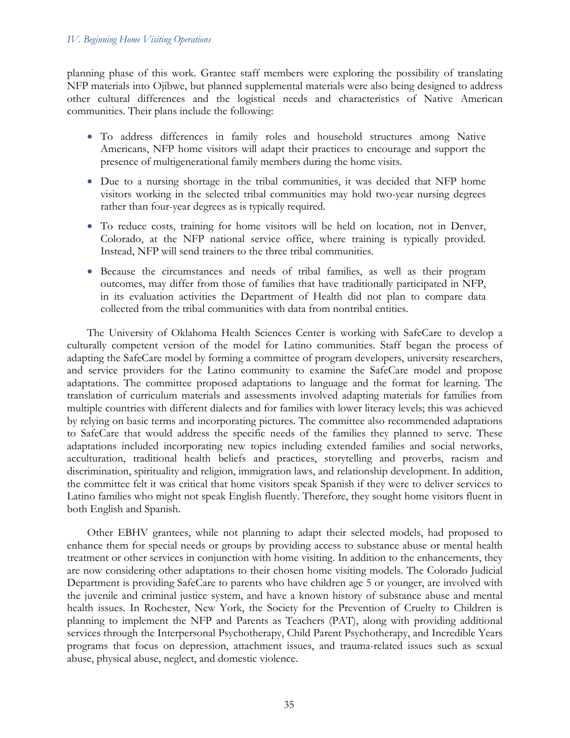planning phase of this work. Grantee staff members were exploring the possibility of translating NFP materials into Ojibwe, but planned supplemental materials were also being designed to address other cultural differences and the logistical needs and characteristics of Native American communities. Their plans include the following:

- To address differences in family roles and household structures among Native Americans, NFP home visitors will adapt their practices to encourage and support the presence of multigenerational family members during the home visits.
- Due to a nursing shortage in the tribal communities, it was decided that NFP home visitors working in the selected tribal communities may hold two-year nursing degrees rather than four-year degrees as is typically required.
- To reduce costs, training for home visitors will be held on location, not in Denver, Colorado, at the NFP national service office, where training is typically provided. Instead, NFP will send trainers to the three tribal communities.
- Because the circumstances and needs of tribal families, as well as their program outcomes, may differ from those of families that have traditionally participated in NFP, in its evaluation activities the Department of Health did not plan to compare data collected from the tribal communities with data from nontribal entities.

The University of Oklahoma Health Sciences Center is working with SafeCare to develop a culturally competent version of the model for Latino communities. Staff began the process of adapting the SafeCare model by forming a committee of program developers, university researchers, and service providers for the Latino community to examine the SafeCare model and propose adaptations. The committee proposed adaptations to language and the format for learning. The translation of curriculum materials and assessments involved adapting materials for families from multiple countries with different dialects and for families with lower literacy levels; this was achieved by relying on basic terms and incorporating pictures. The committee also recommended adaptations to SafeCare that would address the specific needs of the families they planned to serve. These adaptations included incorporating new topics including extended families and social networks, acculturation, traditional health beliefs and practices, storytelling and proverbs, racism and discrimination, spirituality and religion, immigration laws, and relationship development. In addition, the committee felt it was critical that home visitors speak Spanish if they were to deliver services to Latino families who might not speak English fluently. Therefore, they sought home visitors fluent in both English and Spanish.

Other EBHV grantees, while not planning to adapt their selected models, had proposed to enhance them for special needs or groups by providing access to substance abuse or mental health treatment or other services in conjunction with home visiting. In addition to the enhancements, they are now considering other adaptations to their chosen home visiting models. The Colorado Judicial Department is providing SafeCare to parents who have children age 5 or younger, are involved with the juvenile and criminal justice system, and have a known history of substance abuse and mental health issues. In Rochester, New York, the Society for the Prevention of Cruelty to Children is planning to implement the NFP and Parents as Teachers (PAT), along with providing additional services through the Interpersonal Psychotherapy, Child Parent Psychotherapy, and Incredible Years programs that focus on depression, attachment issues, and trauma-related issues such as sexual abuse, physical abuse, neglect, and domestic violence.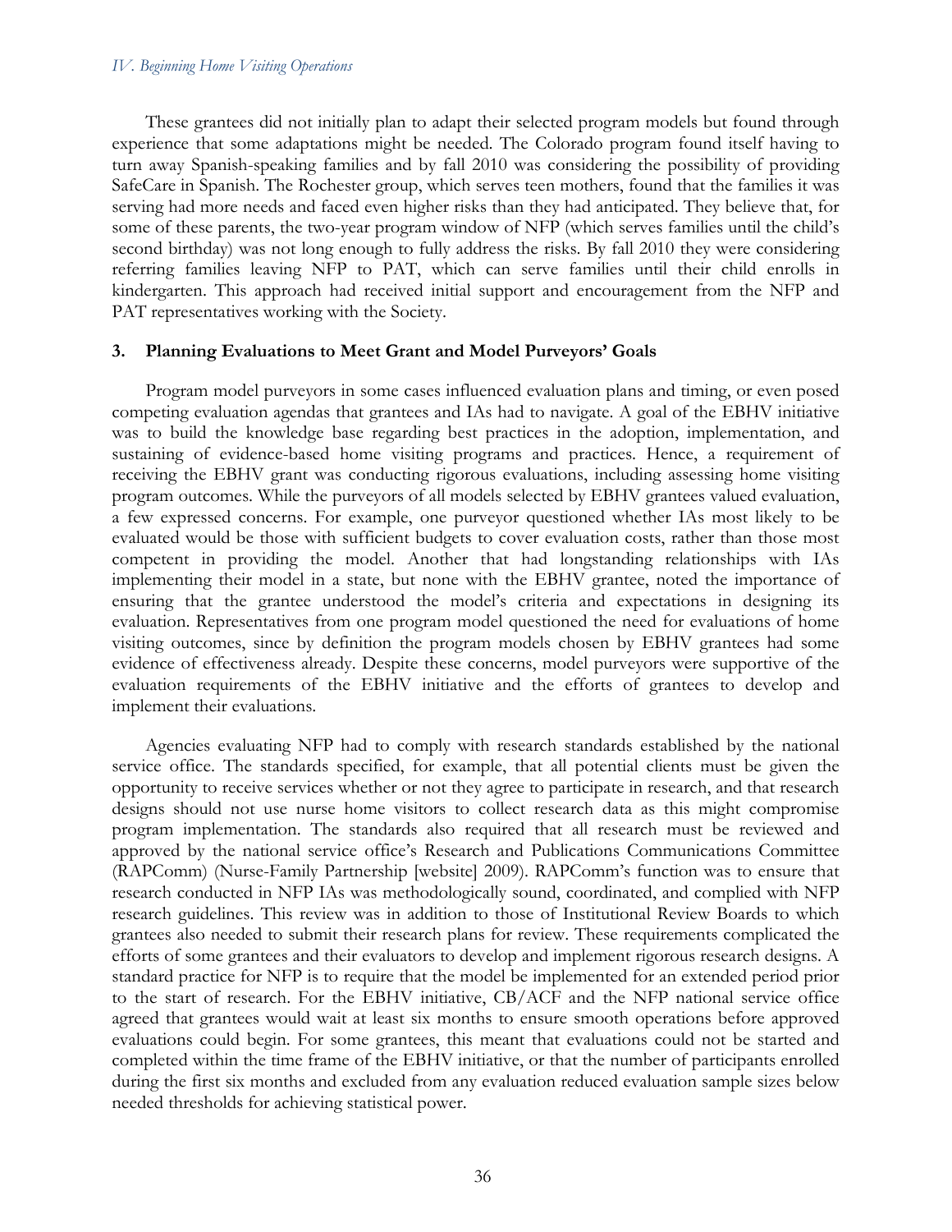These grantees did not initially plan to adapt their selected program models but found through experience that some adaptations might be needed. The Colorado program found itself having to turn away Spanish-speaking families and by fall 2010 was considering the possibility of providing SafeCare in Spanish. The Rochester group, which serves teen mothers, found that the families it was serving had more needs and faced even higher risks than they had anticipated. They believe that, for some of these parents, the two-year program window of NFP (which serves families until the child's second birthday) was not long enough to fully address the risks. By fall 2010 they were considering referring families leaving NFP to PAT, which can serve families until their child enrolls in kindergarten. This approach had received initial support and encouragement from the NFP and PAT representatives working with the Society.

### 3. Planning Evaluations to Meet Grant and Model Purveyors' Goals

Program model purveyors in some cases influenced evaluation plans and timing, or even posed competing evaluation agendas that grantees and IAs had to navigate. A goal of the EBHV initiative was to build the knowledge base regarding best practices in the adoption, implementation, and sustaining of evidence-based home visiting programs and practices. Hence, a requirement of receiving the EBHV grant was conducting rigorous evaluations, including assessing home visiting program outcomes. While the purveyors of all models selected by EBHV grantees valued evaluation, a few expressed concerns. For example, one purveyor questioned whether IAs most likely to be evaluated would be those with sufficient budgets to cover evaluation costs, rather than those most competent in providing the model. Another that had longstanding relationships with IAs implementing their model in a state, but none with the EBHV grantee, noted the importance of ensuring that the grantee understood the model's criteria and expectations in designing its evaluation. Representatives from one program model questioned the need for evaluations of home visiting outcomes, since by definition the program models chosen by EBHV grantees had some evidence of effectiveness already. Despite these concerns, model purveyors were supportive of the evaluation requirements of the EBHV initiative and the efforts of grantees to develop and implement their evaluations.

Agencies evaluating NFP had to comply with research standards established by the national service office. The standards specified, for example, that all potential clients must be given the opportunity to receive services whether or not they agree to participate in research, and that research designs should not use nurse home visitors to collect research data as this might compromise program implementation. The standards also required that all research must be reviewed and approved by the national service office's Research and Publications Communications Committee (RAPComm) (Nurse-Family Partnership [website] 2009). RAPComm's function was to ensure that research conducted in NFP IAs was methodologically sound, coordinated, and complied with NFP research guidelines. This review was in addition to those of Institutional Review Boards to which grantees also needed to submit their research plans for review. These requirements complicated the efforts of some grantees and their evaluators to develop and implement rigorous research designs. A standard practice for NFP is to require that the model be implemented for an extended period prior to the start of research. For the EBHV initiative, CB/ACF and the NFP national service office agreed that grantees would wait at least six months to ensure smooth operations before approved evaluations could begin. For some grantees, this meant that evaluations could not be started and completed within the time frame of the EBHV initiative, or that the number of participants enrolled during the first six months and excluded from any evaluation reduced evaluation sample sizes below needed thresholds for achieving statistical power.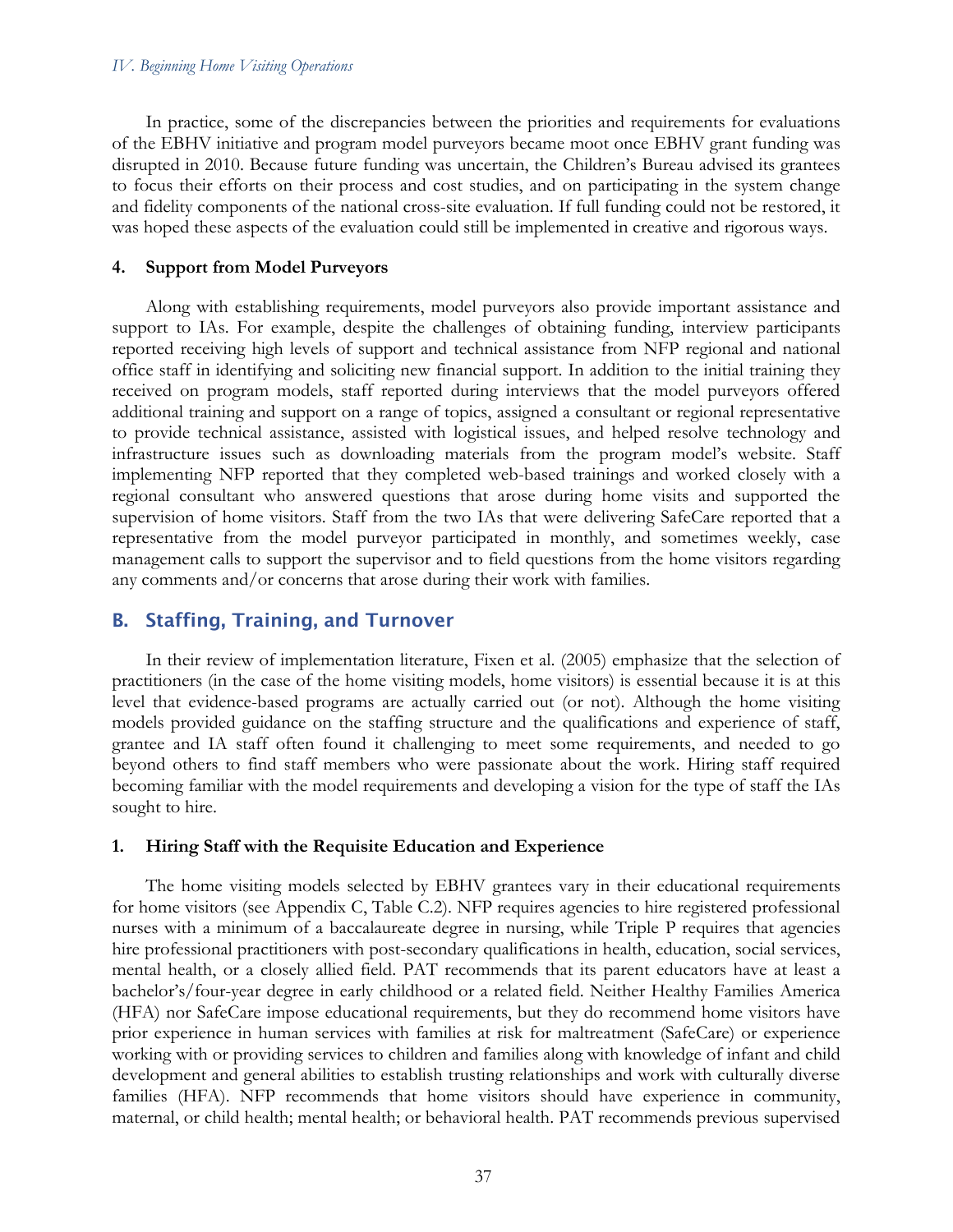In practice, some of the discrepancies between the priorities and requirements for evaluations of the EBHV initiative and program model purveyors became moot once EBHV grant funding was disrupted in 2010. Because future funding was uncertain, the Children's Bureau advised its grantees to focus their efforts on their process and cost studies, and on participating in the system change and fidelity components of the national cross-site evaluation. If full funding could not be restored, it was hoped these aspects of the evaluation could still be implemented in creative and rigorous ways.

#### 4. Support from Model Purveyors

Along with establishing requirements, model purveyors also provide important assistance and support to IAs. For example, despite the challenges of obtaining funding, interview participants reported receiving high levels of support and technical assistance from NFP regional and national office staff in identifying and soliciting new financial support. In addition to the initial training they received on program models, staff reported during interviews that the model purveyors offered additional training and support on a range of topics, assigned a consultant or regional representative to provide technical assistance, assisted with logistical issues, and helped resolve technology and infrastructure issues such as downloading materials from the program model's website. Staff implementing NFP reported that they completed web-based trainings and worked closely with a regional consultant who answered questions that arose during home visits and supported the supervision of home visitors. Staff from the two IAs that were delivering SafeCare reported that a representative from the model purveyor participated in monthly, and sometimes weekly, case management calls to support the supervisor and to field questions from the home visitors regarding any comments and/or concerns that arose during their work with families.

## B. Staffing, Training, and Turnover

In their review of implementation literature, Fixen et al. (2005) emphasize that the selection of practitioners (in the case of the home visiting models, home visitors) is essential because it is at this level that evidence-based programs are actually carried out (or not). Although the home visiting models provided guidance on the staffing structure and the qualifications and experience of staff, grantee and IA staff often found it challenging to meet some requirements, and needed to go beyond others to find staff members who were passionate about the work. Hiring staff required becoming familiar with the model requirements and developing a vision for the type of staff the IAs sought to hire.

#### 1. Hiring Staff with the Requisite Education and Experience

The home visiting models selected by EBHV grantees vary in their educational requirements for home visitors (see Appendix C, Table C.2). NFP requires agencies to hire registered professional nurses with a minimum of a baccalaureate degree in nursing, while Triple P requires that agencies hire professional practitioners with post-secondary qualifications in health, education, social services, mental health, or a closely allied field. PAT recommends that its parent educators have at least a bachelor's/four-year degree in early childhood or a related field. Neither Healthy Families America (HFA) nor SafeCare impose educational requirements, but they do recommend home visitors have prior experience in human services with families at risk for maltreatment (SafeCare) or experience working with or providing services to children and families along with knowledge of infant and child development and general abilities to establish trusting relationships and work with culturally diverse families (HFA). NFP recommends that home visitors should have experience in community, maternal, or child health; mental health; or behavioral health. PAT recommends previous supervised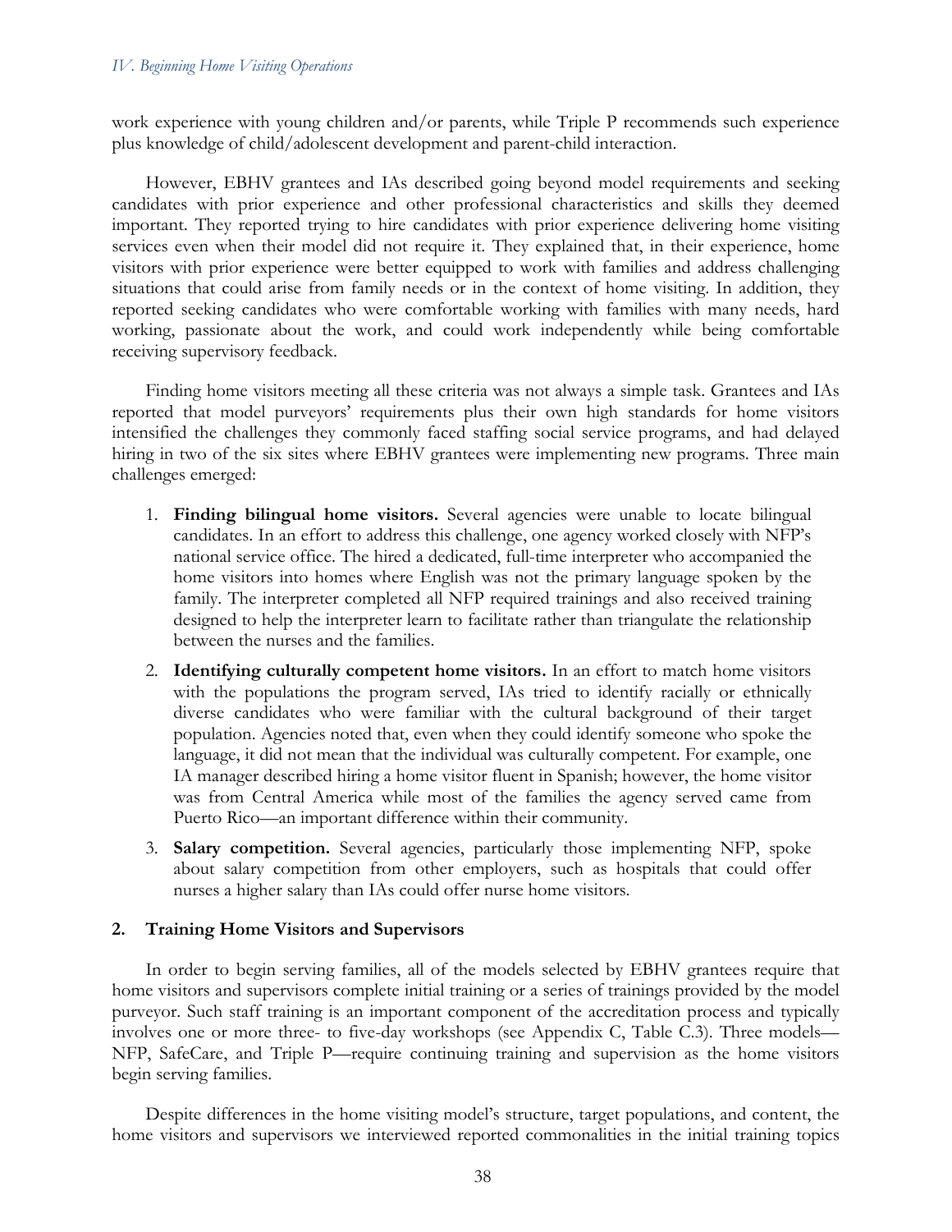work experience with young children and/or parents, while Triple P recommends such experience plus knowledge of child/adolescent development and parent-child interaction.

However, EBHV grantees and IAs described going beyond model requirements and seeking candidates with prior experience and other professional characteristics and skills they deemed important. They reported trying to hire candidates with prior experience delivering home visiting services even when their model did not require it. They explained that, in their experience, home visitors with prior experience were better equipped to work with families and address challenging situations that could arise from family needs or in the context of home visiting. In addition, they reported seeking candidates who were comfortable working with families with many needs, hard working, passionate about the work, and could work independently while being comfortable receiving supervisory feedback.

Finding home visitors meeting all these criteria was not always a simple task. Grantees and IAs reported that model purveyors' requirements plus their own high standards for home visitors intensified the challenges they commonly faced staffing social service programs, and had delayed hiring in two of the six sites where EBHV grantees were implementing new programs. Three main challenges emerged:

1. **Finding bilingual home visitors.** Several agencies were unable to locate bilingual candidates. In an effort to address this challenge, one agency worked closely with NFP's national service office. The hired a dedicated, full-time interpreter who accompanied the home visitors into homes where English was not the primary language spoken by the family. The interpreter completed all NFP required trainings and also received training designed to help the interpreter learn to facilitate rather than triangulate the relationship between the nurses and the families.
2. **Identifying culturally competent home visitors.** In an effort to match home visitors with the populations the program served, IAs tried to identify racially or ethnically diverse candidates who were familiar with the cultural background of their target population. Agencies noted that, even when they could identify someone who spoke the language, it did not mean that the individual was culturally competent. For example, one IA manager described hiring a home visitor fluent in Spanish; however, the home visitor was from Central America while most of the families the agency served came from Puerto Rico—an important difference within their community.
3. **Salary competition.** Several agencies, particularly those implementing NFP, spoke about salary competition from other employers, such as hospitals that could offer nurses a higher salary than IAs could offer nurse home visitors.

## 2. Training Home Visitors and Supervisors

In order to begin serving families, all of the models selected by EBHV grantees require that home visitors and supervisors complete initial training or a series of trainings provided by the model purveyor. Such staff training is an important component of the accreditation process and typically involves one or more three- to five-day workshops (see Appendix C, Table C.3). Three models—NFP, SafeCare, and Triple P—require continuing training and supervision as the home visitors begin serving families.

Despite differences in the home visiting model's structure, target populations, and content, the home visitors and supervisors we interviewed reported commonalities in the initial training topics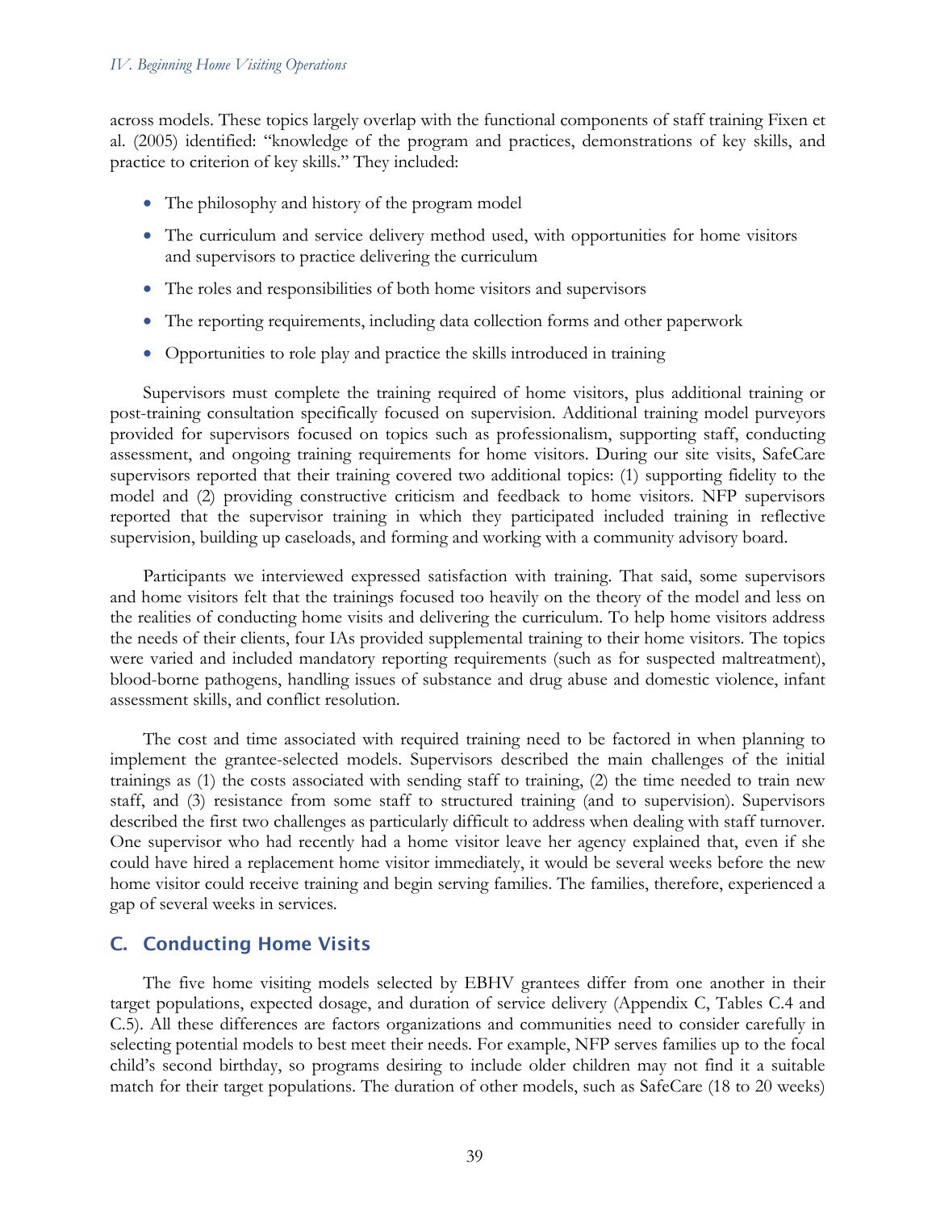across models. These topics largely overlap with the functional components of staff training Fixen et al. (2005) identified: "knowledge of the program and practices, demonstrations of key skills, and practice to criterion of key skills." They included:

- The philosophy and history of the program model
- The curriculum and service delivery method used, with opportunities for home visitors and supervisors to practice delivering the curriculum
- The roles and responsibilities of both home visitors and supervisors
- The reporting requirements, including data collection forms and other paperwork
- Opportunities to role play and practice the skills introduced in training

Supervisors must complete the training required of home visitors, plus additional training or post-training consultation specifically focused on supervision. Additional training model purveyors provided for supervisors focused on topics such as professionalism, supporting staff, conducting assessment, and ongoing training requirements for home visitors. During our site visits, SafeCare supervisors reported that their training covered two additional topics: (1) supporting fidelity to the model and (2) providing constructive criticism and feedback to home visitors. NFP supervisors reported that the supervisor training in which they participated included training in reflective supervision, building up caseloads, and forming and working with a community advisory board.

Participants we interviewed expressed satisfaction with training. That said, some supervisors and home visitors felt that the trainings focused too heavily on the theory of the model and less on the realities of conducting home visits and delivering the curriculum. To help home visitors address the needs of their clients, four IAs provided supplemental training to their home visitors. The topics were varied and included mandatory reporting requirements (such as for suspected maltreatment), blood-borne pathogens, handling issues of substance and drug abuse and domestic violence, infant assessment skills, and conflict resolution.

The cost and time associated with required training need to be factored in when planning to implement the grantee-selected models. Supervisors described the main challenges of the initial trainings as (1) the costs associated with sending staff to training, (2) the time needed to train new staff, and (3) resistance from some staff to structured training (and to supervision). Supervisors described the first two challenges as particularly difficult to address when dealing with staff turnover. One supervisor who had recently had a home visitor leave her agency explained that, even if she could have hired a replacement home visitor immediately, it would be several weeks before the new home visitor could receive training and begin serving families. The families, therefore, experienced a gap of several weeks in services.

## C. Conducting Home Visits

The five home visiting models selected by EBHV grantees differ from one another in their target populations, expected dosage, and duration of service delivery (Appendix C, Tables C.4 and C.5). All these differences are factors organizations and communities need to consider carefully in selecting potential models to best meet their needs. For example, NFP serves families up to the focal child's second birthday, so programs desiring to include older children may not find it a suitable match for their target populations. The duration of other models, such as SafeCare (18 to 20 weeks)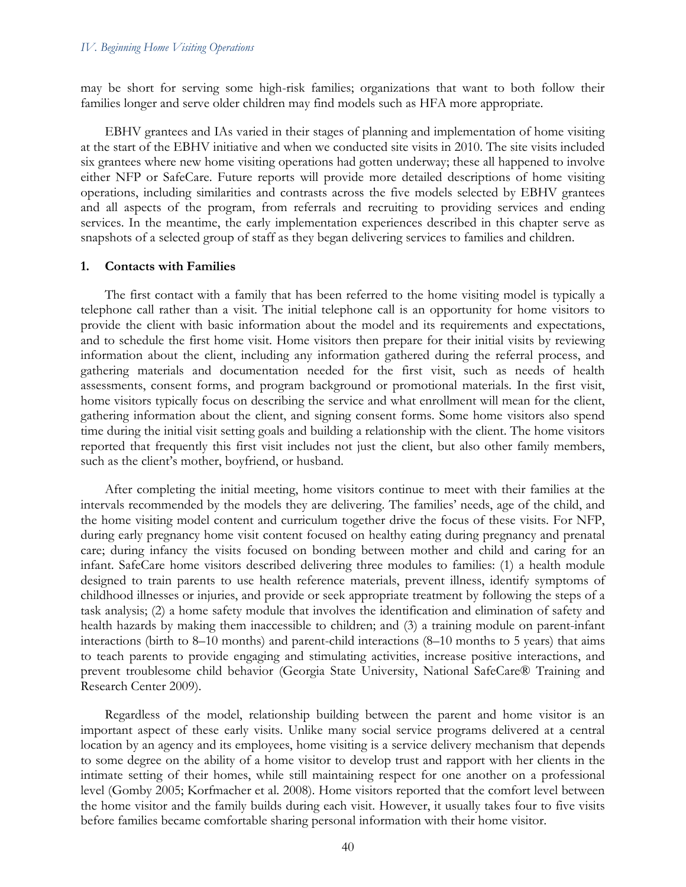may be short for serving some high-risk families; organizations that want to both follow their families longer and serve older children may find models such as HFA more appropriate.

EBHV grantees and IAs varied in their stages of planning and implementation of home visiting at the start of the EBHV initiative and when we conducted site visits in 2010. The site visits included six grantees where new home visiting operations had gotten underway; these all happened to involve either NFP or SafeCare. Future reports will provide more detailed descriptions of home visiting operations, including similarities and contrasts across the five models selected by EBHV grantees and all aspects of the program, from referrals and recruiting to providing services and ending services. In the meantime, the early implementation experiences described in this chapter serve as snapshots of a selected group of staff as they began delivering services to families and children.

### 1. Contacts with Families

The first contact with a family that has been referred to the home visiting model is typically a telephone call rather than a visit. The initial telephone call is an opportunity for home visitors to provide the client with basic information about the model and its requirements and expectations, and to schedule the first home visit. Home visitors then prepare for their initial visits by reviewing information about the client, including any information gathered during the referral process, and gathering materials and documentation needed for the first visit, such as needs of health assessments, consent forms, and program background or promotional materials. In the first visit, home visitors typically focus on describing the service and what enrollment will mean for the client, gathering information about the client, and signing consent forms. Some home visitors also spend time during the initial visit setting goals and building a relationship with the client. The home visitors reported that frequently this first visit includes not just the client, but also other family members, such as the client's mother, boyfriend, or husband.

After completing the initial meeting, home visitors continue to meet with their families at the intervals recommended by the models they are delivering. The families' needs, age of the child, and the home visiting model content and curriculum together drive the focus of these visits. For NFP, during early pregnancy home visit content focused on healthy eating during pregnancy and prenatal care; during infancy the visits focused on bonding between mother and child and caring for an infant. SafeCare home visitors described delivering three modules to families: (1) a health module designed to train parents to use health reference materials, prevent illness, identify symptoms of childhood illnesses or injuries, and provide or seek appropriate treatment by following the steps of a task analysis; (2) a home safety module that involves the identification and elimination of safety and health hazards by making them inaccessible to children; and (3) a training module on parent-infant interactions (birth to 8–10 months) and parent-child interactions (8–10 months to 5 years) that aims to teach parents to provide engaging and stimulating activities, increase positive interactions, and prevent troublesome child behavior (Georgia State University, National SafeCare® Training and Research Center 2009).

Regardless of the model, relationship building between the parent and home visitor is an important aspect of these early visits. Unlike many social service programs delivered at a central location by an agency and its employees, home visiting is a service delivery mechanism that depends to some degree on the ability of a home visitor to develop trust and rapport with her clients in the intimate setting of their homes, while still maintaining respect for one another on a professional level (Gomby 2005; Korfmacher et al. 2008). Home visitors reported that the comfort level between the home visitor and the family builds during each visit. However, it usually takes four to five visits before families became comfortable sharing personal information with their home visitor.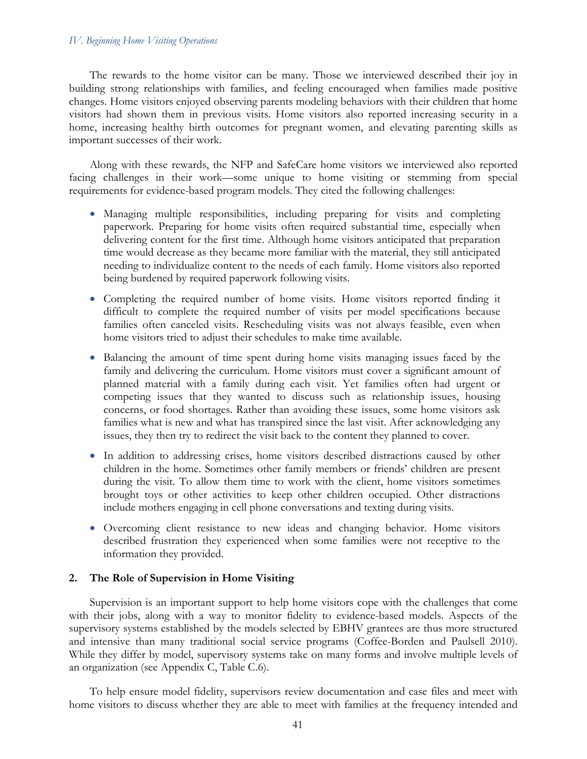The rewards to the home visitor can be many. Those we interviewed described their joy in building strong relationships with families, and feeling encouraged when families made positive changes. Home visitors enjoyed observing parents modeling behaviors with their children that home visitors had shown them in previous visits. Home visitors also reported increasing security in a home, increasing healthy birth outcomes for pregnant women, and elevating parenting skills as important successes of their work.

Along with these rewards, the NFP and SafeCare home visitors we interviewed also reported facing challenges in their work—some unique to home visiting or stemming from special requirements for evidence-based program models. They cited the following challenges:

- Managing multiple responsibilities, including preparing for visits and completing paperwork. Preparing for home visits often required substantial time, especially when delivering content for the first time. Although home visitors anticipated that preparation time would decrease as they became more familiar with the material, they still anticipated needing to individualize content to the needs of each family. Home visitors also reported being burdened by required paperwork following visits.

- Completing the required number of home visits. Home visitors reported finding it difficult to complete the required number of visits per model specifications because families often canceled visits. Rescheduling visits was not always feasible, even when home visitors tried to adjust their schedules to make time available.

- Balancing the amount of time spent during home visits managing issues faced by the family and delivering the curriculum. Home visitors must cover a significant amount of planned material with a family during each visit. Yet families often had urgent or competing issues that they wanted to discuss such as relationship issues, housing concerns, or food shortages. Rather than avoiding these issues, some home visitors ask families what is new and what has transpired since the last visit. After acknowledging any issues, they then try to redirect the visit back to the content they planned to cover.

- In addition to addressing crises, home visitors described distractions caused by other children in the home. Sometimes other family members or friends' children are present during the visit. To allow them time to work with the client, home visitors sometimes brought toys or other activities to keep other children occupied. Other distractions include mothers engaging in cell phone conversations and texting during visits.

- Overcoming client resistance to new ideas and changing behavior. Home visitors described frustration they experienced when some families were not receptive to the information they provided.

### 2. The Role of Supervision in Home Visiting

Supervision is an important support to help home visitors cope with the challenges that come with their jobs, along with a way to monitor fidelity to evidence-based models. Aspects of the supervisory systems established by the models selected by EBHV grantees are thus more structured and intensive than many traditional social service programs (Coffee-Borden and Paulsell 2010). While they differ by model, supervisory systems take on many forms and involve multiple levels of an organization (see Appendix C, Table C.6).

To help ensure model fidelity, supervisors review documentation and case files and meet with home visitors to discuss whether they are able to meet with families at the frequency intended and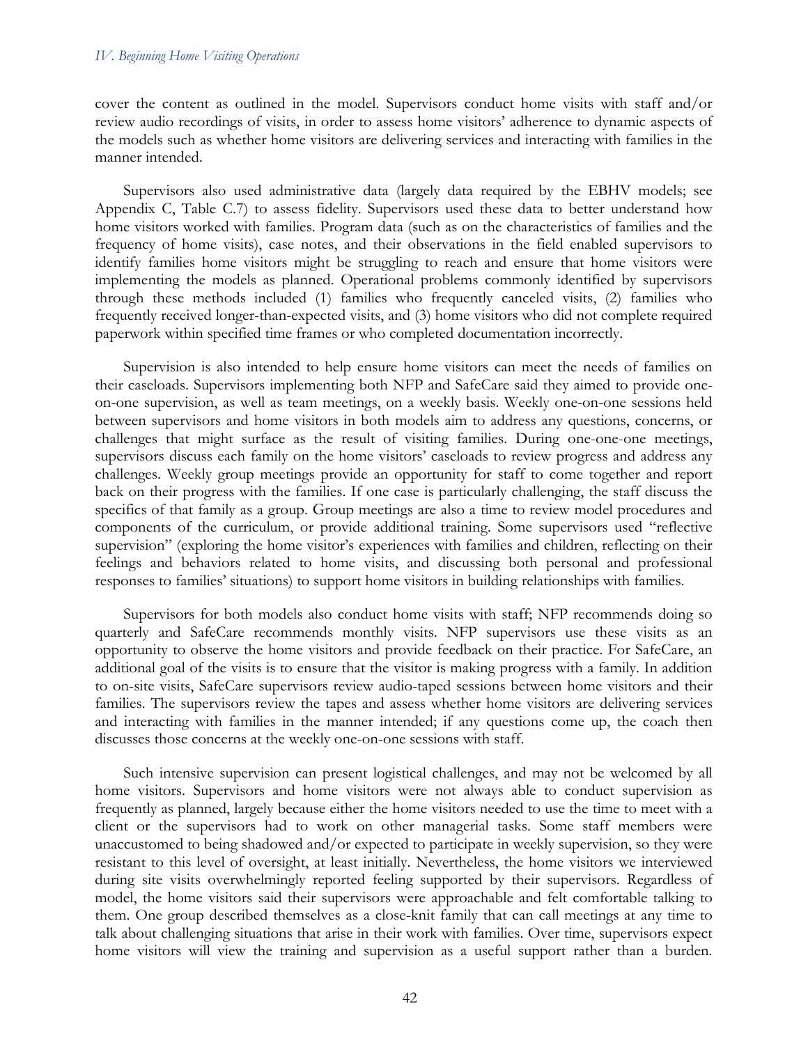cover the content as outlined in the model. Supervisors conduct home visits with staff and/or review audio recordings of visits, in order to assess home visitors' adherence to dynamic aspects of the models such as whether home visitors are delivering services and interacting with families in the manner intended.

Supervisors also used administrative data (largely data required by the EBHV models; see Appendix C, Table C.7) to assess fidelity. Supervisors used these data to better understand how home visitors worked with families. Program data (such as on the characteristics of families and the frequency of home visits), case notes, and their observations in the field enabled supervisors to identify families home visitors might be struggling to reach and ensure that home visitors were implementing the models as planned. Operational problems commonly identified by supervisors through these methods included (1) families who frequently canceled visits, (2) families who frequently received longer-than-expected visits, and (3) home visitors who did not complete required paperwork within specified time frames or who completed documentation incorrectly.

Supervision is also intended to help ensure home visitors can meet the needs of families on their caseloads. Supervisors implementing both NFP and SafeCare said they aimed to provide one-on-one supervision, as well as team meetings, on a weekly basis. Weekly one-on-one sessions held between supervisors and home visitors in both models aim to address any questions, concerns, or challenges that might surface as the result of visiting families. During one-one-one meetings, supervisors discuss each family on the home visitors' caseloads to review progress and address any challenges. Weekly group meetings provide an opportunity for staff to come together and report back on their progress with the families. If one case is particularly challenging, the staff discuss the specifics of that family as a group. Group meetings are also a time to review model procedures and components of the curriculum, or provide additional training. Some supervisors used "reflective supervision" (exploring the home visitor's experiences with families and children, reflecting on their feelings and behaviors related to home visits, and discussing both personal and professional responses to families' situations) to support home visitors in building relationships with families.

Supervisors for both models also conduct home visits with staff; NFP recommends doing so quarterly and SafeCare recommends monthly visits. NFP supervisors use these visits as an opportunity to observe the home visitors and provide feedback on their practice. For SafeCare, an additional goal of the visits is to ensure that the visitor is making progress with a family. In addition to on-site visits, SafeCare supervisors review audio-taped sessions between home visitors and their families. The supervisors review the tapes and assess whether home visitors are delivering services and interacting with families in the manner intended; if any questions come up, the coach then discusses those concerns at the weekly one-on-one sessions with staff.

Such intensive supervision can present logistical challenges, and may not be welcomed by all home visitors. Supervisors and home visitors were not always able to conduct supervision as frequently as planned, largely because either the home visitors needed to use the time to meet with a client or the supervisors had to work on other managerial tasks. Some staff members were unaccustomed to being shadowed and/or expected to participate in weekly supervision, so they were resistant to this level of oversight, at least initially. Nevertheless, the home visitors we interviewed during site visits overwhelmingly reported feeling supported by their supervisors. Regardless of model, the home visitors said their supervisors were approachable and felt comfortable talking to them. One group described themselves as a close-knit family that can call meetings at any time to talk about challenging situations that arise in their work with families. Over time, supervisors expect home visitors will view the training and supervision as a useful support rather than a burden.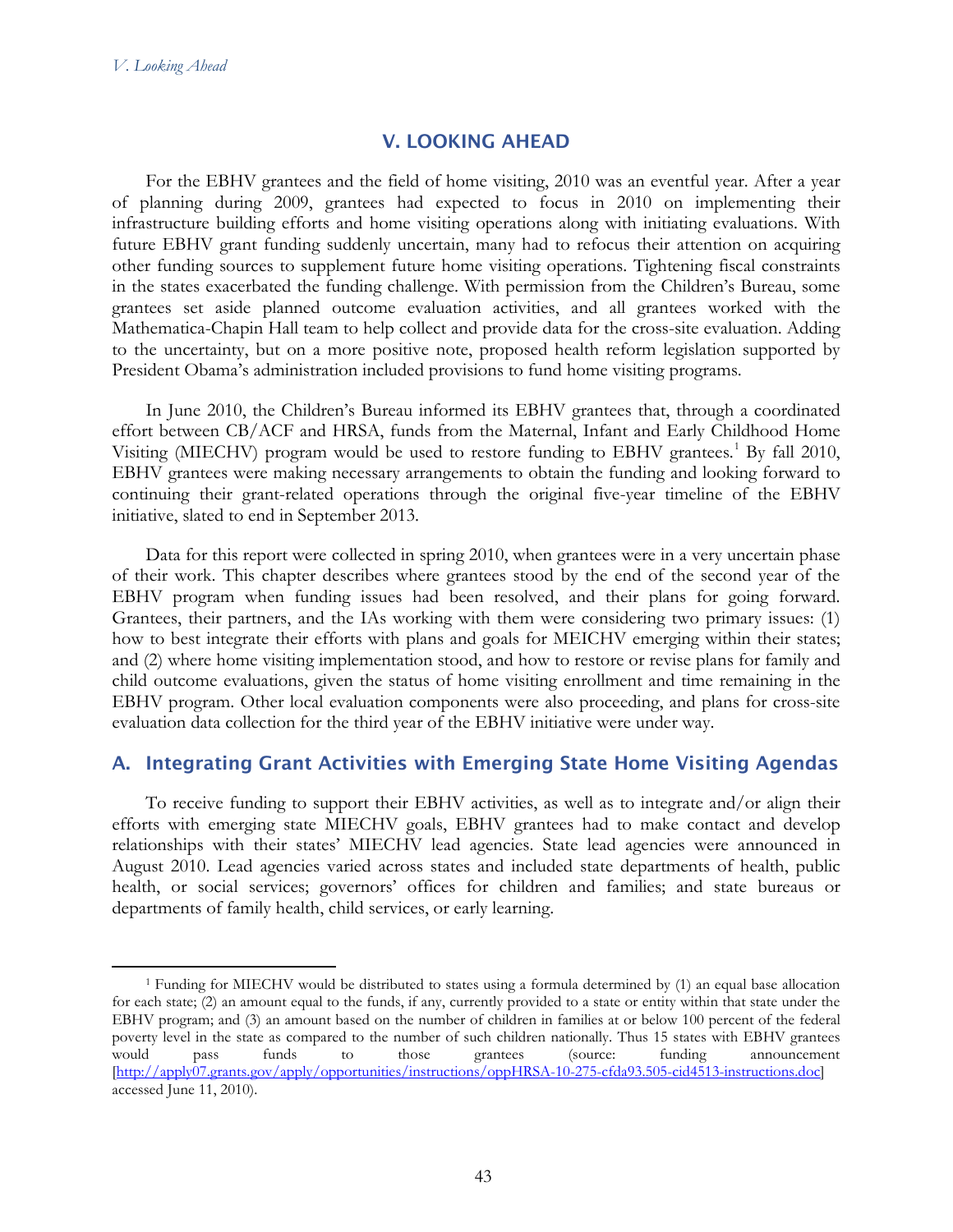# V. LOOKING AHEAD

For the EBHV grantees and the field of home visiting, 2010 was an eventful year. After a year of planning during 2009, grantees had expected to focus in 2010 on implementing their infrastructure building efforts and home visiting operations along with initiating evaluations. With future EBHV grant funding suddenly uncertain, many had to refocus their attention on acquiring other funding sources to supplement future home visiting operations. Tightening fiscal constraints in the states exacerbated the funding challenge. With permission from the Children's Bureau, some grantees set aside planned outcome evaluation activities, and all grantees worked with the Mathematica-Chapin Hall team to help collect and provide data for the cross-site evaluation. Adding to the uncertainty, but on a more positive note, proposed health reform legislation supported by President Obama's administration included provisions to fund home visiting programs.

In June 2010, the Children's Bureau informed its EBHV grantees that, through a coordinated effort between CB/ACF and HRSA, funds from the Maternal, Infant and Early Childhood Home Visiting (MIECHV) program would be used to restore funding to EBHV grantees.[1] By fall 2010, EBHV grantees were making necessary arrangements to obtain the funding and looking forward to continuing their grant-related operations through the original five-year timeline of the EBHV initiative, slated to end in September 2013.

Data for this report were collected in spring 2010, when grantees were in a very uncertain phase of their work. This chapter describes where grantees stood by the end of the second year of the EBHV program when funding issues had been resolved, and their plans for going forward. Grantees, their partners, and the IAs working with them were considering two primary issues: (1) how to best integrate their efforts with plans and goals for MEICHV emerging within their states; and (2) where home visiting implementation stood, and how to restore or revise plans for family and child outcome evaluations, given the status of home visiting enrollment and time remaining in the EBHV program. Other local evaluation components were also proceeding, and plans for cross-site evaluation data collection for the third year of the EBHV initiative were under way.

## A. Integrating Grant Activities with Emerging State Home Visiting Agendas

To receive funding to support their EBHV activities, as well as to integrate and/or align their efforts with emerging state MIECHV goals, EBHV grantees had to make contact and develop relationships with their states' MIECHV lead agencies. State lead agencies were announced in August 2010. Lead agencies varied across states and included state departments of health, public health, or social services; governors' offices for children and families; and state bureaus or departments of family health, child services, or early learning.

---

[1] Funding for MIECHV would be distributed to states using a formula determined by (1) an equal base allocation for each state; (2) an amount equal to the funds, if any, currently provided to a state or entity within that state under the EBHV program; and (3) an amount based on the number of children in families at or below 100 percent of the federal poverty level in the state as compared to the number of such children nationally. Thus 15 states with EBHV grantees would pass funds to those grantees (source: funding announcement [http://apply07.grants.gov/apply/opportunities/instructions/oppHRSA-10-275-cfda93.505-cid4513-instructions.doc] accessed June 11, 2010).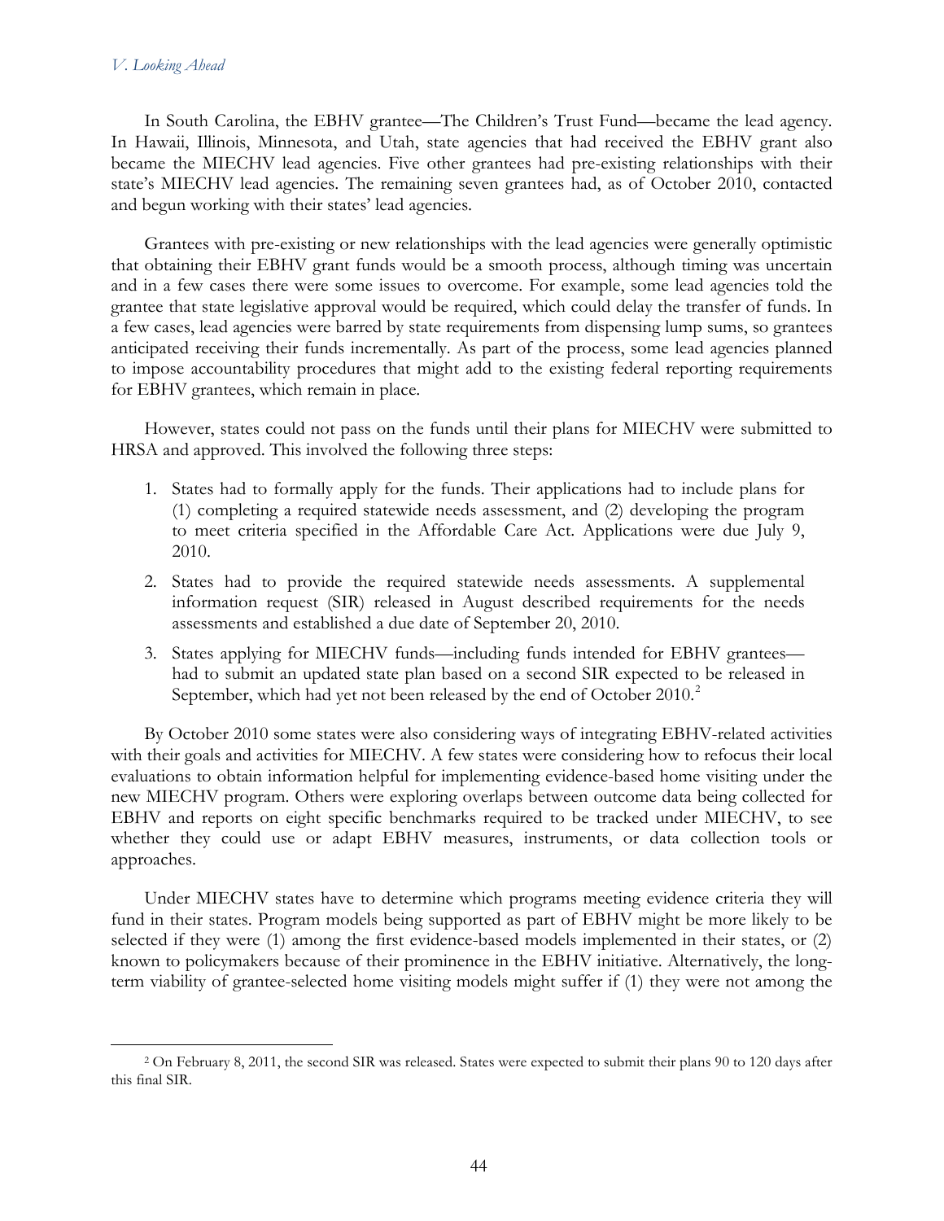In South Carolina, the EBHV grantee—The Children's Trust Fund—became the lead agency. In Hawaii, Illinois, Minnesota, and Utah, state agencies that had received the EBHV grant also became the MIECHV lead agencies. Five other grantees had pre-existing relationships with their state's MIECHV lead agencies. The remaining seven grantees had, as of October 2010, contacted and begun working with their states' lead agencies.

Grantees with pre-existing or new relationships with the lead agencies were generally optimistic that obtaining their EBHV grant funds would be a smooth process, although timing was uncertain and in a few cases there were some issues to overcome. For example, some lead agencies told the grantee that state legislative approval would be required, which could delay the transfer of funds. In a few cases, lead agencies were barred by state requirements from dispensing lump sums, so grantees anticipated receiving their funds incrementally. As part of the process, some lead agencies planned to impose accountability procedures that might add to the existing federal reporting requirements for EBHV grantees, which remain in place.

However, states could not pass on the funds until their plans for MIECHV were submitted to HRSA and approved. This involved the following three steps:

1. States had to formally apply for the funds. Their applications had to include plans for (1) completing a required statewide needs assessment, and (2) developing the program to meet criteria specified in the Affordable Care Act. Applications were due July 9, 2010.
2. States had to provide the required statewide needs assessments. A supplemental information request (SIR) released in August described requirements for the needs assessments and established a due date of September 20, 2010.
3. States applying for MIECHV funds—including funds intended for EBHV grantees—had to submit an updated state plan based on a second SIR expected to be released in September, which had yet not been released by the end of October 2010.[2]

By October 2010 some states were also considering ways of integrating EBHV-related activities with their goals and activities for MIECHV. A few states were considering how to refocus their local evaluations to obtain information helpful for implementing evidence-based home visiting under the new MIECHV program. Others were exploring overlaps between outcome data being collected for EBHV and reports on eight specific benchmarks required to be tracked under MIECHV, to see whether they could use or adapt EBHV measures, instruments, or data collection tools or approaches.

Under MIECHV states have to determine which programs meeting evidence criteria they will fund in their states. Program models being supported as part of EBHV might be more likely to be selected if they were (1) among the first evidence-based models implemented in their states, or (2) known to policymakers because of their prominence in the EBHV initiative. Alternatively, the long-term viability of grantee-selected home visiting models might suffer if (1) they were not among the

[2] On February 8, 2011, the second SIR was released. States were expected to submit their plans 90 to 120 days after this final SIR.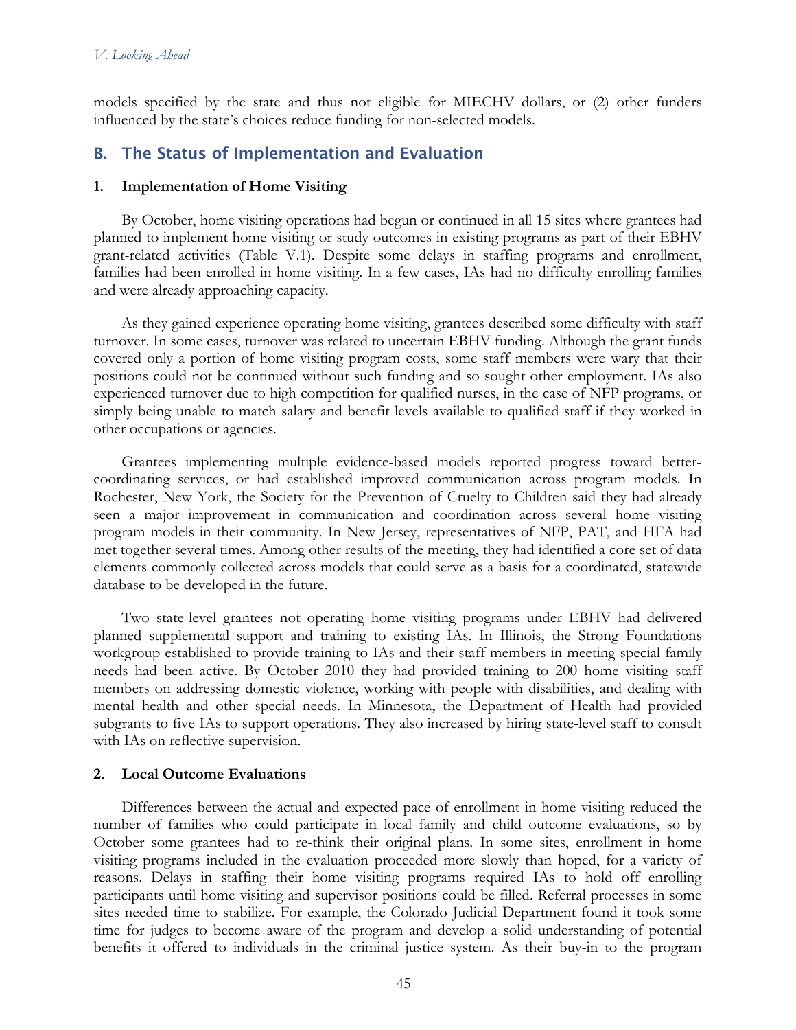models specified by the state and thus not eligible for MIECHV dollars, or (2) other funders influenced by the state's choices reduce funding for non-selected models.

## B. The Status of Implementation and Evaluation

### 1. Implementation of Home Visiting

By October, home visiting operations had begun or continued in all 15 sites where grantees had planned to implement home visiting or study outcomes in existing programs as part of their EBHV grant-related activities (Table V.1). Despite some delays in staffing programs and enrollment, families had been enrolled in home visiting. In a few cases, IAs had no difficulty enrolling families and were already approaching capacity.

As they gained experience operating home visiting, grantees described some difficulty with staff turnover. In some cases, turnover was related to uncertain EBHV funding. Although the grant funds covered only a portion of home visiting program costs, some staff members were wary that their positions could not be continued without such funding and so sought other employment. IAs also experienced turnover due to high competition for qualified nurses, in the case of NFP programs, or simply being unable to match salary and benefit levels available to qualified staff if they worked in other occupations or agencies.

Grantees implementing multiple evidence-based models reported progress toward better-coordinating services, or had established improved communication across program models. In Rochester, New York, the Society for the Prevention of Cruelty to Children said they had already seen a major improvement in communication and coordination across several home visiting program models in their community. In New Jersey, representatives of NFP, PAT, and HFA had met together several times. Among other results of the meeting, they had identified a core set of data elements commonly collected across models that could serve as a basis for a coordinated, statewide database to be developed in the future.

Two state-level grantees not operating home visiting programs under EBHV had delivered planned supplemental support and training to existing IAs. In Illinois, the Strong Foundations workgroup established to provide training to IAs and their staff members in meeting special family needs had been active. By October 2010 they had provided training to 200 home visiting staff members on addressing domestic violence, working with people with disabilities, and dealing with mental health and other special needs. In Minnesota, the Department of Health had provided subgrants to five IAs to support operations. They also increased by hiring state-level staff to consult with IAs on reflective supervision.

### 2. Local Outcome Evaluations

Differences between the actual and expected pace of enrollment in home visiting reduced the number of families who could participate in local family and child outcome evaluations, so by October some grantees had to re-think their original plans. In some sites, enrollment in home visiting programs included in the evaluation proceeded more slowly than hoped, for a variety of reasons. Delays in staffing their home visiting programs required IAs to hold off enrolling participants until home visiting and supervisor positions could be filled. Referral processes in some sites needed time to stabilize. For example, the Colorado Judicial Department found it took some time for judges to become aware of the program and develop a solid understanding of potential benefits it offered to individuals in the criminal justice system. As their buy-in to the program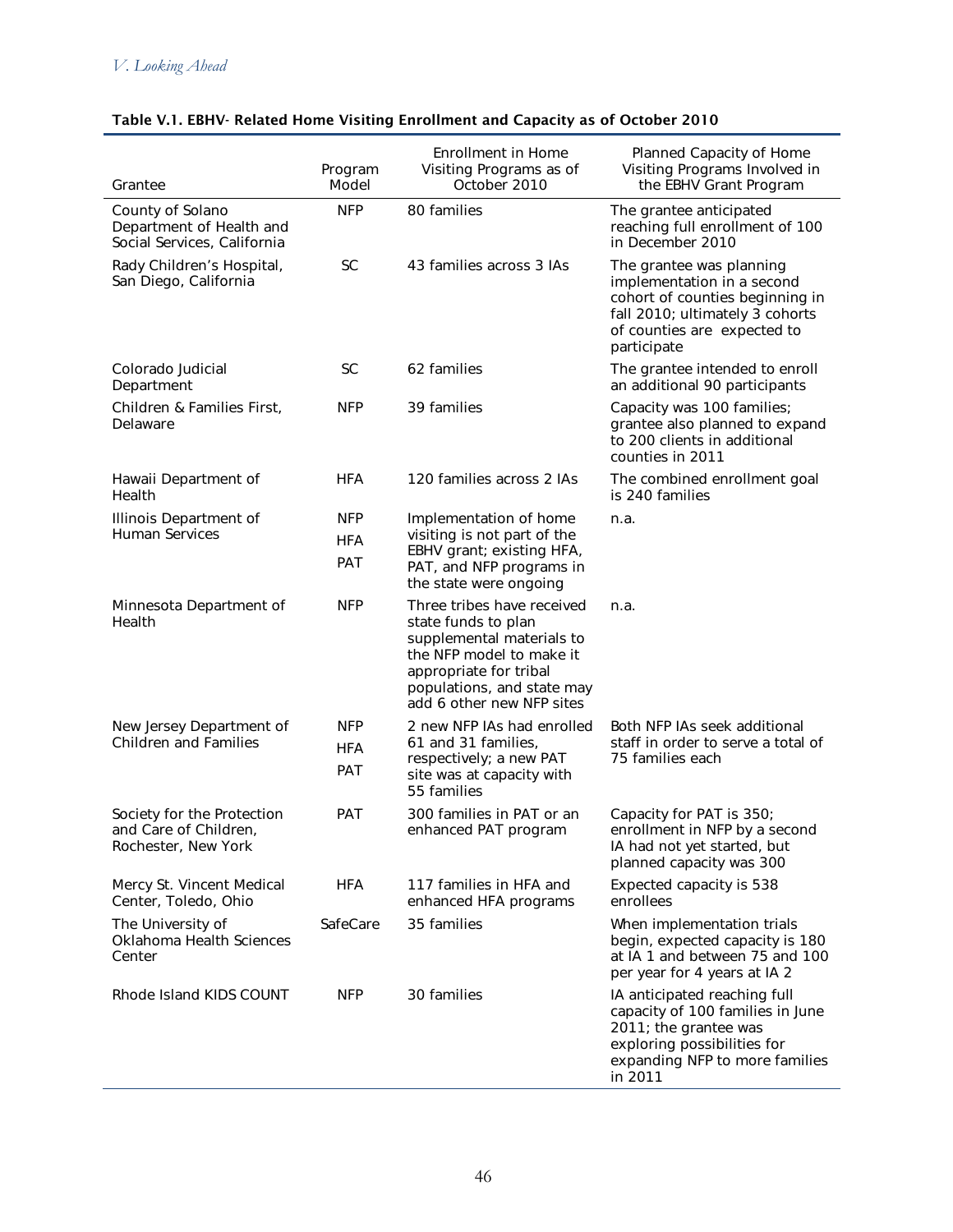**Table V.1. EBHV- Related Home Visiting Enrollment and Capacity as of October 2010**

| Grantee | Program Model | Enrollment in Home Visiting Programs as of October 2010 | Planned Capacity of Home Visiting Programs Involved in the EBHV Grant Program |
|---|---|---|---|
| County of Solano Department of Health and Social Services, California | NFP | 80 families | The grantee anticipated reaching full enrollment of 100 in December 2010 |
| Rady Children's Hospital, San Diego, California | SC | 43 families across 3 IAs | The grantee was planning implementation in a second cohort of counties beginning in fall 2010; ultimately 3 cohorts of counties are expected to participate |
| Colorado Judicial Department | SC | 62 families | The grantee intended to enroll an additional 90 participants |
| Children & Families First, Delaware | NFP | 39 families | Capacity was 100 families; grantee also planned to expand to 200 clients in additional counties in 2011 |
| Hawaii Department of Health | HFA | 120 families across 2 IAs | The combined enrollment goal is 240 families |
| Illinois Department of Human Services | NFP<br>HFA<br>PAT | Implementation of home visiting is not part of the EBHV grant; existing HFA, PAT, and NFP programs in the state were ongoing | n.a. |
| Minnesota Department of Health | NFP | Three tribes have received state funds to plan supplemental materials to the NFP model to make it appropriate for tribal populations, and state may add 6 other new NFP sites | n.a. |
| New Jersey Department of Children and Families | NFP<br>HFA<br>PAT | 2 new NFP IAs had enrolled 61 and 31 families, respectively; a new PAT site was at capacity with 55 families | Both NFP IAs seek additional staff in order to serve a total of 75 families each |
| Society for the Protection and Care of Children, Rochester, New York | PAT | 300 families in PAT or an enhanced PAT program | Capacity for PAT is 350; enrollment in NFP by a second IA had not yet started, but planned capacity was 300 |
| Mercy St. Vincent Medical Center, Toledo, Ohio | HFA | 117 families in HFA and enhanced HFA programs | Expected capacity is 538 enrollees |
| The University of Oklahoma Health Sciences Center | SafeCare | 35 families | When implementation trials begin, expected capacity is 180 at IA 1 and between 75 and 100 per year for 4 years at IA 2 |
| Rhode Island KIDS COUNT | NFP | 30 families | IA anticipated reaching full capacity of 100 families in June 2011; the grantee was exploring possibilities for expanding NFP to more families in 2011 |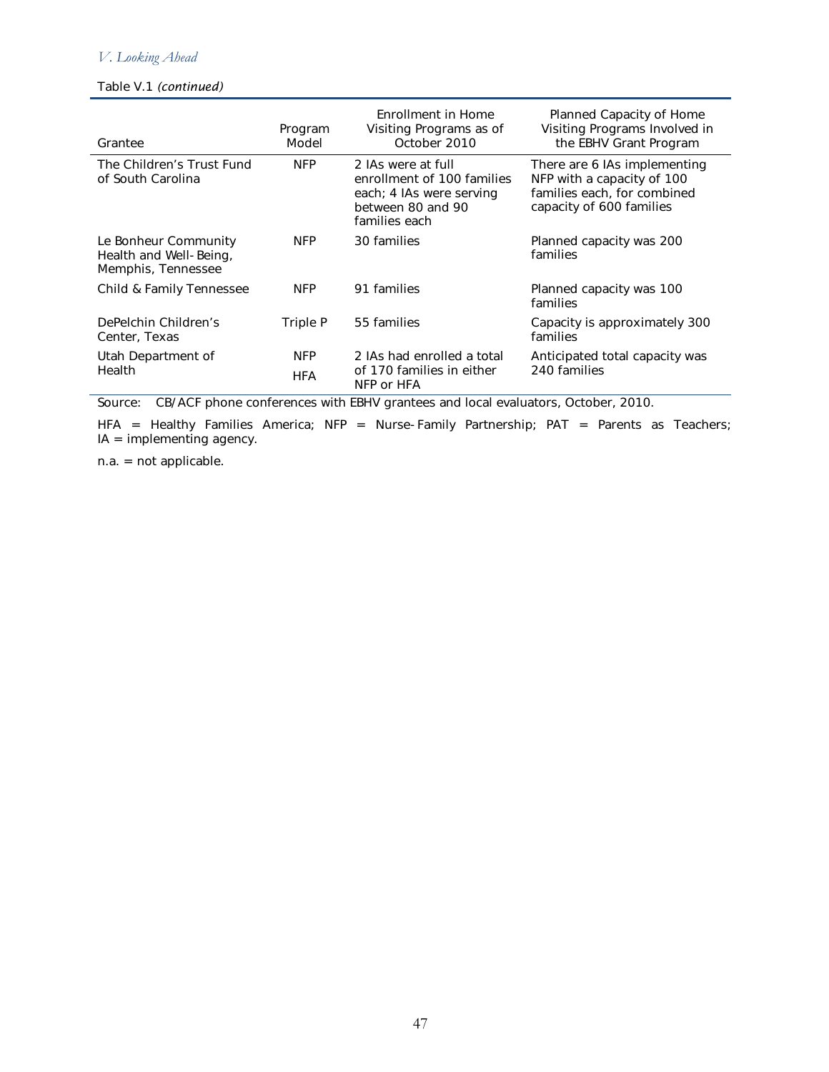Table V.1 *(continued)*

| Grantee | Program Model | Enrollment in Home Visiting Programs as of October 2010 | Planned Capacity of Home Visiting Programs Involved in the EBHV Grant Program |
|---|---|---|---|
| The Children's Trust Fund of South Carolina | NFP | 2 IAs were at full enrollment of 100 families each; 4 IAs were serving between 80 and 90 families each | There are 6 IAs implementing NFP with a capacity of 100 families each, for combined capacity of 600 families |
| Le Bonheur Community Health and Well-Being, Memphis, Tennessee | NFP | 30 families | Planned capacity was 200 families |
| Child & Family Tennessee | NFP | 91 families | Planned capacity was 100 families |
| DePelchin Children's Center, Texas | Triple P | 55 families | Capacity is approximately 300 families |
| Utah Department of Health | NFP<br>HFA | 2 IAs had enrolled a total of 170 families in either NFP or HFA | Anticipated total capacity was 240 families |

Source: CB/ACF phone conferences with EBHV grantees and local evaluators, October, 2010.

HFA = Healthy Families America; NFP = Nurse-Family Partnership; PAT = Parents as Teachers; IA = implementing agency.

n.a. = not applicable.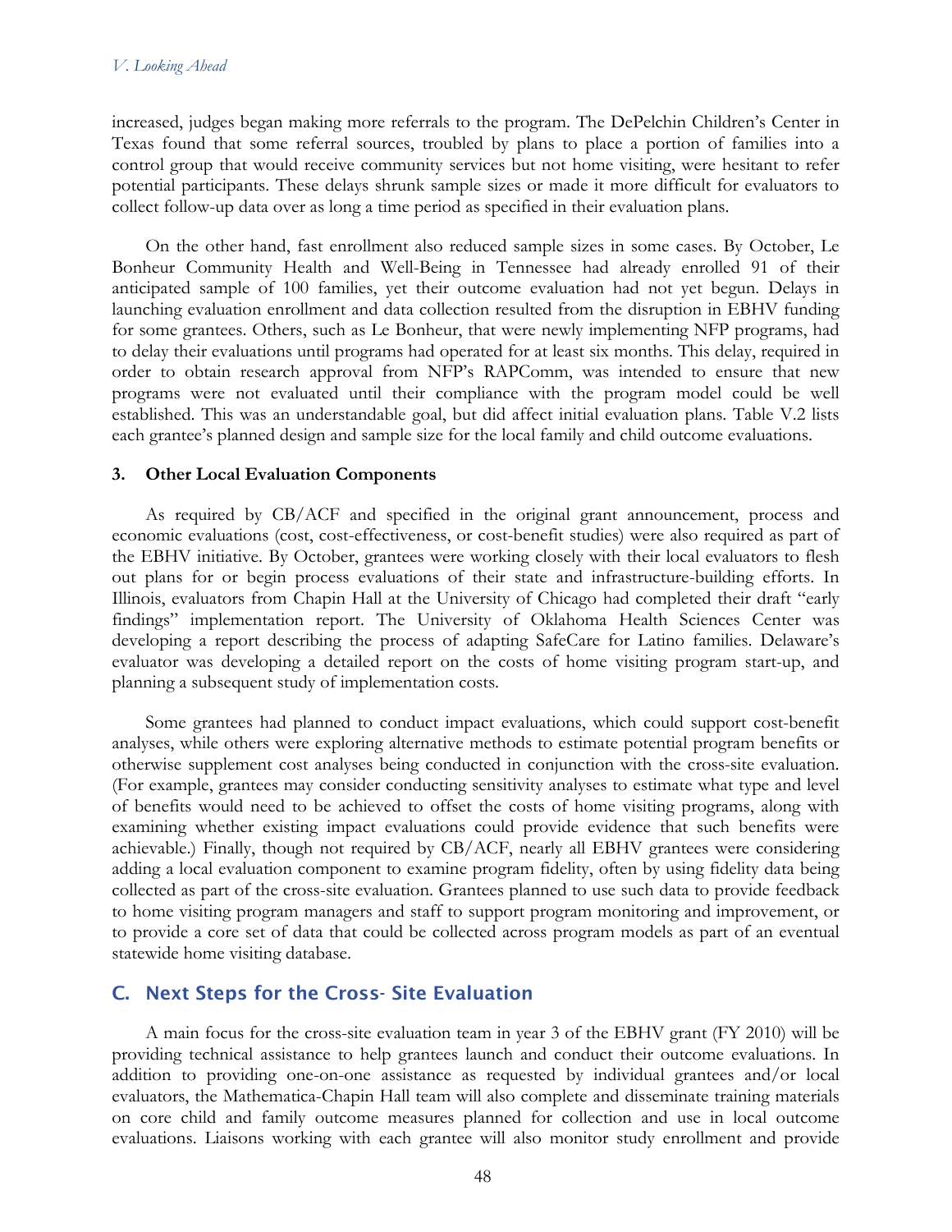increased, judges began making more referrals to the program. The DePelchin Children's Center in Texas found that some referral sources, troubled by plans to place a portion of families into a control group that would receive community services but not home visiting, were hesitant to refer potential participants. These delays shrunk sample sizes or made it more difficult for evaluators to collect follow-up data over as long a time period as specified in their evaluation plans.

On the other hand, fast enrollment also reduced sample sizes in some cases. By October, Le Bonheur Community Health and Well-Being in Tennessee had already enrolled 91 of their anticipated sample of 100 families, yet their outcome evaluation had not yet begun. Delays in launching evaluation enrollment and data collection resulted from the disruption in EBHV funding for some grantees. Others, such as Le Bonheur, that were newly implementing NFP programs, had to delay their evaluations until programs had operated for at least six months. This delay, required in order to obtain research approval from NFP's RAPComm, was intended to ensure that new programs were not evaluated until their compliance with the program model could be well established. This was an understandable goal, but did affect initial evaluation plans. Table V.2 lists each grantee's planned design and sample size for the local family and child outcome evaluations.

### 3. Other Local Evaluation Components

As required by CB/ACF and specified in the original grant announcement, process and economic evaluations (cost, cost-effectiveness, or cost-benefit studies) were also required as part of the EBHV initiative. By October, grantees were working closely with their local evaluators to flesh out plans for or begin process evaluations of their state and infrastructure-building efforts. In Illinois, evaluators from Chapin Hall at the University of Chicago had completed their draft "early findings" implementation report. The University of Oklahoma Health Sciences Center was developing a report describing the process of adapting SafeCare for Latino families. Delaware's evaluator was developing a detailed report on the costs of home visiting program start-up, and planning a subsequent study of implementation costs.

Some grantees had planned to conduct impact evaluations, which could support cost-benefit analyses, while others were exploring alternative methods to estimate potential program benefits or otherwise supplement cost analyses being conducted in conjunction with the cross-site evaluation. (For example, grantees may consider conducting sensitivity analyses to estimate what type and level of benefits would need to be achieved to offset the costs of home visiting programs, along with examining whether existing impact evaluations could provide evidence that such benefits were achievable.) Finally, though not required by CB/ACF, nearly all EBHV grantees were considering adding a local evaluation component to examine program fidelity, often by using fidelity data being collected as part of the cross-site evaluation. Grantees planned to use such data to provide feedback to home visiting program managers and staff to support program monitoring and improvement, or to provide a core set of data that could be collected across program models as part of an eventual statewide home visiting database.

## C. Next Steps for the Cross- Site Evaluation

A main focus for the cross-site evaluation team in year 3 of the EBHV grant (FY 2010) will be providing technical assistance to help grantees launch and conduct their outcome evaluations. In addition to providing one-on-one assistance as requested by individual grantees and/or local evaluators, the Mathematica-Chapin Hall team will also complete and disseminate training materials on core child and family outcome measures planned for collection and use in local outcome evaluations. Liaisons working with each grantee will also monitor study enrollment and provide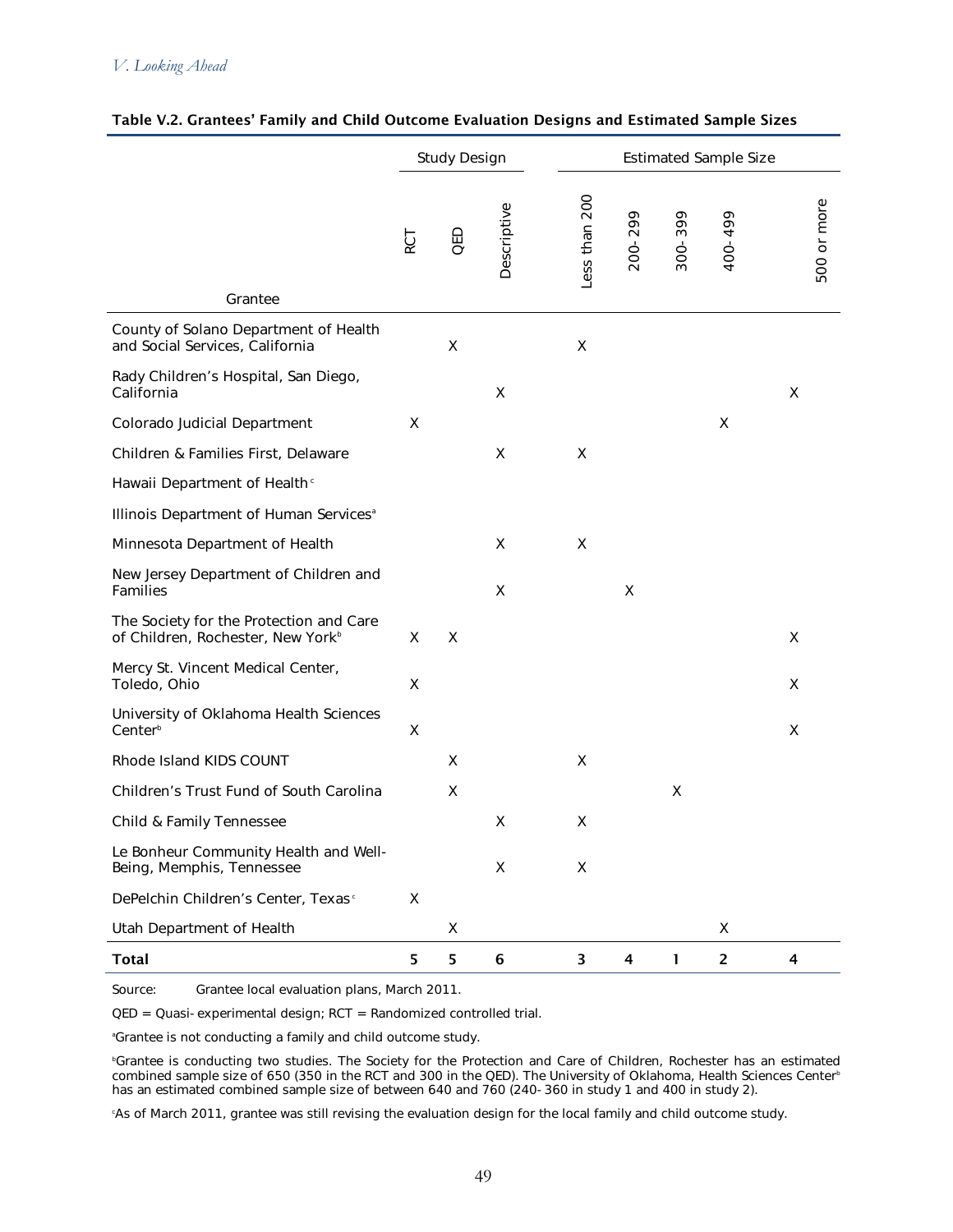**Table V.2. Grantees' Family and Child Outcome Evaluation Designs and Estimated Sample Sizes**

| | Study Design | | | Estimated Sample Size | | | | |
|---|---|---|---|---|---|---|---|---|
| Grantee | RCT | QED | Descriptive | Less than 200 | 200-299 | 300-399 | 400-499 | 500 or more |
| County of Solano Department of Health and Social Services, California | | X | | X | | | | |
| Rady Children's Hospital, San Diego, California | | | X | | | | | X |
| Colorado Judicial Department | X | | | | | | X | |
| Children & Families First, Delaware | | | X | X | | | | |
| Hawaii Department of Health[c] | | | | | | | | |
| Illinois Department of Human Services[a] | | | | | | | | |
| Minnesota Department of Health | | | X | X | | | | |
| New Jersey Department of Children and Families | | | X | | X | | | |
| The Society for the Protection and Care of Children, Rochester, New York[b] | X | X | | | | | | X |
| Mercy St. Vincent Medical Center, Toledo, Ohio | X | | | | | | | X |
| University of Oklahoma Health Sciences Center[b] | X | | | | | | | X |
| Rhode Island KIDS COUNT | | X | | X | | | | |
| Children's Trust Fund of South Carolina | | X | | | | X | | |
| Child & Family Tennessee | | | X | X | | | | |
| Le Bonheur Community Health and Well-Being, Memphis, Tennessee | | | X | X | | | | |
| DePelchin Children's Center, Texas[c] | X | | | | | | | |
| Utah Department of Health | | X | | | | | X | |
| **Total** | **5** | **5** | **6** | **3** | **4** | **1** | **2** | **4** |

Source: Grantee local evaluation plans, March 2011.

QED = Quasi-experimental design; RCT = Randomized controlled trial.

[a]Grantee is not conducting a family and child outcome study.

[b]Grantee is conducting two studies. The Society for the Protection and Care of Children, Rochester has an estimated combined sample size of 650 (350 in the RCT and 300 in the QED). The University of Oklahoma, Health Sciences Center[b] has an estimated combined sample size of between 640 and 760 (240-360 in study 1 and 400 in study 2).

[c]As of March 2011, grantee was still revising the evaluation design for the local family and child outcome study.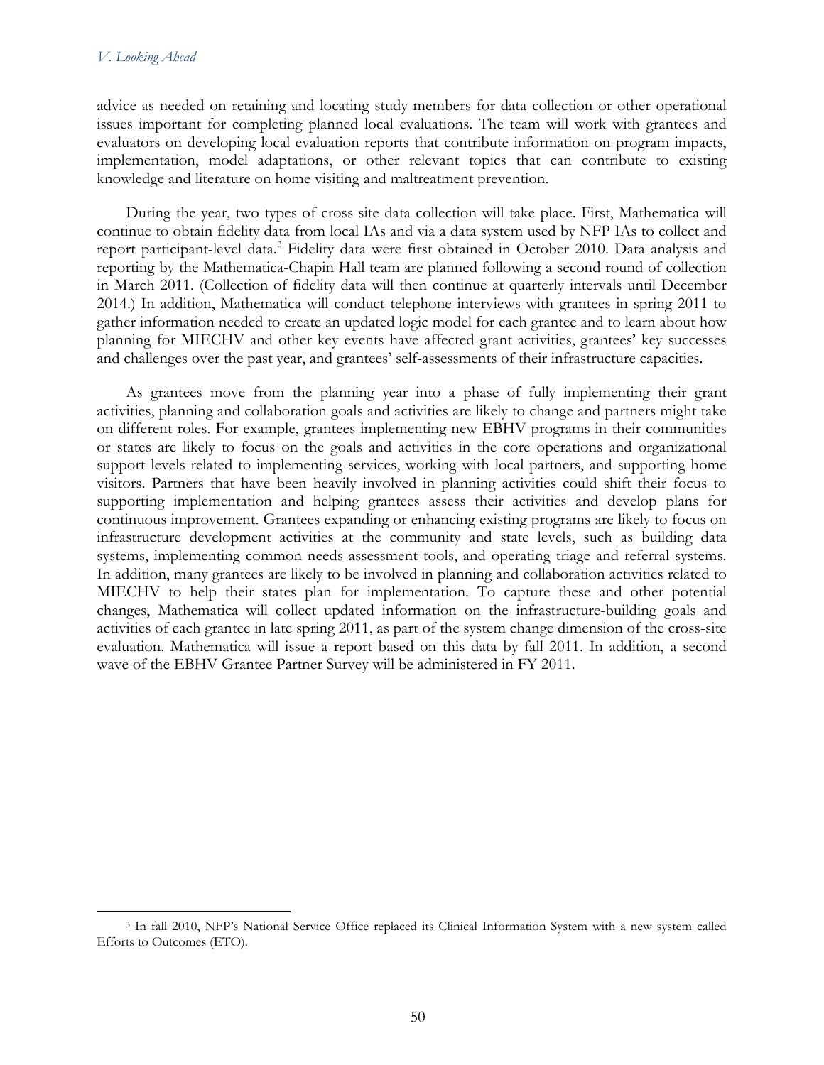advice as needed on retaining and locating study members for data collection or other operational issues important for completing planned local evaluations. The team will work with grantees and evaluators on developing local evaluation reports that contribute information on program impacts, implementation, model adaptations, or other relevant topics that can contribute to existing knowledge and literature on home visiting and maltreatment prevention.

During the year, two types of cross-site data collection will take place. First, Mathematica will continue to obtain fidelity data from local IAs and via a data system used by NFP IAs to collect and report participant-level data.[3] Fidelity data were first obtained in October 2010. Data analysis and reporting by the Mathematica-Chapin Hall team are planned following a second round of collection in March 2011. (Collection of fidelity data will then continue at quarterly intervals until December 2014.) In addition, Mathematica will conduct telephone interviews with grantees in spring 2011 to gather information needed to create an updated logic model for each grantee and to learn about how planning for MIECHV and other key events have affected grant activities, grantees' key successes and challenges over the past year, and grantees' self-assessments of their infrastructure capacities.

As grantees move from the planning year into a phase of fully implementing their grant activities, planning and collaboration goals and activities are likely to change and partners might take on different roles. For example, grantees implementing new EBHV programs in their communities or states are likely to focus on the goals and activities in the core operations and organizational support levels related to implementing services, working with local partners, and supporting home visitors. Partners that have been heavily involved in planning activities could shift their focus to supporting implementation and helping grantees assess their activities and develop plans for continuous improvement. Grantees expanding or enhancing existing programs are likely to focus on infrastructure development activities at the community and state levels, such as building data systems, implementing common needs assessment tools, and operating triage and referral systems. In addition, many grantees are likely to be involved in planning and collaboration activities related to MIECHV to help their states plan for implementation. To capture these and other potential changes, Mathematica will collect updated information on the infrastructure-building goals and activities of each grantee in late spring 2011, as part of the system change dimension of the cross-site evaluation. Mathematica will issue a report based on this data by fall 2011. In addition, a second wave of the EBHV Grantee Partner Survey will be administered in FY 2011.

---

[3] In fall 2010, NFP's National Service Office replaced its Clinical Information System with a new system called Efforts to Outcomes (ETO).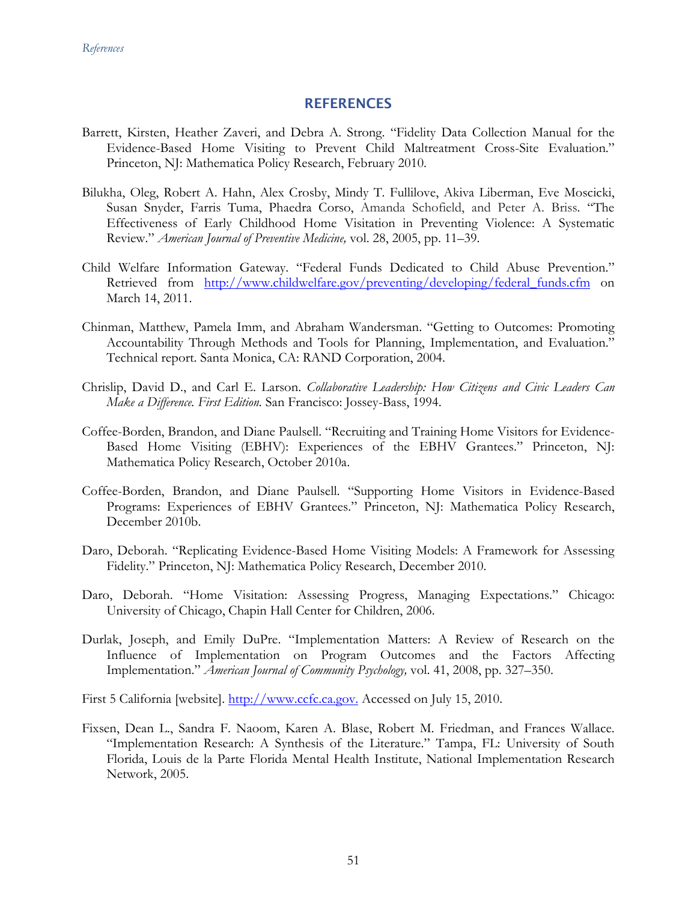# REFERENCES

Barrett, Kirsten, Heather Zaveri, and Debra A. Strong. "Fidelity Data Collection Manual for the Evidence-Based Home Visiting to Prevent Child Maltreatment Cross-Site Evaluation." Princeton, NJ: Mathematica Policy Research, February 2010.

Bilukha, Oleg, Robert A. Hahn, Alex Crosby, Mindy T. Fullilove, Akiva Liberman, Eve Moscicki, Susan Snyder, Farris Tuma, Phaedra Corso, Amanda Schofield, and Peter A. Briss. "The Effectiveness of Early Childhood Home Visitation in Preventing Violence: A Systematic Review." *American Journal of Preventive Medicine,* vol. 28, 2005, pp. 11–39.

Child Welfare Information Gateway. "Federal Funds Dedicated to Child Abuse Prevention." Retrieved from [http://www.childwelfare.gov/preventing/developing/federal_funds.cfm](http://www.childwelfare.gov/preventing/developing/federal_funds.cfm) on March 14, 2011.

Chinman, Matthew, Pamela Imm, and Abraham Wandersman. "Getting to Outcomes: Promoting Accountability Through Methods and Tools for Planning, Implementation, and Evaluation." Technical report. Santa Monica, CA: RAND Corporation, 2004.

Chrislip, David D., and Carl E. Larson. *Collaborative Leadership: How Citizens and Civic Leaders Can Make a Difference. First Edition.* San Francisco: Jossey-Bass, 1994.

Coffee-Borden, Brandon, and Diane Paulsell. "Recruiting and Training Home Visitors for Evidence-Based Home Visiting (EBHV): Experiences of the EBHV Grantees." Princeton, NJ: Mathematica Policy Research, October 2010a.

Coffee-Borden, Brandon, and Diane Paulsell. "Supporting Home Visitors in Evidence-Based Programs: Experiences of EBHV Grantees." Princeton, NJ: Mathematica Policy Research, December 2010b.

Daro, Deborah. "Replicating Evidence-Based Home Visiting Models: A Framework for Assessing Fidelity." Princeton, NJ: Mathematica Policy Research, December 2010.

Daro, Deborah. "Home Visitation: Assessing Progress, Managing Expectations." Chicago: University of Chicago, Chapin Hall Center for Children, 2006.

Durlak, Joseph, and Emily DuPre. "Implementation Matters: A Review of Research on the Influence of Implementation on Program Outcomes and the Factors Affecting Implementation." *American Journal of Community Psychology,* vol. 41, 2008, pp. 327–350.

First 5 California [website]. [http://www.ccfc.ca.gov.](http://www.ccfc.ca.gov) Accessed on July 15, 2010.

Fixsen, Dean L., Sandra F. Naoom, Karen A. Blase, Robert M. Friedman, and Frances Wallace. "Implementation Research: A Synthesis of the Literature." Tampa, FL: University of South Florida, Louis de la Parte Florida Mental Health Institute, National Implementation Research Network, 2005.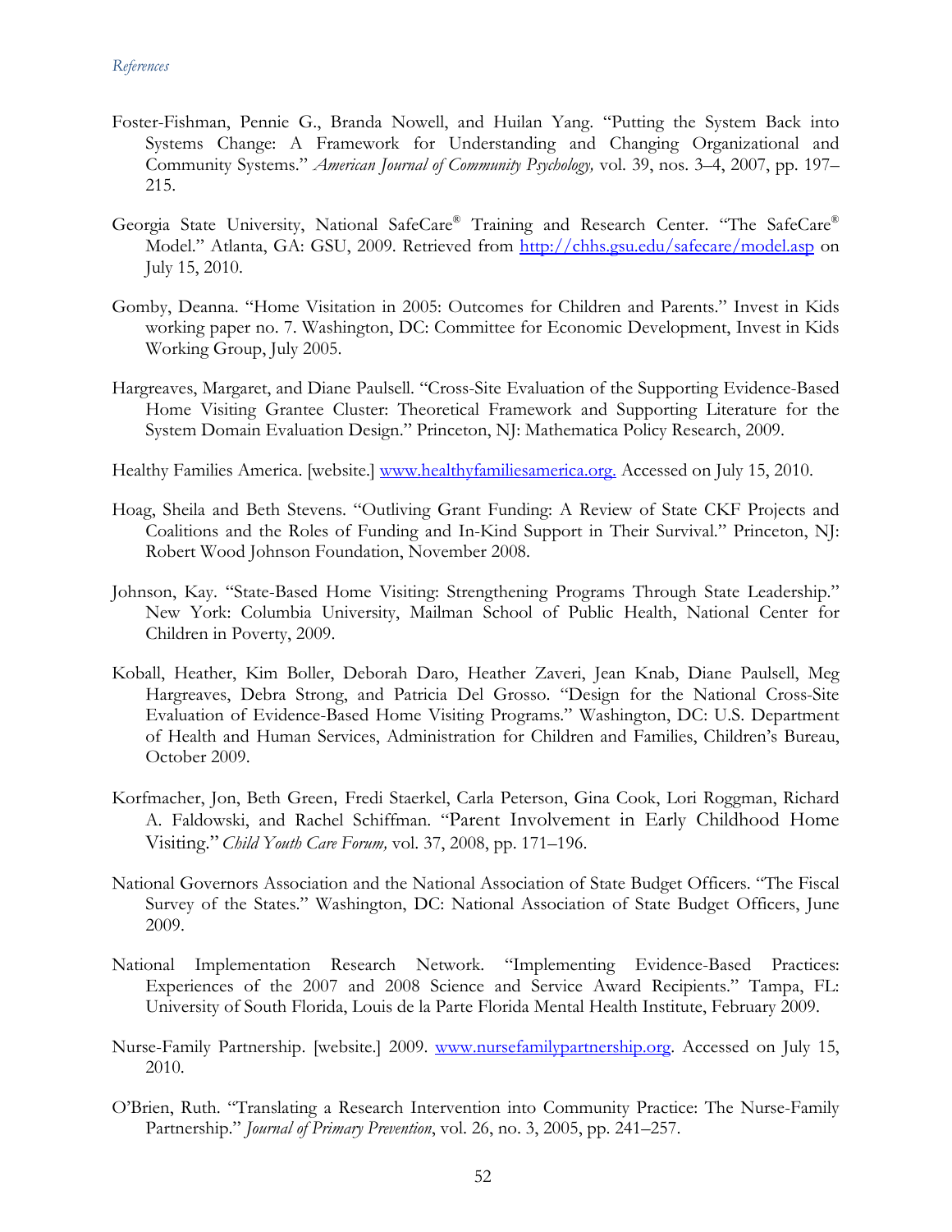Foster-Fishman, Pennie G., Branda Nowell, and Huilan Yang. "Putting the System Back into Systems Change: A Framework for Understanding and Changing Organizational and Community Systems." *American Journal of Community Psychology,* vol. 39, nos. 3–4, 2007, pp. 197–215.

Georgia State University, National SafeCare® Training and Research Center. "The SafeCare® Model." Atlanta, GA: GSU, 2009. Retrieved from http://chhs.gsu.edu/safecare/model.asp on July 15, 2010.

Gomby, Deanna. "Home Visitation in 2005: Outcomes for Children and Parents." Invest in Kids working paper no. 7. Washington, DC: Committee for Economic Development, Invest in Kids Working Group, July 2005.

Hargreaves, Margaret, and Diane Paulsell. "Cross-Site Evaluation of the Supporting Evidence-Based Home Visiting Grantee Cluster: Theoretical Framework and Supporting Literature for the System Domain Evaluation Design." Princeton, NJ: Mathematica Policy Research, 2009.

Healthy Families America. [website.] www.healthyfamiliesamerica.org. Accessed on July 15, 2010.

Hoag, Sheila and Beth Stevens. "Outliving Grant Funding: A Review of State CKF Projects and Coalitions and the Roles of Funding and In-Kind Support in Their Survival." Princeton, NJ: Robert Wood Johnson Foundation, November 2008.

Johnson, Kay. "State-Based Home Visiting: Strengthening Programs Through State Leadership." New York: Columbia University, Mailman School of Public Health, National Center for Children in Poverty, 2009.

Koball, Heather, Kim Boller, Deborah Daro, Heather Zaveri, Jean Knab, Diane Paulsell, Meg Hargreaves, Debra Strong, and Patricia Del Grosso. "Design for the National Cross-Site Evaluation of Evidence-Based Home Visiting Programs." Washington, DC: U.S. Department of Health and Human Services, Administration for Children and Families, Children's Bureau, October 2009.

Korfmacher, Jon, Beth Green, Fredi Staerkel, Carla Peterson, Gina Cook, Lori Roggman, Richard A. Faldowski, and Rachel Schiffman. "Parent Involvement in Early Childhood Home Visiting." *Child Youth Care Forum,* vol. 37, 2008, pp. 171–196.

National Governors Association and the National Association of State Budget Officers. "The Fiscal Survey of the States." Washington, DC: National Association of State Budget Officers, June 2009.

National Implementation Research Network. "Implementing Evidence-Based Practices: Experiences of the 2007 and 2008 Science and Service Award Recipients." Tampa, FL: University of South Florida, Louis de la Parte Florida Mental Health Institute, February 2009.

Nurse-Family Partnership. [website.] 2009. www.nursefamilypartnership.org. Accessed on July 15, 2010.

O'Brien, Ruth. "Translating a Research Intervention into Community Practice: The Nurse-Family Partnership." *Journal of Primary Prevention*, vol. 26, no. 3, 2005, pp. 241–257.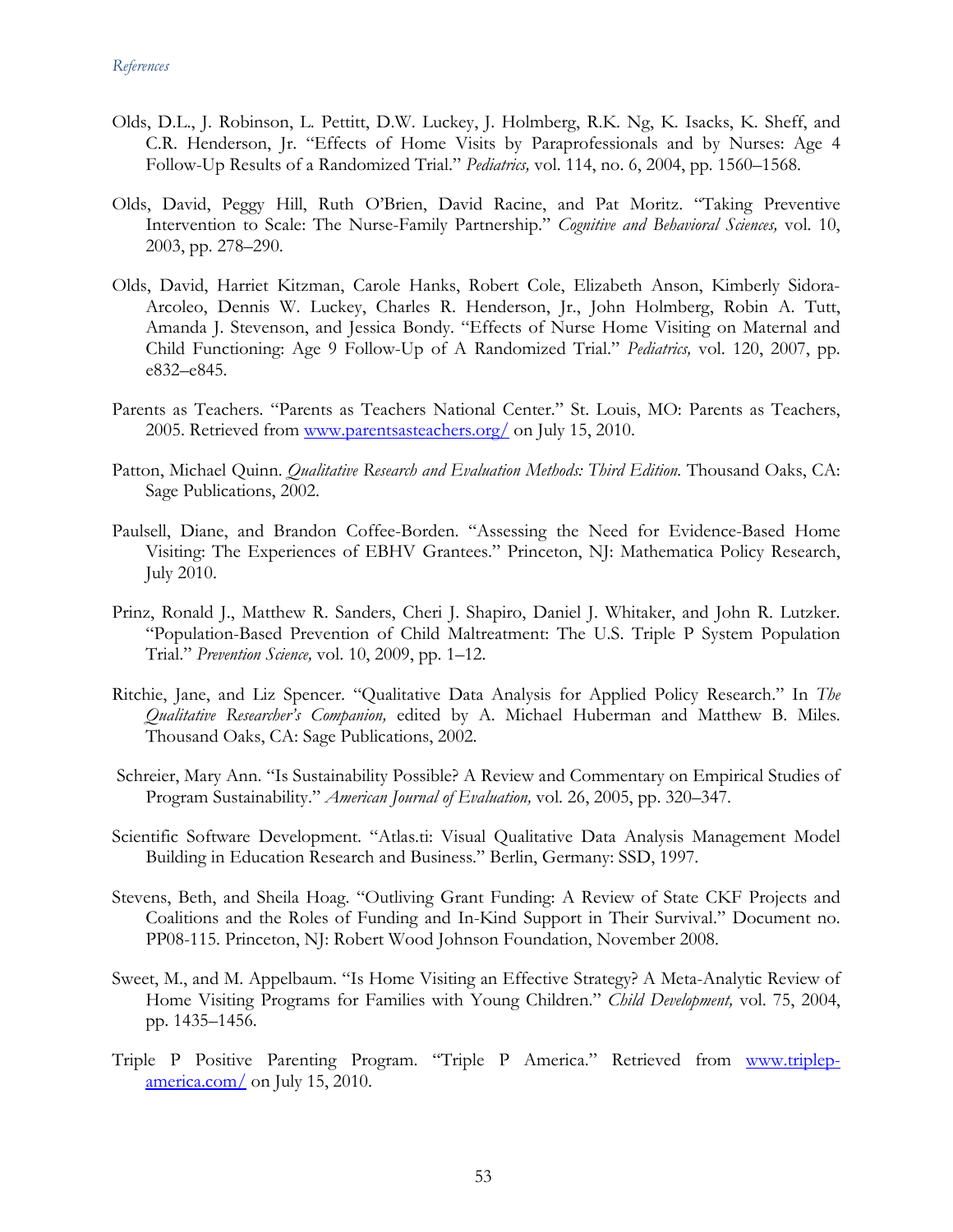Olds, D.L., J. Robinson, L. Pettitt, D.W. Luckey, J. Holmberg, R.K. Ng, K. Isacks, K. Sheff, and C.R. Henderson, Jr. "Effects of Home Visits by Paraprofessionals and by Nurses: Age 4 Follow-Up Results of a Randomized Trial." *Pediatrics,* vol. 114, no. 6, 2004, pp. 1560–1568.

Olds, David, Peggy Hill, Ruth O'Brien, David Racine, and Pat Moritz. "Taking Preventive Intervention to Scale: The Nurse-Family Partnership." *Cognitive and Behavioral Sciences,* vol. 10, 2003, pp. 278–290.

Olds, David, Harriet Kitzman, Carole Hanks, Robert Cole, Elizabeth Anson, Kimberly Sidora-Arcoleo, Dennis W. Luckey, Charles R. Henderson, Jr., John Holmberg, Robin A. Tutt, Amanda J. Stevenson, and Jessica Bondy. "Effects of Nurse Home Visiting on Maternal and Child Functioning: Age 9 Follow-Up of A Randomized Trial." *Pediatrics,* vol. 120, 2007, pp. e832–e845.

Parents as Teachers. "Parents as Teachers National Center." St. Louis, MO: Parents as Teachers, 2005. Retrieved from www.parentsasteachers.org/ on July 15, 2010.

Patton, Michael Quinn. *Qualitative Research and Evaluation Methods: Third Edition.* Thousand Oaks, CA: Sage Publications, 2002.

Paulsell, Diane, and Brandon Coffee-Borden. "Assessing the Need for Evidence-Based Home Visiting: The Experiences of EBHV Grantees." Princeton, NJ: Mathematica Policy Research, July 2010.

Prinz, Ronald J., Matthew R. Sanders, Cheri J. Shapiro, Daniel J. Whitaker, and John R. Lutzker. "Population-Based Prevention of Child Maltreatment: The U.S. Triple P System Population Trial." *Prevention Science,* vol. 10, 2009, pp. 1–12.

Ritchie, Jane, and Liz Spencer. "Qualitative Data Analysis for Applied Policy Research." In *The Qualitative Researcher's Companion,* edited by A. Michael Huberman and Matthew B. Miles. Thousand Oaks, CA: Sage Publications, 2002.

Schreier, Mary Ann. "Is Sustainability Possible? A Review and Commentary on Empirical Studies of Program Sustainability." *American Journal of Evaluation,* vol. 26, 2005, pp. 320–347.

Scientific Software Development. "Atlas.ti: Visual Qualitative Data Analysis Management Model Building in Education Research and Business." Berlin, Germany: SSD, 1997.

Stevens, Beth, and Sheila Hoag. "Outliving Grant Funding: A Review of State CKF Projects and Coalitions and the Roles of Funding and In-Kind Support in Their Survival." Document no. PP08-115. Princeton, NJ: Robert Wood Johnson Foundation, November 2008.

Sweet, M., and M. Appelbaum. "Is Home Visiting an Effective Strategy? A Meta-Analytic Review of Home Visiting Programs for Families with Young Children." *Child Development,* vol. 75, 2004, pp. 1435–1456.

Triple P Positive Parenting Program. "Triple P America." Retrieved from www.triplep-america.com/ on July 15, 2010.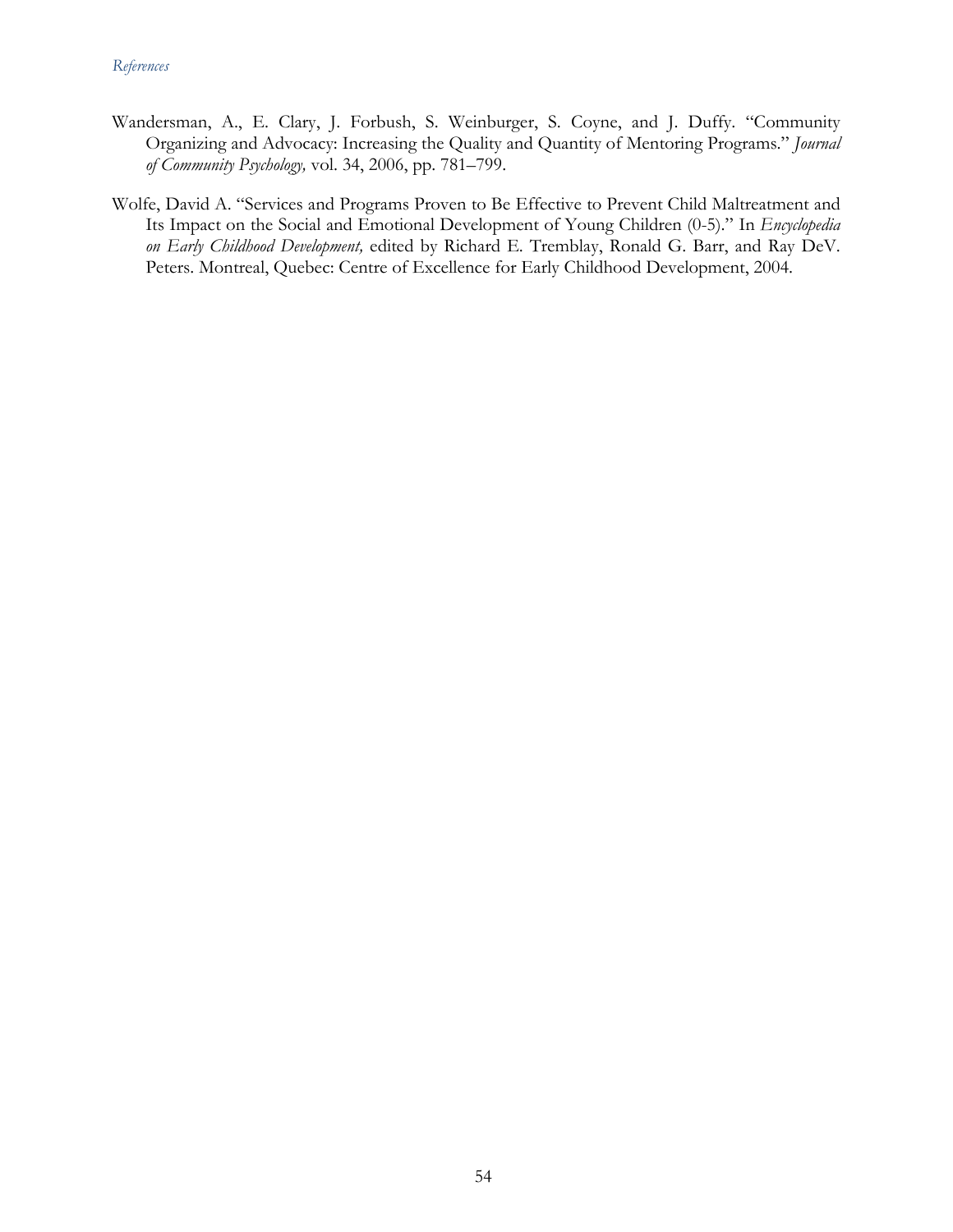Wandersman, A., E. Clary, J. Forbush, S. Weinburger, S. Coyne, and J. Duffy. "Community Organizing and Advocacy: Increasing the Quality and Quantity of Mentoring Programs." *Journal of Community Psychology,* vol. 34, 2006, pp. 781–799.

Wolfe, David A. "Services and Programs Proven to Be Effective to Prevent Child Maltreatment and Its Impact on the Social and Emotional Development of Young Children (0-5)." In *Encyclopedia on Early Childhood Development,* edited by Richard E. Tremblay, Ronald G. Barr, and Ray DeV. Peters. Montreal, Quebec: Centre of Excellence for Early Childhood Development, 2004.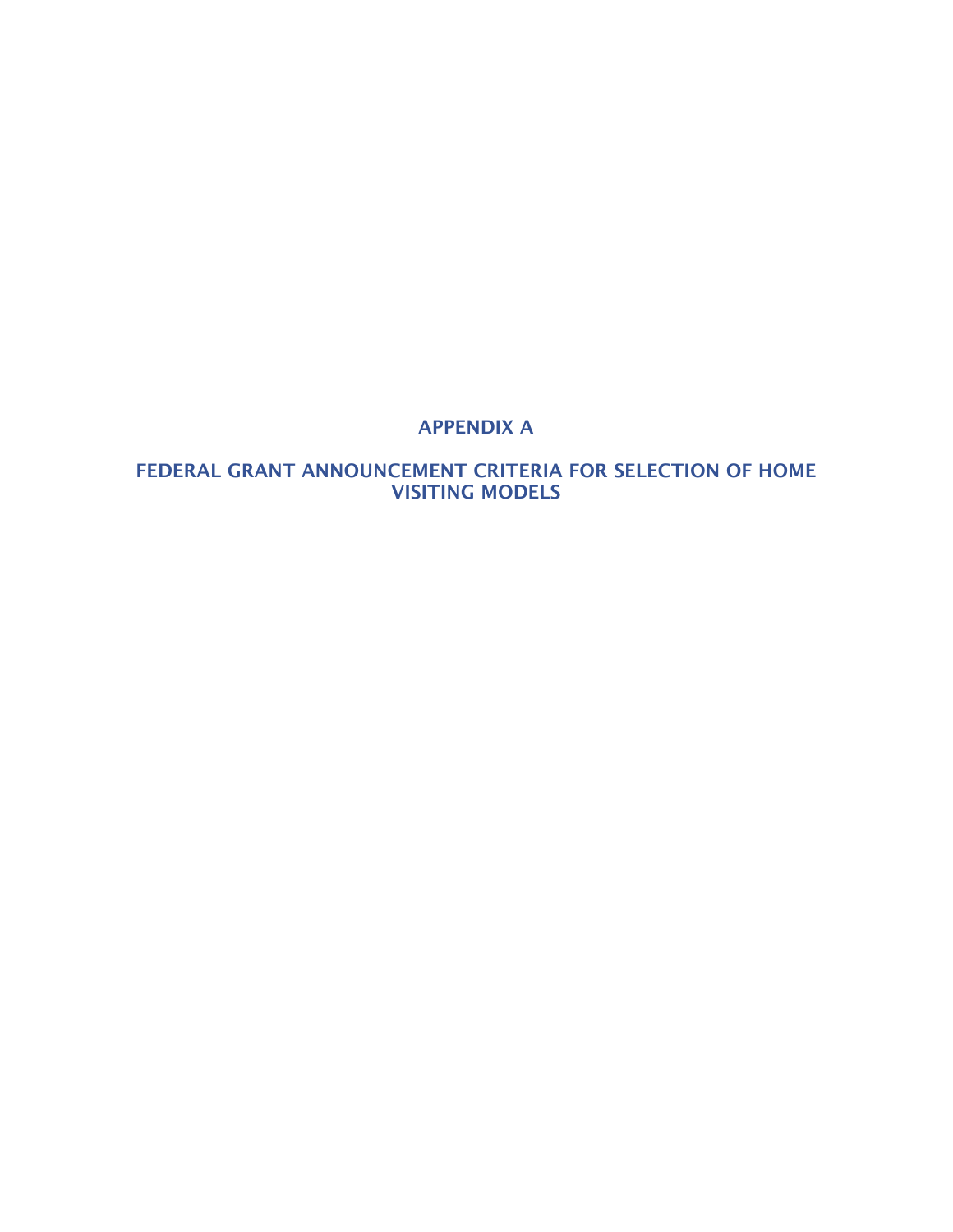# APPENDIX A

## FEDERAL GRANT ANNOUNCEMENT CRITERIA FOR SELECTION OF HOME VISITING MODELS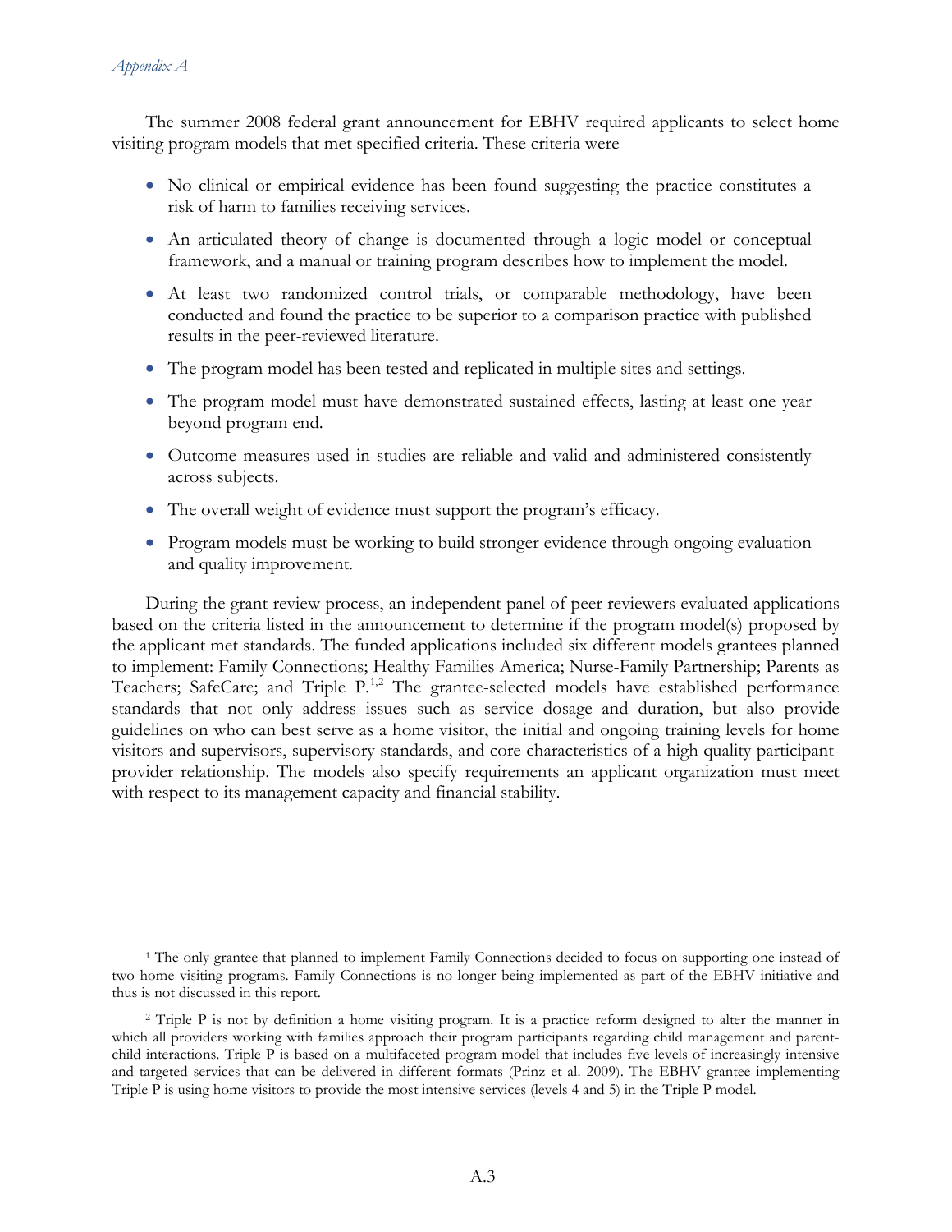The summer 2008 federal grant announcement for EBHV required applicants to select home visiting program models that met specified criteria. These criteria were

- No clinical or empirical evidence has been found suggesting the practice constitutes a risk of harm to families receiving services.
- An articulated theory of change is documented through a logic model or conceptual framework, and a manual or training program describes how to implement the model.
- At least two randomized control trials, or comparable methodology, have been conducted and found the practice to be superior to a comparison practice with published results in the peer-reviewed literature.
- The program model has been tested and replicated in multiple sites and settings.
- The program model must have demonstrated sustained effects, lasting at least one year beyond program end.
- Outcome measures used in studies are reliable and valid and administered consistently across subjects.
- The overall weight of evidence must support the program's efficacy.
- Program models must be working to build stronger evidence through ongoing evaluation and quality improvement.

During the grant review process, an independent panel of peer reviewers evaluated applications based on the criteria listed in the announcement to determine if the program model(s) proposed by the applicant met standards. The funded applications included six different models grantees planned to implement: Family Connections; Healthy Families America; Nurse-Family Partnership; Parents as Teachers; SafeCare; and Triple P.[1,2] The grantee-selected models have established performance standards that not only address issues such as service dosage and duration, but also provide guidelines on who can best serve as a home visitor, the initial and ongoing training levels for home visitors and supervisors, supervisory standards, and core characteristics of a high quality participant-provider relationship. The models also specify requirements an applicant organization must meet with respect to its management capacity and financial stability.

---

[1] The only grantee that planned to implement Family Connections decided to focus on supporting one instead of two home visiting programs. Family Connections is no longer being implemented as part of the EBHV initiative and thus is not discussed in this report.

[2] Triple P is not by definition a home visiting program. It is a practice reform designed to alter the manner in which all providers working with families approach their program participants regarding child management and parent-child interactions. Triple P is based on a multifaceted program model that includes five levels of increasingly intensive and targeted services that can be delivered in different formats (Prinz et al. 2009). The EBHV grantee implementing Triple P is using home visitors to provide the most intensive services (levels 4 and 5) in the Triple P model.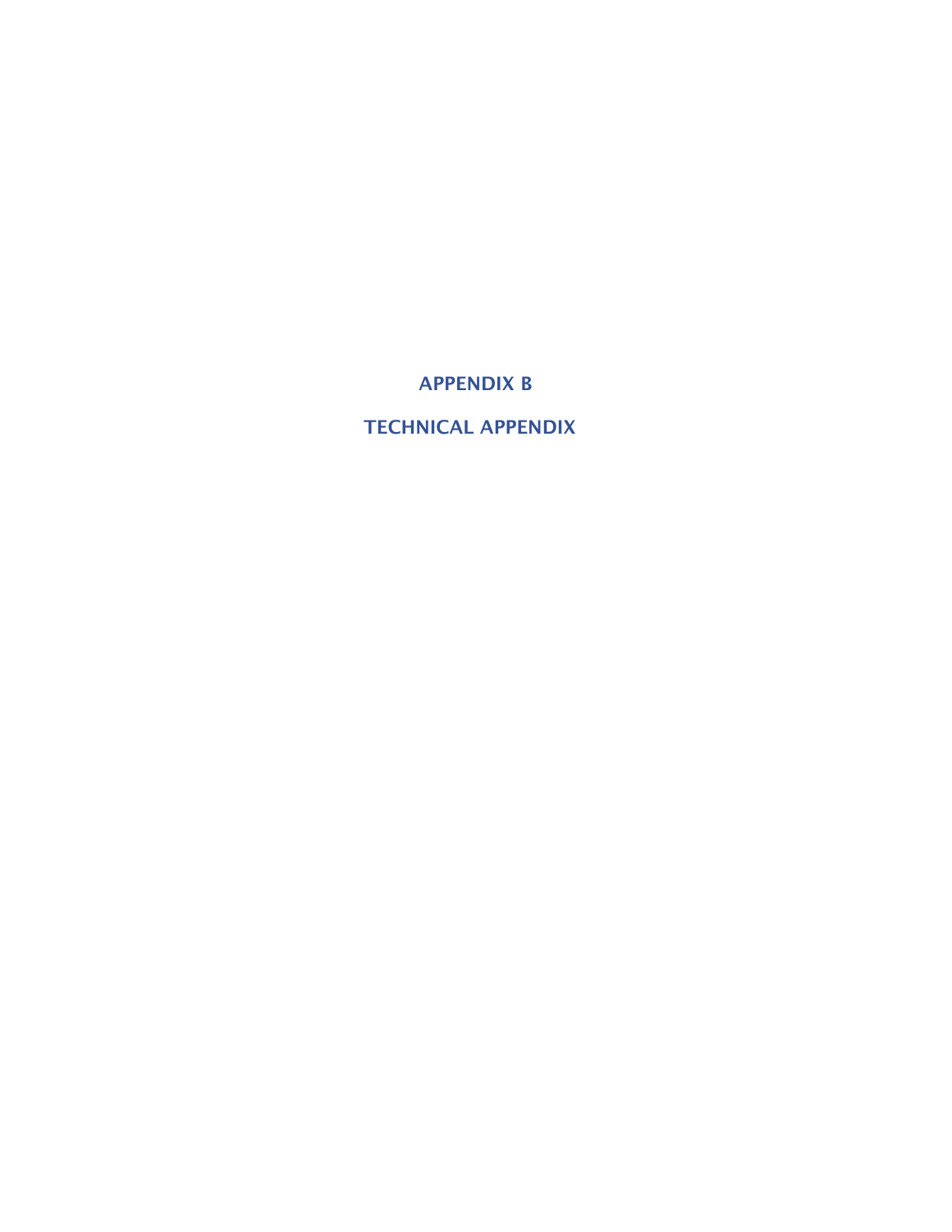# APPENDIX B

# TECHNICAL APPENDIX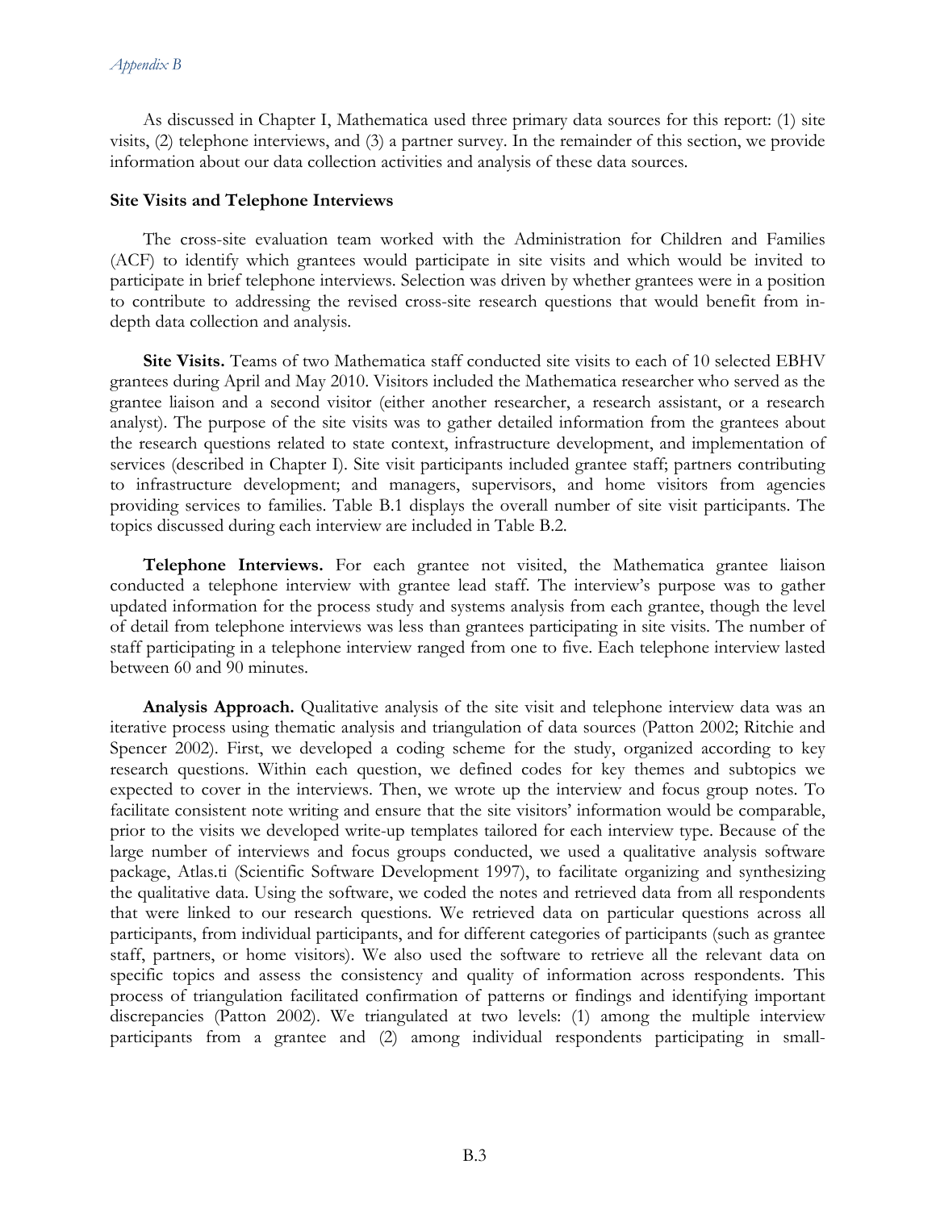As discussed in Chapter I, Mathematica used three primary data sources for this report: (1) site visits, (2) telephone interviews, and (3) a partner survey. In the remainder of this section, we provide information about our data collection activities and analysis of these data sources.

**Site Visits and Telephone Interviews**

The cross-site evaluation team worked with the Administration for Children and Families (ACF) to identify which grantees would participate in site visits and which would be invited to participate in brief telephone interviews. Selection was driven by whether grantees were in a position to contribute to addressing the revised cross-site research questions that would benefit from in-depth data collection and analysis.

**Site Visits.** Teams of two Mathematica staff conducted site visits to each of 10 selected EBHV grantees during April and May 2010. Visitors included the Mathematica researcher who served as the grantee liaison and a second visitor (either another researcher, a research assistant, or a research analyst). The purpose of the site visits was to gather detailed information from the grantees about the research questions related to state context, infrastructure development, and implementation of services (described in Chapter I). Site visit participants included grantee staff; partners contributing to infrastructure development; and managers, supervisors, and home visitors from agencies providing services to families. Table B.1 displays the overall number of site visit participants. The topics discussed during each interview are included in Table B.2.

**Telephone Interviews.** For each grantee not visited, the Mathematica grantee liaison conducted a telephone interview with grantee lead staff. The interview's purpose was to gather updated information for the process study and systems analysis from each grantee, though the level of detail from telephone interviews was less than grantees participating in site visits. The number of staff participating in a telephone interview ranged from one to five. Each telephone interview lasted between 60 and 90 minutes.

**Analysis Approach.** Qualitative analysis of the site visit and telephone interview data was an iterative process using thematic analysis and triangulation of data sources (Patton 2002; Ritchie and Spencer 2002). First, we developed a coding scheme for the study, organized according to key research questions. Within each question, we defined codes for key themes and subtopics we expected to cover in the interviews. Then, we wrote up the interview and focus group notes. To facilitate consistent note writing and ensure that the site visitors' information would be comparable, prior to the visits we developed write-up templates tailored for each interview type. Because of the large number of interviews and focus groups conducted, we used a qualitative analysis software package, Atlas.ti (Scientific Software Development 1997), to facilitate organizing and synthesizing the qualitative data. Using the software, we coded the notes and retrieved data from all respondents that were linked to our research questions. We retrieved data on particular questions across all participants, from individual participants, and for different categories of participants (such as grantee staff, partners, or home visitors). We also used the software to retrieve all the relevant data on specific topics and assess the consistency and quality of information across respondents. This process of triangulation facilitated confirmation of patterns or findings and identifying important discrepancies (Patton 2002). We triangulated at two levels: (1) among the multiple interview participants from a grantee and (2) among individual respondents participating in small-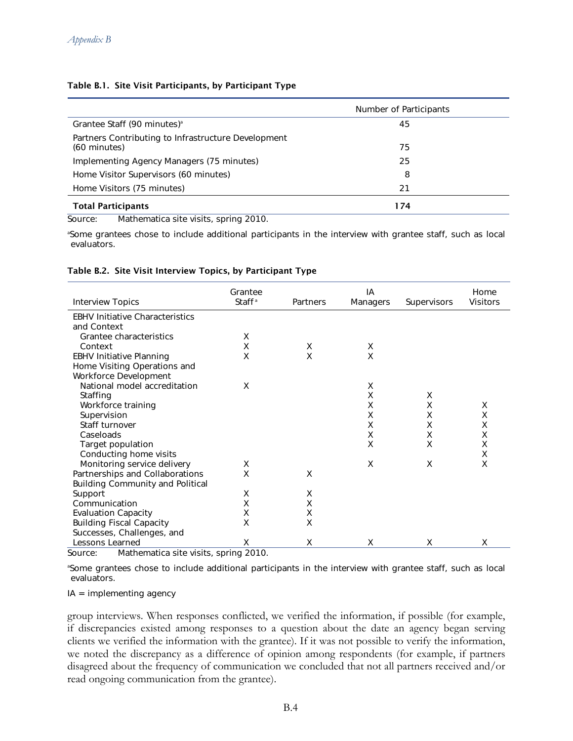**Table B.1. Site Visit Participants, by Participant Type**

| | Number of Participants |
|---|---|
| Grantee Staff (90 minutes)[a] | 45 |
| Partners Contributing to Infrastructure Development (60 minutes) | 75 |
| Implementing Agency Managers (75 minutes) | 25 |
| Home Visitor Supervisors (60 minutes) | 8 |
| Home Visitors (75 minutes) | 21 |
| **Total Participants** | **174** |

Source: Mathematica site visits, spring 2010.

[a]Some grantees chose to include additional participants in the interview with grantee staff, such as local evaluators.

**Table B.2. Site Visit Interview Topics, by Participant Type**

| Interview Topics | Grantee Staff[a] | Partners | IA Managers | Supervisors | Home Visitors |
|---|---|---|---|---|---|
| EBHV Initiative Characteristics and Context | | | | | |
| Grantee characteristics | X | | | | |
| Context | X | X | X | | |
| EBHV Initiative Planning | X | X | X | | |
| Home Visiting Operations and Workforce Development | | | | | |
| National model accreditation | X | | X | | |
| Staffing | | | X | X | |
| Workforce training | | | X | X | X |
| Supervision | | | X | X | X |
| Staff turnover | | | X | X | X |
| Caseloads | | | X | X | X |
| Target population | | | X | X | X |
| Conducting home visits | | | | | X |
| Monitoring service delivery | X | | X | X | X |
| Partnerships and Collaborations | X | X | | | |
| Building Community and Political Support | X | X | | | |
| Communication | X | X | | | |
| Evaluation Capacity | X | X | | | |
| Building Fiscal Capacity | X | X | | | |
| Successes, Challenges, and Lessons Learned | X | X | X | X | X |

Source: Mathematica site visits, spring 2010.

[a]Some grantees chose to include additional participants in the interview with grantee staff, such as local evaluators.

IA = implementing agency

group interviews. When responses conflicted, we verified the information, if possible (for example, if discrepancies existed among responses to a question about the date an agency began serving clients we verified the information with the grantee). If it was not possible to verify the information, we noted the discrepancy as a difference of opinion among respondents (for example, if partners disagreed about the frequency of communication we concluded that not all partners received and/or read ongoing communication from the grantee).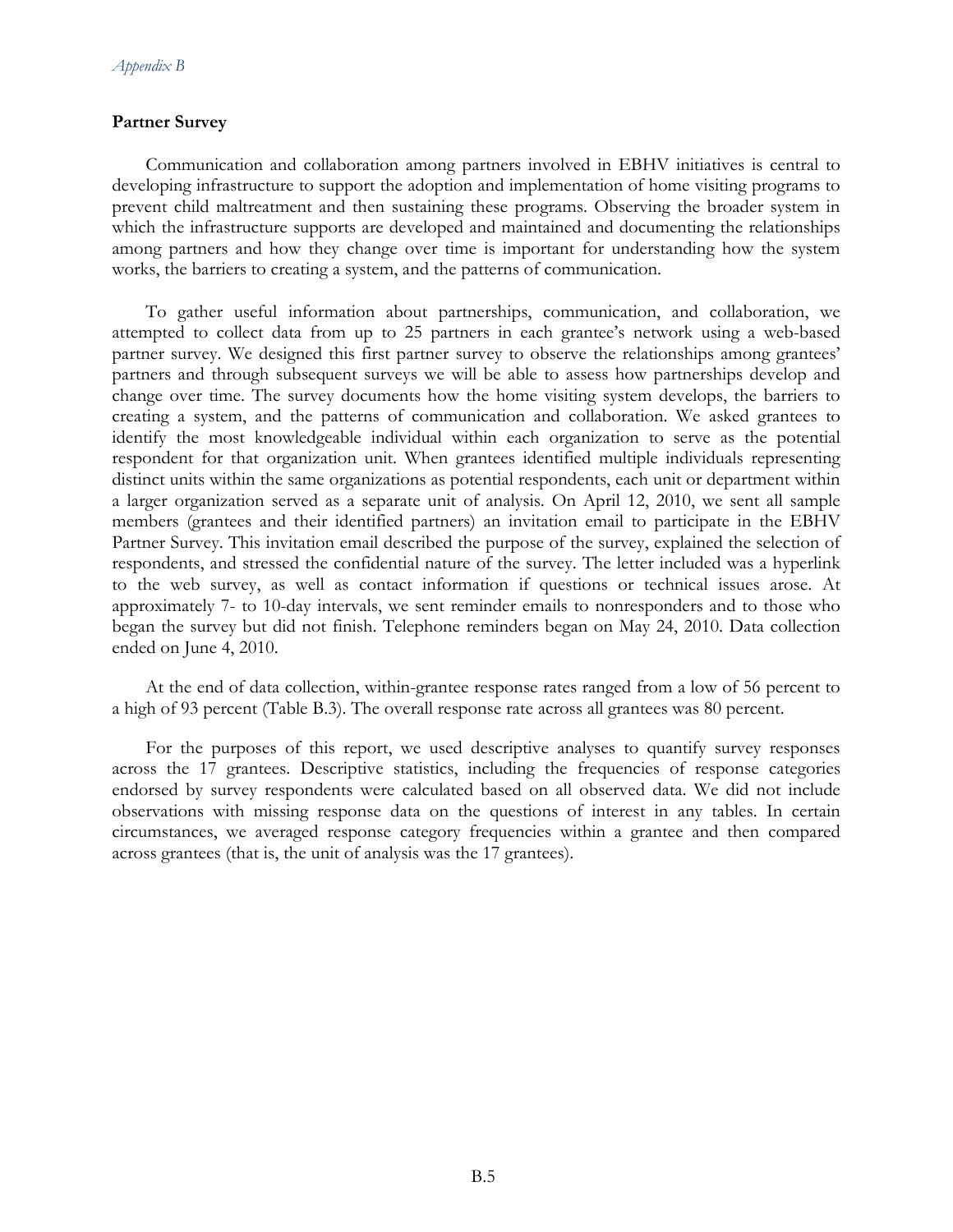## Partner Survey

Communication and collaboration among partners involved in EBHV initiatives is central to developing infrastructure to support the adoption and implementation of home visiting programs to prevent child maltreatment and then sustaining these programs. Observing the broader system in which the infrastructure supports are developed and maintained and documenting the relationships among partners and how they change over time is important for understanding how the system works, the barriers to creating a system, and the patterns of communication.

To gather useful information about partnerships, communication, and collaboration, we attempted to collect data from up to 25 partners in each grantee's network using a web-based partner survey. We designed this first partner survey to observe the relationships among grantees' partners and through subsequent surveys we will be able to assess how partnerships develop and change over time. The survey documents how the home visiting system develops, the barriers to creating a system, and the patterns of communication and collaboration. We asked grantees to identify the most knowledgeable individual within each organization to serve as the potential respondent for that organization unit. When grantees identified multiple individuals representing distinct units within the same organizations as potential respondents, each unit or department within a larger organization served as a separate unit of analysis. On April 12, 2010, we sent all sample members (grantees and their identified partners) an invitation email to participate in the EBHV Partner Survey. This invitation email described the purpose of the survey, explained the selection of respondents, and stressed the confidential nature of the survey. The letter included was a hyperlink to the web survey, as well as contact information if questions or technical issues arose. At approximately 7- to 10-day intervals, we sent reminder emails to nonresponders and to those who began the survey but did not finish. Telephone reminders began on May 24, 2010. Data collection ended on June 4, 2010.

At the end of data collection, within-grantee response rates ranged from a low of 56 percent to a high of 93 percent (Table B.3). The overall response rate across all grantees was 80 percent.

For the purposes of this report, we used descriptive analyses to quantify survey responses across the 17 grantees. Descriptive statistics, including the frequencies of response categories endorsed by survey respondents were calculated based on all observed data. We did not include observations with missing response data on the questions of interest in any tables. In certain circumstances, we averaged response category frequencies within a grantee and then compared across grantees (that is, the unit of analysis was the 17 grantees).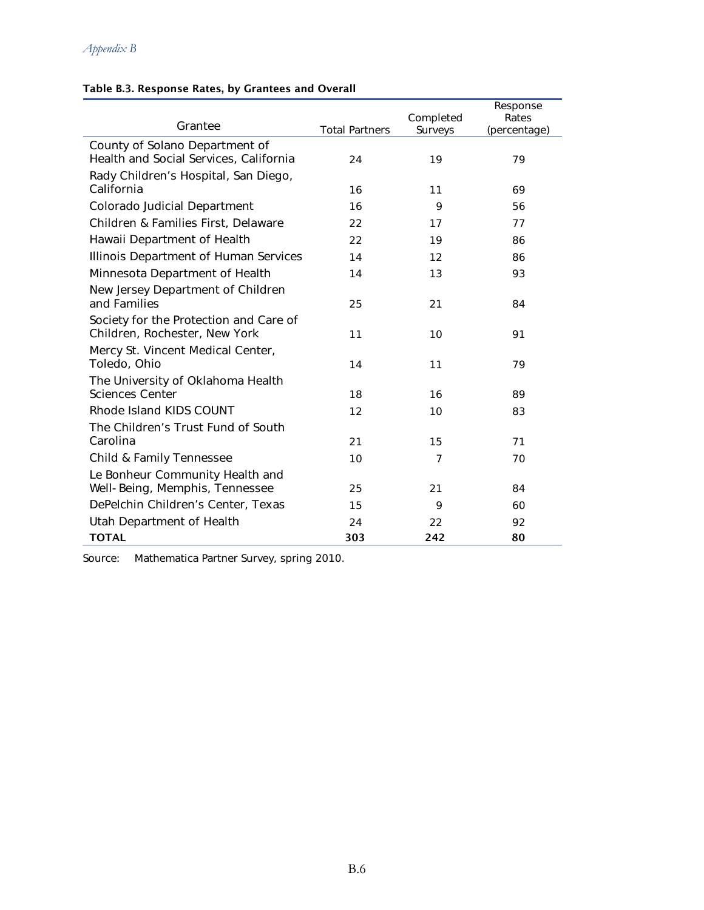**Table B.3. Response Rates, by Grantees and Overall**

| Grantee | Total Partners | Completed Surveys | Response Rates (percentage) |
|---|---|---|---|
| County of Solano Department of Health and Social Services, California | 24 | 19 | 79 |
| Rady Children's Hospital, San Diego, California | 16 | 11 | 69 |
| Colorado Judicial Department | 16 | 9 | 56 |
| Children & Families First, Delaware | 22 | 17 | 77 |
| Hawaii Department of Health | 22 | 19 | 86 |
| Illinois Department of Human Services | 14 | 12 | 86 |
| Minnesota Department of Health | 14 | 13 | 93 |
| New Jersey Department of Children and Families | 25 | 21 | 84 |
| Society for the Protection and Care of Children, Rochester, New York | 11 | 10 | 91 |
| Mercy St. Vincent Medical Center, Toledo, Ohio | 14 | 11 | 79 |
| The University of Oklahoma Health Sciences Center | 18 | 16 | 89 |
| Rhode Island KIDS COUNT | 12 | 10 | 83 |
| The Children's Trust Fund of South Carolina | 21 | 15 | 71 |
| Child & Family Tennessee | 10 | 7 | 70 |
| Le Bonheur Community Health and Well-Being, Memphis, Tennessee | 25 | 21 | 84 |
| DePelchin Children's Center, Texas | 15 | 9 | 60 |
| Utah Department of Health | 24 | 22 | 92 |
| **TOTAL** | **303** | **242** | **80** |

Source: Mathematica Partner Survey, spring 2010.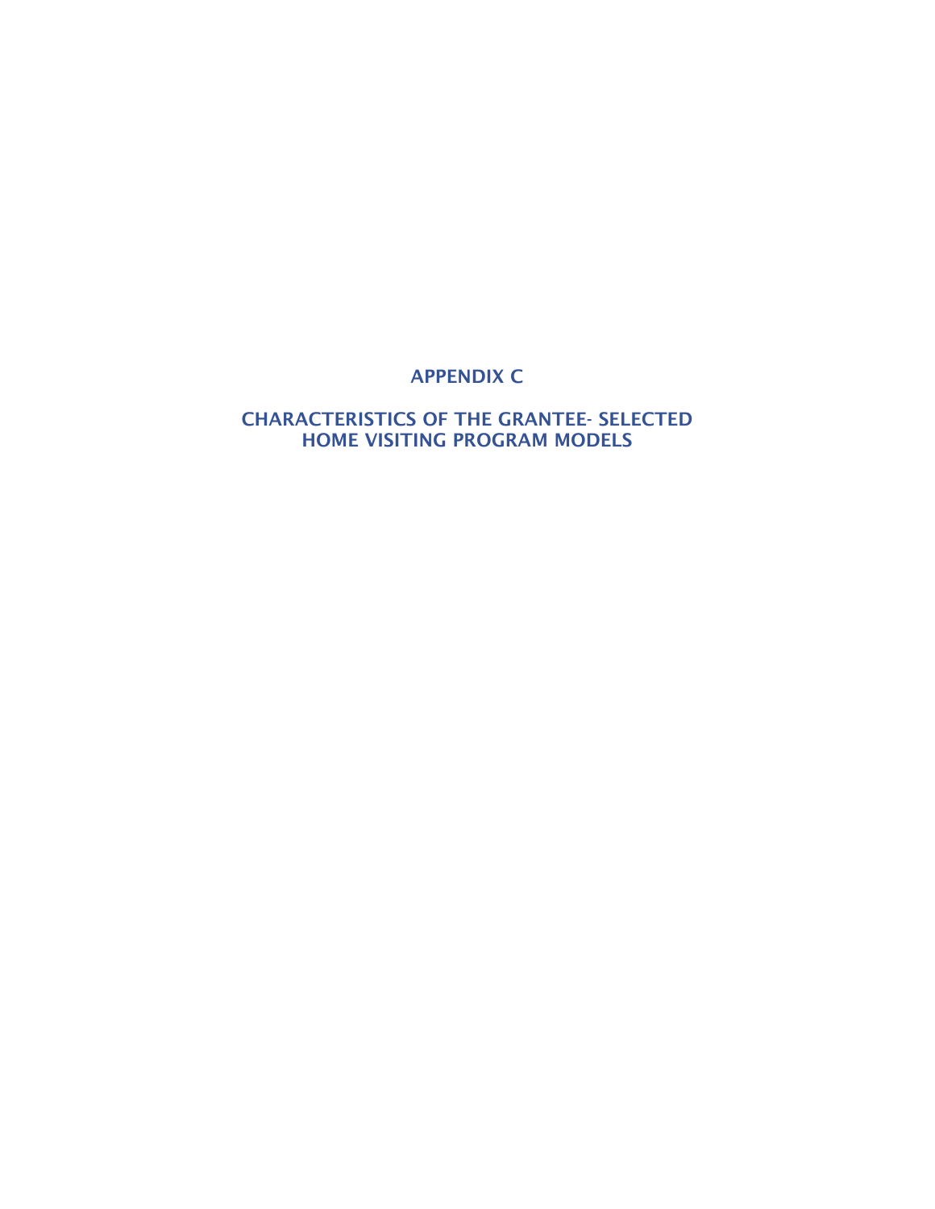# APPENDIX C

# CHARACTERISTICS OF THE GRANTEE- SELECTED HOME VISITING PROGRAM MODELS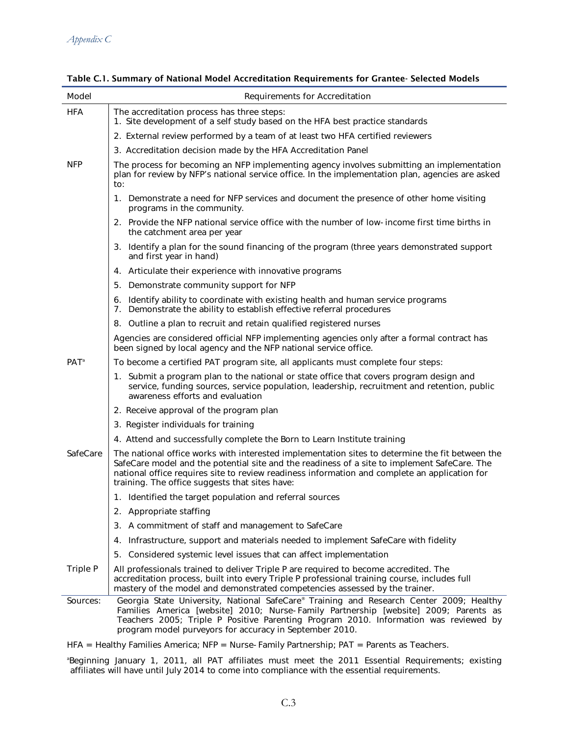*Appendix C*

**Table C.1. Summary of National Model Accreditation Requirements for Grantee- Selected Models**

| Model | Requirements for Accreditation |
|---|---|
| HFA | The accreditation process has three steps:<br>1. Site development of a self study based on the HFA best practice standards |
| | 2. External review performed by a team of at least two HFA certified reviewers |
| | 3. Accreditation decision made by the HFA Accreditation Panel |
| NFP | The process for becoming an NFP implementing agency involves submitting an implementation plan for review by NFP's national service office. In the implementation plan, agencies are asked to: |
| | 1. Demonstrate a need for NFP services and document the presence of other home visiting programs in the community. |
| | 2. Provide the NFP national service office with the number of low- income first time births in the catchment area per year |
| | 3. Identify a plan for the sound financing of the program (three years demonstrated support and first year in hand) |
| | 4. Articulate their experience with innovative programs |
| | 5. Demonstrate community support for NFP |
| | 6. Identify ability to coordinate with existing health and human service programs<br>7. Demonstrate the ability to establish effective referral procedures |
| | 8. Outline a plan to recruit and retain qualified registered nurses |
| | Agencies are considered official NFP implementing agencies only after a formal contract has been signed by local agency and the NFP national service office. |
| PAT[a] | To become a certified PAT program site, all applicants must complete four steps: |
| | 1. Submit a program plan to the national or state office that covers program design and service, funding sources, service population, leadership, recruitment and retention, public awareness efforts and evaluation |
| | 2. Receive approval of the program plan |
| | 3. Register individuals for training |
| | 4. Attend and successfully complete the Born to Learn Institute training |
| SafeCare | The national office works with interested implementation sites to determine the fit between the SafeCare model and the potential site and the readiness of a site to implement SafeCare. The national office requires site to review readiness information and complete an application for training. The office suggests that sites have: |
| | 1. Identified the target population and referral sources |
| | 2. Appropriate staffing |
| | 3. A commitment of staff and management to SafeCare |
| | 4. Infrastructure, support and materials needed to implement SafeCare with fidelity |
| | 5. Considered systemic level issues that can affect implementation |
| Triple P | All professionals trained to deliver Triple P are required to become accredited. The accreditation process, built into every Triple P professional training course, includes full mastery of the model and demonstrated competencies assessed by the trainer. |

Sources: Georgia State University, National SafeCare® Training and Research Center 2009; Healthy Families America [website] 2010; Nurse-Family Partnership [website] 2009; Parents as Teachers 2005; Triple P Positive Parenting Program 2010. Information was reviewed by program model purveyors for accuracy in September 2010.

HFA = Healthy Families America; NFP = Nurse-Family Partnership; PAT = Parents as Teachers.

[a]Beginning January 1, 2011, all PAT affiliates must meet the 2011 Essential Requirements; existing affiliates will have until July 2014 to come into compliance with the essential requirements.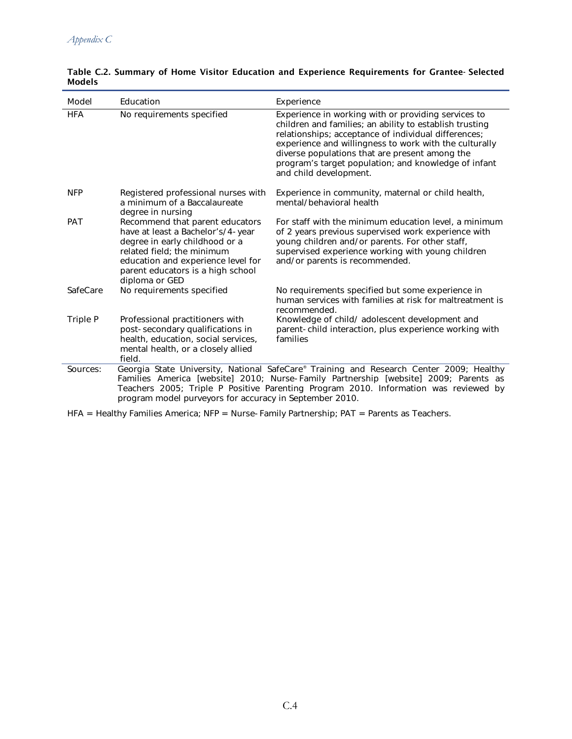**Table C.2. Summary of Home Visitor Education and Experience Requirements for Grantee-Selected Models**

| Model | Education | Experience |
|---|---|---|
| HFA | No requirements specified | Experience in working with or providing services to children and families; an ability to establish trusting relationships; acceptance of individual differences; experience and willingness to work with the culturally diverse populations that are present among the program's target population; and knowledge of infant and child development. |
| NFP | Registered professional nurses with a minimum of a Baccalaureate degree in nursing | Experience in community, maternal or child health, mental/behavioral health |
| PAT | Recommend that parent educators have at least a Bachelor's/4-year degree in early childhood or a related field; the minimum education and experience level for parent educators is a high school diploma or GED | For staff with the minimum education level, a minimum of 2 years previous supervised work experience with young children and/or parents. For other staff, supervised experience working with young children and/or parents is recommended. |
| SafeCare | No requirements specified | No requirements specified but some experience in human services with families at risk for maltreatment is recommended. |
| Triple P | Professional practitioners with post-secondary qualifications in health, education, social services, mental health, or a closely allied field. | Knowledge of child/ adolescent development and parent-child interaction, plus experience working with families |

Sources: Georgia State University, National SafeCare® Training and Research Center 2009; Healthy Families America [website] 2010; Nurse-Family Partnership [website] 2009; Parents as Teachers 2005; Triple P Positive Parenting Program 2010. Information was reviewed by program model purveyors for accuracy in September 2010.

HFA = Healthy Families America; NFP = Nurse-Family Partnership; PAT = Parents as Teachers.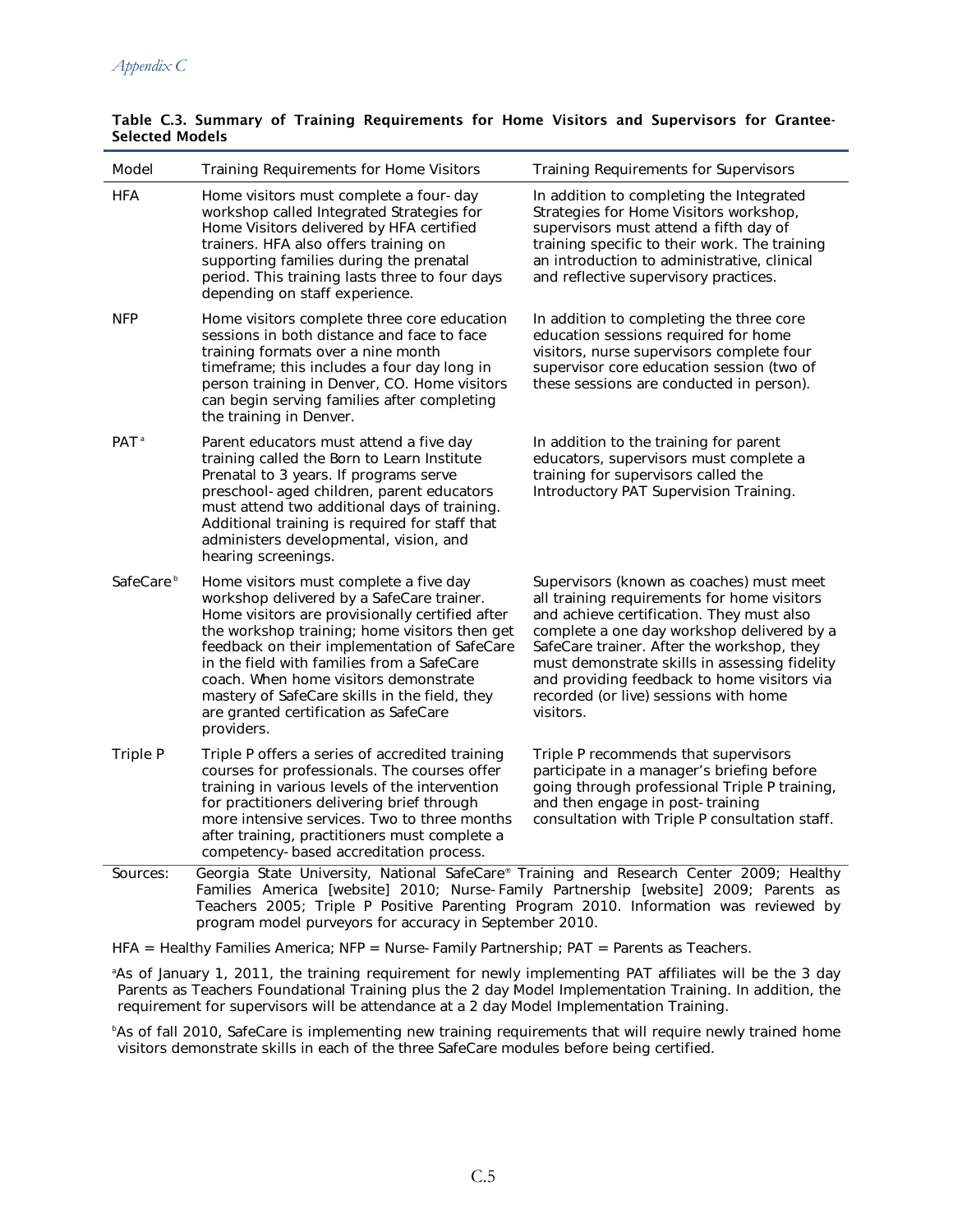**Table C.3. Summary of Training Requirements for Home Visitors and Supervisors for Grantee-Selected Models**

| Model | Training Requirements for Home Visitors | Training Requirements for Supervisors |
|---|---|---|
| HFA | Home visitors must complete a four-day workshop called Integrated Strategies for Home Visitors delivered by HFA certified trainers. HFA also offers training on supporting families during the prenatal period. This training lasts three to four days depending on staff experience. | In addition to completing the Integrated Strategies for Home Visitors workshop, supervisors must attend a fifth day of training specific to their work. The training an introduction to administrative, clinical and reflective supervisory practices. |
| NFP | Home visitors complete three core education sessions in both distance and face to face training formats over a nine month timeframe; this includes a four day long in person training in Denver, CO. Home visitors can begin serving families after completing the training in Denver. | In addition to completing the three core education sessions required for home visitors, nurse supervisors complete four supervisor core education session (two of these sessions are conducted in person). |
| PAT [a] | Parent educators must attend a five day training called the Born to Learn Institute Prenatal to 3 years. If programs serve preschool-aged children, parent educators must attend two additional days of training. Additional training is required for staff that administers developmental, vision, and hearing screenings. | In addition to the training for parent educators, supervisors must complete a training for supervisors called the Introductory PAT Supervision Training. |
| SafeCare [b] | Home visitors must complete a five day workshop delivered by a SafeCare trainer. Home visitors are provisionally certified after the workshop training; home visitors then get feedback on their implementation of SafeCare in the field with families from a SafeCare coach. When home visitors demonstrate mastery of SafeCare skills in the field, they are granted certification as SafeCare providers. | Supervisors (known as coaches) must meet all training requirements for home visitors and achieve certification. They must also complete a one day workshop delivered by a SafeCare trainer. After the workshop, they must demonstrate skills in assessing fidelity and providing feedback to home visitors via recorded (or live) sessions with home visitors. |
| Triple P | Triple P offers a series of accredited training courses for professionals. The courses offer training in various levels of the intervention for practitioners delivering brief through more intensive services. Two to three months after training, practitioners must complete a competency-based accreditation process. | Triple P recommends that supervisors participate in a manager's briefing before going through professional Triple P training, and then engage in post-training consultation with Triple P consultation staff. |

Sources: Georgia State University, National SafeCare® Training and Research Center 2009; Healthy Families America [website] 2010; Nurse-Family Partnership [website] 2009; Parents as Teachers 2005; Triple P Positive Parenting Program 2010. Information was reviewed by program model purveyors for accuracy in September 2010.

HFA = Healthy Families America; NFP = Nurse-Family Partnership; PAT = Parents as Teachers.

[a]As of January 1, 2011, the training requirement for newly implementing PAT affiliates will be the 3 day Parents as Teachers Foundational Training plus the 2 day Model Implementation Training. In addition, the requirement for supervisors will be attendance at a 2 day Model Implementation Training.

[b]As of fall 2010, SafeCare is implementing new training requirements that will require newly trained home visitors demonstrate skills in each of the three SafeCare modules before being certified.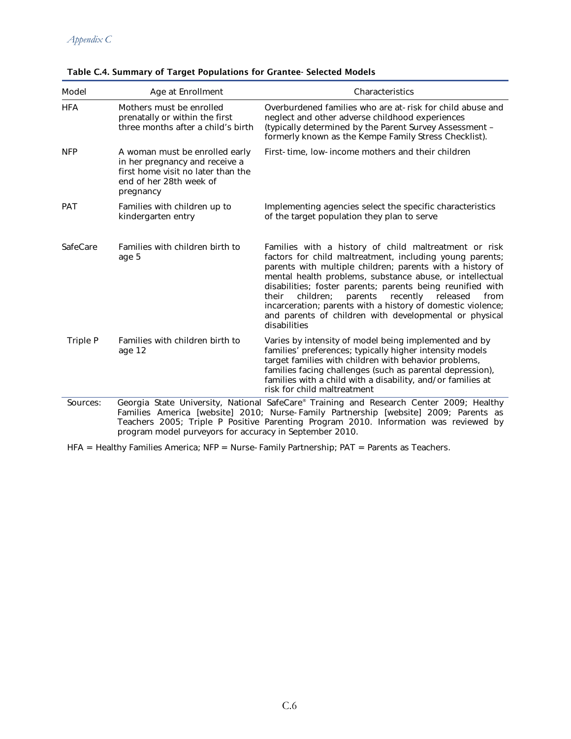**Table C.4. Summary of Target Populations for Grantee- Selected Models**

| Model | Age at Enrollment | Characteristics |
|---|---|---|
| HFA | Mothers must be enrolled prenatally or within the first three months after a child's birth | Overburdened families who are at-risk for child abuse and neglect and other adverse childhood experiences (typically determined by the Parent Survey Assessment – formerly known as the Kempe Family Stress Checklist). |
| NFP | A woman must be enrolled early in her pregnancy and receive a first home visit no later than the end of her 28th week of pregnancy | First-time, low-income mothers and their children |
| PAT | Families with children up to kindergarten entry | Implementing agencies select the specific characteristics of the target population they plan to serve |
| SafeCare | Families with children birth to age 5 | Families with a history of child maltreatment or risk factors for child maltreatment, including young parents; parents with multiple children; parents with a history of mental health problems, substance abuse, or intellectual disabilities; foster parents; parents being reunified with their children; parents recently released from incarceration; parents with a history of domestic violence; and parents of children with developmental or physical disabilities |
| Triple P | Families with children birth to age 12 | Varies by intensity of model being implemented and by families' preferences; typically higher intensity models target families with children with behavior problems, families facing challenges (such as parental depression), families with a child with a disability, and/or families at risk for child maltreatment |

Sources: Georgia State University, National SafeCare® Training and Research Center 2009; Healthy Families America [website] 2010; Nurse-Family Partnership [website] 2009; Parents as Teachers 2005; Triple P Positive Parenting Program 2010. Information was reviewed by program model purveyors for accuracy in September 2010.

HFA = Healthy Families America; NFP = Nurse-Family Partnership; PAT = Parents as Teachers.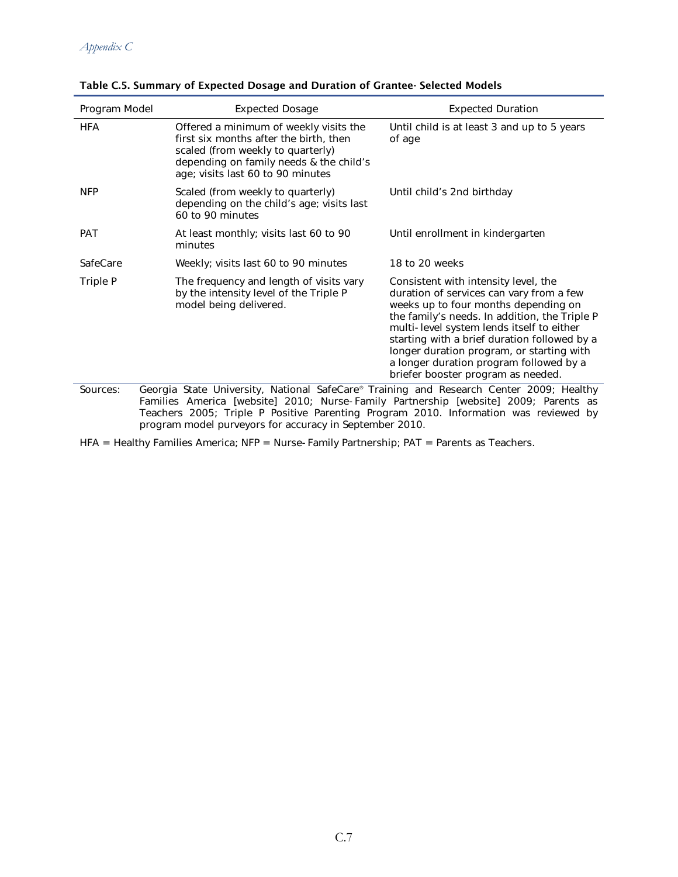**Table C.5. Summary of Expected Dosage and Duration of Grantee-Selected Models**

| Program Model | Expected Dosage | Expected Duration |
|---|---|---|
| HFA | Offered a minimum of weekly visits the first six months after the birth, then scaled (from weekly to quarterly) depending on family needs & the child's age; visits last 60 to 90 minutes | Until child is at least 3 and up to 5 years of age |
| NFP | Scaled (from weekly to quarterly) depending on the child's age; visits last 60 to 90 minutes | Until child's 2nd birthday |
| PAT | At least monthly; visits last 60 to 90 minutes | Until enrollment in kindergarten |
| SafeCare | Weekly; visits last 60 to 90 minutes | 18 to 20 weeks |
| Triple P | The frequency and length of visits vary by the intensity level of the Triple P model being delivered. | Consistent with intensity level, the duration of services can vary from a few weeks up to four months depending on the family's needs. In addition, the Triple P multi-level system lends itself to either starting with a brief duration followed by a longer duration program, or starting with a longer duration program followed by a briefer booster program as needed. |

Sources: Georgia State University, National SafeCare® Training and Research Center 2009; Healthy Families America [website] 2010; Nurse-Family Partnership [website] 2009; Parents as Teachers 2005; Triple P Positive Parenting Program 2010. Information was reviewed by program model purveyors for accuracy in September 2010.

HFA = Healthy Families America; NFP = Nurse-Family Partnership; PAT = Parents as Teachers.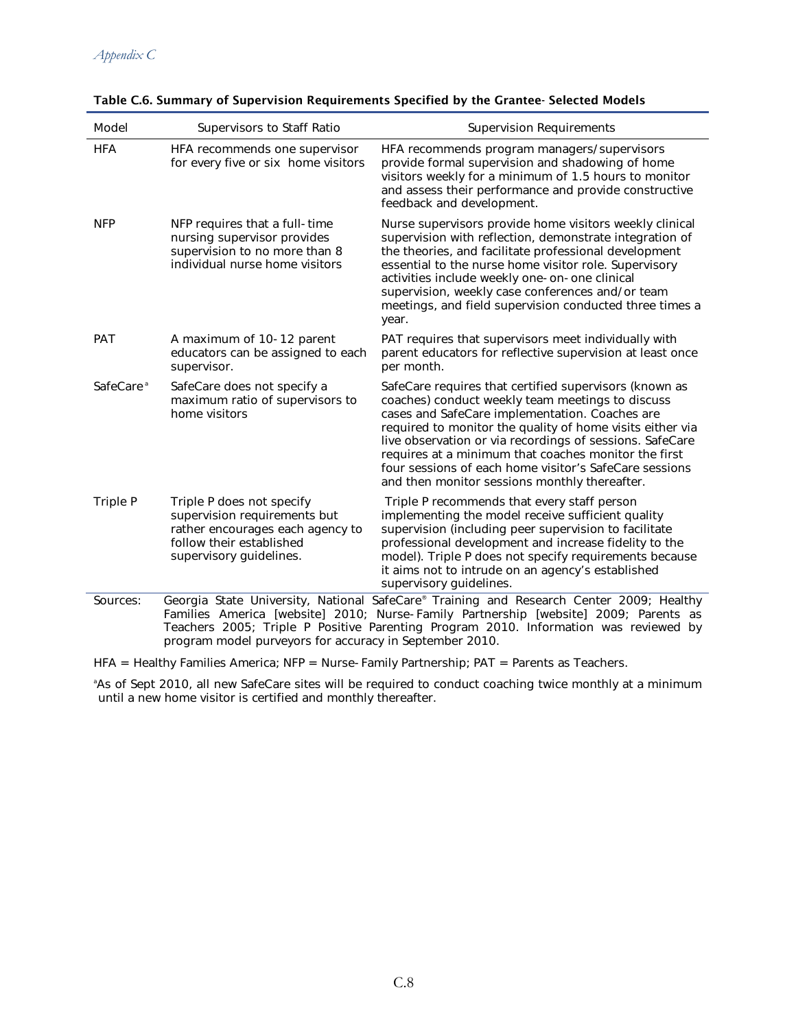**Table C.6. Summary of Supervision Requirements Specified by the Grantee-Selected Models**

| Model | Supervisors to Staff Ratio | Supervision Requirements |
| --- | --- | --- |
| HFA | HFA recommends one supervisor for every five or six home visitors | HFA recommends program managers/supervisors provide formal supervision and shadowing of home visitors weekly for a minimum of 1.5 hours to monitor and assess their performance and provide constructive feedback and development. |
| NFP | NFP requires that a full-time nursing supervisor provides supervision to no more than 8 individual nurse home visitors | Nurse supervisors provide home visitors weekly clinical supervision with reflection, demonstrate integration of the theories, and facilitate professional development essential to the nurse home visitor role. Supervisory activities include weekly one-on-one clinical supervision, weekly case conferences and/or team meetings, and field supervision conducted three times a year. |
| PAT | A maximum of 10-12 parent educators can be assigned to each supervisor. | PAT requires that supervisors meet individually with parent educators for reflective supervision at least once per month. |
| SafeCare[a] | SafeCare does not specify a maximum ratio of supervisors to home visitors | SafeCare requires that certified supervisors (known as coaches) conduct weekly team meetings to discuss cases and SafeCare implementation. Coaches are required to monitor the quality of home visits either via live observation or via recordings of sessions. SafeCare requires at a minimum that coaches monitor the first four sessions of each home visitor's SafeCare sessions and then monitor sessions monthly thereafter. |
| Triple P | Triple P does not specify supervision requirements but rather encourages each agency to follow their established supervisory guidelines. | Triple P recommends that every staff person implementing the model receive sufficient quality supervision (including peer supervision to facilitate professional development and increase fidelity to the model). Triple P does not specify requirements because it aims not to intrude on an agency's established supervisory guidelines. |

Sources: Georgia State University, National SafeCare® Training and Research Center 2009; Healthy Families America [website] 2010; Nurse-Family Partnership [website] 2009; Parents as Teachers 2005; Triple P Positive Parenting Program 2010. Information was reviewed by program model purveyors for accuracy in September 2010.

HFA = Healthy Families America; NFP = Nurse-Family Partnership; PAT = Parents as Teachers.

[a]As of Sept 2010, all new SafeCare sites will be required to conduct coaching twice monthly at a minimum until a new home visitor is certified and monthly thereafter.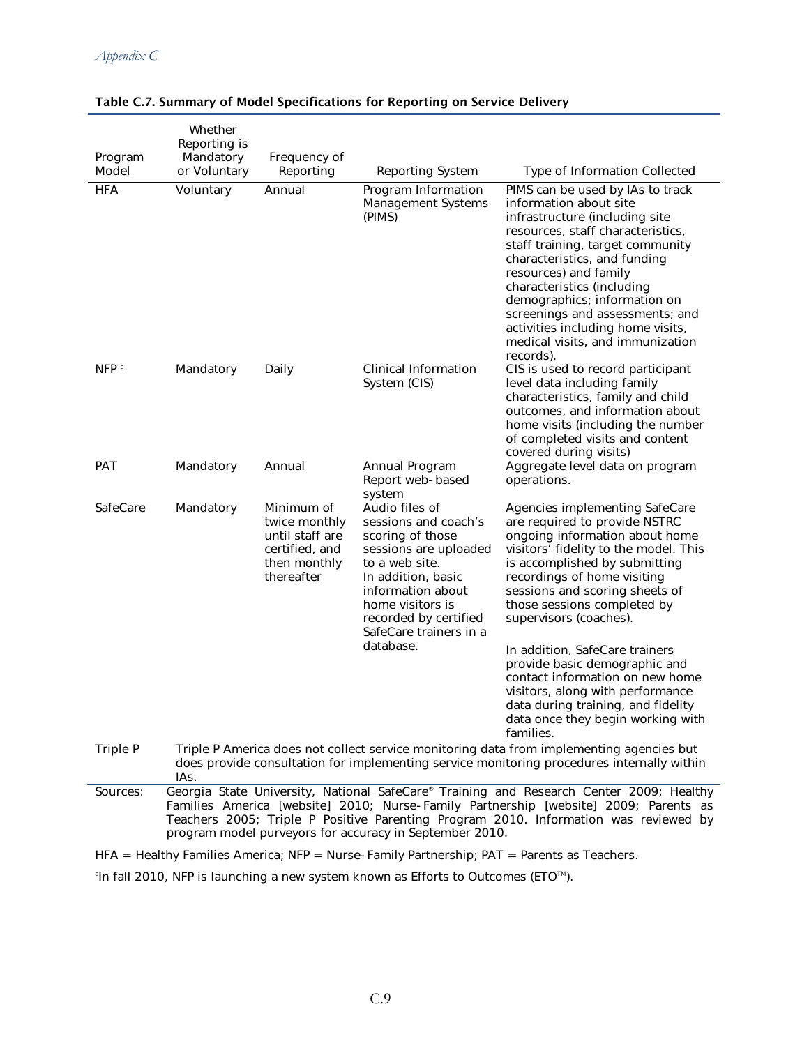**Table C.7. Summary of Model Specifications for Reporting on Service Delivery**

| Program Model | Whether Reporting is Mandatory or Voluntary | Frequency of Reporting | Reporting System | Type of Information Collected |
|---|---|---|---|---|
| HFA | Voluntary | Annual | Program Information Management Systems (PIMS) | PIMS can be used by IAs to track information about site infrastructure (including site resources, staff characteristics, staff training, target community characteristics, and funding resources) and family characteristics (including demographics; information on screenings and assessments; and activities including home visits, medical visits, and immunization records). |
| NFP [a] | Mandatory | Daily | Clinical Information System (CIS) | CIS is used to record participant level data including family characteristics, family and child outcomes, and information about home visits (including the number of completed visits and content covered during visits) |
| PAT | Mandatory | Annual | Annual Program Report web-based system | Aggregate level data on program operations. |
| SafeCare | Mandatory | Minimum of twice monthly until staff are certified, and then monthly thereafter | Audio files of sessions and coach's scoring of those sessions are uploaded to a web site. In addition, basic information about home visitors is recorded by certified SafeCare trainers in a database. | Agencies implementing SafeCare are required to provide NSTRC ongoing information about home visitors' fidelity to the model. This is accomplished by submitting recordings of home visiting sessions and scoring sheets of those sessions completed by supervisors (coaches). In addition, SafeCare trainers provide basic demographic and contact information on new home visitors, along with performance data during training, and fidelity data once they begin working with families. |
| Triple P | Triple P America does not collect service monitoring data from implementing agencies but does provide consultation for implementing service monitoring procedures internally within IAs. | | | |

Sources: Georgia State University, National SafeCare® Training and Research Center 2009; Healthy Families America [website] 2010; Nurse-Family Partnership [website] 2009; Parents as Teachers 2005; Triple P Positive Parenting Program 2010. Information was reviewed by program model purveyors for accuracy in September 2010.

HFA = Healthy Families America; NFP = Nurse-Family Partnership; PAT = Parents as Teachers.

[a] In fall 2010, NFP is launching a new system known as Efforts to Outcomes (ETO™).